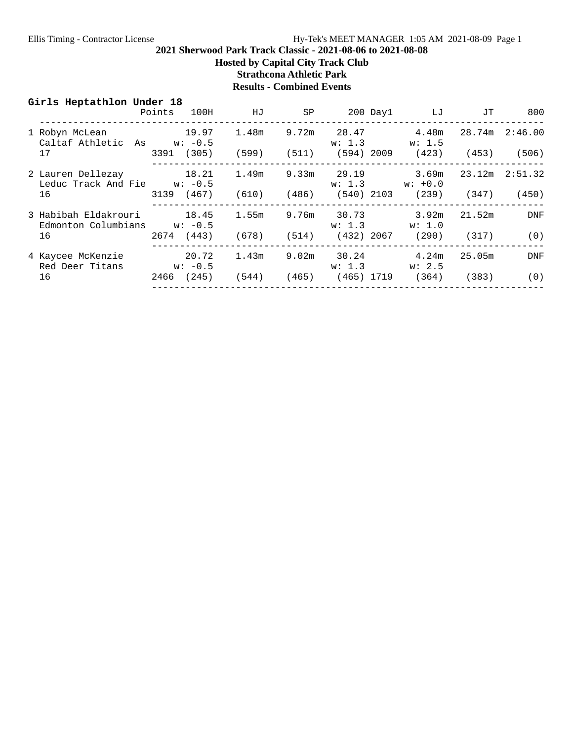Ellis Timing - Contractor License | Hy-Tek's MEET MANAGER 1:05 AM 2021-08-09 Page 1

# 2021 Sherwood Park Track Classic - 2021-08-06 to 2021-08-08

## Hosted by Capital City Track Club

## Strathcona Athletic Park

## Results - Combined Events

### Girls Heptathlon Under 18

| Place | Name / Team / Age | Points | 100H | HJ | SP | 200 | Day1 | LJ | JT | 800 |
|---|---|---|---|---|---|---|---|---|---|---|
| 1 | Robyn McLean, Caltaf Athletic As, 17 | 3391 | 19.97 w: -0.5 (305) | 1.48m (599) | 9.72m (511) | 28.47 w: 1.3 (594) | 2009 | 4.48m w: 1.5 (423) | 28.74m (453) | 2:46.00 (506) |
| 2 | Lauren Dellezay, Leduc Track And Fie, 16 | 3139 | 18.21 w: -0.5 (467) | 1.49m (610) | 9.33m (486) | 29.19 w: 1.3 (540) | 2103 | 3.69m w: +0.0 (239) | 23.12m (347) | 2:51.32 (450) |
| 3 | Habibah Eldakrouri, Edmonton Columbians, 16 | 2674 | 18.45 w: -0.5 (443) | 1.55m (678) | 9.76m (514) | 30.73 w: 1.3 (432) | 2067 | 3.92m w: 1.0 (290) | 21.52m (317) | DNF (0) |
| 4 | Kaycee McKenzie, Red Deer Titans, 16 | 2466 | 20.72 w: -0.5 (245) | 1.43m (544) | 9.02m (465) | 30.24 w: 1.3 (465) | 1719 | 4.24m w: 2.5 (364) | 25.05m (383) | DNF (0) |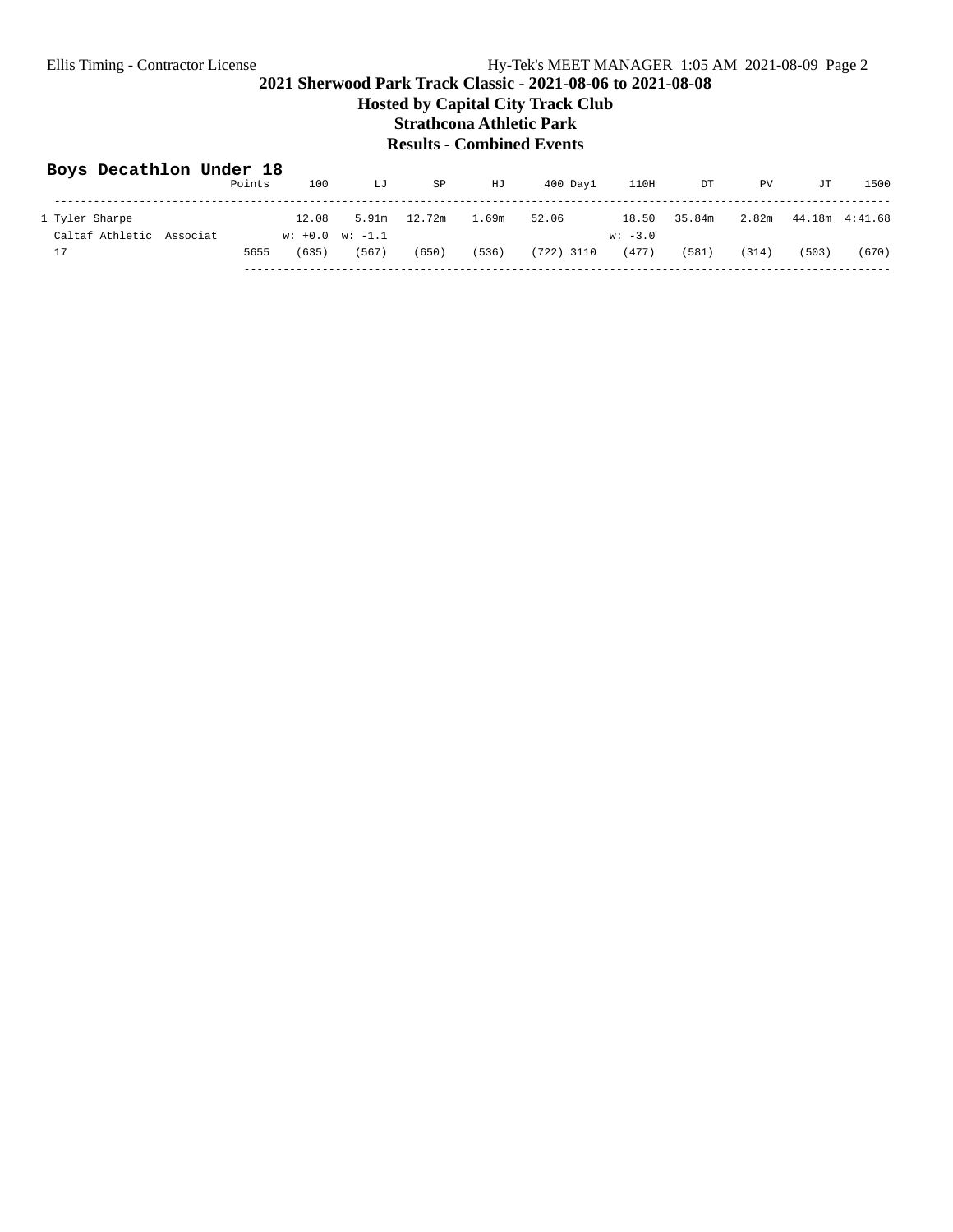**2021 Sherwood Park Track Classic - 2021-08-06 to 2021-08-08**

**Hosted by Capital City Track Club**

**Strathcona Athletic Park**

**Results - Combined Events**

## Boys Decathlon Under 18

| | Points | 100 | LJ | SP | HJ | 400 Day1 | 110H | DT | PV | JT | 1500 |
|---|---|---|---|---|---|---|---|---|---|---|---|
| 1 Tyler Sharpe | | 12.08 | 5.91m | 12.72m | 1.69m | 52.06 | 18.50 | 35.84m | 2.82m | 44.18m | 4:41.68 |
| Caltaf Athletic Associat | | w: +0.0 | w: -1.1 | | | | w: -3.0 | | | | |
| 17 | 5655 | (635) | (567) | (650) | (536) | (722) 3110 | (477) | (581) | (314) | (503) | (670) |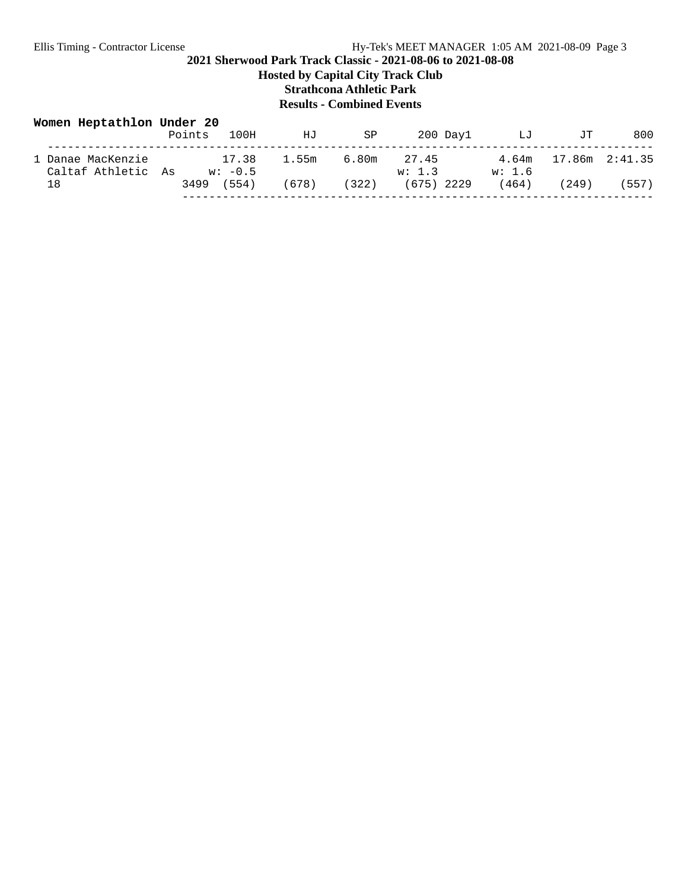**2021 Sherwood Park Track Classic - 2021-08-06 to 2021-08-08**

**Hosted by Capital City Track Club**

**Strathcona Athletic Park**

**Results - Combined Events**

### Women Heptathlon Under 20

| | Points | 100H | HJ | SP | 200 | Day1 | LJ | JT | 800 |
|---|---|---|---|---|---|---|---|---|---|
| 1 Danae MacKenzie | | 17.38 | 1.55m | 6.80m | 27.45 | | 4.64m | 17.86m | 2:41.35 |
| Caltaf Athletic As | | w: -0.5 | | | w: 1.3 | | w: 1.6 | | |
| 18 | 3499 | (554) | (678) | (322) | (675) | 2229 | (464) | (249) | (557) |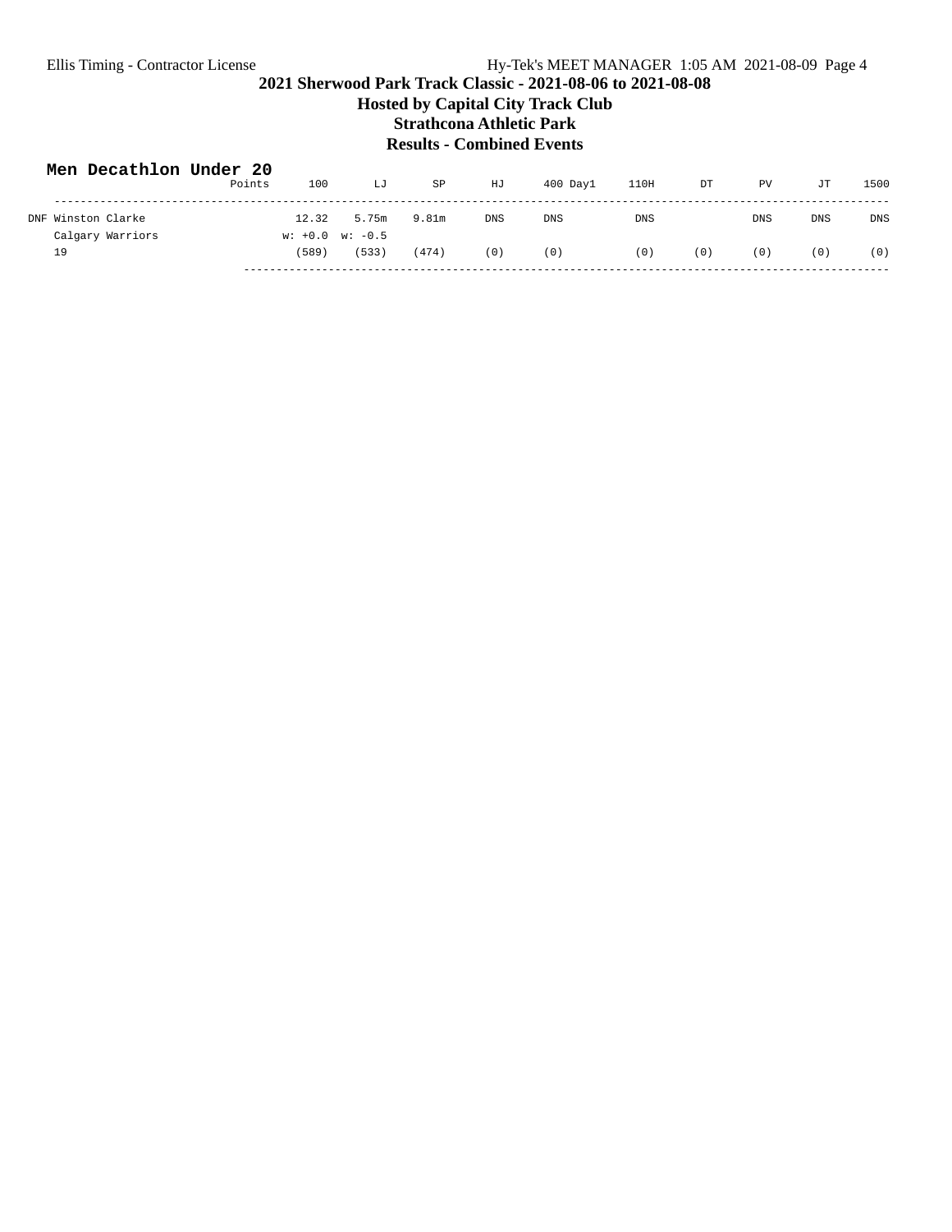2021 Sherwood Park Track Classic - 2021-08-06 to 2021-08-08

Hosted by Capital City Track Club

Strathcona Athletic Park

Results - Combined Events

## Men Decathlon Under 20

| | Points | 100 | LJ | SP | HJ | 400 Day1 | 110H | DT | PV | JT | 1500 |
|---|---|---|---|---|---|---|---|---|---|---|---|
| DNF Winston Clarke | | 12.32 | 5.75m | 9.81m | DNS | DNS | DNS | | DNS | DNS | DNS |
| Calgary Warriors | | w: +0.0 | w: -0.5 | | | | | | | | |
| 19 | | (589) | (533) | (474) | (0) | (0) | (0) | (0) | (0) | (0) | (0) |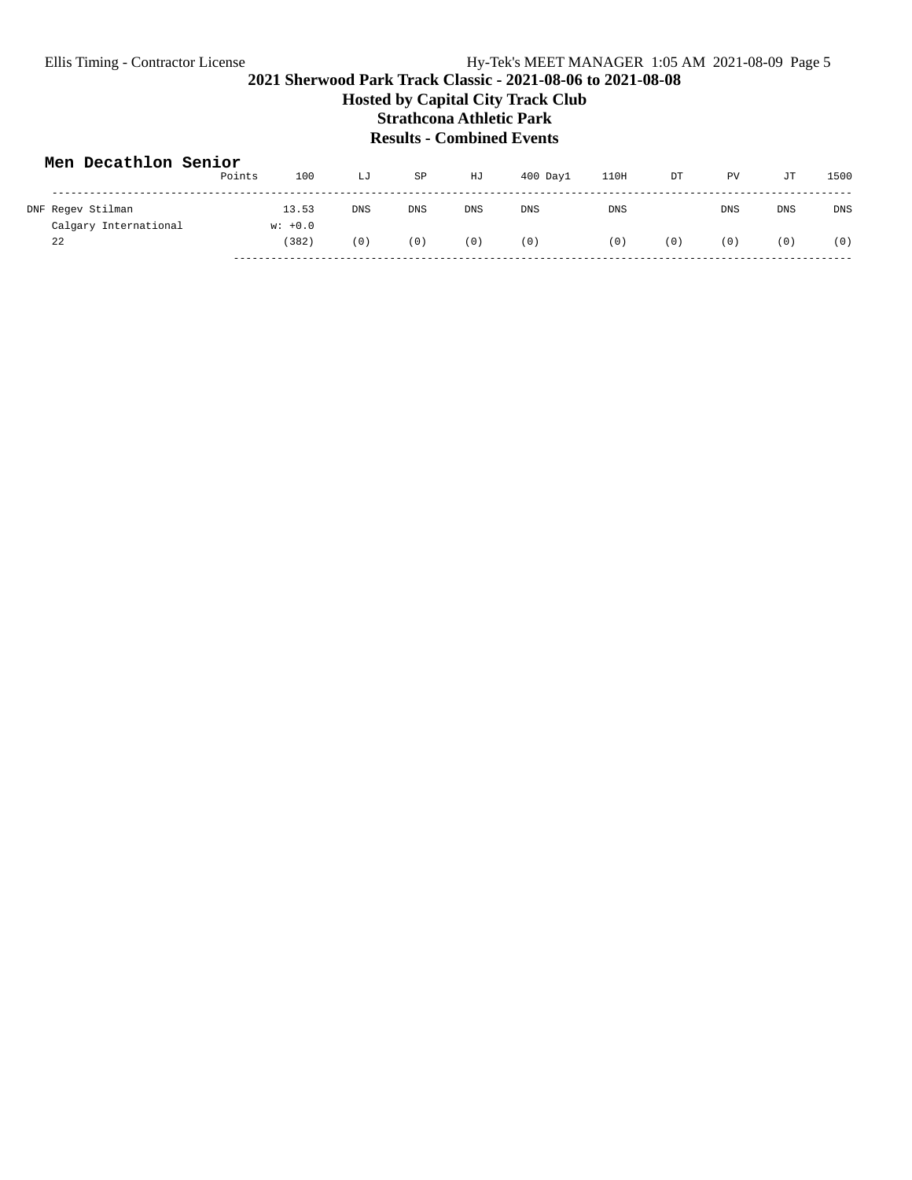2021 Sherwood Park Track Classic - 2021-08-06 to 2021-08-08

Hosted by Capital City Track Club

Strathcona Athletic Park

Results - Combined Events

### Men Decathlon Senior

| | Points | 100 | LJ | SP | HJ | 400 Day1 | 110H | DT | PV | JT | 1500 |
|---|---|---|---|---|---|---|---|---|---|---|---|
| DNF Regev Stilman | | 13.53 | DNS | DNS | DNS | DNS | DNS | | DNS | DNS | DNS |
| Calgary International | | w: +0.0 | | | | | | | | | |
| 22 | | (382) | (0) | (0) | (0) | (0) | (0) | (0) | (0) | (0) | (0) |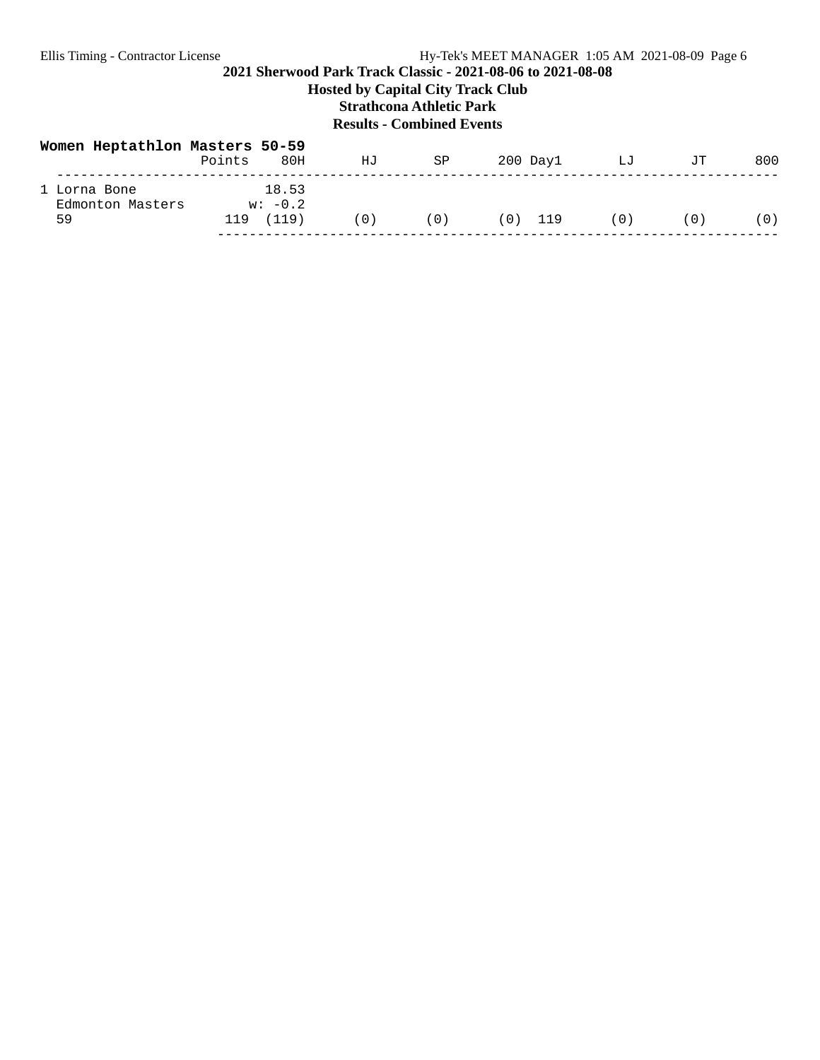**2021 Sherwood Park Track Classic - 2021-08-06 to 2021-08-08**

**Hosted by Capital City Track Club**

**Strathcona Athletic Park**

**Results - Combined Events**

**Women Heptathlon Masters 50-59**

| | Points | 80H | HJ | SP | 200 | Day1 | LJ | JT | 800 |
|---|---|---|---|---|---|---|---|---|---|
| 1 Lorna Bone | | 18.53 | | | | | | | |
| Edmonton Masters | | w: -0.2 | | | | | | | |
| 59 | 119 | (119) | (0) | (0) | (0) | 119 | (0) | (0) | (0) |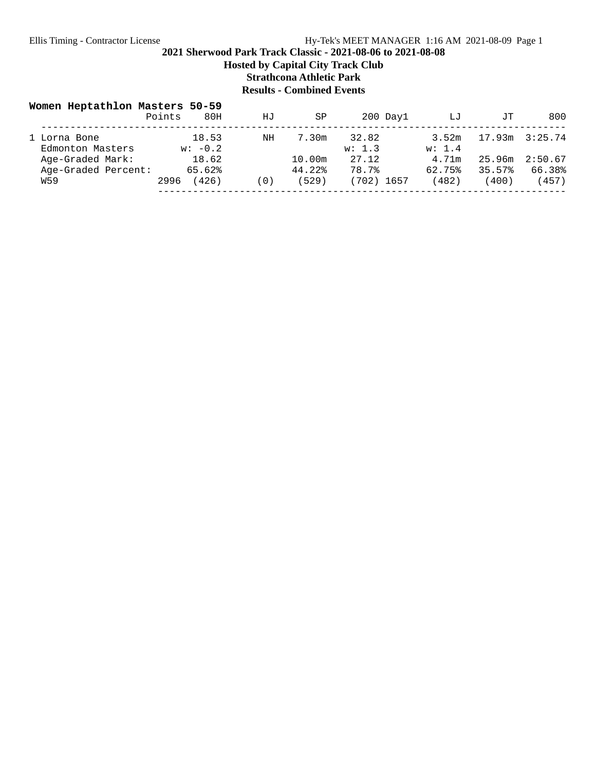Ellis Timing - Contractor License Hy-Tek's MEET MANAGER 1:16 AM 2021-08-09 Page 1

**2021 Sherwood Park Track Classic - 2021-08-06 to 2021-08-08**

**Hosted by Capital City Track Club**

**Strathcona Athletic Park**

**Results - Combined Events**

**Women Heptathlon Masters 50-59**

| | Points | 80H | HJ | SP | 200 | Day1 | LJ | JT | 800 |
|---|---|---|---|---|---|---|---|---|---|
| 1 Lorna Bone | | 18.53 | NH | 7.30m | 32.82 | | 3.52m | 17.93m | 3:25.74 |
| Edmonton Masters | | w: -0.2 | | | w: 1.3 | | w: 1.4 | | |
| Age-Graded Mark: | | 18.62 | | 10.00m | 27.12 | | 4.71m | 25.96m | 2:50.67 |
| Age-Graded Percent: | | 65.62% | | 44.22% | 78.7% | | 62.75% | 35.57% | 66.38% |
| W59 | 2996 | (426) | (0) | (529) | (702) | 1657 | (482) | (400) | (457) |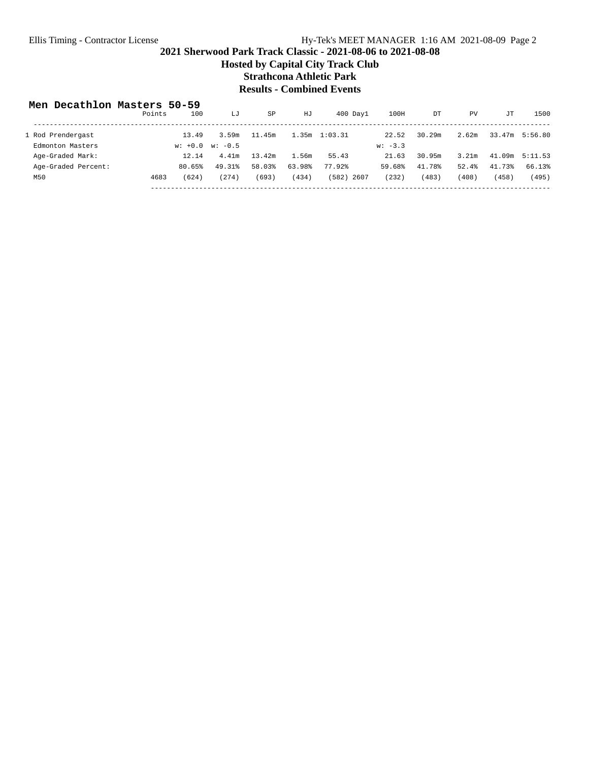# 2021 Sherwood Park Track Classic - 2021-08-06 to 2021-08-08

## Hosted by Capital City Track Club

## Strathcona Athletic Park

## Results - Combined Events

### Men Decathlon Masters 50-59

| | Points | 100 | LJ | SP | HJ | 400 | Day1 | 100H | DT | PV | JT | 1500 |
|---|---|---|---|---|---|---|---|---|---|---|---|---|
| 1 Rod Prendergast | | 13.49 | 3.59m | 11.45m | 1.35m | 1:03.31 | | 22.52 | 30.29m | 2.62m | 33.47m | 5:56.80 |
| Edmonton Masters | | w: +0.0 | w: -0.5 | | | | | w: -3.3 | | | | |
| Age-Graded Mark: | | 12.14 | 4.41m | 13.42m | 1.56m | 55.43 | | 21.63 | 30.95m | 3.21m | 41.09m | 5:11.53 |
| Age-Graded Percent: | | 80.65% | 49.31% | 58.03% | 63.98% | 77.92% | | 59.68% | 41.78% | 52.4% | 41.73% | 66.13% |
| M50 | 4683 | (624) | (274) | (693) | (434) | (582) | 2607 | (232) | (483) | (408) | (458) | (495) |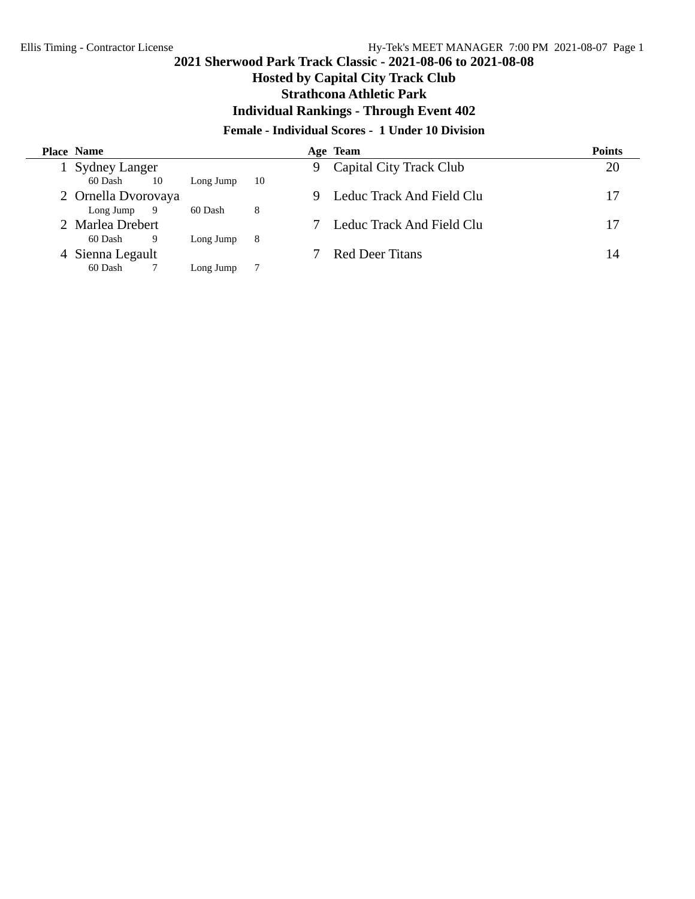## 2021 Sherwood Park Track Classic - 2021-08-06 to 2021-08-08

### Hosted by Capital City Track Club

### Strathcona Athletic Park

### Individual Rankings - Through Event 402

#### Female - Individual Scores - 1 Under 10 Division

| Place | Name | Age | Team | Points |
|---|---|---|---|---|
| 1 | Sydney Langer | 9 | Capital City Track Club | 20 |
| | 60 Dash 10 Long Jump 10 | | | |
| 2 | Ornella Dvorovaya | 9 | Leduc Track And Field Clu | 17 |
| | Long Jump 9 60 Dash 8 | | | |
| 2 | Marlea Drebert | 7 | Leduc Track And Field Clu | 17 |
| | 60 Dash 9 Long Jump 8 | | | |
| 4 | Sienna Legault | 7 | Red Deer Titans | 14 |
| | 60 Dash 7 Long Jump 7 | | | |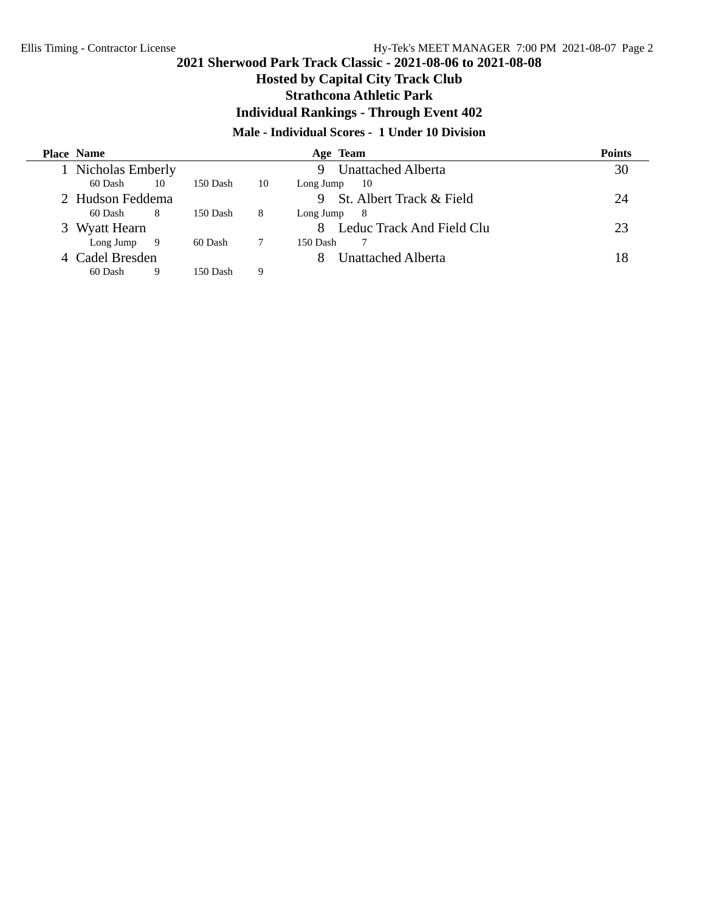# 2021 Sherwood Park Track Classic - 2021-08-06 to 2021-08-08

## Hosted by Capital City Track Club

## Strathcona Athletic Park

## Individual Rankings - Through Event 402

### Male - Individual Scores - 1 Under 10 Division

| Place | Name | Age | Team | Points |
|---|---|---|---|---|
| 1 | Nicholas Emberly | 9 | Unattached Alberta | 30 |
| | 60 Dash 10 150 Dash 10 Long Jump 10 | | | |
| 2 | Hudson Feddema | 9 | St. Albert Track & Field | 24 |
| | 60 Dash 8 150 Dash 8 Long Jump 8 | | | |
| 3 | Wyatt Hearn | 8 | Leduc Track And Field Clu | 23 |
| | Long Jump 9 60 Dash 7 150 Dash 7 | | | |
| 4 | Cadel Bresden | 8 | Unattached Alberta | 18 |
| | 60 Dash 9 150 Dash 9 | | | |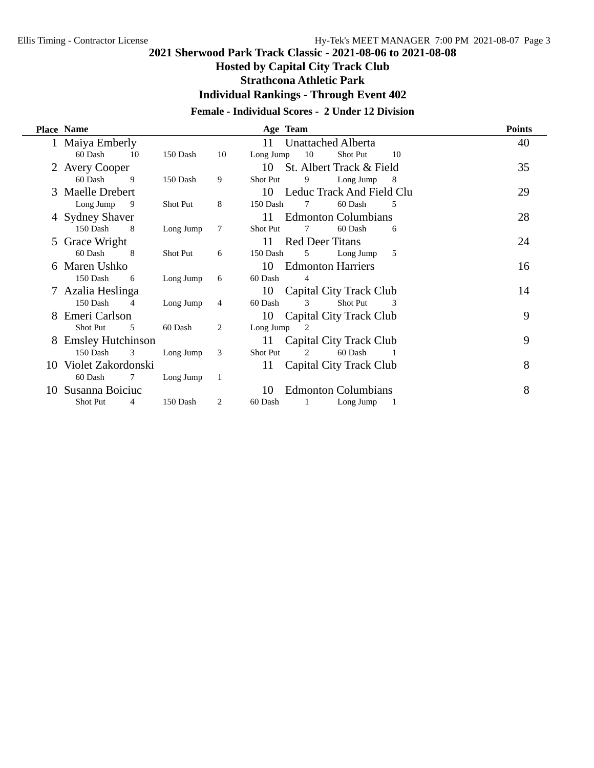# 2021 Sherwood Park Track Classic - 2021-08-06 to 2021-08-08

## Hosted by Capital City Track Club

## Strathcona Athletic Park

## Individual Rankings - Through Event 402

### Female - Individual Scores - 2 Under 12 Division

| Place | Name | Age | Team | Points |
|---|---|---|---|---|
| 1 | Maiya Emberly | 11 | Unattached Alberta | 40 |
| | 60 Dash 10 · 150 Dash 10 · Long Jump 10 · Shot Put 10 | | | |
| 2 | Avery Cooper | 10 | St. Albert Track & Field | 35 |
| | 60 Dash 9 · 150 Dash 9 · Shot Put 9 · Long Jump 8 | | | |
| 3 | Maelle Drebert | 10 | Leduc Track And Field Clu | 29 |
| | Long Jump 9 · Shot Put 8 · 150 Dash 7 · 60 Dash 5 | | | |
| 4 | Sydney Shaver | 11 | Edmonton Columbians | 28 |
| | 150 Dash 8 · Long Jump 7 · Shot Put 7 · 60 Dash 6 | | | |
| 5 | Grace Wright | 11 | Red Deer Titans | 24 |
| | 60 Dash 8 · Shot Put 6 · 150 Dash 5 · Long Jump 5 | | | |
| 6 | Maren Ushko | 10 | Edmonton Harriers | 16 |
| | 150 Dash 6 · Long Jump 6 · 60 Dash 4 | | | |
| 7 | Azalia Heslinga | 10 | Capital City Track Club | 14 |
| | 150 Dash 4 · Long Jump 4 · 60 Dash 3 · Shot Put 3 | | | |
| 8 | Emeri Carlson | 10 | Capital City Track Club | 9 |
| | Shot Put 5 · 60 Dash 2 · Long Jump 2 | | | |
| 8 | Emsley Hutchinson | 11 | Capital City Track Club | 9 |
| | 150 Dash 3 · Long Jump 3 · Shot Put 2 · 60 Dash 1 | | | |
| 10 | Violet Zakordonski | 11 | Capital City Track Club | 8 |
| | 60 Dash 7 · Long Jump 1 | | | |
| 10 | Susanna Boiciuc | 10 | Edmonton Columbians | 8 |
| | Shot Put 4 · 150 Dash 2 · 60 Dash 1 · Long Jump 1 | | | |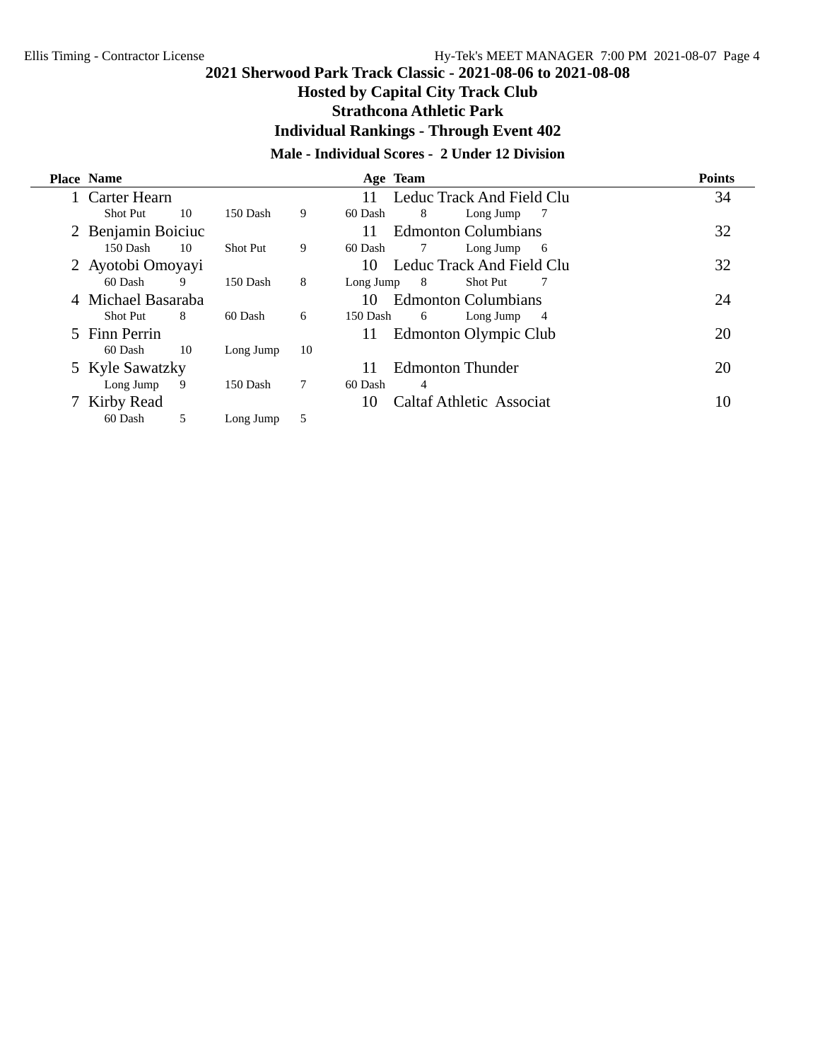## 2021 Sherwood Park Track Classic - 2021-08-06 to 2021-08-08

### Hosted by Capital City Track Club

### Strathcona Athletic Park

### Individual Rankings - Through Event 402

#### Male - Individual Scores - 2 Under 12 Division

| Place | Name | Age | Team | Points |
|---|---|---|---|---|
| 1 | Carter Hearn | 11 | Leduc Track And Field Clu | 34 |
| | Shot Put 10 150 Dash 9 60 Dash 8 Long Jump 7 | | | |
| 2 | Benjamin Boiciuc | 11 | Edmonton Columbians | 32 |
| | 150 Dash 10 Shot Put 9 60 Dash 7 Long Jump 6 | | | |
| 2 | Ayotobi Omoyayi | 10 | Leduc Track And Field Clu | 32 |
| | 60 Dash 9 150 Dash 8 Long Jump 8 Shot Put 7 | | | |
| 4 | Michael Basaraba | 10 | Edmonton Columbians | 24 |
| | Shot Put 8 60 Dash 6 150 Dash 6 Long Jump 4 | | | |
| 5 | Finn Perrin | 11 | Edmonton Olympic Club | 20 |
| | 60 Dash 10 Long Jump 10 | | | |
| 5 | Kyle Sawatzky | 11 | Edmonton Thunder | 20 |
| | Long Jump 9 150 Dash 7 60 Dash 4 | | | |
| 7 | Kirby Read | 10 | Caltaf Athletic Associat | 10 |
| | 60 Dash 5 Long Jump 5 | | | |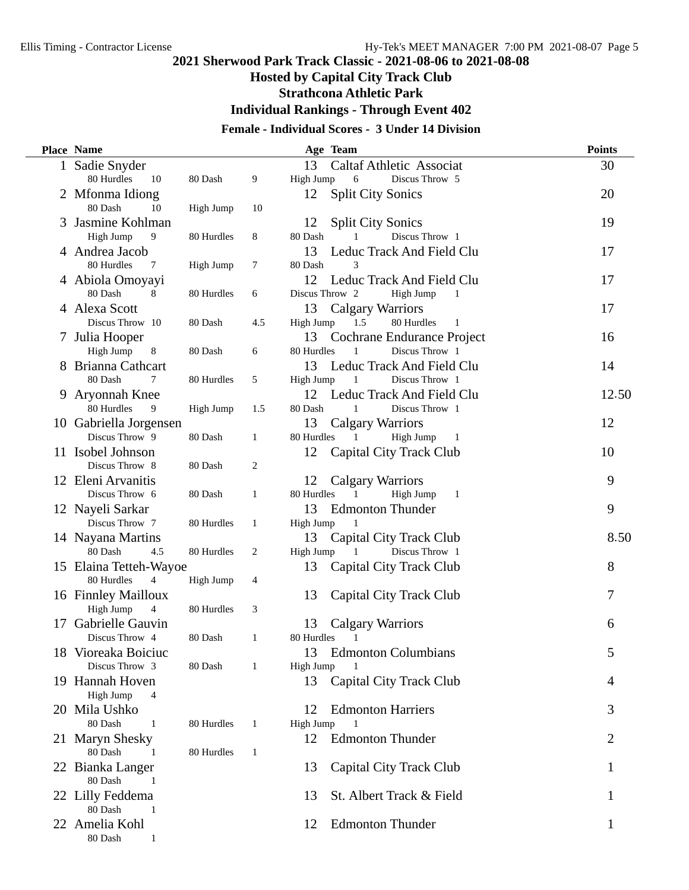# 2021 Sherwood Park Track Classic - 2021-08-06 to 2021-08-08

## Hosted by Capital City Track Club

## Strathcona Athletic Park

## Individual Rankings - Through Event 402

### Female - Individual Scores - 3 Under 14 Division

| Place | Name | Age | Team | Points |
|---|---|---|---|---|
| 1 | Sadie Snyder<br>80 Hurdles 10, 80 Dash 9, High Jump 6, Discus Throw 5 | 13 | Caltaf Athletic Associat | 30 |
| 2 | Mfonma Idiong<br>80 Dash 10, High Jump 10 | 12 | Split City Sonics | 20 |
| 3 | Jasmine Kohlman<br>High Jump 9, 80 Hurdles 8, 80 Dash 1, Discus Throw 1 | 12 | Split City Sonics | 19 |
| 4 | Andrea Jacob<br>80 Hurdles 7, High Jump 7, 80 Dash 3 | 13 | Leduc Track And Field Clu | 17 |
| 4 | Abiola Omoyayi<br>80 Dash 8, 80 Hurdles 6, Discus Throw 2, High Jump 1 | 12 | Leduc Track And Field Clu | 17 |
| 4 | Alexa Scott<br>Discus Throw 10, 80 Dash 4.5, High Jump 1.5, 80 Hurdles 1 | 13 | Calgary Warriors | 17 |
| 7 | Julia Hooper<br>High Jump 8, 80 Dash 6, 80 Hurdles 1, Discus Throw 1 | 13 | Cochrane Endurance Project | 16 |
| 8 | Brianna Cathcart<br>80 Dash 7, 80 Hurdles 5, High Jump 1, Discus Throw 1 | 13 | Leduc Track And Field Clu | 14 |
| 9 | Aryonnah Knee<br>80 Hurdles 9, High Jump 1.5, 80 Dash 1, Discus Throw 1 | 12 | Leduc Track And Field Clu | 12.50 |
| 10 | Gabriella Jorgensen<br>Discus Throw 9, 80 Dash 1, 80 Hurdles 1, High Jump 1 | 13 | Calgary Warriors | 12 |
| 11 | Isobel Johnson<br>Discus Throw 8, 80 Dash 2 | 12 | Capital City Track Club | 10 |
| 12 | Eleni Arvanitis<br>Discus Throw 6, 80 Dash 1, 80 Hurdles 1, High Jump 1 | 12 | Calgary Warriors | 9 |
| 12 | Nayeli Sarkar<br>Discus Throw 7, 80 Hurdles 1, High Jump 1 | 13 | Edmonton Thunder | 9 |
| 14 | Nayana Martins<br>80 Dash 4.5, 80 Hurdles 2, High Jump 1, Discus Throw 1 | 13 | Capital City Track Club | 8.50 |
| 15 | Elaina Tetteh-Wayoe<br>80 Hurdles 4, High Jump 4 | 13 | Capital City Track Club | 8 |
| 16 | Finnley Mailloux<br>High Jump 4, 80 Hurdles 3 | 13 | Capital City Track Club | 7 |
| 17 | Gabrielle Gauvin<br>Discus Throw 4, 80 Dash 1, 80 Hurdles 1 | 13 | Calgary Warriors | 6 |
| 18 | Vioreaka Boiciuc<br>Discus Throw 3, 80 Dash 1, High Jump 1 | 13 | Edmonton Columbians | 5 |
| 19 | Hannah Hoven<br>High Jump 4 | 13 | Capital City Track Club | 4 |
| 20 | Mila Ushko<br>80 Dash 1, 80 Hurdles 1, High Jump 1 | 12 | Edmonton Harriers | 3 |
| 21 | Maryn Shesky<br>80 Dash 1, 80 Hurdles 1 | 12 | Edmonton Thunder | 2 |
| 22 | Bianka Langer<br>80 Dash 1 | 13 | Capital City Track Club | 1 |
| 22 | Lilly Feddema<br>80 Dash 1 | 13 | St. Albert Track & Field | 1 |
| 22 | Amelia Kohl<br>80 Dash 1 | 12 | Edmonton Thunder | 1 |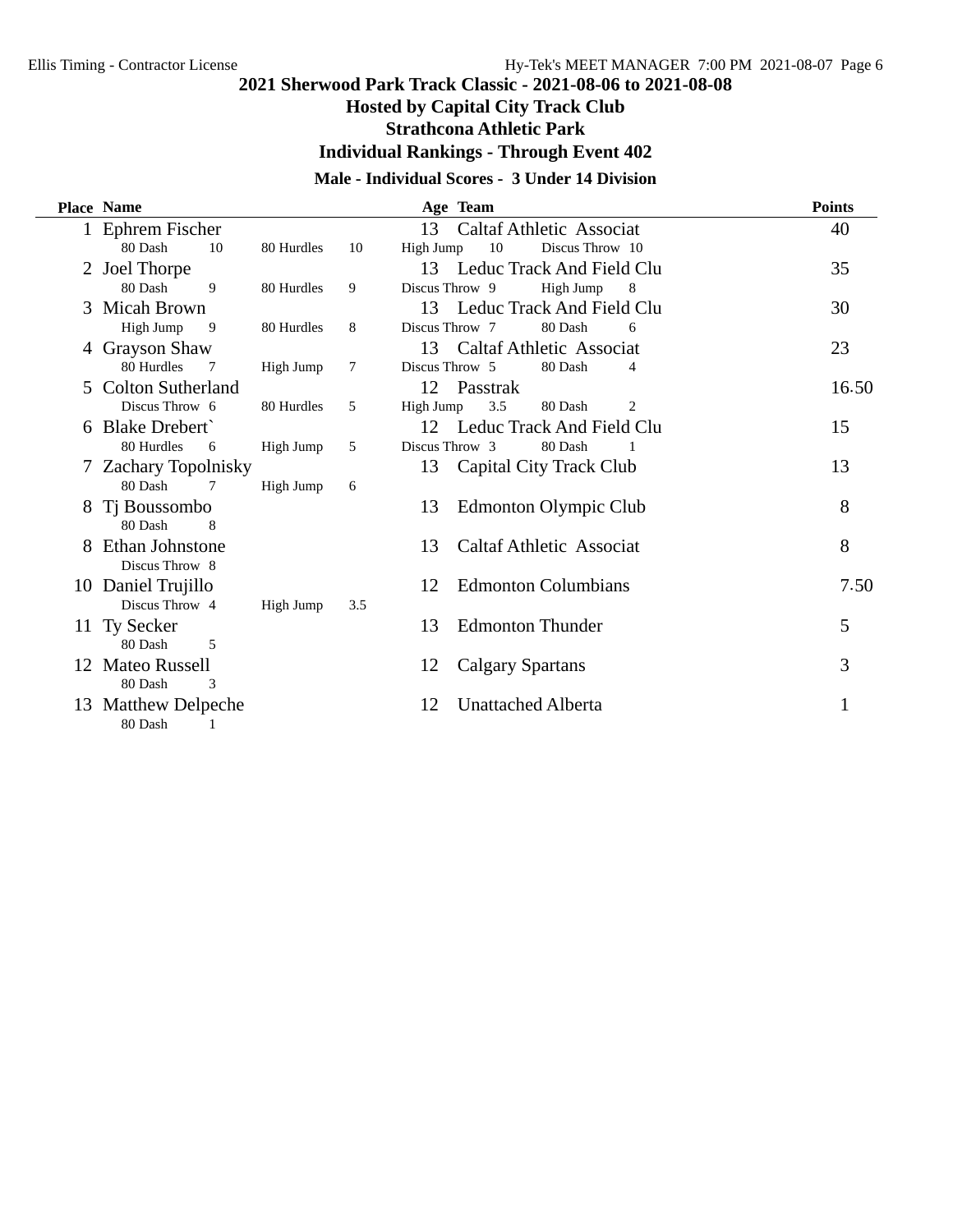# 2021 Sherwood Park Track Classic - 2021-08-06 to 2021-08-08

## Hosted by Capital City Track Club

## Strathcona Athletic Park

## Individual Rankings - Through Event 402

### Male - Individual Scores - 3 Under 14 Division

| Place | Name | Age | Team | Points |
|---|---|---|---|---|
| 1 | Ephrem Fischer | 13 | Caltaf Athletic Associat | 40 |
| | 80 Dash 10, 80 Hurdles 10, High Jump 10, Discus Throw 10 | | | |
| 2 | Joel Thorpe | 13 | Leduc Track And Field Clu | 35 |
| | 80 Dash 9, 80 Hurdles 9, Discus Throw 9, High Jump 8 | | | |
| 3 | Micah Brown | 13 | Leduc Track And Field Clu | 30 |
| | High Jump 9, 80 Hurdles 8, Discus Throw 7, 80 Dash 6 | | | |
| 4 | Grayson Shaw | 13 | Caltaf Athletic Associat | 23 |
| | 80 Hurdles 7, High Jump 7, Discus Throw 5, 80 Dash 4 | | | |
| 5 | Colton Sutherland | 12 | Passtrak | 16.50 |
| | Discus Throw 6, 80 Hurdles 5, High Jump 3.5, 80 Dash 2 | | | |
| 6 | Blake Drebert` | 12 | Leduc Track And Field Clu | 15 |
| | 80 Hurdles 6, High Jump 5, Discus Throw 3, 80 Dash 1 | | | |
| 7 | Zachary Topolnisky | 13 | Capital City Track Club | 13 |
| | 80 Dash 7, High Jump 6 | | | |
| 8 | Tj Boussombo | 13 | Edmonton Olympic Club | 8 |
| | 80 Dash 8 | | | |
| 8 | Ethan Johnstone | 13 | Caltaf Athletic Associat | 8 |
| | Discus Throw 8 | | | |
| 10 | Daniel Trujillo | 12 | Edmonton Columbians | 7.50 |
| | Discus Throw 4, High Jump 3.5 | | | |
| 11 | Ty Secker | 13 | Edmonton Thunder | 5 |
| | 80 Dash 5 | | | |
| 12 | Mateo Russell | 12 | Calgary Spartans | 3 |
| | 80 Dash 3 | | | |
| 13 | Matthew Delpeche | 12 | Unattached Alberta | 1 |
| | 80 Dash 1 | | | |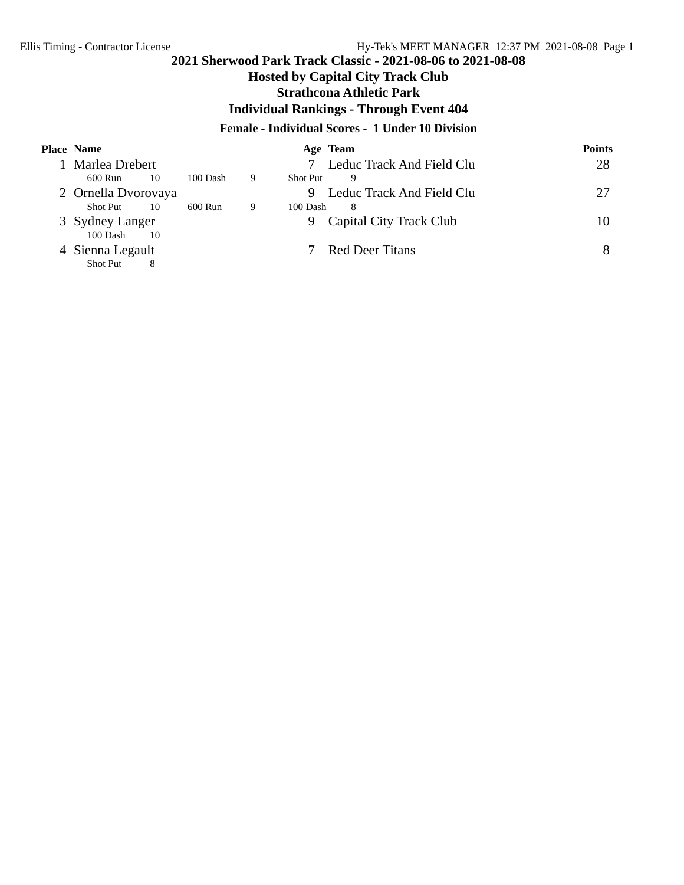## 2021 Sherwood Park Track Classic - 2021-08-06 to 2021-08-08

### Hosted by Capital City Track Club

### Strathcona Athletic Park

### Individual Rankings - Through Event 404

#### Female - Individual Scores - 1 Under 10 Division

| Place | Name | Age | Team | Points |
|---|---|---|---|---|
| 1 | Marlea Drebert | 7 | Leduc Track And Field Clu | 28 |
| | 600 Run 10 · 100 Dash 9 · Shot Put 9 | | | |
| 2 | Ornella Dvorovaya | 9 | Leduc Track And Field Clu | 27 |
| | Shot Put 10 · 600 Run 9 · 100 Dash 8 | | | |
| 3 | Sydney Langer | 9 | Capital City Track Club | 10 |
| | 100 Dash 10 | | | |
| 4 | Sienna Legault | 7 | Red Deer Titans | 8 |
| | Shot Put 8 | | | |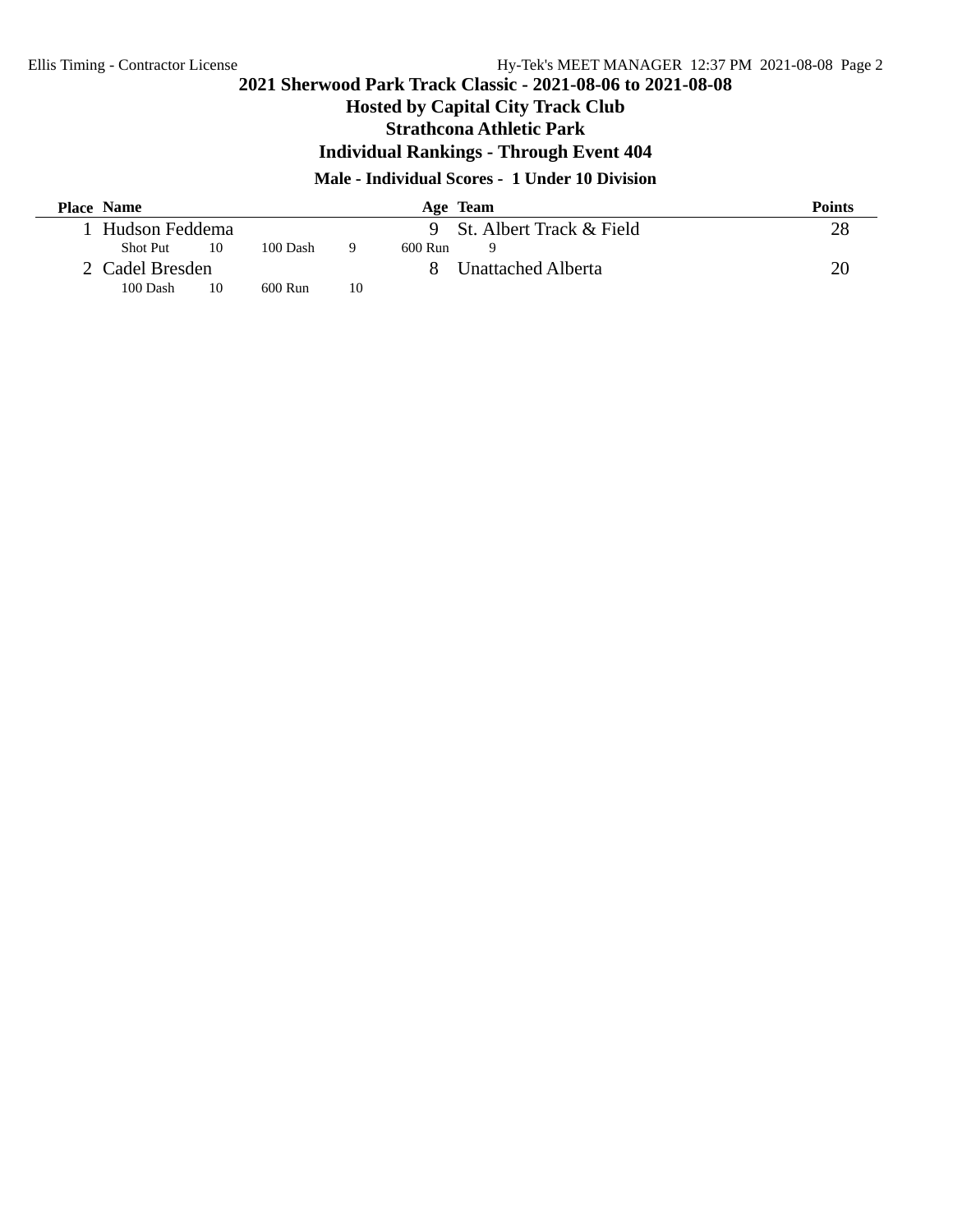## 2021 Sherwood Park Track Classic - 2021-08-06 to 2021-08-08

### Hosted by Capital City Track Club

### Strathcona Athletic Park

### Individual Rankings - Through Event 404

#### Male - Individual Scores - 1 Under 10 Division

| Place | Name | Age | Team | Points |
|---|---|---|---|---|
| 1 | Hudson Feddema | 9 | St. Albert Track & Field | 28 |
| | Shot Put 10 &nbsp; 100 Dash 9 &nbsp; 600 Run 9 | | | |
| 2 | Cadel Bresden | 8 | Unattached Alberta | 20 |
| | 100 Dash 10 &nbsp; 600 Run 10 | | | |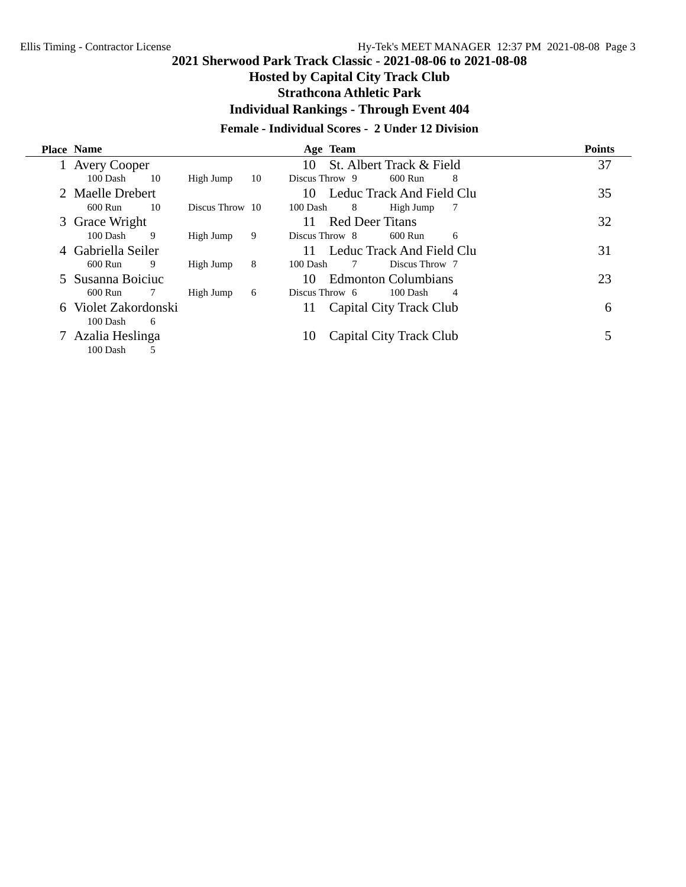# 2021 Sherwood Park Track Classic - 2021-08-06 to 2021-08-08

## Hosted by Capital City Track Club

## Strathcona Athletic Park

## Individual Rankings - Through Event 404

### Female - Individual Scores - 2 Under 12 Division

| Place | Name | Age | Team | Points |
|---|---|---|---|---|
| 1 | Avery Cooper | 10 | St. Albert Track & Field | 37 |
| | 100 Dash 10, High Jump 10, Discus Throw 9, 600 Run 8 | | | |
| 2 | Maelle Drebert | 10 | Leduc Track And Field Clu | 35 |
| | 600 Run 10, Discus Throw 10, 100 Dash 8, High Jump 7 | | | |
| 3 | Grace Wright | 11 | Red Deer Titans | 32 |
| | 100 Dash 9, High Jump 9, Discus Throw 8, 600 Run 6 | | | |
| 4 | Gabriella Seiler | 11 | Leduc Track And Field Clu | 31 |
| | 600 Run 9, High Jump 8, 100 Dash 7, Discus Throw 7 | | | |
| 5 | Susanna Boiciuc | 10 | Edmonton Columbians | 23 |
| | 600 Run 7, High Jump 6, Discus Throw 6, 100 Dash 4 | | | |
| 6 | Violet Zakordonski | 11 | Capital City Track Club | 6 |
| | 100 Dash 6 | | | |
| 7 | Azalia Heslinga | 10 | Capital City Track Club | 5 |
| | 100 Dash 5 | | | |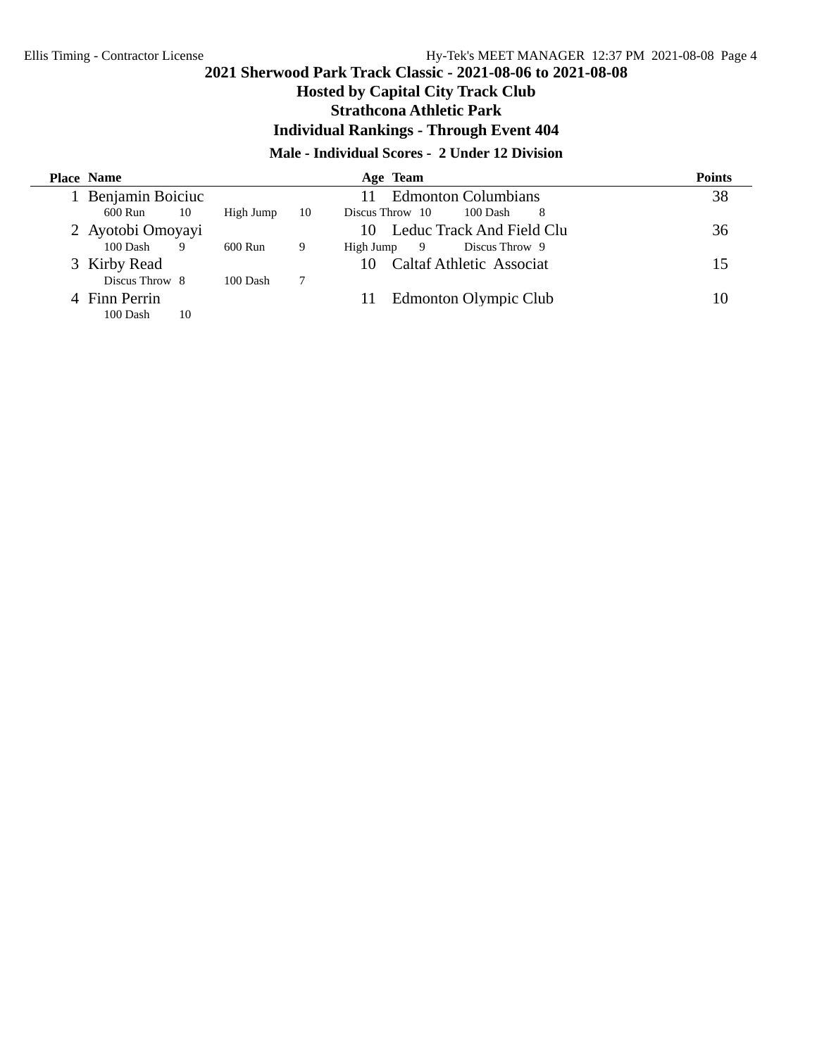# 2021 Sherwood Park Track Classic - 2021-08-06 to 2021-08-08

## Hosted by Capital City Track Club

## Strathcona Athletic Park

## Individual Rankings - Through Event 404

### Male - Individual Scores - 2 Under 12 Division

| Place | Name | Age | Team | Points |
|---|---|---|---|---|
| 1 | Benjamin Boiciuc | 11 | Edmonton Columbians | 38 |
| | 600 Run 10, High Jump 10, Discus Throw 10, 100 Dash 8 | | | |
| 2 | Ayotobi Omoyayi | 10 | Leduc Track And Field Clu | 36 |
| | 100 Dash 9, 600 Run 9, High Jump 9, Discus Throw 9 | | | |
| 3 | Kirby Read | 10 | Caltaf Athletic Associat | 15 |
| | Discus Throw 8, 100 Dash 7 | | | |
| 4 | Finn Perrin | 11 | Edmonton Olympic Club | 10 |
| | 100 Dash 10 | | | |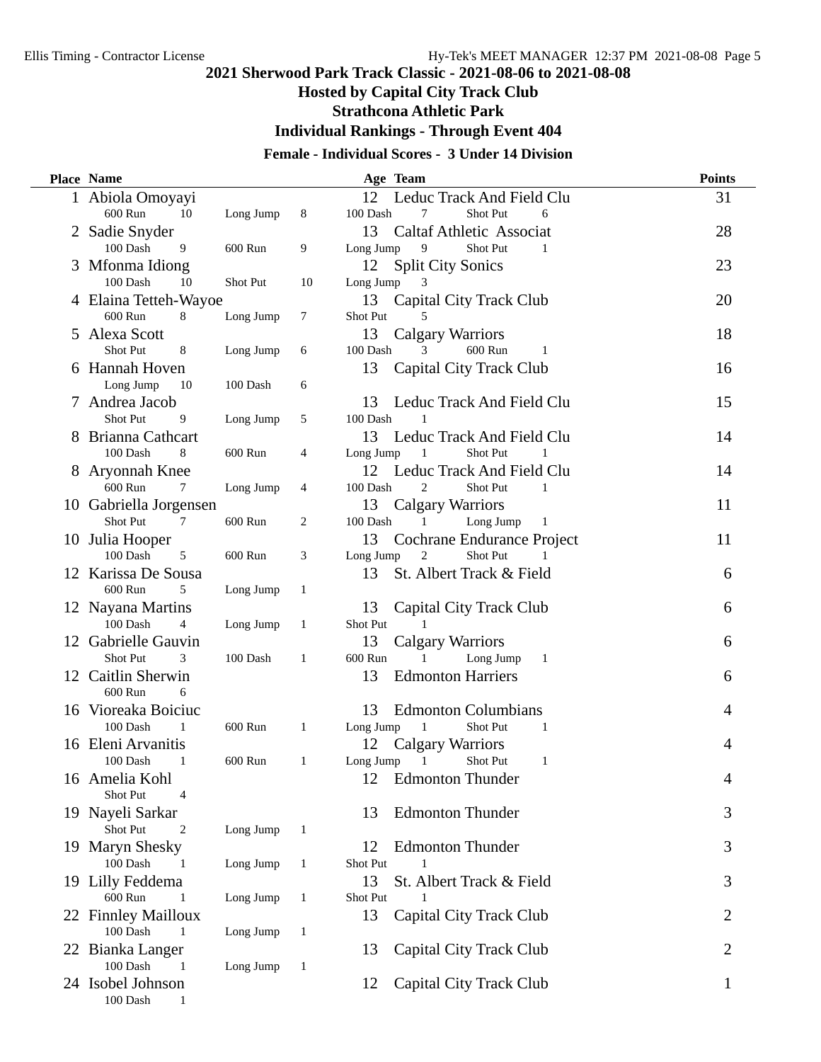# 2021 Sherwood Park Track Classic - 2021-08-06 to 2021-08-08

## Hosted by Capital City Track Club

## Strathcona Athletic Park

## Individual Rankings - Through Event 404

### Female - Individual Scores - 3 Under 14 Division

| Place | Name | Age | Team | Points |
|---|---|---|---|---|
| 1 | Abiola Omoyayi | 12 | Leduc Track And Field Clu | 31 |
| | 600 Run 10, Long Jump 8, 100 Dash 7, Shot Put 6 | | | |
| 2 | Sadie Snyder | 13 | Caltaf Athletic Associat | 28 |
| | 100 Dash 9, 600 Run 9, Long Jump 9, Shot Put 1 | | | |
| 3 | Mfonma Idiong | 12 | Split City Sonics | 23 |
| | 100 Dash 10, Shot Put 10, Long Jump 3 | | | |
| 4 | Elaina Tetteh-Wayoe | 13 | Capital City Track Club | 20 |
| | 600 Run 8, Long Jump 7, Shot Put 5 | | | |
| 5 | Alexa Scott | 13 | Calgary Warriors | 18 |
| | Shot Put 8, Long Jump 6, 100 Dash 3, 600 Run 1 | | | |
| 6 | Hannah Hoven | 13 | Capital City Track Club | 16 |
| | Long Jump 10, 100 Dash 6 | | | |
| 7 | Andrea Jacob | 13 | Leduc Track And Field Clu | 15 |
| | Shot Put 9, Long Jump 5, 100 Dash 1 | | | |
| 8 | Brianna Cathcart | 13 | Leduc Track And Field Clu | 14 |
| | 100 Dash 8, 600 Run 4, Long Jump 1, Shot Put 1 | | | |
| 8 | Aryonnah Knee | 12 | Leduc Track And Field Clu | 14 |
| | 600 Run 7, Long Jump 4, 100 Dash 2, Shot Put 1 | | | |
| 10 | Gabriella Jorgensen | 13 | Calgary Warriors | 11 |
| | Shot Put 7, 600 Run 2, 100 Dash 1, Long Jump 1 | | | |
| 10 | Julia Hooper | 13 | Cochrane Endurance Project | 11 |
| | 100 Dash 5, 600 Run 3, Long Jump 2, Shot Put 1 | | | |
| 12 | Karissa De Sousa | 13 | St. Albert Track & Field | 6 |
| | 600 Run 5, Long Jump 1 | | | |
| 12 | Nayana Martins | 13 | Capital City Track Club | 6 |
| | 100 Dash 4, Long Jump 1, Shot Put 1 | | | |
| 12 | Gabrielle Gauvin | 13 | Calgary Warriors | 6 |
| | Shot Put 3, 100 Dash 1, 600 Run 1, Long Jump 1 | | | |
| 12 | Caitlin Sherwin | 13 | Edmonton Harriers | 6 |
| | 600 Run 6 | | | |
| 16 | Vioreaka Boiciuc | 13 | Edmonton Columbians | 4 |
| | 100 Dash 1, 600 Run 1, Long Jump 1, Shot Put 1 | | | |
| 16 | Eleni Arvanitis | 12 | Calgary Warriors | 4 |
| | 100 Dash 1, 600 Run 1, Long Jump 1, Shot Put 1 | | | |
| 16 | Amelia Kohl | 12 | Edmonton Thunder | 4 |
| | Shot Put 4 | | | |
| 19 | Nayeli Sarkar | 13 | Edmonton Thunder | 3 |
| | Shot Put 2, Long Jump 1 | | | |
| 19 | Maryn Shesky | 12 | Edmonton Thunder | 3 |
| | 100 Dash 1, Long Jump 1, Shot Put 1 | | | |
| 19 | Lilly Feddema | 13 | St. Albert Track & Field | 3 |
| | 600 Run 1, Long Jump 1, Shot Put 1 | | | |
| 22 | Finnley Mailloux | 13 | Capital City Track Club | 2 |
| | 100 Dash 1, Long Jump 1 | | | |
| 22 | Bianka Langer | 13 | Capital City Track Club | 2 |
| | 100 Dash 1, Long Jump 1 | | | |
| 24 | Isobel Johnson | 12 | Capital City Track Club | 1 |
| | 100 Dash 1 | | | |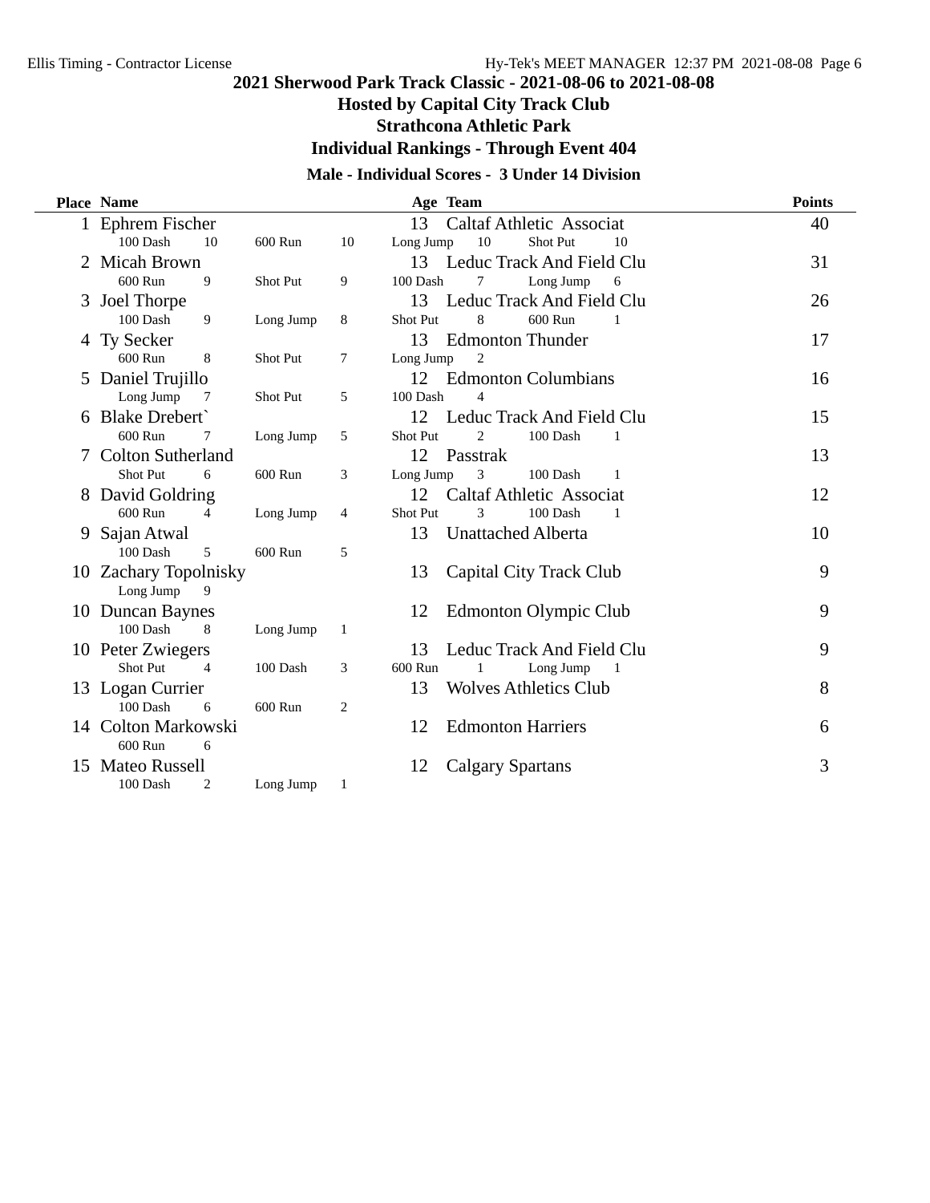# 2021 Sherwood Park Track Classic - 2021-08-06 to 2021-08-08

## Hosted by Capital City Track Club

## Strathcona Athletic Park

## Individual Rankings - Through Event 404

### Male - Individual Scores - 3 Under 14 Division

| Place | Name | Age | Team | Points |
|---|---|---|---|---|
| 1 | Ephrem Fischer | 13 | Caltaf Athletic Associat | 40 |
| | 100 Dash 10, 600 Run 10, Long Jump 10, Shot Put 10 | | | |
| 2 | Micah Brown | 13 | Leduc Track And Field Clu | 31 |
| | 600 Run 9, Shot Put 9, 100 Dash 7, Long Jump 6 | | | |
| 3 | Joel Thorpe | 13 | Leduc Track And Field Clu | 26 |
| | 100 Dash 9, Long Jump 8, Shot Put 8, 600 Run 1 | | | |
| 4 | Ty Secker | 13 | Edmonton Thunder | 17 |
| | 600 Run 8, Shot Put 7, Long Jump 2 | | | |
| 5 | Daniel Trujillo | 12 | Edmonton Columbians | 16 |
| | Long Jump 7, Shot Put 5, 100 Dash 4 | | | |
| 6 | Blake Drebert` | 12 | Leduc Track And Field Clu | 15 |
| | 600 Run 7, Long Jump 5, Shot Put 2, 100 Dash 1 | | | |
| 7 | Colton Sutherland | 12 | Passtrak | 13 |
| | Shot Put 6, 600 Run 3, Long Jump 3, 100 Dash 1 | | | |
| 8 | David Goldring | 12 | Caltaf Athletic Associat | 12 |
| | 600 Run 4, Long Jump 4, Shot Put 3, 100 Dash 1 | | | |
| 9 | Sajan Atwal | 13 | Unattached Alberta | 10 |
| | 100 Dash 5, 600 Run 5 | | | |
| 10 | Zachary Topolnisky | 13 | Capital City Track Club | 9 |
| | Long Jump 9 | | | |
| 10 | Duncan Baynes | 12 | Edmonton Olympic Club | 9 |
| | 100 Dash 8, Long Jump 1 | | | |
| 10 | Peter Zwiegers | 13 | Leduc Track And Field Clu | 9 |
| | Shot Put 4, 100 Dash 3, 600 Run 1, Long Jump 1 | | | |
| 13 | Logan Currier | 13 | Wolves Athletics Club | 8 |
| | 100 Dash 6, 600 Run 2 | | | |
| 14 | Colton Markowski | 12 | Edmonton Harriers | 6 |
| | 600 Run 6 | | | |
| 15 | Mateo Russell | 12 | Calgary Spartans | 3 |
| | 100 Dash 2, Long Jump 1 | | | |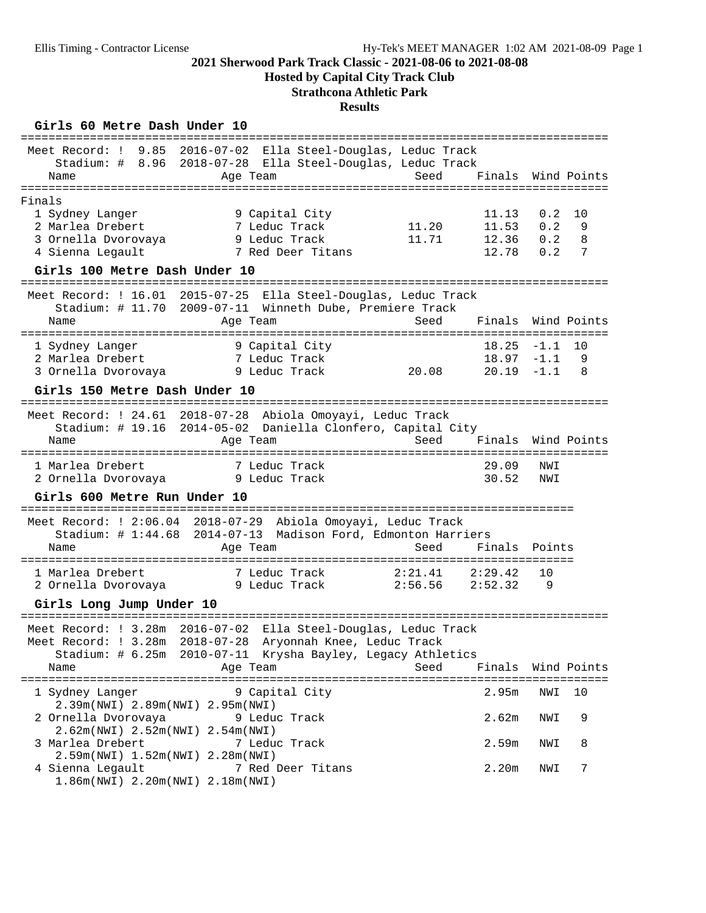# 2021 Sherwood Park Track Classic - 2021-08-06 to 2021-08-08

## Hosted by Capital City Track Club

## Strathcona Athletic Park

## Results

### Girls 60 Metre Dash Under 10

Meet Record: ! 9.85 2016-07-02 Ella Steel-Douglas, Leduc Track
Stadium: # 8.96 2018-07-28 Ella Steel-Douglas, Leduc Track

**Finals**

| Place | Name | Age | Team | Seed | Finals | Wind | Points |
|---|---|---|---|---|---|---|---|
| 1 | Sydney Langer | 9 | Capital City | | 11.13 | 0.2 | 10 |
| 2 | Marlea Drebert | 7 | Leduc Track | 11.20 | 11.53 | 0.2 | 9 |
| 3 | Ornella Dvorovaya | 9 | Leduc Track | 11.71 | 12.36 | 0.2 | 8 |
| 4 | Sienna Legault | 7 | Red Deer Titans | | 12.78 | 0.2 | 7 |

### Girls 100 Metre Dash Under 10

Meet Record: ! 16.01 2015-07-25 Ella Steel-Douglas, Leduc Track
Stadium: # 11.70 2009-07-11 Winneth Dube, Premiere Track

| Place | Name | Age | Team | Seed | Finals | Wind | Points |
|---|---|---|---|---|---|---|---|
| 1 | Sydney Langer | 9 | Capital City | | 18.25 | -1.1 | 10 |
| 2 | Marlea Drebert | 7 | Leduc Track | | 18.97 | -1.1 | 9 |
| 3 | Ornella Dvorovaya | 9 | Leduc Track | 20.08 | 20.19 | -1.1 | 8 |

### Girls 150 Metre Dash Under 10

Meet Record: ! 24.61 2018-07-28 Abiola Omoyayi, Leduc Track
Stadium: # 19.16 2014-05-02 Daniella Clonfero, Capital City

| Place | Name | Age | Team | Seed | Finals | Wind | Points |
|---|---|---|---|---|---|---|---|
| 1 | Marlea Drebert | 7 | Leduc Track | | 29.09 | NWI | |
| 2 | Ornella Dvorovaya | 9 | Leduc Track | | 30.52 | NWI | |

### Girls 600 Metre Run Under 10

Meet Record: ! 2:06.04 2018-07-29 Abiola Omoyayi, Leduc Track
Stadium: # 1:44.68 2014-07-13 Madison Ford, Edmonton Harriers

| Place | Name | Age | Team | Seed | Finals | Points |
|---|---|---|---|---|---|---|
| 1 | Marlea Drebert | 7 | Leduc Track | 2:21.41 | 2:29.42 | 10 |
| 2 | Ornella Dvorovaya | 9 | Leduc Track | 2:56.56 | 2:52.32 | 9 |

### Girls Long Jump Under 10

Meet Record: ! 3.28m 2016-07-02 Ella Steel-Douglas, Leduc Track
Meet Record: ! 3.28m 2018-07-28 Aryonnah Knee, Leduc Track
Stadium: # 6.25m 2010-07-11 Krysha Bayley, Legacy Athletics

| Place | Name | Age | Team | Seed | Finals | Wind | Points |
|---|---|---|---|---|---|---|---|
| 1 | Sydney Langer | 9 | Capital City | | 2.95m | NWI | 10 |
| | 2.39m(NWI) 2.89m(NWI) 2.95m(NWI) | | | | | | |
| 2 | Ornella Dvorovaya | 9 | Leduc Track | | 2.62m | NWI | 9 |
| | 2.62m(NWI) 2.52m(NWI) 2.54m(NWI) | | | | | | |
| 3 | Marlea Drebert | 7 | Leduc Track | | 2.59m | NWI | 8 |
| | 2.59m(NWI) 1.52m(NWI) 2.28m(NWI) | | | | | | |
| 4 | Sienna Legault | 7 | Red Deer Titans | | 2.20m | NWI | 7 |
| | 1.86m(NWI) 2.20m(NWI) 2.18m(NWI) | | | | | | |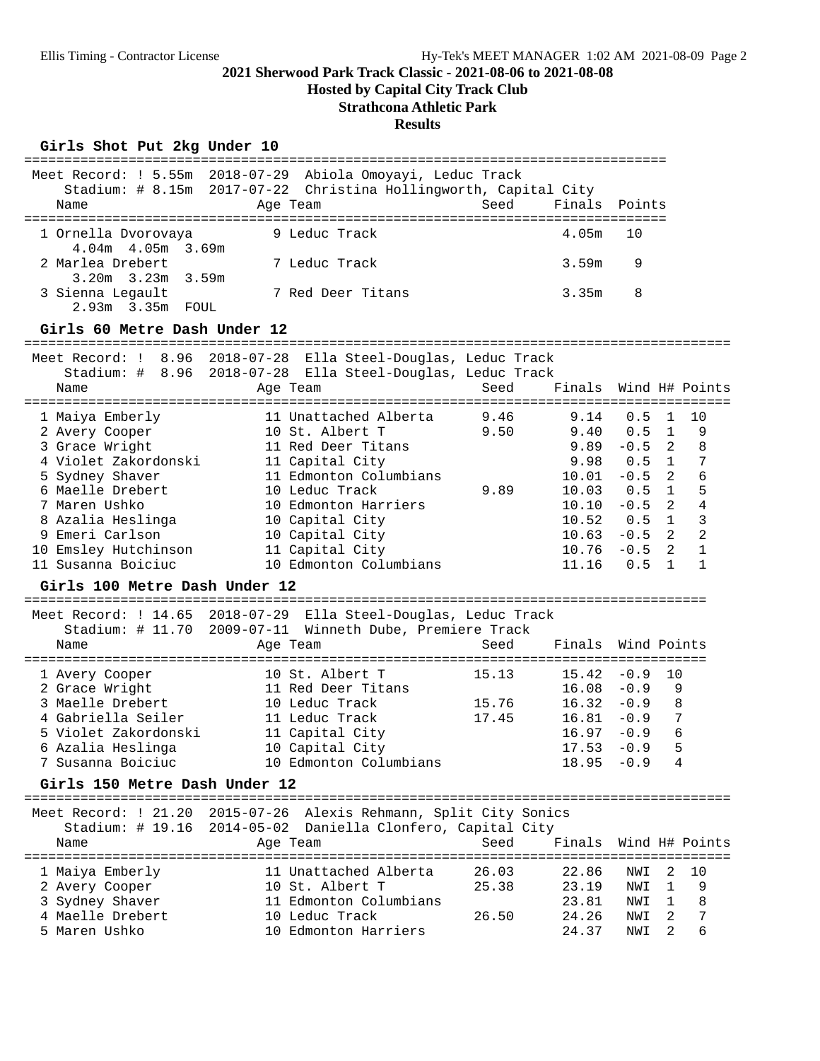**2021 Sherwood Park Track Classic - 2021-08-06 to 2021-08-08**

**Hosted by Capital City Track Club**

**Strathcona Athletic Park**

**Results**

### Girls Shot Put 2kg Under 10

Meet Record: ! 5.55m 2018-07-29 Abiola Omoyayi, Leduc Track
Stadium: # 8.15m 2017-07-22 Christina Hollingworth, Capital City

| Place | Name | Age | Team | Seed | Finals | Points |
|---|---|---|---|---|---|---|
| 1 | Ornella Dvorovaya | 9 | Leduc Track | | 4.05m | 10 |
| | 4.04m 4.05m 3.69m | | | | | |
| 2 | Marlea Drebert | 7 | Leduc Track | | 3.59m | 9 |
| | 3.20m 3.23m 3.59m | | | | | |
| 3 | Sienna Legault | 7 | Red Deer Titans | | 3.35m | 8 |
| | 2.93m 3.35m FOUL | | | | | |

### Girls 60 Metre Dash Under 12

Meet Record: ! 8.96 2018-07-28 Ella Steel-Douglas, Leduc Track
Stadium: # 8.96 2018-07-28 Ella Steel-Douglas, Leduc Track

| Place | Name | Age | Team | Seed | Finals | Wind | H# | Points |
|---|---|---|---|---|---|---|---|---|
| 1 | Maiya Emberly | 11 | Unattached Alberta | 9.46 | 9.14 | 0.5 | 1 | 10 |
| 2 | Avery Cooper | 10 | St. Albert T | 9.50 | 9.40 | 0.5 | 1 | 9 |
| 3 | Grace Wright | 11 | Red Deer Titans | | 9.89 | -0.5 | 2 | 8 |
| 4 | Violet Zakordonski | 11 | Capital City | | 9.98 | 0.5 | 1 | 7 |
| 5 | Sydney Shaver | 11 | Edmonton Columbians | | 10.01 | -0.5 | 2 | 6 |
| 6 | Maelle Drebert | 10 | Leduc Track | 9.89 | 10.03 | 0.5 | 1 | 5 |
| 7 | Maren Ushko | 10 | Edmonton Harriers | | 10.10 | -0.5 | 2 | 4 |
| 8 | Azalia Heslinga | 10 | Capital City | | 10.52 | 0.5 | 1 | 3 |
| 9 | Emeri Carlson | 10 | Capital City | | 10.63 | -0.5 | 2 | 2 |
| 10 | Emsley Hutchinson | 11 | Capital City | | 10.76 | -0.5 | 2 | 1 |
| 11 | Susanna Boiciuc | 10 | Edmonton Columbians | | 11.16 | 0.5 | 1 | 1 |

### Girls 100 Metre Dash Under 12

Meet Record: ! 14.65 2018-07-29 Ella Steel-Douglas, Leduc Track
Stadium: # 11.70 2009-07-11 Winneth Dube, Premiere Track

| Place | Name | Age | Team | Seed | Finals | Wind | Points |
|---|---|---|---|---|---|---|---|
| 1 | Avery Cooper | 10 | St. Albert T | 15.13 | 15.42 | -0.9 | 10 |
| 2 | Grace Wright | 11 | Red Deer Titans | | 16.08 | -0.9 | 9 |
| 3 | Maelle Drebert | 10 | Leduc Track | 15.76 | 16.32 | -0.9 | 8 |
| 4 | Gabriella Seiler | 11 | Leduc Track | 17.45 | 16.81 | -0.9 | 7 |
| 5 | Violet Zakordonski | 11 | Capital City | | 16.97 | -0.9 | 6 |
| 6 | Azalia Heslinga | 10 | Capital City | | 17.53 | -0.9 | 5 |
| 7 | Susanna Boiciuc | 10 | Edmonton Columbians | | 18.95 | -0.9 | 4 |

### Girls 150 Metre Dash Under 12

Meet Record: ! 21.20 2015-07-26 Alexis Rehmann, Split City Sonics
Stadium: # 19.16 2014-05-02 Daniella Clonfero, Capital City

| Place | Name | Age | Team | Seed | Finals | Wind | H# | Points |
|---|---|---|---|---|---|---|---|---|
| 1 | Maiya Emberly | 11 | Unattached Alberta | 26.03 | 22.86 | NWI | 2 | 10 |
| 2 | Avery Cooper | 10 | St. Albert T | 25.38 | 23.19 | NWI | 1 | 9 |
| 3 | Sydney Shaver | 11 | Edmonton Columbians | | 23.81 | NWI | 1 | 8 |
| 4 | Maelle Drebert | 10 | Leduc Track | 26.50 | 24.26 | NWI | 2 | 7 |
| 5 | Maren Ushko | 10 | Edmonton Harriers | | 24.37 | NWI | 2 | 6 |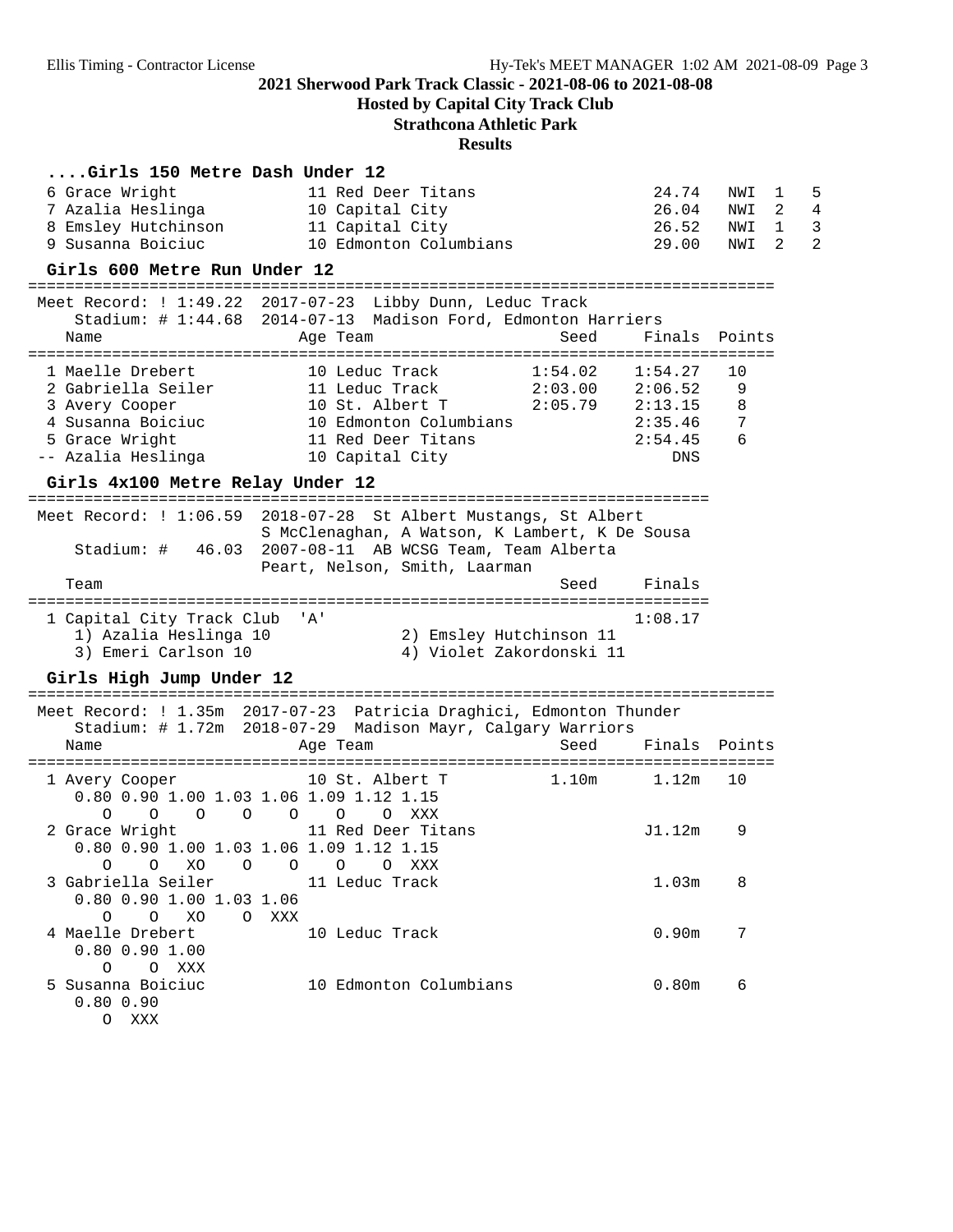# 2021 Sherwood Park Track Classic - 2021-08-06 to 2021-08-08

**Hosted by Capital City Track Club**

**Strathcona Athletic Park**

**Results**

### ....Girls 150 Metre Dash Under 12

| Place | Name | Age | Team | Finals | Wind | H# | Points |
|---|---|---|---|---|---|---|---|
| 6 | Grace Wright | 11 | Red Deer Titans | 24.74 | NWI | 1 | 5 |
| 7 | Azalia Heslinga | 10 | Capital City | 26.04 | NWI | 2 | 4 |
| 8 | Emsley Hutchinson | 11 | Capital City | 26.52 | NWI | 1 | 3 |
| 9 | Susanna Boiciuc | 10 | Edmonton Columbians | 29.00 | NWI | 2 | 2 |

### Girls 600 Metre Run Under 12

Meet Record: ! 1:49.22 2017-07-23 Libby Dunn, Leduc Track
Stadium: # 1:44.68 2014-07-13 Madison Ford, Edmonton Harriers

| Place | Name | Age | Team | Seed | Finals | Points |
|---|---|---|---|---|---|---|
| 1 | Maelle Drebert | 10 | Leduc Track | 1:54.02 | 1:54.27 | 10 |
| 2 | Gabriella Seiler | 11 | Leduc Track | 2:03.00 | 2:06.52 | 9 |
| 3 | Avery Cooper | 10 | St. Albert T | 2:05.79 | 2:13.15 | 8 |
| 4 | Susanna Boiciuc | 10 | Edmonton Columbians | | 2:35.46 | 7 |
| 5 | Grace Wright | 11 | Red Deer Titans | | 2:54.45 | 6 |
| -- | Azalia Heslinga | 10 | Capital City | | DNS | |

### Girls 4x100 Metre Relay Under 12

Meet Record: ! 1:06.59 2018-07-28 St Albert Mustangs, St Albert
S McClenaghan, A Watson, K Lambert, K De Sousa
Stadium: # 46.03 2007-08-11 AB WCSG Team, Team Alberta
Peart, Nelson, Smith, Laarman

| Place | Team | Seed | Finals |
|---|---|---|---|
| 1 | Capital City Track Club 'A' | | 1:08.17 |

1) Azalia Heslinga 10, 2) Emsley Hutchinson 11, 3) Emeri Carlson 10, 4) Violet Zakordonski 11

### Girls High Jump Under 12

Meet Record: ! 1.35m 2017-07-23 Patricia Draghici, Edmonton Thunder
Stadium: # 1.72m 2018-07-29 Madison Mayr, Calgary Warriors

| Place | Name | Age | Team | Seed | Finals | Points |
|---|---|---|---|---|---|---|
| 1 | Avery Cooper | 10 | St. Albert T | 1.10m | 1.12m | 10 |
| 2 | Grace Wright | 11 | Red Deer Titans | | J1.12m | 9 |
| 3 | Gabriella Seiler | 11 | Leduc Track | | 1.03m | 8 |
| 4 | Maelle Drebert | 10 | Leduc Track | | 0.90m | 7 |
| 5 | Susanna Boiciuc | 10 | Edmonton Columbians | | 0.80m | 6 |

Avery Cooper:

| 0.80 | 0.90 | 1.00 | 1.03 | 1.06 | 1.09 | 1.12 | 1.15 |
|---|---|---|---|---|---|---|---|
| O | O | O | O | O | O | O | XXX |

Grace Wright:

| 0.80 | 0.90 | 1.00 | 1.03 | 1.06 | 1.09 | 1.12 | 1.15 |
|---|---|---|---|---|---|---|---|
| O | O | XO | O | O | O | O | XXX |

Gabriella Seiler:

| 0.80 | 0.90 | 1.00 | 1.03 | 1.06 |
|---|---|---|---|---|
| O | O | XO | O | XXX |

Maelle Drebert:

| 0.80 | 0.90 | 1.00 |
|---|---|---|
| O | O | XXX |

Susanna Boiciuc:

| 0.80 | 0.90 |
|---|---|
| O | XXX |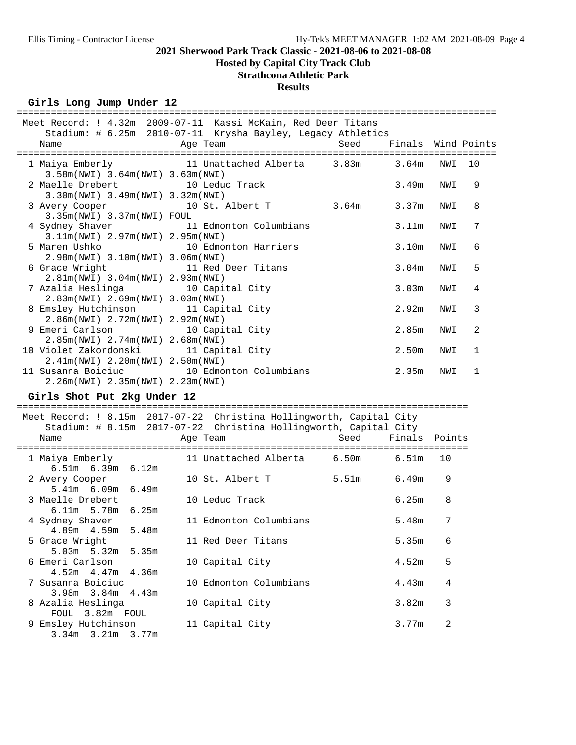# 2021 Sherwood Park Track Classic - 2021-08-06 to 2021-08-08

## Hosted by Capital City Track Club

## Strathcona Athletic Park

## Results

### Girls Long Jump Under 12

Meet Record: ! 4.32m 2009-07-11 Kassi McKain, Red Deer Titans
Stadium: # 6.25m 2010-07-11 Krysha Bayley, Legacy Athletics

| Place | Name | Age | Team | Seed | Finals | Wind | Points |
|---|---|---|---|---|---|---|---|
| 1 | Maiya Emberly | 11 | Unattached Alberta | 3.83m | 3.64m | NWI | 10 |
| | 3.58m(NWI) 3.64m(NWI) 3.63m(NWI) | | | | | | |
| 2 | Maelle Drebert | 10 | Leduc Track | | 3.49m | NWI | 9 |
| | 3.30m(NWI) 3.49m(NWI) 3.32m(NWI) | | | | | | |
| 3 | Avery Cooper | 10 | St. Albert T | 3.64m | 3.37m | NWI | 8 |
| | 3.35m(NWI) 3.37m(NWI) FOUL | | | | | | |
| 4 | Sydney Shaver | 11 | Edmonton Columbians | | 3.11m | NWI | 7 |
| | 3.11m(NWI) 2.97m(NWI) 2.95m(NWI) | | | | | | |
| 5 | Maren Ushko | 10 | Edmonton Harriers | | 3.10m | NWI | 6 |
| | 2.98m(NWI) 3.10m(NWI) 3.06m(NWI) | | | | | | |
| 6 | Grace Wright | 11 | Red Deer Titans | | 3.04m | NWI | 5 |
| | 2.81m(NWI) 3.04m(NWI) 2.93m(NWI) | | | | | | |
| 7 | Azalia Heslinga | 10 | Capital City | | 3.03m | NWI | 4 |
| | 2.83m(NWI) 2.69m(NWI) 3.03m(NWI) | | | | | | |
| 8 | Emsley Hutchinson | 11 | Capital City | | 2.92m | NWI | 3 |
| | 2.86m(NWI) 2.72m(NWI) 2.92m(NWI) | | | | | | |
| 9 | Emeri Carlson | 10 | Capital City | | 2.85m | NWI | 2 |
| | 2.85m(NWI) 2.74m(NWI) 2.68m(NWI) | | | | | | |
| 10 | Violet Zakordonski | 11 | Capital City | | 2.50m | NWI | 1 |
| | 2.41m(NWI) 2.20m(NWI) 2.50m(NWI) | | | | | | |
| 11 | Susanna Boiciuc | 10 | Edmonton Columbians | | 2.35m | NWI | 1 |
| | 2.26m(NWI) 2.35m(NWI) 2.23m(NWI) | | | | | | |

### Girls Shot Put 2kg Under 12

Meet Record: ! 8.15m 2017-07-22 Christina Hollingworth, Capital City
Stadium: # 8.15m 2017-07-22 Christina Hollingworth, Capital City

| Place | Name | Age | Team | Seed | Finals | Points |
|---|---|---|---|---|---|---|
| 1 | Maiya Emberly | 11 | Unattached Alberta | 6.50m | 6.51m | 10 |
| | 6.51m 6.39m 6.12m | | | | | |
| 2 | Avery Cooper | 10 | St. Albert T | 5.51m | 6.49m | 9 |
| | 5.41m 6.09m 6.49m | | | | | |
| 3 | Maelle Drebert | 10 | Leduc Track | | 6.25m | 8 |
| | 6.11m 5.78m 6.25m | | | | | |
| 4 | Sydney Shaver | 11 | Edmonton Columbians | | 5.48m | 7 |
| | 4.89m 4.59m 5.48m | | | | | |
| 5 | Grace Wright | 11 | Red Deer Titans | | 5.35m | 6 |
| | 5.03m 5.32m 5.35m | | | | | |
| 6 | Emeri Carlson | 10 | Capital City | | 4.52m | 5 |
| | 4.52m 4.47m 4.36m | | | | | |
| 7 | Susanna Boiciuc | 10 | Edmonton Columbians | | 4.43m | 4 |
| | 3.98m 3.84m 4.43m | | | | | |
| 8 | Azalia Heslinga | 10 | Capital City | | 3.82m | 3 |
| | FOUL 3.82m FOUL | | | | | |
| 9 | Emsley Hutchinson | 11 | Capital City | | 3.77m | 2 |
| | 3.34m 3.21m 3.77m | | | | | |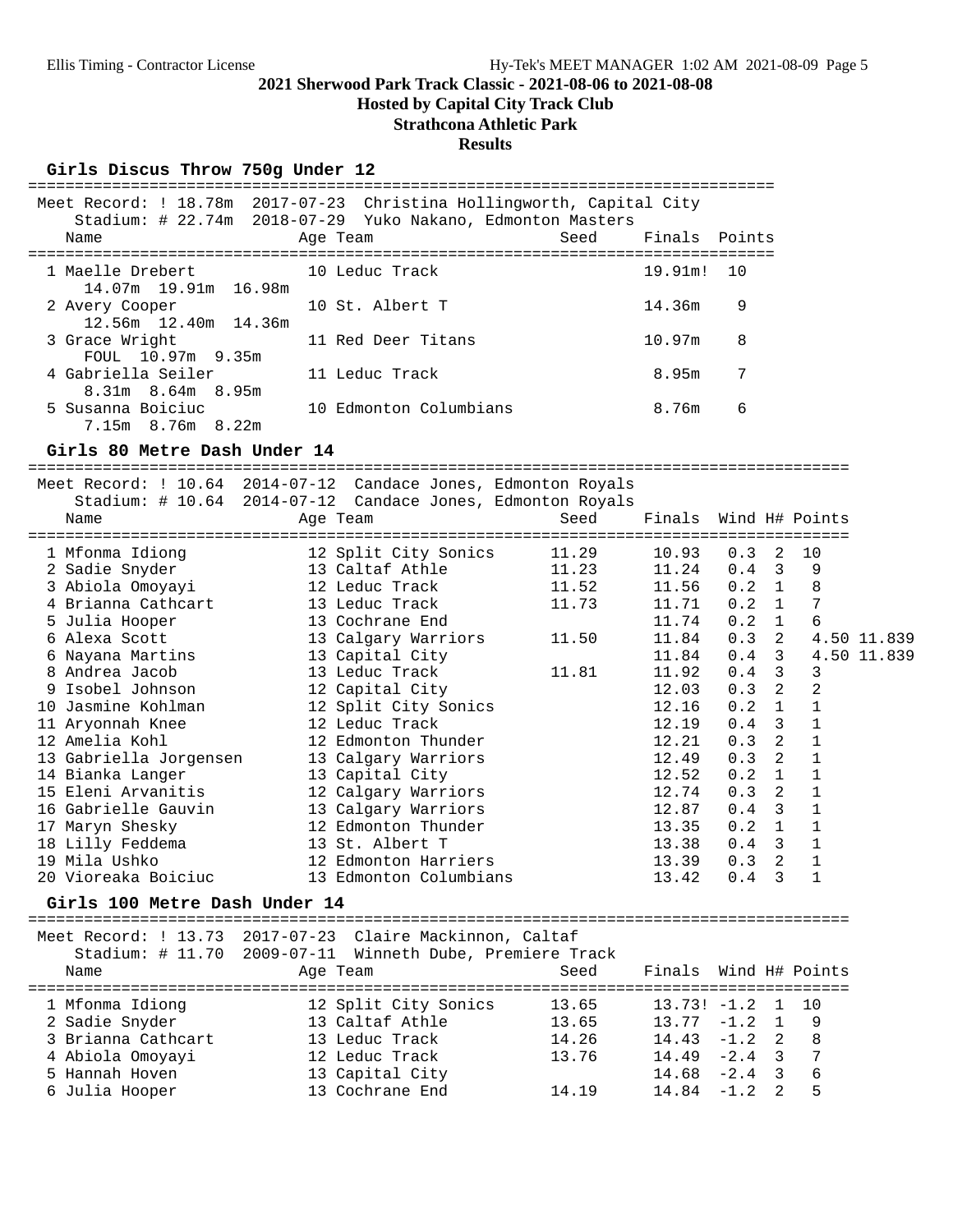# 2021 Sherwood Park Track Classic - 2021-08-06 to 2021-08-08

**Hosted by Capital City Track Club**

**Strathcona Athletic Park**

**Results**

## Girls Discus Throw 750g Under 12

Meet Record: ! 18.78m 2017-07-23 Christina Hollingworth, Capital City
Stadium: # 22.74m 2018-07-29 Yuko Nakano, Edmonton Masters

| | Name | Age | Team | Seed | Finals | Points |
|---|---|---|---|---|---|---|
| 1 | Maelle Drebert | 10 | Leduc Track | | 19.91m! | 10 |
| | 14.07m 19.91m 16.98m | | | | | |
| 2 | Avery Cooper | 10 | St. Albert T | | 14.36m | 9 |
| | 12.56m 12.40m 14.36m | | | | | |
| 3 | Grace Wright | 11 | Red Deer Titans | | 10.97m | 8 |
| | FOUL 10.97m 9.35m | | | | | |
| 4 | Gabriella Seiler | 11 | Leduc Track | | 8.95m | 7 |
| | 8.31m 8.64m 8.95m | | | | | |
| 5 | Susanna Boiciuc | 10 | Edmonton Columbians | | 8.76m | 6 |
| | 7.15m 8.76m 8.22m | | | | | |

## Girls 80 Metre Dash Under 14

Meet Record: ! 10.64 2014-07-12 Candace Jones, Edmonton Royals
Stadium: # 10.64 2014-07-12 Candace Jones, Edmonton Royals

| | Name | Age | Team | Seed | Finals | Wind | H# | Points | |
|---|---|---|---|---|---|---|---|---|---|
| 1 | Mfonma Idiong | 12 | Split City Sonics | 11.29 | 10.93 | 0.3 | 2 | 10 | |
| 2 | Sadie Snyder | 13 | Caltaf Athle | 11.23 | 11.24 | 0.4 | 3 | 9 | |
| 3 | Abiola Omoyayi | 12 | Leduc Track | 11.52 | 11.56 | 0.2 | 1 | 8 | |
| 4 | Brianna Cathcart | 13 | Leduc Track | 11.73 | 11.71 | 0.2 | 1 | 7 | |
| 5 | Julia Hooper | 13 | Cochrane End | | 11.74 | 0.2 | 1 | 6 | |
| 6 | Alexa Scott | 13 | Calgary Warriors | 11.50 | 11.84 | 0.3 | 2 | 4.50 | 11.839 |
| 6 | Nayana Martins | 13 | Capital City | | 11.84 | 0.4 | 3 | 4.50 | 11.839 |
| 8 | Andrea Jacob | 13 | Leduc Track | 11.81 | 11.92 | 0.4 | 3 | 3 | |
| 9 | Isobel Johnson | 12 | Capital City | | 12.03 | 0.3 | 2 | 2 | |
| 10 | Jasmine Kohlman | 12 | Split City Sonics | | 12.16 | 0.2 | 1 | 1 | |
| 11 | Aryonnah Knee | 12 | Leduc Track | | 12.19 | 0.4 | 3 | 1 | |
| 12 | Amelia Kohl | 12 | Edmonton Thunder | | 12.21 | 0.3 | 2 | 1 | |
| 13 | Gabriella Jorgensen | 13 | Calgary Warriors | | 12.49 | 0.3 | 2 | 1 | |
| 14 | Bianka Langer | 13 | Capital City | | 12.52 | 0.2 | 1 | 1 | |
| 15 | Eleni Arvanitis | 12 | Calgary Warriors | | 12.74 | 0.3 | 2 | 1 | |
| 16 | Gabrielle Gauvin | 13 | Calgary Warriors | | 12.87 | 0.4 | 3 | 1 | |
| 17 | Maryn Shesky | 12 | Edmonton Thunder | | 13.35 | 0.2 | 1 | 1 | |
| 18 | Lilly Feddema | 13 | St. Albert T | | 13.38 | 0.4 | 3 | 1 | |
| 19 | Mila Ushko | 12 | Edmonton Harriers | | 13.39 | 0.3 | 2 | 1 | |
| 20 | Vioreaka Boiciuc | 13 | Edmonton Columbians | | 13.42 | 0.4 | 3 | 1 | |

## Girls 100 Metre Dash Under 14

Meet Record: ! 13.73 2017-07-23 Claire Mackinnon, Caltaf
Stadium: # 11.70 2009-07-11 Winneth Dube, Premiere Track

| | Name | Age | Team | Seed | Finals | Wind | H# | Points |
|---|---|---|---|---|---|---|---|---|
| 1 | Mfonma Idiong | 12 | Split City Sonics | 13.65 | 13.73! | -1.2 | 1 | 10 |
| 2 | Sadie Snyder | 13 | Caltaf Athle | 13.65 | 13.77 | -1.2 | 1 | 9 |
| 3 | Brianna Cathcart | 13 | Leduc Track | 14.26 | 14.43 | -1.2 | 2 | 8 |
| 4 | Abiola Omoyayi | 12 | Leduc Track | 13.76 | 14.49 | -2.4 | 3 | 7 |
| 5 | Hannah Hoven | 13 | Capital City | | 14.68 | -2.4 | 3 | 6 |
| 6 | Julia Hooper | 13 | Cochrane End | 14.19 | 14.84 | -1.2 | 2 | 5 |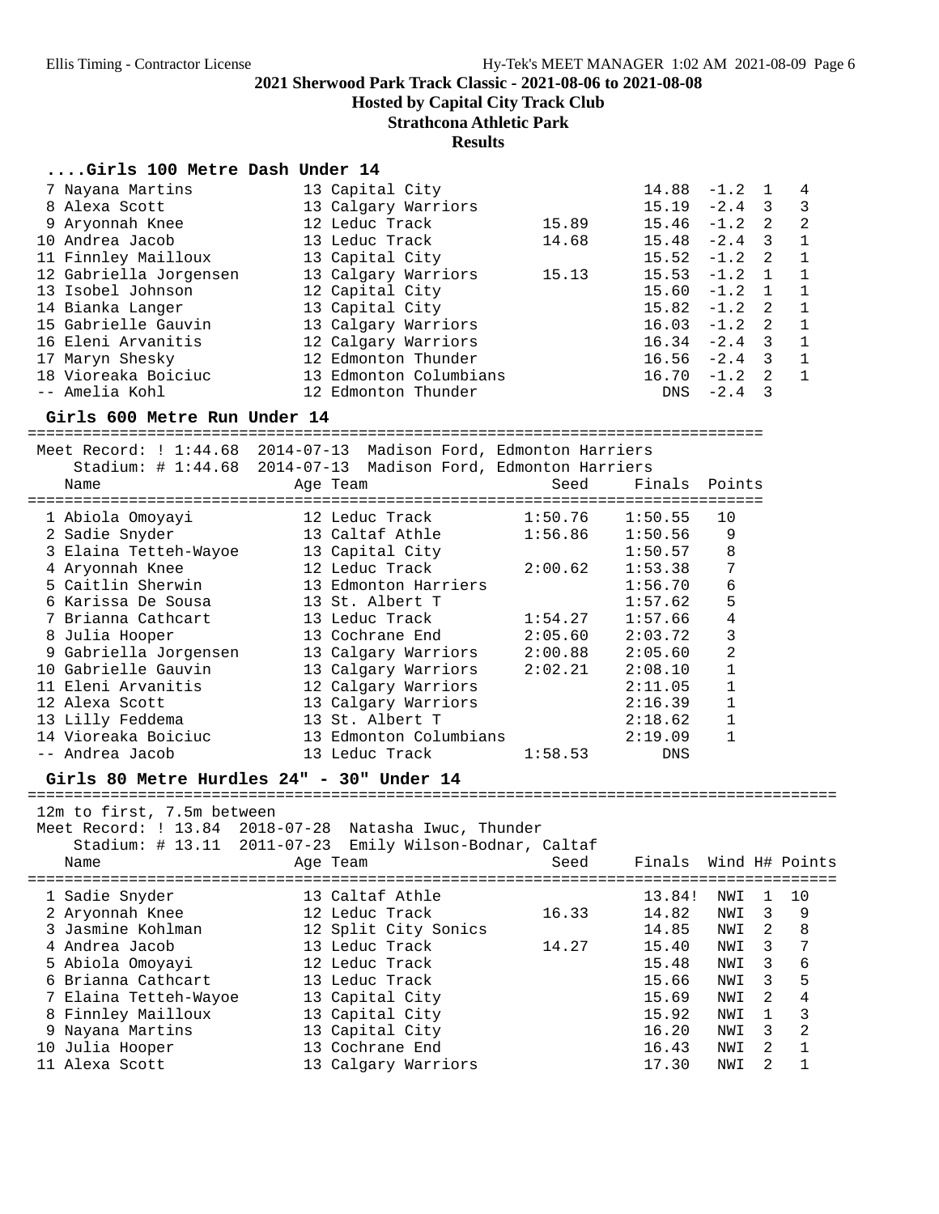## 2021 Sherwood Park Track Classic - 2021-08-06 to 2021-08-08

**Hosted by Capital City Track Club**

**Strathcona Athletic Park**

**Results**

### ....Girls 100 Metre Dash Under 14

| Place | Name | Age | Team | Seed | Finals | Wind | H# | Points |
|---|---|---|---|---|---|---|---|---|
| 7 | Nayana Martins | 13 | Capital City | | 14.88 | -1.2 | 1 | 4 |
| 8 | Alexa Scott | 13 | Calgary Warriors | | 15.19 | -2.4 | 3 | 3 |
| 9 | Aryonnah Knee | 12 | Leduc Track | 15.89 | 15.46 | -1.2 | 2 | 2 |
| 10 | Andrea Jacob | 13 | Leduc Track | 14.68 | 15.48 | -2.4 | 3 | 1 |
| 11 | Finnley Mailloux | 13 | Capital City | | 15.52 | -1.2 | 2 | 1 |
| 12 | Gabriella Jorgensen | 13 | Calgary Warriors | 15.13 | 15.53 | -1.2 | 1 | 1 |
| 13 | Isobel Johnson | 12 | Capital City | | 15.60 | -1.2 | 1 | 1 |
| 14 | Bianka Langer | 13 | Capital City | | 15.82 | -1.2 | 2 | 1 |
| 15 | Gabrielle Gauvin | 13 | Calgary Warriors | | 16.03 | -1.2 | 2 | 1 |
| 16 | Eleni Arvanitis | 12 | Calgary Warriors | | 16.34 | -2.4 | 3 | 1 |
| 17 | Maryn Shesky | 12 | Edmonton Thunder | | 16.56 | -2.4 | 3 | 1 |
| 18 | Vioreaka Boiciuc | 13 | Edmonton Columbians | | 16.70 | -1.2 | 2 | 1 |
| -- | Amelia Kohl | 12 | Edmonton Thunder | | DNS | -2.4 | 3 | |

### Girls 600 Metre Run Under 14

Meet Record: ! 1:44.68 2014-07-13 Madison Ford, Edmonton Harriers
Stadium: # 1:44.68 2014-07-13 Madison Ford, Edmonton Harriers

| Place | Name | Age | Team | Seed | Finals | Points |
|---|---|---|---|---|---|---|
| 1 | Abiola Omoyayi | 12 | Leduc Track | 1:50.76 | 1:50.55 | 10 |
| 2 | Sadie Snyder | 13 | Caltaf Athle | 1:56.86 | 1:50.56 | 9 |
| 3 | Elaina Tetteh-Wayoe | 13 | Capital City | | 1:50.57 | 8 |
| 4 | Aryonnah Knee | 12 | Leduc Track | 2:00.62 | 1:53.38 | 7 |
| 5 | Caitlin Sherwin | 13 | Edmonton Harriers | | 1:56.70 | 6 |
| 6 | Karissa De Sousa | 13 | St. Albert T | | 1:57.62 | 5 |
| 7 | Brianna Cathcart | 13 | Leduc Track | 1:54.27 | 1:57.66 | 4 |
| 8 | Julia Hooper | 13 | Cochrane End | 2:05.60 | 2:03.72 | 3 |
| 9 | Gabriella Jorgensen | 13 | Calgary Warriors | 2:00.88 | 2:05.60 | 2 |
| 10 | Gabrielle Gauvin | 13 | Calgary Warriors | 2:02.21 | 2:08.10 | 1 |
| 11 | Eleni Arvanitis | 12 | Calgary Warriors | | 2:11.05 | 1 |
| 12 | Alexa Scott | 13 | Calgary Warriors | | 2:16.39 | 1 |
| 13 | Lilly Feddema | 13 | St. Albert T | | 2:18.62 | 1 |
| 14 | Vioreaka Boiciuc | 13 | Edmonton Columbians | | 2:19.09 | 1 |
| -- | Andrea Jacob | 13 | Leduc Track | 1:58.53 | DNS | |

### Girls 80 Metre Hurdles 24" - 30" Under 14

12m to first, 7.5m between
Meet Record: ! 13.84 2018-07-28 Natasha Iwuc, Thunder
Stadium: # 13.11 2011-07-23 Emily Wilson-Bodnar, Caltaf

| Place | Name | Age | Team | Seed | Finals | Wind | H# | Points |
|---|---|---|---|---|---|---|---|---|
| 1 | Sadie Snyder | 13 | Caltaf Athle | | 13.84! | NWI | 1 | 10 |
| 2 | Aryonnah Knee | 12 | Leduc Track | 16.33 | 14.82 | NWI | 3 | 9 |
| 3 | Jasmine Kohlman | 12 | Split City Sonics | | 14.85 | NWI | 2 | 8 |
| 4 | Andrea Jacob | 13 | Leduc Track | 14.27 | 15.40 | NWI | 3 | 7 |
| 5 | Abiola Omoyayi | 12 | Leduc Track | | 15.48 | NWI | 3 | 6 |
| 6 | Brianna Cathcart | 13 | Leduc Track | | 15.66 | NWI | 3 | 5 |
| 7 | Elaina Tetteh-Wayoe | 13 | Capital City | | 15.69 | NWI | 2 | 4 |
| 8 | Finnley Mailloux | 13 | Capital City | | 15.92 | NWI | 1 | 3 |
| 9 | Nayana Martins | 13 | Capital City | | 16.20 | NWI | 3 | 2 |
| 10 | Julia Hooper | 13 | Cochrane End | | 16.43 | NWI | 2 | 1 |
| 11 | Alexa Scott | 13 | Calgary Warriors | | 17.30 | NWI | 2 | 1 |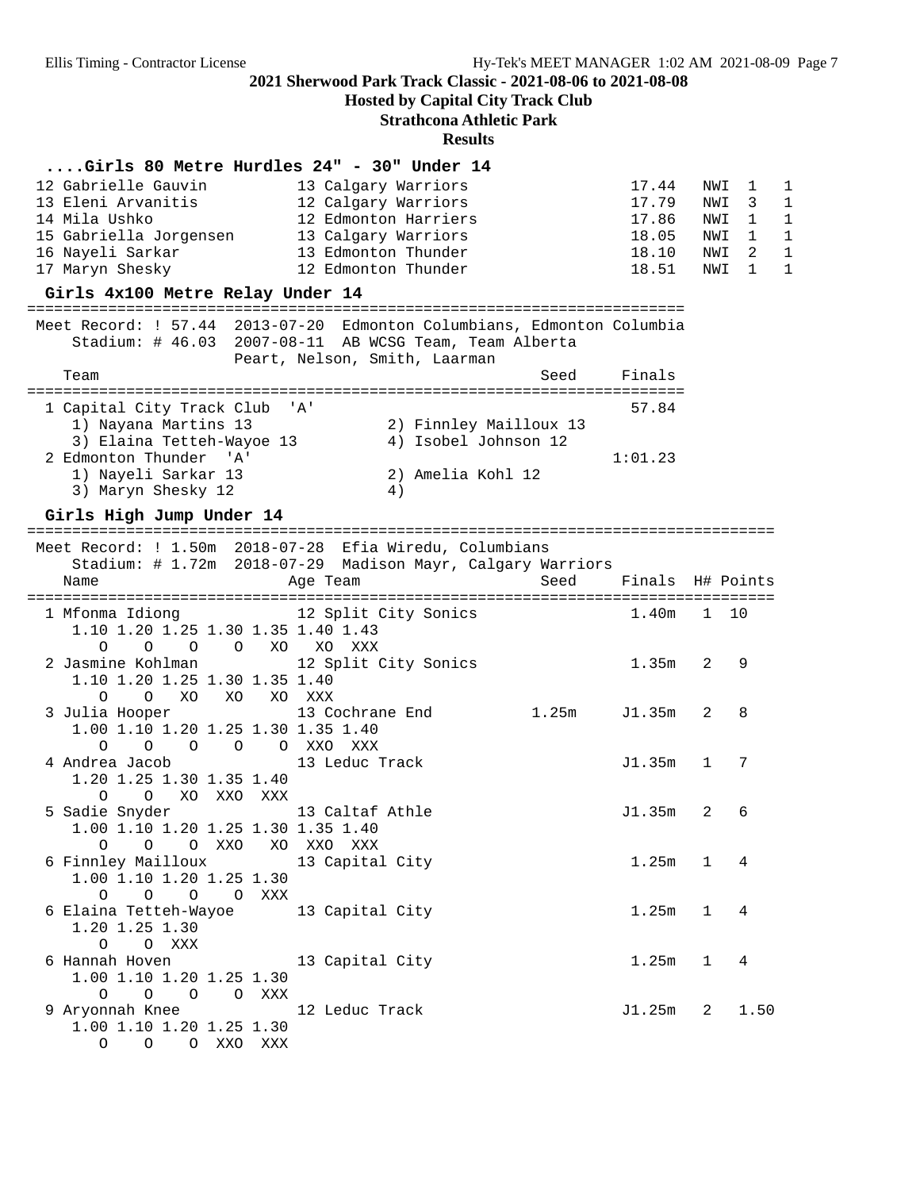2021 Sherwood Park Track Classic - 2021-08-06 to 2021-08-08

Hosted by Capital City Track Club

Strathcona Athletic Park

Results

### ....Girls 80 Metre Hurdles 24" - 30" Under 14

```
 12 Gabrielle Gauvin          13 Calgary Warriors                  17.44   NWI  1    1
 13 Eleni Arvanitis           12 Calgary Warriors                  17.79   NWI  3    1
 14 Mila Ushko                12 Edmonton Harriers                 17.86   NWI  1    1
 15 Gabriella Jorgensen       13 Calgary Warriors                  18.05   NWI  1    1
 16 Nayeli Sarkar             13 Edmonton Thunder                  18.10   NWI  2    1
 17 Maryn Shesky              12 Edmonton Thunder                  18.51   NWI  1    1
```

### Girls 4x100 Metre Relay Under 14

```
=========================================================================
 Meet Record: ! 57.44  2013-07-20  Edmonton Columbians, Edmonton Columbia
    Stadium: # 46.03  2007-08-11  AB WCSG Team, Team Alberta
                      Peart, Nelson, Smith, Laarman
    Team                                            Seed     Finals
=========================================================================
  1 Capital City Track Club  'A'                              57.84
     1) Nayana Martins 13              2) Finnley Mailloux 13
     3) Elaina Tetteh-Wayoe 13         4) Isobel Johnson 12
  2 Edmonton Thunder  'A'                                   1:01.23
     1) Nayeli Sarkar 13               2) Amelia Kohl 12
     3) Maryn Shesky 12                4)
```

### Girls High Jump Under 14

```
=====================================================================================
 Meet Record: ! 1.50m  2018-07-28  Efia Wiredu, Columbians
    Stadium: # 1.72m  2018-07-29  Madison Mayr, Calgary Warriors
    Name                    Age Team                    Seed     Finals  H# Points
=====================================================================================
  1 Mfonma Idiong            12 Split City Sonics                 1.40m   1  10
     1.10 1.20 1.25 1.30 1.35 1.40 1.43
        O    O    O    O   XO   XO  XXX
  2 Jasmine Kohlman          12 Split City Sonics                 1.35m   2   9
     1.10 1.20 1.25 1.30 1.35 1.40
        O    O   XO   XO   XO  XXX
  3 Julia Hooper             13 Cochrane End            1.25m    J1.35m   2   8
     1.00 1.10 1.20 1.25 1.30 1.35 1.40
        O    O    O    O    O  XXO  XXX
  4 Andrea Jacob             13 Leduc Track                      J1.35m   1   7
     1.20 1.25 1.30 1.35 1.40
        O    O   XO  XXO  XXX
  5 Sadie Snyder             13 Caltaf Athle                     J1.35m   2   6
     1.00 1.10 1.20 1.25 1.30 1.35 1.40
        O    O    O  XXO   XO  XXO  XXX
  6 Finnley Mailloux         13 Capital City                      1.25m   1   4
     1.00 1.10 1.20 1.25 1.30
        O    O    O    O  XXX
  6 Elaina Tetteh-Wayoe      13 Capital City                      1.25m   1   4
     1.20 1.25 1.30
        O    O  XXX
  6 Hannah Hoven             13 Capital City                      1.25m   1   4
     1.00 1.10 1.20 1.25 1.30
        O    O    O    O  XXX
  9 Aryonnah Knee            12 Leduc Track                      J1.25m   2   1.50
     1.00 1.10 1.20 1.25 1.30
        O    O    O  XXO  XXX
```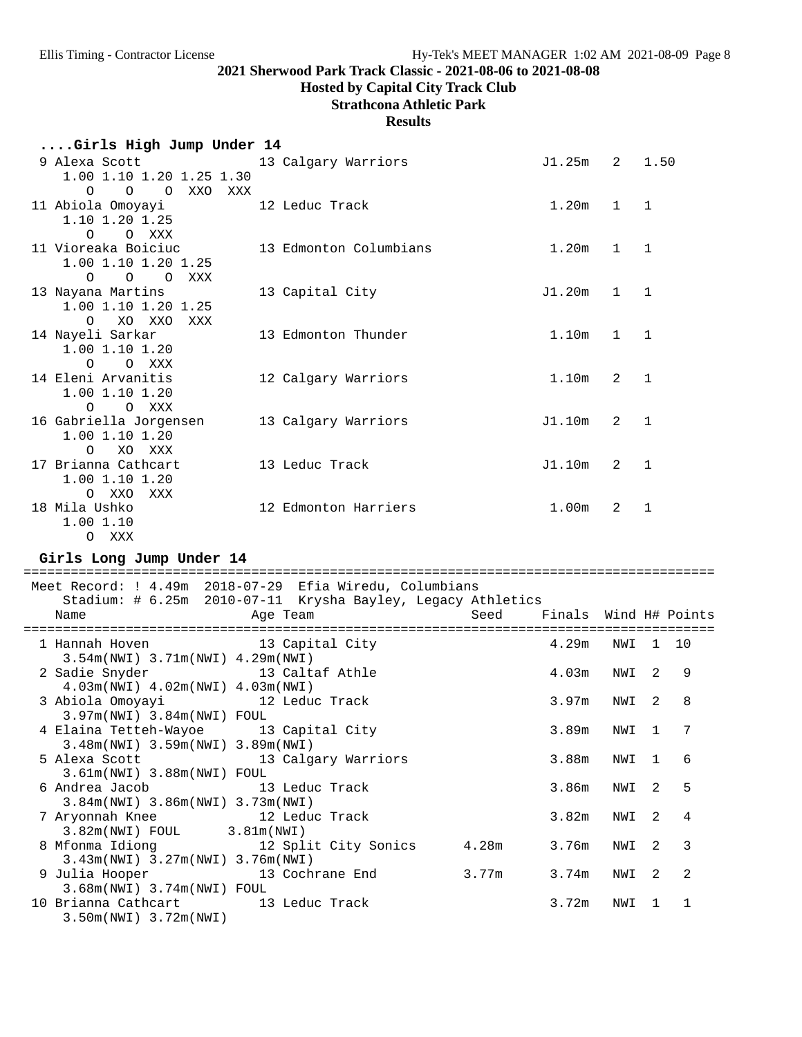# 2021 Sherwood Park Track Classic - 2021-08-06 to 2021-08-08

## Hosted by Capital City Track Club

## Strathcona Athletic Park

## Results

### ....Girls High Jump Under 14

```
 9 Alexa Scott              13 Calgary Warriors              J1.25m   2   1.50
    1.00 1.10 1.20 1.25 1.30
       O    O    O  XXO  XXX
11 Abiola Omoyayi           12 Leduc Track                    1.20m   1   1
    1.10 1.20 1.25
       O    O  XXX
11 Vioreaka Boiciuc         13 Edmonton Columbians            1.20m   1   1
    1.00 1.10 1.20 1.25
       O    O    O  XXX
13 Nayana Martins           13 Capital City                  J1.20m   1   1
    1.00 1.10 1.20 1.25
       O   XO  XXO  XXX
14 Nayeli Sarkar            13 Edmonton Thunder               1.10m   1   1
    1.00 1.10 1.20
       O    O  XXX
14 Eleni Arvanitis          12 Calgary Warriors               1.10m   2   1
    1.00 1.10 1.20
       O    O  XXX
16 Gabriella Jorgensen      13 Calgary Warriors              J1.10m   2   1
    1.00 1.10 1.20
       O   XO  XXX
17 Brianna Cathcart         13 Leduc Track                   J1.10m   2   1
    1.00 1.10 1.20
       O  XXO  XXX
18 Mila Ushko               12 Edmonton Harriers              1.00m   2   1
    1.00 1.10
       O  XXX
```

### Girls Long Jump Under 14

```
==========================================================================================
    Meet Record: ! 4.49m  2018-07-29  Efia Wiredu, Columbians
       Stadium: # 6.25m  2010-07-11  Krysha Bayley, Legacy Athletics
    Name                    Age Team                   Seed     Finals  Wind H# Points
==========================================================================================
  1 Hannah Hoven             13 Capital City                     4.29m   NWI  1  10
     3.54m(NWI) 3.71m(NWI) 4.29m(NWI)
  2 Sadie Snyder             13 Caltaf Athle                     4.03m   NWI  2   9
     4.03m(NWI) 4.02m(NWI) 4.03m(NWI)
  3 Abiola Omoyayi           12 Leduc Track                      3.97m   NWI  2   8
     3.97m(NWI) 3.84m(NWI) FOUL
  4 Elaina Tetteh-Wayoe      13 Capital City                     3.89m   NWI  1   7
     3.48m(NWI) 3.59m(NWI) 3.89m(NWI)
  5 Alexa Scott              13 Calgary Warriors                 3.88m   NWI  1   6
     3.61m(NWI) 3.88m(NWI) FOUL
  6 Andrea Jacob             13 Leduc Track                      3.86m   NWI  2   5
     3.84m(NWI) 3.86m(NWI) 3.73m(NWI)
  7 Aryonnah Knee            12 Leduc Track                      3.82m   NWI  2   4
     3.82m(NWI) FOUL       3.81m(NWI)
  8 Mfonma Idiong            12 Split City Sonics      4.28m     3.76m   NWI  2   3
     3.43m(NWI) 3.27m(NWI) 3.76m(NWI)
  9 Julia Hooper             13 Cochrane End           3.77m     3.74m   NWI  2   2
     3.68m(NWI) 3.74m(NWI) FOUL
 10 Brianna Cathcart         13 Leduc Track                      3.72m   NWI  1   1
     3.50m(NWI) 3.72m(NWI)
```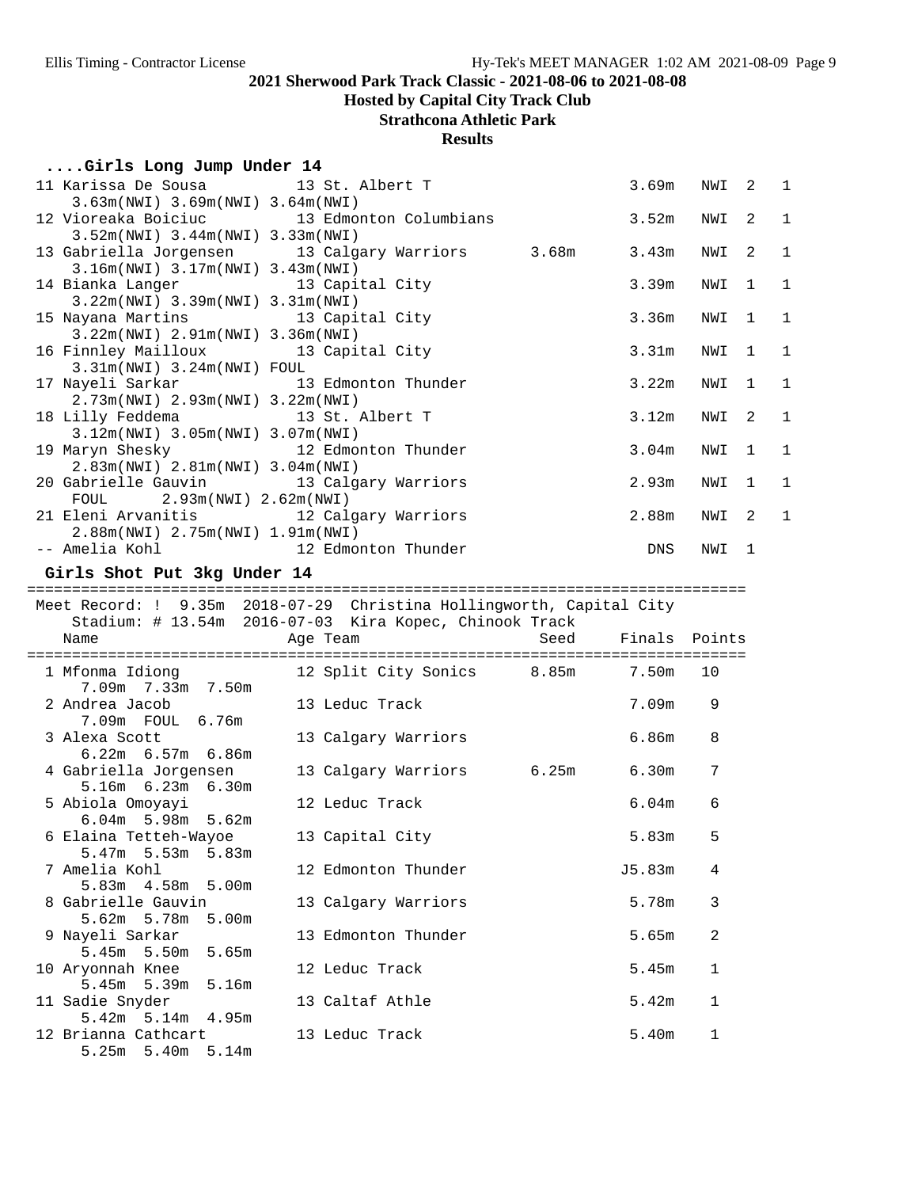## 2021 Sherwood Park Track Classic - 2021-08-06 to 2021-08-08

### Hosted by Capital City Track Club

### Strathcona Athletic Park

### Results

#### ....Girls Long Jump Under 14

| Place | Name | Age | Team | Seed | Finals | Wind | H# | Points |
|---|---|---|---|---|---|---|---|---|
| 11 | Karissa De Sousa | 13 | St. Albert T | | 3.69m | NWI | 2 | 1 |
| | 3.63m(NWI) 3.69m(NWI) 3.64m(NWI) | | | | | | | |
| 12 | Vioreaka Boiciuc | 13 | Edmonton Columbians | | 3.52m | NWI | 2 | 1 |
| | 3.52m(NWI) 3.44m(NWI) 3.33m(NWI) | | | | | | | |
| 13 | Gabriella Jorgensen | 13 | Calgary Warriors | 3.68m | 3.43m | NWI | 2 | 1 |
| | 3.16m(NWI) 3.17m(NWI) 3.43m(NWI) | | | | | | | |
| 14 | Bianka Langer | 13 | Capital City | | 3.39m | NWI | 1 | 1 |
| | 3.22m(NWI) 3.39m(NWI) 3.31m(NWI) | | | | | | | |
| 15 | Nayana Martins | 13 | Capital City | | 3.36m | NWI | 1 | 1 |
| | 3.22m(NWI) 2.91m(NWI) 3.36m(NWI) | | | | | | | |
| 16 | Finnley Mailloux | 13 | Capital City | | 3.31m | NWI | 1 | 1 |
| | 3.31m(NWI) 3.24m(NWI) FOUL | | | | | | | |
| 17 | Nayeli Sarkar | 13 | Edmonton Thunder | | 3.22m | NWI | 1 | 1 |
| | 2.73m(NWI) 2.93m(NWI) 3.22m(NWI) | | | | | | | |
| 18 | Lilly Feddema | 13 | St. Albert T | | 3.12m | NWI | 2 | 1 |
| | 3.12m(NWI) 3.05m(NWI) 3.07m(NWI) | | | | | | | |
| 19 | Maryn Shesky | 12 | Edmonton Thunder | | 3.04m | NWI | 1 | 1 |
| | 2.83m(NWI) 2.81m(NWI) 3.04m(NWI) | | | | | | | |
| 20 | Gabrielle Gauvin | 13 | Calgary Warriors | | 2.93m | NWI | 1 | 1 |
| | FOUL 2.93m(NWI) 2.62m(NWI) | | | | | | | |
| 21 | Eleni Arvanitis | 12 | Calgary Warriors | | 2.88m | NWI | 2 | 1 |
| | 2.88m(NWI) 2.75m(NWI) 1.91m(NWI) | | | | | | | |
| -- | Amelia Kohl | 12 | Edmonton Thunder | | DNS | NWI | 1 | |

#### Girls Shot Put 3kg Under 14

Meet Record: ! 9.35m 2018-07-29 Christina Hollingworth, Capital City
Stadium: # 13.54m 2016-07-03 Kira Kopec, Chinook Track

| Place | Name | Age | Team | Seed | Finals | Points |
|---|---|---|---|---|---|---|
| 1 | Mfonma Idiong | 12 | Split City Sonics | 8.85m | 7.50m | 10 |
| | 7.09m 7.33m 7.50m | | | | | |
| 2 | Andrea Jacob | 13 | Leduc Track | | 7.09m | 9 |
| | 7.09m FOUL 6.76m | | | | | |
| 3 | Alexa Scott | 13 | Calgary Warriors | | 6.86m | 8 |
| | 6.22m 6.57m 6.86m | | | | | |
| 4 | Gabriella Jorgensen | 13 | Calgary Warriors | 6.25m | 6.30m | 7 |
| | 5.16m 6.23m 6.30m | | | | | |
| 5 | Abiola Omoyayi | 12 | Leduc Track | | 6.04m | 6 |
| | 6.04m 5.98m 5.62m | | | | | |
| 6 | Elaina Tetteh-Wayoe | 13 | Capital City | | 5.83m | 5 |
| | 5.47m 5.53m 5.83m | | | | | |
| 7 | Amelia Kohl | 12 | Edmonton Thunder | | J5.83m | 4 |
| | 5.83m 4.58m 5.00m | | | | | |
| 8 | Gabrielle Gauvin | 13 | Calgary Warriors | | 5.78m | 3 |
| | 5.62m 5.78m 5.00m | | | | | |
| 9 | Nayeli Sarkar | 13 | Edmonton Thunder | | 5.65m | 2 |
| | 5.45m 5.50m 5.65m | | | | | |
| 10 | Aryonnah Knee | 12 | Leduc Track | | 5.45m | 1 |
| | 5.45m 5.39m 5.16m | | | | | |
| 11 | Sadie Snyder | 13 | Caltaf Athle | | 5.42m | 1 |
| | 5.42m 5.14m 4.95m | | | | | |
| 12 | Brianna Cathcart | 13 | Leduc Track | | 5.40m | 1 |
| | 5.25m 5.40m 5.14m | | | | | |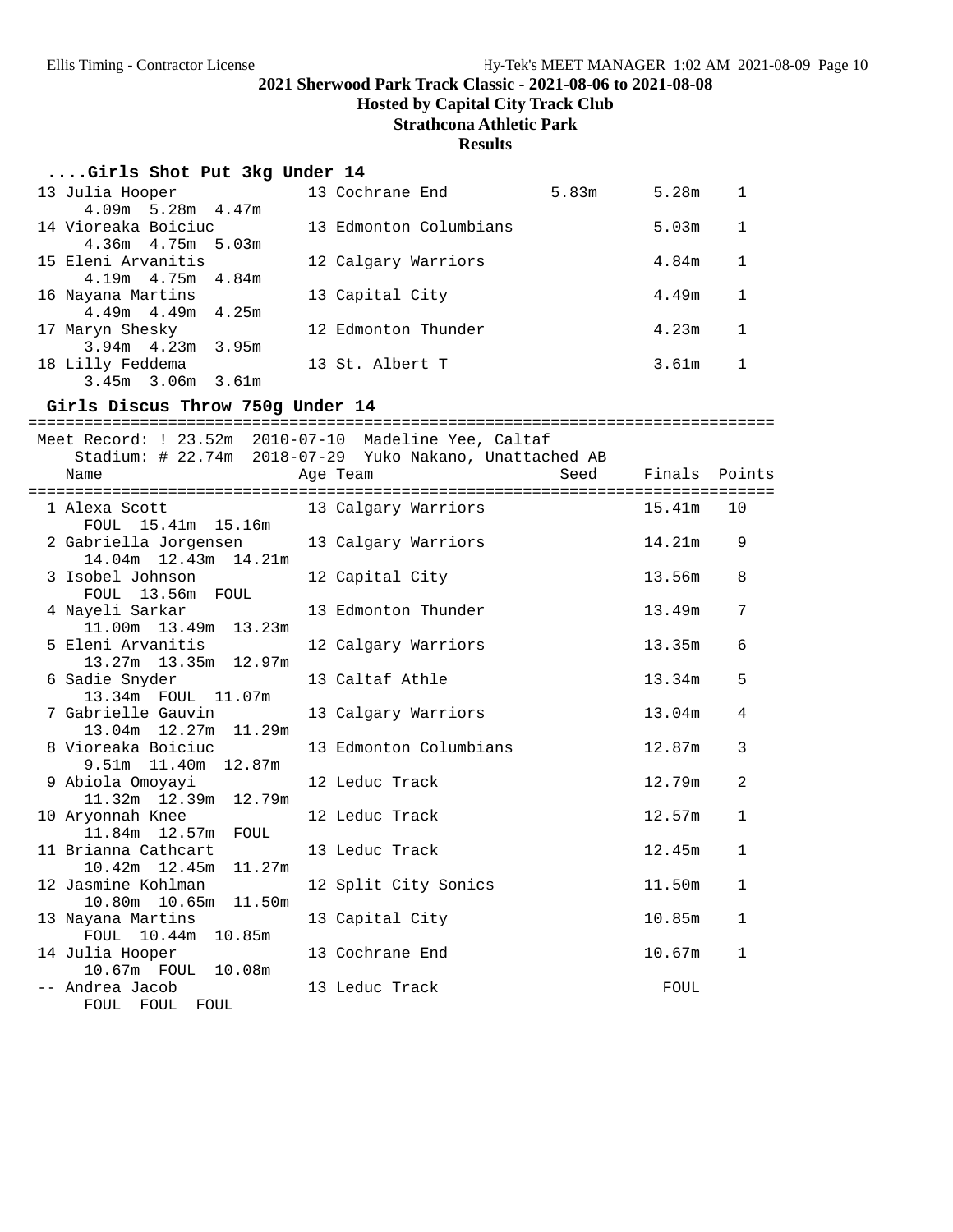## 2021 Sherwood Park Track Classic - 2021-08-06 to 2021-08-08
**Hosted by Capital City Track Club**
**Strathcona Athletic Park**
**Results**

### ....Girls Shot Put 3kg Under 14

| Place | Name | Age | Team | Seed | Finals | Points |
|---|---|---|---|---|---|---|
| 13 | Julia Hooper | 13 | Cochrane End | 5.83m | 5.28m | 1 |
| | 4.09m 5.28m 4.47m | | | | | |
| 14 | Vioreaka Boiciuc | 13 | Edmonton Columbians | | 5.03m | 1 |
| | 4.36m 4.75m 5.03m | | | | | |
| 15 | Eleni Arvanitis | 12 | Calgary Warriors | | 4.84m | 1 |
| | 4.19m 4.75m 4.84m | | | | | |
| 16 | Nayana Martins | 13 | Capital City | | 4.49m | 1 |
| | 4.49m 4.49m 4.25m | | | | | |
| 17 | Maryn Shesky | 12 | Edmonton Thunder | | 4.23m | 1 |
| | 3.94m 4.23m 3.95m | | | | | |
| 18 | Lilly Feddema | 13 | St. Albert T | | 3.61m | 1 |
| | 3.45m 3.06m 3.61m | | | | | |

### Girls Discus Throw 750g Under 14

Meet Record: ! 23.52m 2010-07-10 Madeline Yee, Caltaf
Stadium: # 22.74m 2018-07-29 Yuko Nakano, Unattached AB

| Place | Name | Age | Team | Seed | Finals | Points |
|---|---|---|---|---|---|---|
| 1 | Alexa Scott | 13 | Calgary Warriors | | 15.41m | 10 |
| | FOUL 15.41m 15.16m | | | | | |
| 2 | Gabriella Jorgensen | 13 | Calgary Warriors | | 14.21m | 9 |
| | 14.04m 12.43m 14.21m | | | | | |
| 3 | Isobel Johnson | 12 | Capital City | | 13.56m | 8 |
| | FOUL 13.56m FOUL | | | | | |
| 4 | Nayeli Sarkar | 13 | Edmonton Thunder | | 13.49m | 7 |
| | 11.00m 13.49m 13.23m | | | | | |
| 5 | Eleni Arvanitis | 12 | Calgary Warriors | | 13.35m | 6 |
| | 13.27m 13.35m 12.97m | | | | | |
| 6 | Sadie Snyder | 13 | Caltaf Athle | | 13.34m | 5 |
| | 13.34m FOUL 11.07m | | | | | |
| 7 | Gabrielle Gauvin | 13 | Calgary Warriors | | 13.04m | 4 |
| | 13.04m 12.27m 11.29m | | | | | |
| 8 | Vioreaka Boiciuc | 13 | Edmonton Columbians | | 12.87m | 3 |
| | 9.51m 11.40m 12.87m | | | | | |
| 9 | Abiola Omoyayi | 12 | Leduc Track | | 12.79m | 2 |
| | 11.32m 12.39m 12.79m | | | | | |
| 10 | Aryonnah Knee | 12 | Leduc Track | | 12.57m | 1 |
| | 11.84m 12.57m FOUL | | | | | |
| 11 | Brianna Cathcart | 13 | Leduc Track | | 12.45m | 1 |
| | 10.42m 12.45m 11.27m | | | | | |
| 12 | Jasmine Kohlman | 12 | Split City Sonics | | 11.50m | 1 |
| | 10.80m 10.65m 11.50m | | | | | |
| 13 | Nayana Martins | 13 | Capital City | | 10.85m | 1 |
| | FOUL 10.44m 10.85m | | | | | |
| 14 | Julia Hooper | 13 | Cochrane End | | 10.67m | 1 |
| | 10.67m FOUL 10.08m | | | | | |
| -- | Andrea Jacob | 13 | Leduc Track | | FOUL | |
| | FOUL FOUL FOUL | | | | | |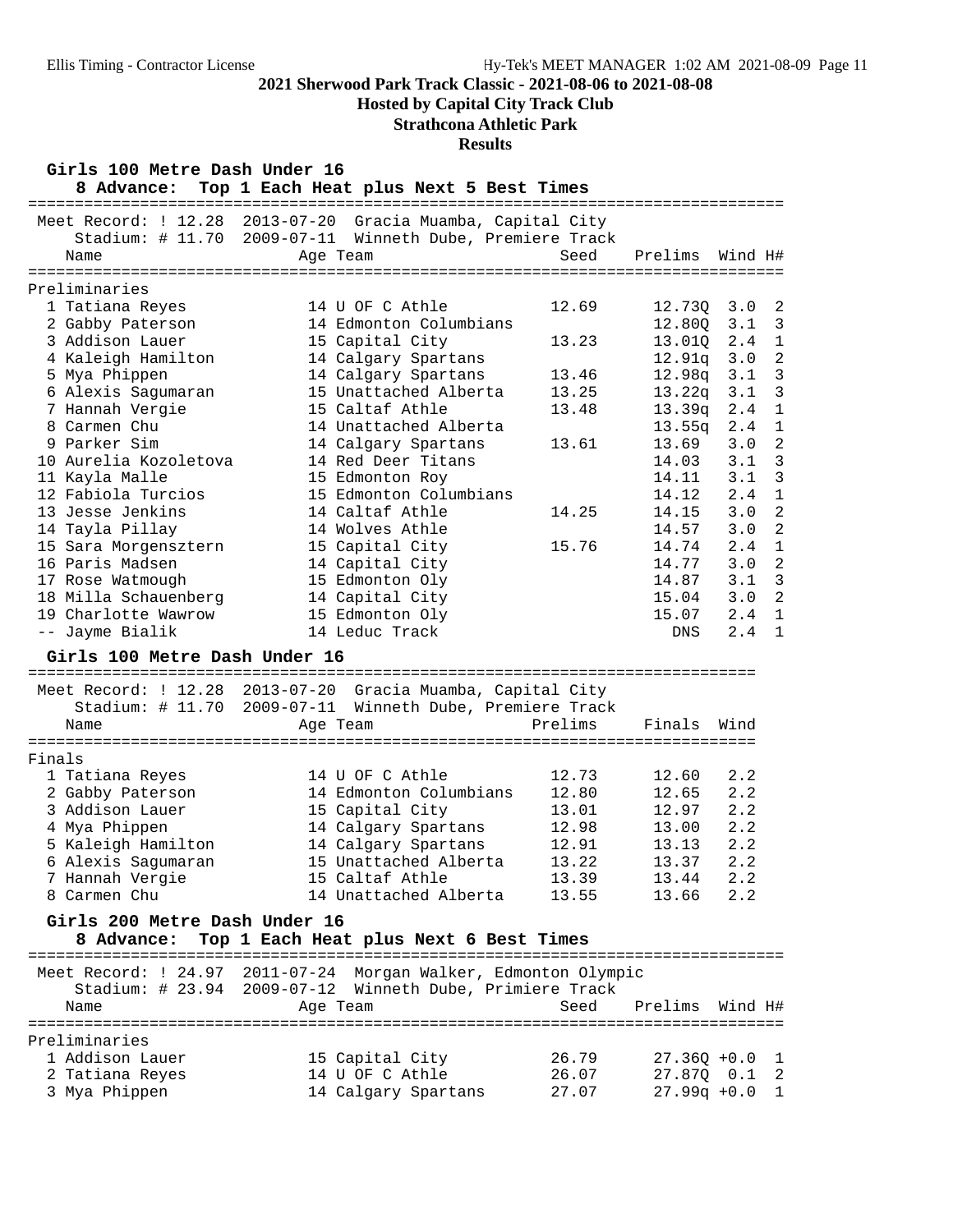**2021 Sherwood Park Track Classic - 2021-08-06 to 2021-08-08**

**Hosted by Capital City Track Club**

**Strathcona Athletic Park**

**Results**

## Girls 100 Metre Dash Under 16

**8 Advance: Top 1 Each Heat plus Next 5 Best Times**

Meet Record: ! 12.28 2013-07-20 Gracia Muamba, Capital City
Stadium: # 11.70 2009-07-11 Winneth Dube, Premiere Track

Preliminaries

| | Name | Age | Team | Seed | Prelims | Wind | H# |
|---|---|---|---|---|---|---|---|
| 1 | Tatiana Reyes | 14 | U OF C Athle | 12.69 | 12.73Q | 3.0 | 2 |
| 2 | Gabby Paterson | 14 | Edmonton Columbians | | 12.80Q | 3.1 | 3 |
| 3 | Addison Lauer | 15 | Capital City | 13.23 | 13.01Q | 2.4 | 1 |
| 4 | Kaleigh Hamilton | 14 | Calgary Spartans | | 12.91q | 3.0 | 2 |
| 5 | Mya Phippen | 14 | Calgary Spartans | 13.46 | 12.98q | 3.1 | 3 |
| 6 | Alexis Sagumaran | 15 | Unattached Alberta | 13.25 | 13.22q | 3.1 | 3 |
| 7 | Hannah Vergie | 15 | Caltaf Athle | 13.48 | 13.39q | 2.4 | 1 |
| 8 | Carmen Chu | 14 | Unattached Alberta | | 13.55q | 2.4 | 1 |
| 9 | Parker Sim | 14 | Calgary Spartans | 13.61 | 13.69 | 3.0 | 2 |
| 10 | Aurelia Kozoletova | 14 | Red Deer Titans | | 14.03 | 3.1 | 3 |
| 11 | Kayla Malle | 15 | Edmonton Roy | | 14.11 | 3.1 | 3 |
| 12 | Fabiola Turcios | 15 | Edmonton Columbians | | 14.12 | 2.4 | 1 |
| 13 | Jesse Jenkins | 14 | Caltaf Athle | 14.25 | 14.15 | 3.0 | 2 |
| 14 | Tayla Pillay | 14 | Wolves Athle | | 14.57 | 3.0 | 2 |
| 15 | Sara Morgensztern | 15 | Capital City | 15.76 | 14.74 | 2.4 | 1 |
| 16 | Paris Madsen | 14 | Capital City | | 14.77 | 3.0 | 2 |
| 17 | Rose Watmough | 15 | Edmonton Oly | | 14.87 | 3.1 | 3 |
| 18 | Milla Schauenberg | 14 | Capital City | | 15.04 | 3.0 | 2 |
| 19 | Charlotte Wawrow | 15 | Edmonton Oly | | 15.07 | 2.4 | 1 |
| -- | Jayme Bialik | 14 | Leduc Track | | DNS | 2.4 | 1 |

## Girls 100 Metre Dash Under 16

Meet Record: ! 12.28 2013-07-20 Gracia Muamba, Capital City
Stadium: # 11.70 2009-07-11 Winneth Dube, Premiere Track

Finals

| | Name | Age | Team | Prelims | Finals | Wind |
|---|---|---|---|---|---|---|
| 1 | Tatiana Reyes | 14 | U OF C Athle | 12.73 | 12.60 | 2.2 |
| 2 | Gabby Paterson | 14 | Edmonton Columbians | 12.80 | 12.65 | 2.2 |
| 3 | Addison Lauer | 15 | Capital City | 13.01 | 12.97 | 2.2 |
| 4 | Mya Phippen | 14 | Calgary Spartans | 12.98 | 13.00 | 2.2 |
| 5 | Kaleigh Hamilton | 14 | Calgary Spartans | 12.91 | 13.13 | 2.2 |
| 6 | Alexis Sagumaran | 15 | Unattached Alberta | 13.22 | 13.37 | 2.2 |
| 7 | Hannah Vergie | 15 | Caltaf Athle | 13.39 | 13.44 | 2.2 |
| 8 | Carmen Chu | 14 | Unattached Alberta | 13.55 | 13.66 | 2.2 |

## Girls 200 Metre Dash Under 16

**8 Advance: Top 1 Each Heat plus Next 6 Best Times**

Meet Record: ! 24.97 2011-07-24 Morgan Walker, Edmonton Olympic
Stadium: # 23.94 2009-07-12 Winneth Dube, Primiere Track

Preliminaries

| | Name | Age | Team | Seed | Prelims | Wind | H# |
|---|---|---|---|---|---|---|---|
| 1 | Addison Lauer | 15 | Capital City | 26.79 | 27.36Q | +0.0 | 1 |
| 2 | Tatiana Reyes | 14 | U OF C Athle | 26.07 | 27.87Q | 0.1 | 2 |
| 3 | Mya Phippen | 14 | Calgary Spartans | 27.07 | 27.99q | +0.0 | 1 |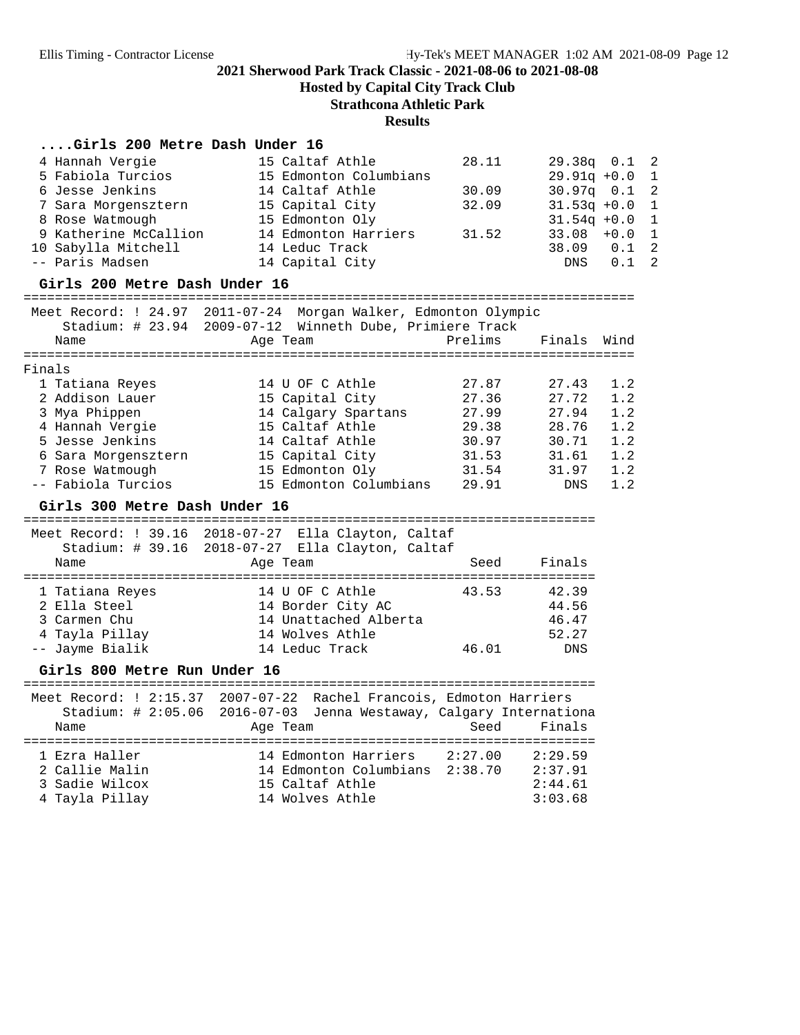## 2021 Sherwood Park Track Classic - 2021-08-06 to 2021-08-08

**Hosted by Capital City Track Club**

**Strathcona Athletic Park**

**Results**

### ....Girls 200 Metre Dash Under 16

| Place | Name | Age | Team | Seed | Prelims | Wind | Heat |
|---|---|---|---|---|---|---|---|
| 4 | Hannah Vergie | 15 | Caltaf Athle | 28.11 | 29.38q | 0.1 | 2 |
| 5 | Fabiola Turcios | 15 | Edmonton Columbians | | 29.91q | +0.0 | 1 |
| 6 | Jesse Jenkins | 14 | Caltaf Athle | 30.09 | 30.97q | 0.1 | 2 |
| 7 | Sara Morgensztern | 15 | Capital City | 32.09 | 31.53q | +0.0 | 1 |
| 8 | Rose Watmough | 15 | Edmonton Oly | | 31.54q | +0.0 | 1 |
| 9 | Katherine McCallion | 14 | Edmonton Harriers | 31.52 | 33.08 | +0.0 | 1 |
| 10 | Sabylla Mitchell | 14 | Leduc Track | | 38.09 | 0.1 | 2 |
| -- | Paris Madsen | 14 | Capital City | | DNS | 0.1 | 2 |

### Girls 200 Metre Dash Under 16

Meet Record: ! 24.97 2011-07-24 Morgan Walker, Edmonton Olympic
Stadium: # 23.94 2009-07-12 Winneth Dube, Primiere Track

**Finals**

| Place | Name | Age | Team | Prelims | Finals | Wind |
|---|---|---|---|---|---|---|
| 1 | Tatiana Reyes | 14 | U OF C Athle | 27.87 | 27.43 | 1.2 |
| 2 | Addison Lauer | 15 | Capital City | 27.36 | 27.72 | 1.2 |
| 3 | Mya Phippen | 14 | Calgary Spartans | 27.99 | 27.94 | 1.2 |
| 4 | Hannah Vergie | 15 | Caltaf Athle | 29.38 | 28.76 | 1.2 |
| 5 | Jesse Jenkins | 14 | Caltaf Athle | 30.97 | 30.71 | 1.2 |
| 6 | Sara Morgensztern | 15 | Capital City | 31.53 | 31.61 | 1.2 |
| 7 | Rose Watmough | 15 | Edmonton Oly | 31.54 | 31.97 | 1.2 |
| -- | Fabiola Turcios | 15 | Edmonton Columbians | 29.91 | DNS | 1.2 |

### Girls 300 Metre Dash Under 16

Meet Record: ! 39.16 2018-07-27 Ella Clayton, Caltaf
Stadium: # 39.16 2018-07-27 Ella Clayton, Caltaf

| Place | Name | Age | Team | Seed | Finals |
|---|---|---|---|---|---|
| 1 | Tatiana Reyes | 14 | U OF C Athle | 43.53 | 42.39 |
| 2 | Ella Steel | 14 | Border City AC | | 44.56 |
| 3 | Carmen Chu | 14 | Unattached Alberta | | 46.47 |
| 4 | Tayla Pillay | 14 | Wolves Athle | | 52.27 |
| -- | Jayme Bialik | 14 | Leduc Track | 46.01 | DNS |

### Girls 800 Metre Run Under 16

Meet Record: ! 2:15.37 2007-07-22 Rachel Francois, Edmoton Harriers
Stadium: # 2:05.06 2016-07-03 Jenna Westaway, Calgary Internationa

| Place | Name | Age | Team | Seed | Finals |
|---|---|---|---|---|---|
| 1 | Ezra Haller | 14 | Edmonton Harriers | 2:27.00 | 2:29.59 |
| 2 | Callie Malin | 14 | Edmonton Columbians | 2:38.70 | 2:37.91 |
| 3 | Sadie Wilcox | 15 | Caltaf Athle | | 2:44.61 |
| 4 | Tayla Pillay | 14 | Wolves Athle | | 3:03.68 |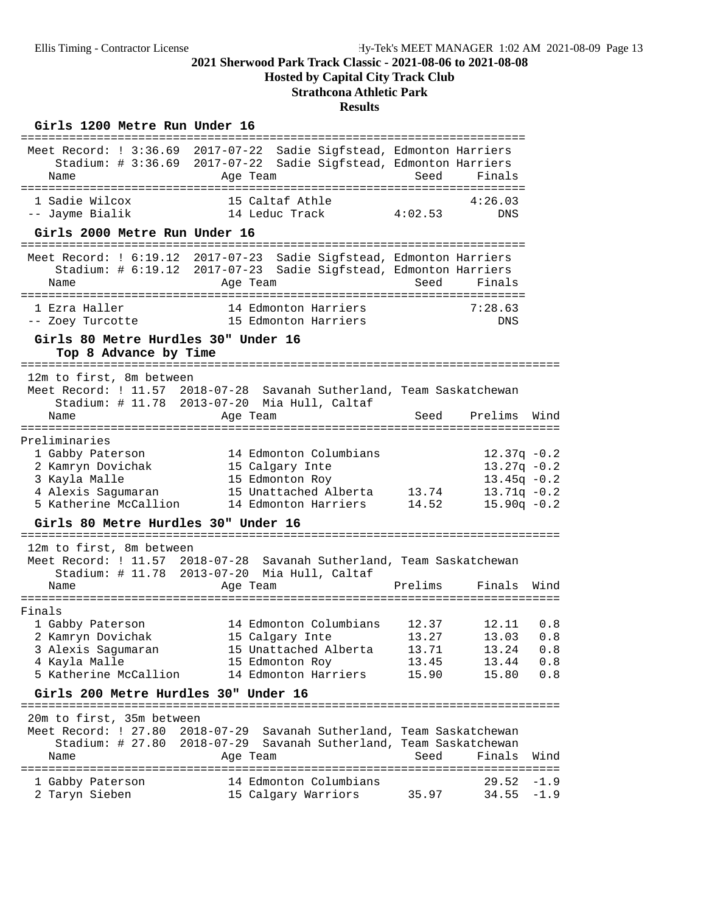# 2021 Sherwood Park Track Classic - 2021-08-06 to 2021-08-08

**Hosted by Capital City Track Club**

**Strathcona Athletic Park**

**Results**

### Girls 1200 Metre Run Under 16

Meet Record: ! 3:36.69 2017-07-22 Sadie Sigfstead, Edmonton Harriers
Stadium: # 3:36.69 2017-07-22 Sadie Sigfstead, Edmonton Harriers

| | Name | Age | Team | Seed | Finals |
|---|---|---|---|---|---|
| 1 | Sadie Wilcox | 15 | Caltaf Athle | | 4:26.03 |
| -- | Jayme Bialik | 14 | Leduc Track | 4:02.53 | DNS |

### Girls 2000 Metre Run Under 16

Meet Record: ! 6:19.12 2017-07-23 Sadie Sigfstead, Edmonton Harriers
Stadium: # 6:19.12 2017-07-23 Sadie Sigfstead, Edmonton Harriers

| | Name | Age | Team | Seed | Finals |
|---|---|---|---|---|---|
| 1 | Ezra Haller | 14 | Edmonton Harriers | | 7:28.63 |
| -- | Zoey Turcotte | 15 | Edmonton Harriers | | DNS |

### Girls 80 Metre Hurdles 30" Under 16

**Top 8 Advance by Time**

12m to first, 8m between
Meet Record: ! 11.57 2018-07-28 Savanah Sutherland, Team Saskatchewan
Stadium: # 11.78 2013-07-20 Mia Hull, Caltaf

Preliminaries

| | Name | Age | Team | Seed | Prelims | Wind |
|---|---|---|---|---|---|---|
| 1 | Gabby Paterson | 14 | Edmonton Columbians | | 12.37q | -0.2 |
| 2 | Kamryn Dovichak | 15 | Calgary Inte | | 13.27q | -0.2 |
| 3 | Kayla Malle | 15 | Edmonton Roy | | 13.45q | -0.2 |
| 4 | Alexis Sagumaran | 15 | Unattached Alberta | 13.74 | 13.71q | -0.2 |
| 5 | Katherine McCallion | 14 | Edmonton Harriers | 14.52 | 15.90q | -0.2 |

### Girls 80 Metre Hurdles 30" Under 16

12m to first, 8m between
Meet Record: ! 11.57 2018-07-28 Savanah Sutherland, Team Saskatchewan
Stadium: # 11.78 2013-07-20 Mia Hull, Caltaf

Finals

| | Name | Age | Team | Prelims | Finals | Wind |
|---|---|---|---|---|---|---|
| 1 | Gabby Paterson | 14 | Edmonton Columbians | 12.37 | 12.11 | 0.8 |
| 2 | Kamryn Dovichak | 15 | Calgary Inte | 13.27 | 13.03 | 0.8 |
| 3 | Alexis Sagumaran | 15 | Unattached Alberta | 13.71 | 13.24 | 0.8 |
| 4 | Kayla Malle | 15 | Edmonton Roy | 13.45 | 13.44 | 0.8 |
| 5 | Katherine McCallion | 14 | Edmonton Harriers | 15.90 | 15.80 | 0.8 |

### Girls 200 Metre Hurdles 30" Under 16

20m to first, 35m between
Meet Record: ! 27.80 2018-07-29 Savanah Sutherland, Team Saskatchewan
Stadium: # 27.80 2018-07-29 Savanah Sutherland, Team Saskatchewan

| | Name | Age | Team | Seed | Finals | Wind |
|---|---|---|---|---|---|---|
| 1 | Gabby Paterson | 14 | Edmonton Columbians | | 29.52 | -1.9 |
| 2 | Taryn Sieben | 15 | Calgary Warriors | 35.97 | 34.55 | -1.9 |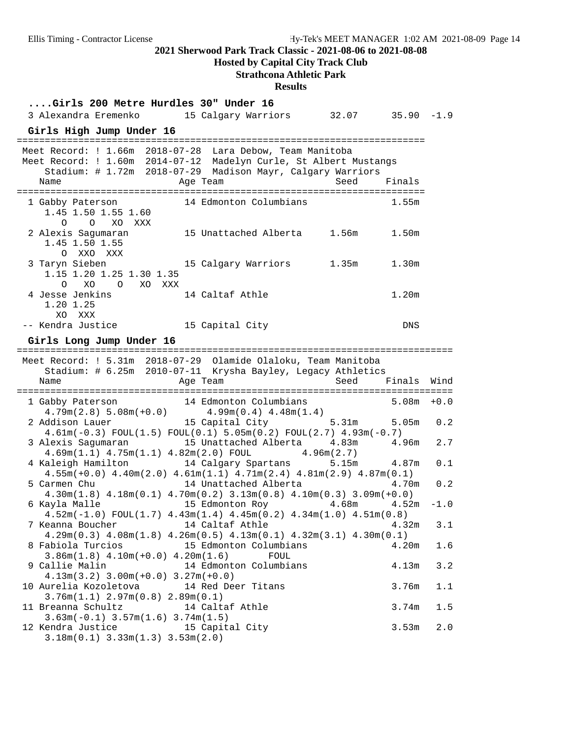## 2021 Sherwood Park Track Classic - 2021-08-06 to 2021-08-08

### Hosted by Capital City Track Club

### Strathcona Athletic Park

### Results

#### ....Girls 200 Metre Hurdles 30" Under 16

| Place | Name | Age | Team | Seed | Finals | Wind |
|---|---|---|---|---|---|---|
| 3 | Alexandra Eremenko | 15 | Calgary Warriors | 32.07 | 35.90 | -1.9 |

#### Girls High Jump Under 16

Meet Record: ! 1.66m 2018-07-28 Lara Debow, Team Manitoba
Meet Record: ! 1.60m 2014-07-12 Madelyn Curle, St Albert Mustangs
Stadium: # 1.72m 2018-07-29 Madison Mayr, Calgary Warriors

| Place | Name | Age | Team | Seed | Finals |
|---|---|---|---|---|---|
| 1 | Gabby Paterson | 14 | Edmonton Columbians | | 1.55m |
| | 1.45 1.50 1.55 1.60 / O O XO XXX | | | | |
| 2 | Alexis Sagumaran | 15 | Unattached Alberta | 1.56m | 1.50m |
| | 1.45 1.50 1.55 / O XXO XXX | | | | |
| 3 | Taryn Sieben | 15 | Calgary Warriors | 1.35m | 1.30m |
| | 1.15 1.20 1.25 1.30 1.35 / O XO O XO XXX | | | | |
| 4 | Jesse Jenkins | 14 | Caltaf Athle | | 1.20m |
| | 1.20 1.25 / XO XXX | | | | |
| -- | Kendra Justice | 15 | Capital City | | DNS |

#### Girls Long Jump Under 16

Meet Record: ! 5.31m 2018-07-29 Olamide Olaloku, Team Manitoba
Stadium: # 6.25m 2010-07-11 Krysha Bayley, Legacy Athletics

| Place | Name | Age | Team | Seed | Finals | Wind |
|---|---|---|---|---|---|---|
| 1 | Gabby Paterson | 14 | Edmonton Columbians | | 5.08m | +0.0 |
| | 4.79m(2.8) 5.08m(+0.0) 4.99m(0.4) 4.48m(1.4) | | | | | |
| 2 | Addison Lauer | 15 | Capital City | 5.31m | 5.05m | 0.2 |
| | 4.61m(-0.3) FOUL(1.5) FOUL(0.1) 5.05m(0.2) FOUL(2.7) 4.93m(-0.7) | | | | | |
| 3 | Alexis Sagumaran | 15 | Unattached Alberta | 4.83m | 4.96m | 2.7 |
| | 4.69m(1.1) 4.75m(1.1) 4.82m(2.0) FOUL 4.96m(2.7) | | | | | |
| 4 | Kaleigh Hamilton | 14 | Calgary Spartans | 5.15m | 4.87m | 0.1 |
| | 4.55m(+0.0) 4.40m(2.0) 4.61m(1.1) 4.71m(2.4) 4.81m(2.9) 4.87m(0.1) | | | | | |
| 5 | Carmen Chu | 14 | Unattached Alberta | | 4.70m | 0.2 |
| | 4.30m(1.8) 4.18m(0.1) 4.70m(0.2) 3.13m(0.8) 4.10m(0.3) 3.09m(+0.0) | | | | | |
| 6 | Kayla Malle | 15 | Edmonton Roy | 4.68m | 4.52m | -1.0 |
| | 4.52m(-1.0) FOUL(1.7) 4.43m(1.4) 4.45m(0.2) 4.34m(1.0) 4.51m(0.8) | | | | | |
| 7 | Keanna Boucher | 14 | Caltaf Athle | | 4.32m | 3.1 |
| | 4.29m(0.3) 4.08m(1.8) 4.26m(0.5) 4.13m(0.1) 4.32m(3.1) 4.30m(0.1) | | | | | |
| 8 | Fabiola Turcios | 15 | Edmonton Columbians | | 4.20m | 1.6 |
| | 3.86m(1.8) 4.10m(+0.0) 4.20m(1.6) FOUL | | | | | |
| 9 | Callie Malin | 14 | Edmonton Columbians | | 4.13m | 3.2 |
| | 4.13m(3.2) 3.00m(+0.0) 3.27m(+0.0) | | | | | |
| 10 | Aurelia Kozoletova | 14 | Red Deer Titans | | 3.76m | 1.1 |
| | 3.76m(1.1) 2.97m(0.8) 2.89m(0.1) | | | | | |
| 11 | Breanna Schultz | 14 | Caltaf Athle | | 3.74m | 1.5 |
| | 3.63m(-0.1) 3.57m(1.6) 3.74m(1.5) | | | | | |
| 12 | Kendra Justice | 15 | Capital City | | 3.53m | 2.0 |
| | 3.18m(0.1) 3.33m(1.3) 3.53m(2.0) | | | | | |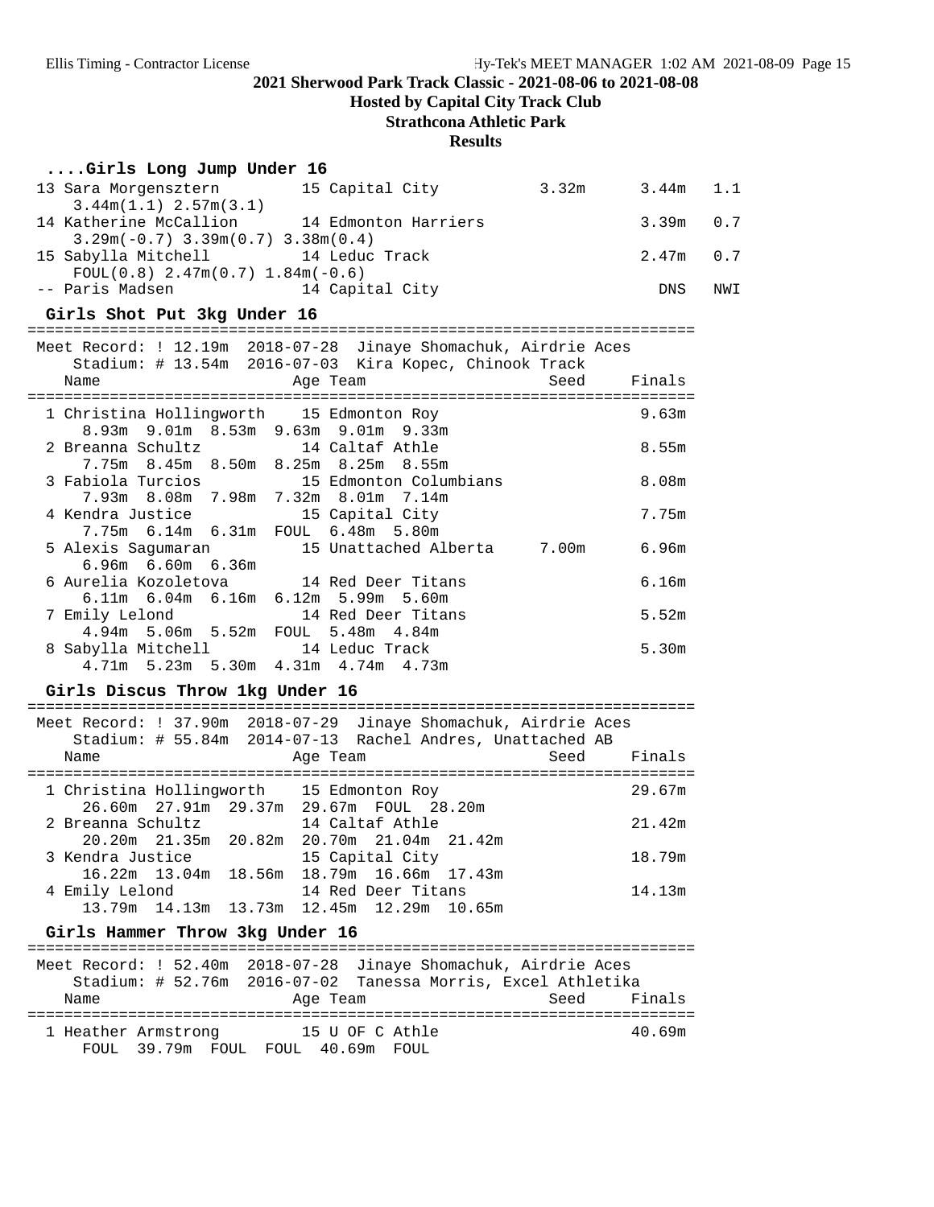## 2021 Sherwood Park Track Classic - 2021-08-06 to 2021-08-08

### Hosted by Capital City Track Club

### Strathcona Athletic Park

### Results

#### ....Girls Long Jump Under 16

| Place | Name | Age | Team | Seed | Finals | Wind |
|---|---|---|---|---|---|---|
| 13 | Sara Morgensztern | 15 | Capital City | 3.32m | 3.44m | 1.1 |
| | 3.44m(1.1) 2.57m(3.1) | | | | | |
| 14 | Katherine McCallion | 14 | Edmonton Harriers | | 3.39m | 0.7 |
| | 3.29m(-0.7) 3.39m(0.7) 3.38m(0.4) | | | | | |
| 15 | Sabylla Mitchell | 14 | Leduc Track | | 2.47m | 0.7 |
| | FOUL(0.8) 2.47m(0.7) 1.84m(-0.6) | | | | | |
| -- | Paris Madsen | 14 | Capital City | | DNS | NWI |

#### Girls Shot Put 3kg Under 16

Meet Record: ! 12.19m 2018-07-28 Jinaye Shomachuk, Airdrie Aces
Stadium: # 13.54m 2016-07-03 Kira Kopec, Chinook Track

| Place | Name | Age | Team | Seed | Finals |
|---|---|---|---|---|---|
| 1 | Christina Hollingworth | 15 | Edmonton Roy | | 9.63m |
| | 8.93m 9.01m 8.53m 9.63m 9.01m 9.33m | | | | |
| 2 | Breanna Schultz | 14 | Caltaf Athle | | 8.55m |
| | 7.75m 8.45m 8.50m 8.25m 8.25m 8.55m | | | | |
| 3 | Fabiola Turcios | 15 | Edmonton Columbians | | 8.08m |
| | 7.93m 8.08m 7.98m 7.32m 8.01m 7.14m | | | | |
| 4 | Kendra Justice | 15 | Capital City | | 7.75m |
| | 7.75m 6.14m 6.31m FOUL 6.48m 5.80m | | | | |
| 5 | Alexis Sagumaran | 15 | Unattached Alberta | 7.00m | 6.96m |
| | 6.96m 6.60m 6.36m | | | | |
| 6 | Aurelia Kozoletova | 14 | Red Deer Titans | | 6.16m |
| | 6.11m 6.04m 6.16m 6.12m 5.99m 5.60m | | | | |
| 7 | Emily Lelond | 14 | Red Deer Titans | | 5.52m |
| | 4.94m 5.06m 5.52m FOUL 5.48m 4.84m | | | | |
| 8 | Sabylla Mitchell | 14 | Leduc Track | | 5.30m |
| | 4.71m 5.23m 5.30m 4.31m 4.74m 4.73m | | | | |

#### Girls Discus Throw 1kg Under 16

Meet Record: ! 37.90m 2018-07-29 Jinaye Shomachuk, Airdrie Aces
Stadium: # 55.84m 2014-07-13 Rachel Andres, Unattached AB

| Place | Name | Age | Team | Seed | Finals |
|---|---|---|---|---|---|
| 1 | Christina Hollingworth | 15 | Edmonton Roy | | 29.67m |
| | 26.60m 27.91m 29.37m 29.67m FOUL 28.20m | | | | |
| 2 | Breanna Schultz | 14 | Caltaf Athle | | 21.42m |
| | 20.20m 21.35m 20.82m 20.70m 21.04m 21.42m | | | | |
| 3 | Kendra Justice | 15 | Capital City | | 18.79m |
| | 16.22m 13.04m 18.56m 18.79m 16.66m 17.43m | | | | |
| 4 | Emily Lelond | 14 | Red Deer Titans | | 14.13m |
| | 13.79m 14.13m 13.73m 12.45m 12.29m 10.65m | | | | |

#### Girls Hammer Throw 3kg Under 16

Meet Record: ! 52.40m 2018-07-28 Jinaye Shomachuk, Airdrie Aces
Stadium: # 52.76m 2016-07-02 Tanessa Morris, Excel Athletika

| Place | Name | Age | Team | Seed | Finals |
|---|---|---|---|---|---|
| 1 | Heather Armstrong | 15 | U OF C Athle | | 40.69m |
| | FOUL 39.79m FOUL FOUL 40.69m FOUL | | | | |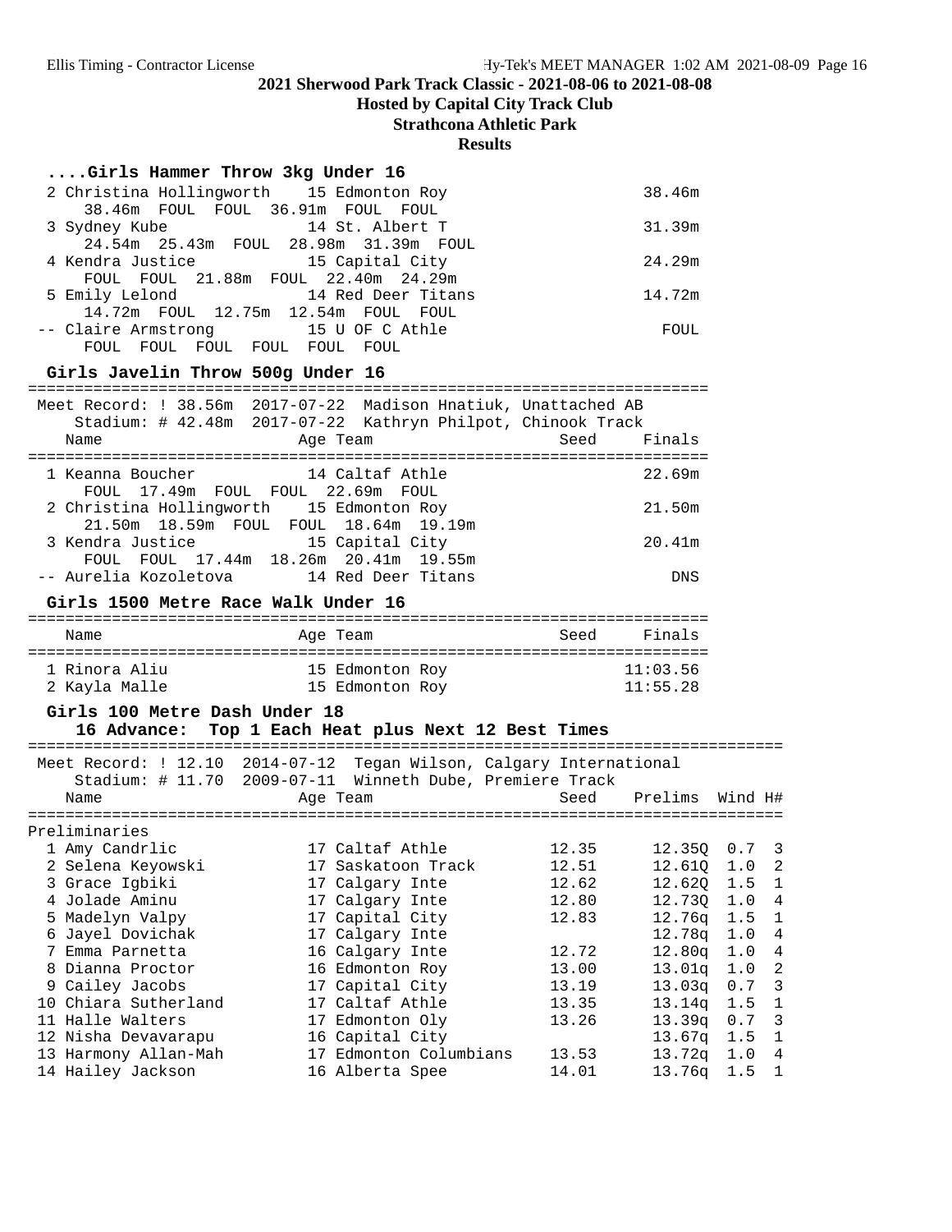## 2021 Sherwood Park Track Classic - 2021-08-06 to 2021-08-08

**Hosted by Capital City Track Club**

**Strathcona Athletic Park**

**Results**

### ....Girls Hammer Throw 3kg Under 16

| Place | Name | Age | Team | Finals |
|---|---|---|---|---|
| 2 | Christina Hollingworth | 15 | Edmonton Roy | 38.46m |
| | 38.46m FOUL FOUL 36.91m FOUL FOUL | | | |
| 3 | Sydney Kube | 14 | St. Albert T | 31.39m |
| | 24.54m 25.43m FOUL 28.98m 31.39m FOUL | | | |
| 4 | Kendra Justice | 15 | Capital City | 24.29m |
| | FOUL FOUL 21.88m FOUL 22.40m 24.29m | | | |
| 5 | Emily Lelond | 14 | Red Deer Titans | 14.72m |
| | 14.72m FOUL 12.75m 12.54m FOUL FOUL | | | |
| -- | Claire Armstrong | 15 | U OF C Athle | FOUL |
| | FOUL FOUL FOUL FOUL FOUL FOUL | | | |

### Girls Javelin Throw 500g Under 16

Meet Record: ! 38.56m 2017-07-22 Madison Hnatiuk, Unattached AB
Stadium: # 42.48m 2017-07-22 Kathryn Philpot, Chinook Track

| Place | Name | Age | Team | Seed | Finals |
|---|---|---|---|---|---|
| 1 | Keanna Boucher | 14 | Caltaf Athle | | 22.69m |
| | FOUL 17.49m FOUL FOUL 22.69m FOUL | | | | |
| 2 | Christina Hollingworth | 15 | Edmonton Roy | | 21.50m |
| | 21.50m 18.59m FOUL FOUL 18.64m 19.19m | | | | |
| 3 | Kendra Justice | 15 | Capital City | | 20.41m |
| | FOUL FOUL 17.44m 18.26m 20.41m 19.55m | | | | |
| -- | Aurelia Kozoletova | 14 | Red Deer Titans | | DNS |

### Girls 1500 Metre Race Walk Under 16

| Place | Name | Age | Team | Seed | Finals |
|---|---|---|---|---|---|
| 1 | Rinora Aliu | 15 | Edmonton Roy | | 11:03.56 |
| 2 | Kayla Malle | 15 | Edmonton Roy | | 11:55.28 |

### Girls 100 Metre Dash Under 18

16 Advance: Top 1 Each Heat plus Next 12 Best Times

Meet Record: ! 12.10 2014-07-12 Tegan Wilson, Calgary International
Stadium: # 11.70 2009-07-11 Winneth Dube, Premiere Track

**Preliminaries**

| Place | Name | Age | Team | Seed | Prelims | Wind | H# |
|---|---|---|---|---|---|---|---|
| 1 | Amy Candrlic | 17 | Caltaf Athle | 12.35 | 12.35Q | 0.7 | 3 |
| 2 | Selena Keyowski | 17 | Saskatoon Track | 12.51 | 12.61Q | 1.0 | 2 |
| 3 | Grace Igbiki | 17 | Calgary Inte | 12.62 | 12.62Q | 1.5 | 1 |
| 4 | Jolade Aminu | 17 | Calgary Inte | 12.80 | 12.73Q | 1.0 | 4 |
| 5 | Madelyn Valpy | 17 | Capital City | 12.83 | 12.76q | 1.5 | 1 |
| 6 | Jayel Dovichak | 17 | Calgary Inte | | 12.78q | 1.0 | 4 |
| 7 | Emma Parnetta | 16 | Calgary Inte | 12.72 | 12.80q | 1.0 | 4 |
| 8 | Dianna Proctor | 16 | Edmonton Roy | 13.00 | 13.01q | 1.0 | 2 |
| 9 | Cailey Jacobs | 17 | Capital City | 13.19 | 13.03q | 0.7 | 3 |
| 10 | Chiara Sutherland | 17 | Caltaf Athle | 13.35 | 13.14q | 1.5 | 1 |
| 11 | Halle Walters | 17 | Edmonton Oly | 13.26 | 13.39q | 0.7 | 3 |
| 12 | Nisha Devavarapu | 16 | Capital City | | 13.67q | 1.5 | 1 |
| 13 | Harmony Allan-Mah | 17 | Edmonton Columbians | 13.53 | 13.72q | 1.0 | 4 |
| 14 | Hailey Jackson | 16 | Alberta Spee | 14.01 | 13.76q | 1.5 | 1 |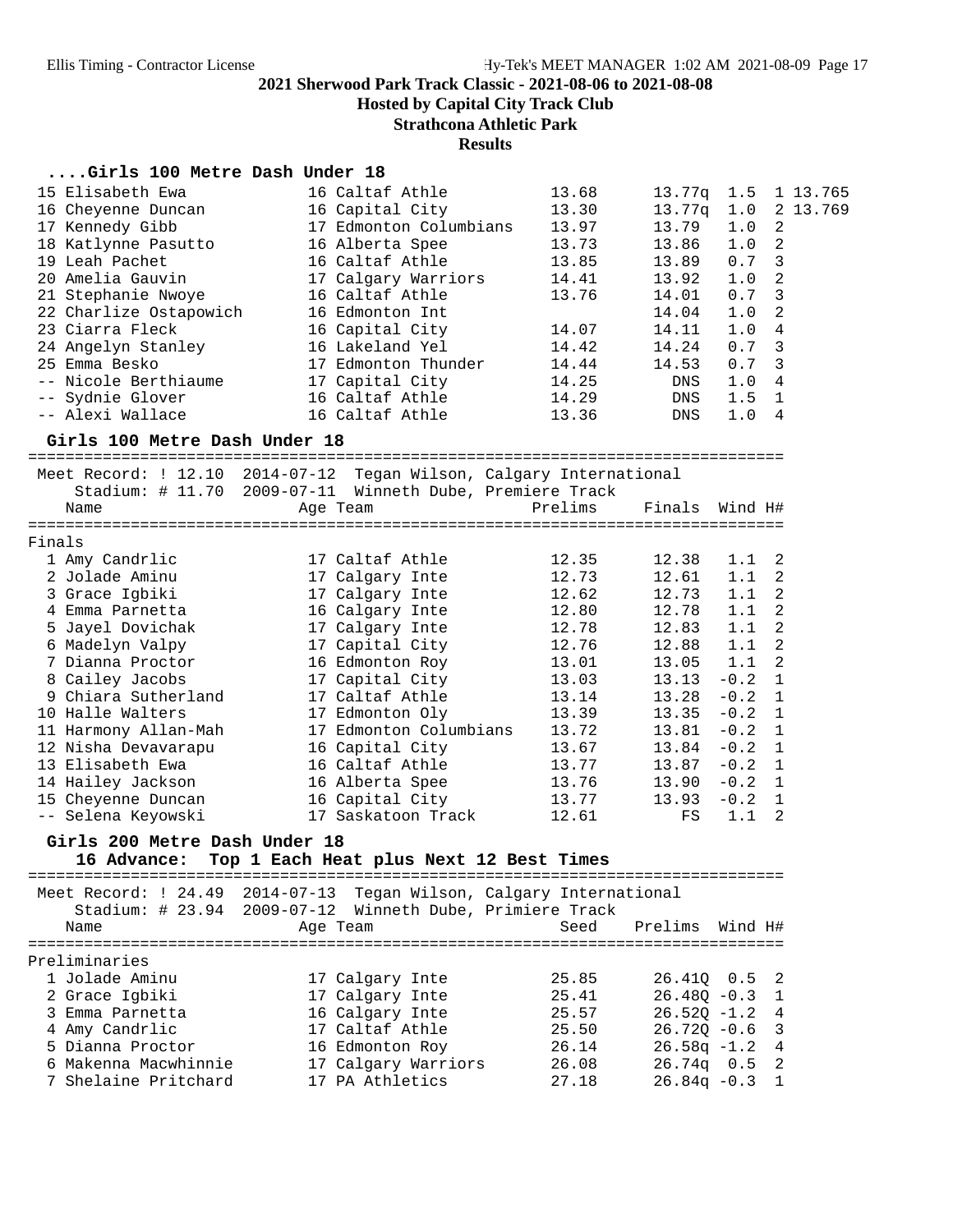**2021 Sherwood Park Track Classic - 2021-08-06 to 2021-08-08**
**Hosted by Capital City Track Club**
**Strathcona Athletic Park**
**Results**

### ....Girls 100 Metre Dash Under 18

| Place | Name | Age | Team | Prelims | Finals | Wind | H# | |
|---|---|---|---|---|---|---|---|---|
| 15 | Elisabeth Ewa | 16 | Caltaf Athle | 13.68 | 13.77q | 1.5 | 1 | 13.765 |
| 16 | Cheyenne Duncan | 16 | Capital City | 13.30 | 13.77q | 1.0 | 2 | 13.769 |
| 17 | Kennedy Gibb | 17 | Edmonton Columbians | 13.97 | 13.79 | 1.0 | 2 | |
| 18 | Katlynne Pasutto | 16 | Alberta Spee | 13.73 | 13.86 | 1.0 | 2 | |
| 19 | Leah Pachet | 16 | Caltaf Athle | 13.85 | 13.89 | 0.7 | 3 | |
| 20 | Amelia Gauvin | 17 | Calgary Warriors | 14.41 | 13.92 | 1.0 | 2 | |
| 21 | Stephanie Nwoye | 16 | Caltaf Athle | 13.76 | 14.01 | 0.7 | 3 | |
| 22 | Charlize Ostapowich | 16 | Edmonton Int | | 14.04 | 1.0 | 2 | |
| 23 | Ciarra Fleck | 16 | Capital City | 14.07 | 14.11 | 1.0 | 4 | |
| 24 | Angelyn Stanley | 16 | Lakeland Yel | 14.42 | 14.24 | 0.7 | 3 | |
| 25 | Emma Besko | 17 | Edmonton Thunder | 14.44 | 14.53 | 0.7 | 3 | |
| -- | Nicole Berthiaume | 17 | Capital City | 14.25 | DNS | 1.0 | 4 | |
| -- | Sydnie Glover | 16 | Caltaf Athle | 14.29 | DNS | 1.5 | 1 | |
| -- | Alexi Wallace | 16 | Caltaf Athle | 13.36 | DNS | 1.0 | 4 | |

### Girls 100 Metre Dash Under 18

Meet Record: ! 12.10 2014-07-12 Tegan Wilson, Calgary International
Stadium: # 11.70 2009-07-11 Winneth Dube, Premiere Track

**Finals**

| Place | Name | Age | Team | Prelims | Finals | Wind | H# |
|---|---|---|---|---|---|---|---|
| 1 | Amy Candrlic | 17 | Caltaf Athle | 12.35 | 12.38 | 1.1 | 2 |
| 2 | Jolade Aminu | 17 | Calgary Inte | 12.73 | 12.61 | 1.1 | 2 |
| 3 | Grace Igbiki | 17 | Calgary Inte | 12.62 | 12.73 | 1.1 | 2 |
| 4 | Emma Parnetta | 16 | Calgary Inte | 12.80 | 12.78 | 1.1 | 2 |
| 5 | Jayel Dovichak | 17 | Calgary Inte | 12.78 | 12.83 | 1.1 | 2 |
| 6 | Madelyn Valpy | 17 | Capital City | 12.76 | 12.88 | 1.1 | 2 |
| 7 | Dianna Proctor | 16 | Edmonton Roy | 13.01 | 13.05 | 1.1 | 2 |
| 8 | Cailey Jacobs | 17 | Capital City | 13.03 | 13.13 | -0.2 | 1 |
| 9 | Chiara Sutherland | 17 | Caltaf Athle | 13.14 | 13.28 | -0.2 | 1 |
| 10 | Halle Walters | 17 | Edmonton Oly | 13.39 | 13.35 | -0.2 | 1 |
| 11 | Harmony Allan-Mah | 17 | Edmonton Columbians | 13.72 | 13.81 | -0.2 | 1 |
| 12 | Nisha Devavarapu | 16 | Capital City | 13.67 | 13.84 | -0.2 | 1 |
| 13 | Elisabeth Ewa | 16 | Caltaf Athle | 13.77 | 13.87 | -0.2 | 1 |
| 14 | Hailey Jackson | 16 | Alberta Spee | 13.76 | 13.90 | -0.2 | 1 |
| 15 | Cheyenne Duncan | 16 | Capital City | 13.77 | 13.93 | -0.2 | 1 |
| -- | Selena Keyowski | 17 | Saskatoon Track | 12.61 | FS | 1.1 | 2 |

### Girls 200 Metre Dash Under 18

**16 Advance: Top 1 Each Heat plus Next 12 Best Times**

Meet Record: ! 24.49 2014-07-13 Tegan Wilson, Calgary International
Stadium: # 23.94 2009-07-12 Winneth Dube, Primiere Track

**Preliminaries**

| Place | Name | Age | Team | Seed | Prelims | Wind | H# |
|---|---|---|---|---|---|---|---|
| 1 | Jolade Aminu | 17 | Calgary Inte | 25.85 | 26.41Q | 0.5 | 2 |
| 2 | Grace Igbiki | 17 | Calgary Inte | 25.41 | 26.48Q | -0.3 | 1 |
| 3 | Emma Parnetta | 16 | Calgary Inte | 25.57 | 26.52Q | -1.2 | 4 |
| 4 | Amy Candrlic | 17 | Caltaf Athle | 25.50 | 26.72Q | -0.6 | 3 |
| 5 | Dianna Proctor | 16 | Edmonton Roy | 26.14 | 26.58q | -1.2 | 4 |
| 6 | Makenna Macwhinnie | 17 | Calgary Warriors | 26.08 | 26.74q | 0.5 | 2 |
| 7 | Shelaine Pritchard | 17 | PA Athletics | 27.18 | 26.84q | -0.3 | 1 |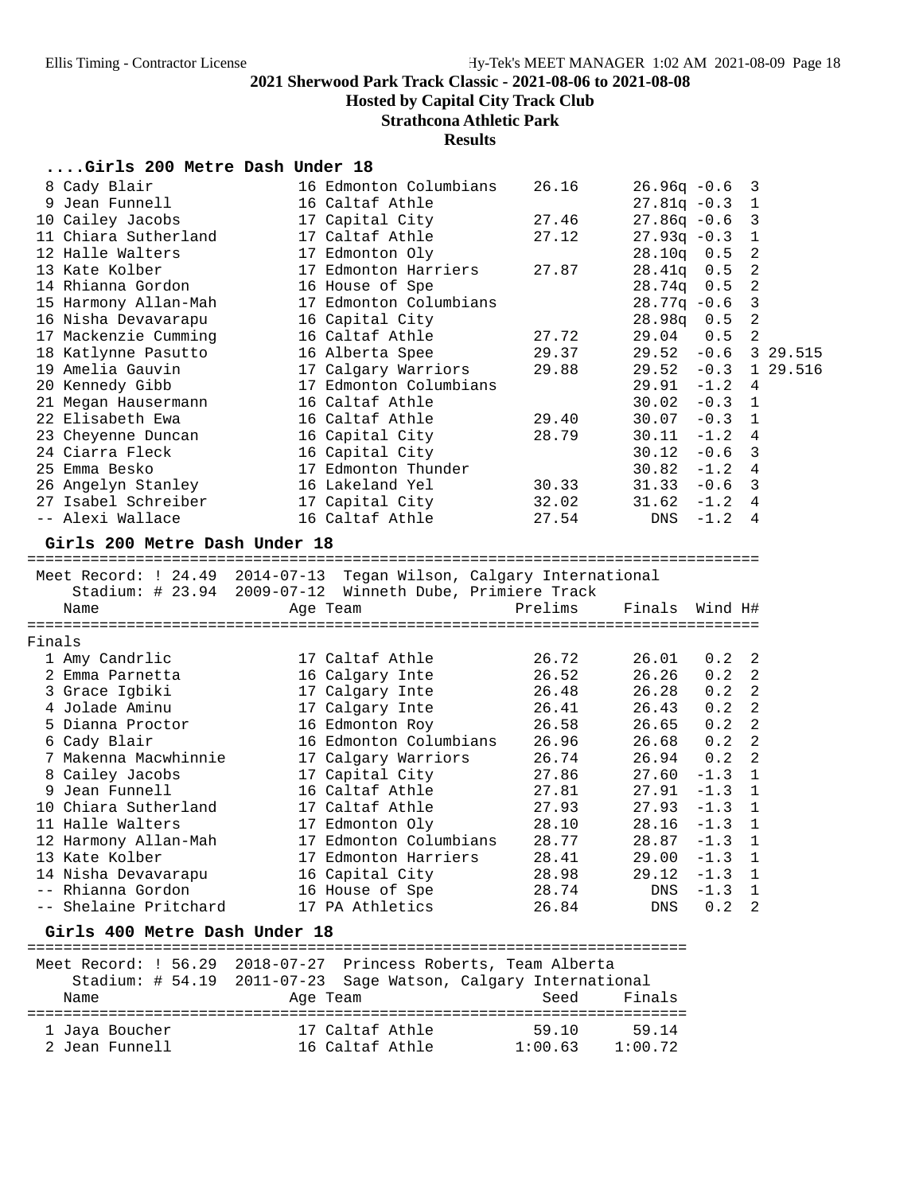**2021 Sherwood Park Track Classic - 2021-08-06 to 2021-08-08**

**Hosted by Capital City Track Club**

**Strathcona Athletic Park**

**Results**

### ....Girls 200 Metre Dash Under 18

| Place | Name | Age | Team | Seed | Prelims | Wind | H# | |
|---|---|---|---|---|---|---|---|---|
| 8 | Cady Blair | 16 | Edmonton Columbians | 26.16 | 26.96q | -0.6 | 3 | |
| 9 | Jean Funnell | 16 | Caltaf Athle | | 27.81q | -0.3 | 1 | |
| 10 | Cailey Jacobs | 17 | Capital City | 27.46 | 27.86q | -0.6 | 3 | |
| 11 | Chiara Sutherland | 17 | Caltaf Athle | 27.12 | 27.93q | -0.3 | 1 | |
| 12 | Halle Walters | 17 | Edmonton Oly | | 28.10q | 0.5 | 2 | |
| 13 | Kate Kolber | 17 | Edmonton Harriers | 27.87 | 28.41q | 0.5 | 2 | |
| 14 | Rhianna Gordon | 16 | House of Spe | | 28.74q | 0.5 | 2 | |
| 15 | Harmony Allan-Mah | 17 | Edmonton Columbians | | 28.77q | -0.6 | 3 | |
| 16 | Nisha Devavarapu | 16 | Capital City | | 28.98q | 0.5 | 2 | |
| 17 | Mackenzie Cumming | 16 | Caltaf Athle | 27.72 | 29.04 | 0.5 | 2 | |
| 18 | Katlynne Pasutto | 16 | Alberta Spee | 29.37 | 29.52 | -0.6 | 3 | 29.515 |
| 19 | Amelia Gauvin | 17 | Calgary Warriors | 29.88 | 29.52 | -0.3 | 1 | 29.516 |
| 20 | Kennedy Gibb | 17 | Edmonton Columbians | | 29.91 | -1.2 | 4 | |
| 21 | Megan Hausermann | 16 | Caltaf Athle | | 30.02 | -0.3 | 1 | |
| 22 | Elisabeth Ewa | 16 | Caltaf Athle | 29.40 | 30.07 | -0.3 | 1 | |
| 23 | Cheyenne Duncan | 16 | Capital City | 28.79 | 30.11 | -1.2 | 4 | |
| 24 | Ciarra Fleck | 16 | Capital City | | 30.12 | -0.6 | 3 | |
| 25 | Emma Besko | 17 | Edmonton Thunder | | 30.82 | -1.2 | 4 | |
| 26 | Angelyn Stanley | 16 | Lakeland Yel | 30.33 | 31.33 | -0.6 | 3 | |
| 27 | Isabel Schreiber | 17 | Capital City | 32.02 | 31.62 | -1.2 | 4 | |
| -- | Alexi Wallace | 16 | Caltaf Athle | 27.54 | DNS | -1.2 | 4 | |

### Girls 200 Metre Dash Under 18

Meet Record: ! 24.49 2014-07-13 Tegan Wilson, Calgary International
Stadium: # 23.94 2009-07-12 Winneth Dube, Primiere Track

**Finals**

| Place | Name | Age | Team | Prelims | Finals | Wind | H# |
|---|---|---|---|---|---|---|---|
| 1 | Amy Candrlic | 17 | Caltaf Athle | 26.72 | 26.01 | 0.2 | 2 |
| 2 | Emma Parnetta | 16 | Calgary Inte | 26.52 | 26.26 | 0.2 | 2 |
| 3 | Grace Igbiki | 17 | Calgary Inte | 26.48 | 26.28 | 0.2 | 2 |
| 4 | Jolade Aminu | 17 | Calgary Inte | 26.41 | 26.43 | 0.2 | 2 |
| 5 | Dianna Proctor | 16 | Edmonton Roy | 26.58 | 26.65 | 0.2 | 2 |
| 6 | Cady Blair | 16 | Edmonton Columbians | 26.96 | 26.68 | 0.2 | 2 |
| 7 | Makenna Macwhinnie | 17 | Calgary Warriors | 26.74 | 26.94 | 0.2 | 2 |
| 8 | Cailey Jacobs | 17 | Capital City | 27.86 | 27.60 | -1.3 | 1 |
| 9 | Jean Funnell | 16 | Caltaf Athle | 27.81 | 27.91 | -1.3 | 1 |
| 10 | Chiara Sutherland | 17 | Caltaf Athle | 27.93 | 27.93 | -1.3 | 1 |
| 11 | Halle Walters | 17 | Edmonton Oly | 28.10 | 28.16 | -1.3 | 1 |
| 12 | Harmony Allan-Mah | 17 | Edmonton Columbians | 28.77 | 28.87 | -1.3 | 1 |
| 13 | Kate Kolber | 17 | Edmonton Harriers | 28.41 | 29.00 | -1.3 | 1 |
| 14 | Nisha Devavarapu | 16 | Capital City | 28.98 | 29.12 | -1.3 | 1 |
| -- | Rhianna Gordon | 16 | House of Spe | 28.74 | DNS | -1.3 | 1 |
| -- | Shelaine Pritchard | 17 | PA Athletics | 26.84 | DNS | 0.2 | 2 |

### Girls 400 Metre Dash Under 18

Meet Record: ! 56.29 2018-07-27 Princess Roberts, Team Alberta
Stadium: # 54.19 2011-07-23 Sage Watson, Calgary International

| Place | Name | Age | Team | Seed | Finals |
|---|---|---|---|---|---|
| 1 | Jaya Boucher | 17 | Caltaf Athle | 59.10 | 59.14 |
| 2 | Jean Funnell | 16 | Caltaf Athle | 1:00.63 | 1:00.72 |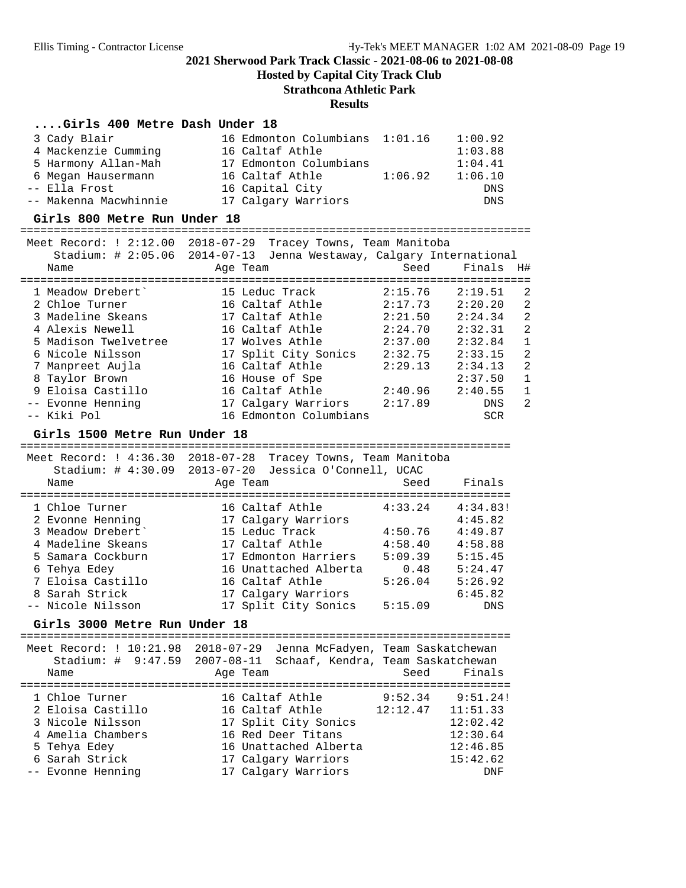# 2021 Sherwood Park Track Classic - 2021-08-06 to 2021-08-08

## Hosted by Capital City Track Club

## Strathcona Athletic Park

## Results

### ....Girls 400 Metre Dash Under 18

| Place | Name | Age | Team | Seed | Finals |
|---|---|---|---|---|---|
| 3 | Cady Blair | 16 | Edmonton Columbians | 1:01.16 | 1:00.92 |
| 4 | Mackenzie Cumming | 16 | Caltaf Athle | | 1:03.88 |
| 5 | Harmony Allan-Mah | 17 | Edmonton Columbians | | 1:04.41 |
| 6 | Megan Hausermann | 16 | Caltaf Athle | 1:06.92 | 1:06.10 |
| -- | Ella Frost | 16 | Capital City | | DNS |
| -- | Makenna Macwhinnie | 17 | Calgary Warriors | | DNS |

### Girls 800 Metre Run Under 18

Meet Record: ! 2:12.00 2018-07-29 Tracey Towns, Team Manitoba
Stadium: # 2:05.06 2014-07-13 Jenna Westaway, Calgary International

| Place | Name | Age | Team | Seed | Finals | H# |
|---|---|---|---|---|---|---|
| 1 | Meadow Drebert` | 15 | Leduc Track | 2:15.76 | 2:19.51 | 2 |
| 2 | Chloe Turner | 16 | Caltaf Athle | 2:17.73 | 2:20.20 | 2 |
| 3 | Madeline Skeans | 17 | Caltaf Athle | 2:21.50 | 2:24.34 | 2 |
| 4 | Alexis Newell | 16 | Caltaf Athle | 2:24.70 | 2:32.31 | 2 |
| 5 | Madison Twelvetree | 17 | Wolves Athle | 2:37.00 | 2:32.84 | 1 |
| 6 | Nicole Nilsson | 17 | Split City Sonics | 2:32.75 | 2:33.15 | 2 |
| 7 | Manpreet Aujla | 16 | Caltaf Athle | 2:29.13 | 2:34.13 | 2 |
| 8 | Taylor Brown | 16 | House of Spe | | 2:37.50 | 1 |
| 9 | Eloisa Castillo | 16 | Caltaf Athle | 2:40.96 | 2:40.55 | 1 |
| -- | Evonne Henning | 17 | Calgary Warriors | 2:17.89 | DNS | 2 |
| -- | Kiki Pol | 16 | Edmonton Columbians | | SCR | |

### Girls 1500 Metre Run Under 18

Meet Record: ! 4:36.30 2018-07-28 Tracey Towns, Team Manitoba
Stadium: # 4:30.09 2013-07-20 Jessica O'Connell, UCAC

| Place | Name | Age | Team | Seed | Finals |
|---|---|---|---|---|---|
| 1 | Chloe Turner | 16 | Caltaf Athle | 4:33.24 | 4:34.83! |
| 2 | Evonne Henning | 17 | Calgary Warriors | | 4:45.82 |
| 3 | Meadow Drebert` | 15 | Leduc Track | 4:50.76 | 4:49.87 |
| 4 | Madeline Skeans | 17 | Caltaf Athle | 4:58.40 | 4:58.88 |
| 5 | Samara Cockburn | 17 | Edmonton Harriers | 5:09.39 | 5:15.45 |
| 6 | Tehya Edey | 16 | Unattached Alberta | 0.48 | 5:24.47 |
| 7 | Eloisa Castillo | 16 | Caltaf Athle | 5:26.04 | 5:26.92 |
| 8 | Sarah Strick | 17 | Calgary Warriors | | 6:45.82 |
| -- | Nicole Nilsson | 17 | Split City Sonics | 5:15.09 | DNS |

### Girls 3000 Metre Run Under 18

Meet Record: ! 10:21.98 2018-07-29 Jenna McFadyen, Team Saskatchewan
Stadium: # 9:47.59 2007-08-11 Schaaf, Kendra, Team Saskatchewan

| Place | Name | Age | Team | Seed | Finals |
|---|---|---|---|---|---|
| 1 | Chloe Turner | 16 | Caltaf Athle | 9:52.34 | 9:51.24! |
| 2 | Eloisa Castillo | 16 | Caltaf Athle | 12:12.47 | 11:51.33 |
| 3 | Nicole Nilsson | 17 | Split City Sonics | | 12:02.42 |
| 4 | Amelia Chambers | 16 | Red Deer Titans | | 12:30.64 |
| 5 | Tehya Edey | 16 | Unattached Alberta | | 12:46.85 |
| 6 | Sarah Strick | 17 | Calgary Warriors | | 15:42.62 |
| -- | Evonne Henning | 17 | Calgary Warriors | | DNF |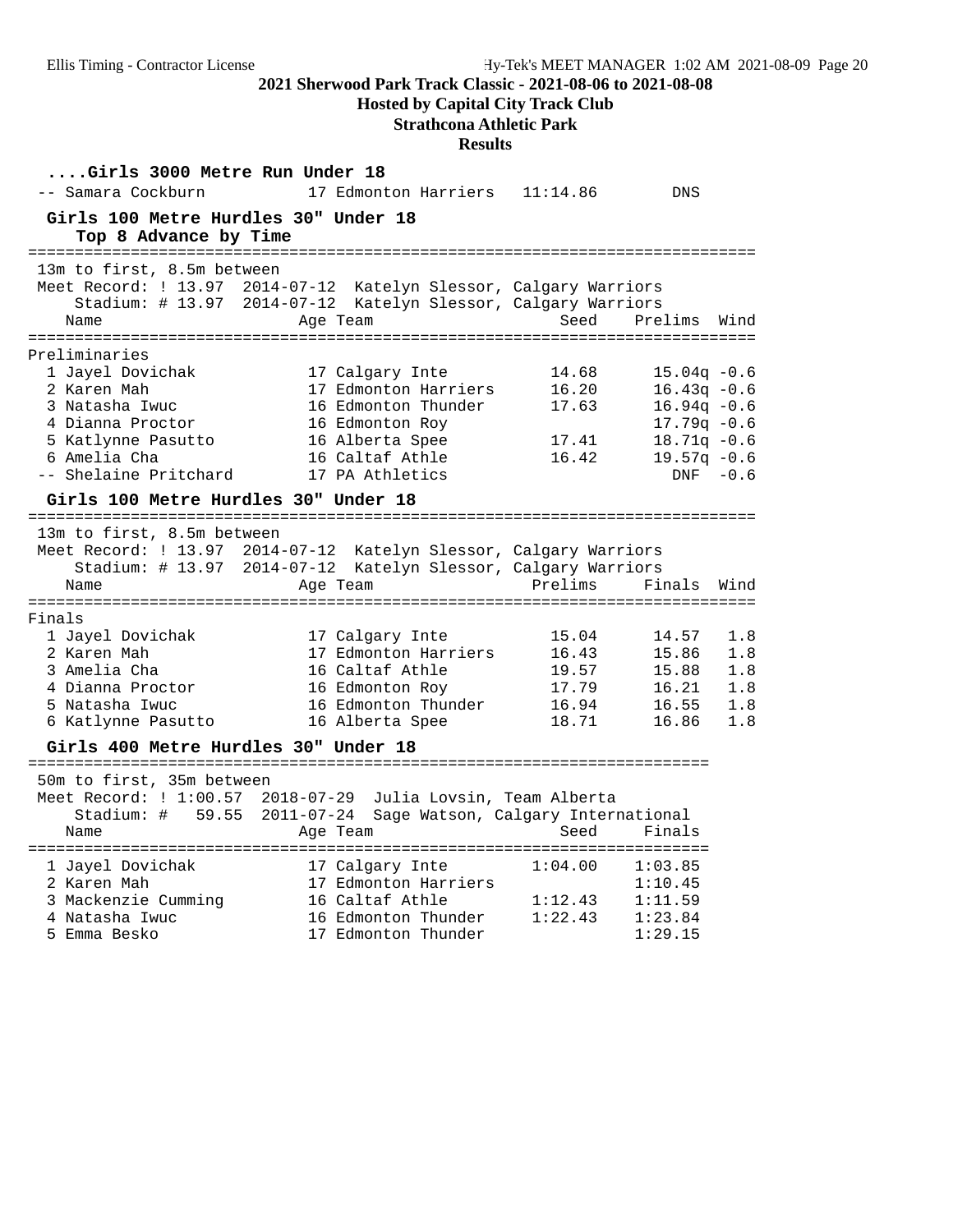## ....Girls 3000 Metre Run Under 18

| Place | Name | Age | Team | Seed | Finals |
|---|---|---|---|---|---|
| -- | Samara Cockburn | 17 | Edmonton Harriers | 11:14.86 | DNS |

## Girls 100 Metre Hurdles 30" Under 18

**Top 8 Advance by Time**

13m to first, 8.5m between
Meet Record: ! 13.97 2014-07-12 Katelyn Slessor, Calgary Warriors
Stadium: # 13.97 2014-07-12 Katelyn Slessor, Calgary Warriors

| Place | Name | Age | Team | Seed | Prelims | Wind |
|---|---|---|---|---|---|---|
| **Preliminaries** | | | | | | |
| 1 | Jayel Dovichak | 17 | Calgary Inte | 14.68 | 15.04q | -0.6 |
| 2 | Karen Mah | 17 | Edmonton Harriers | 16.20 | 16.43q | -0.6 |
| 3 | Natasha Iwuc | 16 | Edmonton Thunder | 17.63 | 16.94q | -0.6 |
| 4 | Dianna Proctor | 16 | Edmonton Roy | | 17.79q | -0.6 |
| 5 | Katlynne Pasutto | 16 | Alberta Spee | 17.41 | 18.71q | -0.6 |
| 6 | Amelia Cha | 16 | Caltaf Athle | 16.42 | 19.57q | -0.6 |
| -- | Shelaine Pritchard | 17 | PA Athletics | | DNF | -0.6 |

## Girls 100 Metre Hurdles 30" Under 18

13m to first, 8.5m between
Meet Record: ! 13.97 2014-07-12 Katelyn Slessor, Calgary Warriors
Stadium: # 13.97 2014-07-12 Katelyn Slessor, Calgary Warriors

| Place | Name | Age | Team | Prelims | Finals | Wind |
|---|---|---|---|---|---|---|
| **Finals** | | | | | | |
| 1 | Jayel Dovichak | 17 | Calgary Inte | 15.04 | 14.57 | 1.8 |
| 2 | Karen Mah | 17 | Edmonton Harriers | 16.43 | 15.86 | 1.8 |
| 3 | Amelia Cha | 16 | Caltaf Athle | 19.57 | 15.88 | 1.8 |
| 4 | Dianna Proctor | 16 | Edmonton Roy | 17.79 | 16.21 | 1.8 |
| 5 | Natasha Iwuc | 16 | Edmonton Thunder | 16.94 | 16.55 | 1.8 |
| 6 | Katlynne Pasutto | 16 | Alberta Spee | 18.71 | 16.86 | 1.8 |

## Girls 400 Metre Hurdles 30" Under 18

50m to first, 35m between
Meet Record: ! 1:00.57 2018-07-29 Julia Lovsin, Team Alberta
Stadium: # 59.55 2011-07-24 Sage Watson, Calgary International

| Place | Name | Age | Team | Seed | Finals |
|---|---|---|---|---|---|
| 1 | Jayel Dovichak | 17 | Calgary Inte | 1:04.00 | 1:03.85 |
| 2 | Karen Mah | 17 | Edmonton Harriers | | 1:10.45 |
| 3 | Mackenzie Cumming | 16 | Caltaf Athle | 1:12.43 | 1:11.59 |
| 4 | Natasha Iwuc | 16 | Edmonton Thunder | 1:22.43 | 1:23.84 |
| 5 | Emma Besko | 17 | Edmonton Thunder | | 1:29.15 |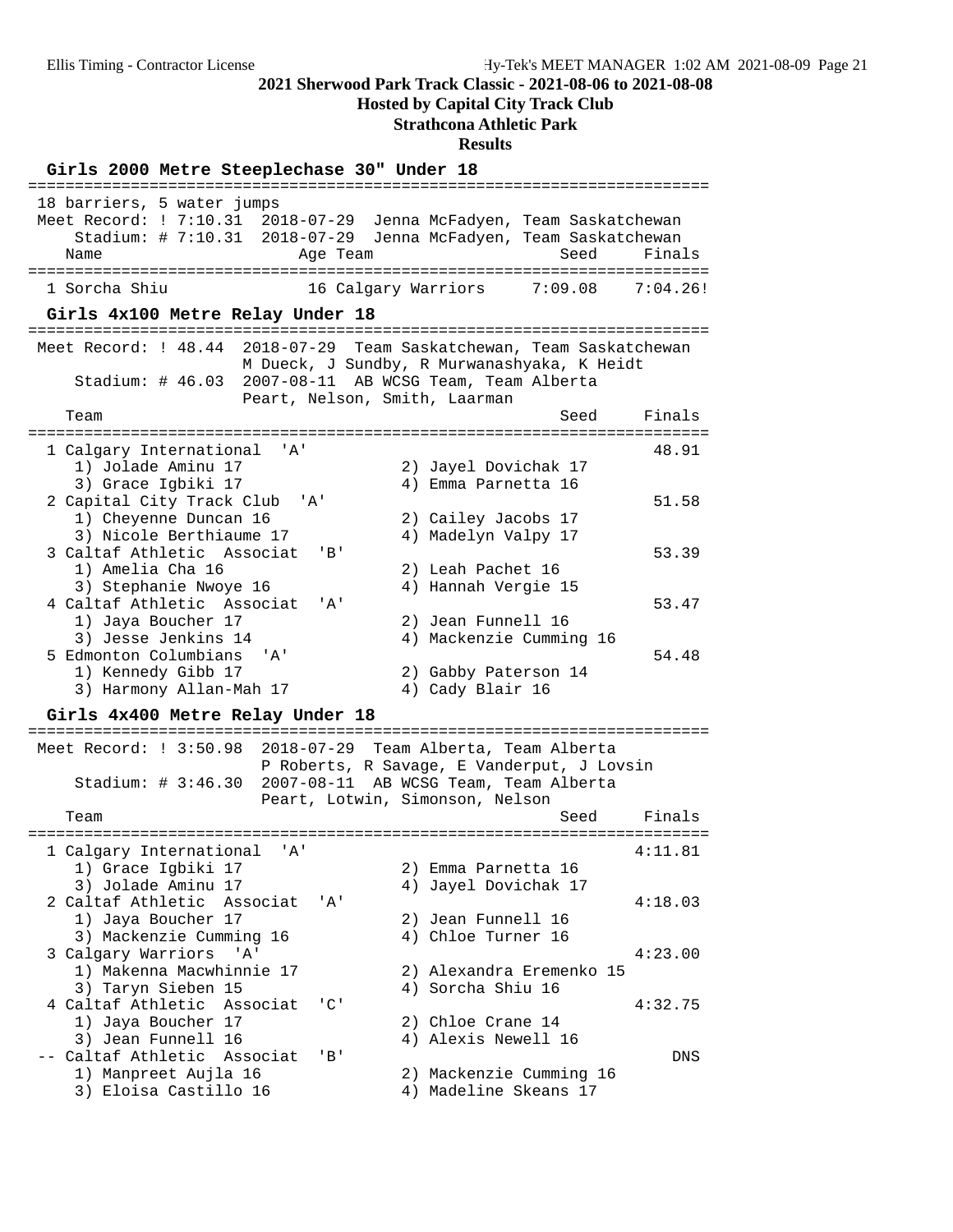# 2021 Sherwood Park Track Classic - 2021-08-06 to 2021-08-08

**Hosted by Capital City Track Club**

**Strathcona Athletic Park**

**Results**

## Girls 2000 Metre Steeplechase 30" Under 18

18 barriers, 5 water jumps

Meet Record: ! 7:10.31 2018-07-29 Jenna McFadyen, Team Saskatchewan

Stadium: # 7:10.31 2018-07-29 Jenna McFadyen, Team Saskatchewan

| | Name | Age | Team | Seed | Finals |
|---|---|---|---|---|---|
| 1 | Sorcha Shiu | 16 | Calgary Warriors | 7:09.08 | 7:04.26! |

## Girls 4x100 Metre Relay Under 18

Meet Record: ! 48.44 2018-07-29 Team Saskatchewan, Team Saskatchewan
M Dueck, J Sundby, R Murwanashyaka, K Heidt

Stadium: # 46.03 2007-08-11 AB WCSG Team, Team Alberta
Peart, Nelson, Smith, Laarman

| | Team | Seed | Finals |
|---|---|---|---|
| 1 | Calgary International 'A' | | 48.91 |
| | 1) Jolade Aminu 17, 2) Jayel Dovichak 17, 3) Grace Igbiki 17, 4) Emma Parnetta 16 | | |
| 2 | Capital City Track Club 'A' | | 51.58 |
| | 1) Cheyenne Duncan 16, 2) Cailey Jacobs 17, 3) Nicole Berthiaume 17, 4) Madelyn Valpy 17 | | |
| 3 | Caltaf Athletic Associat 'B' | | 53.39 |
| | 1) Amelia Cha 16, 2) Leah Pachet 16, 3) Stephanie Nwoye 16, 4) Hannah Vergie 15 | | |
| 4 | Caltaf Athletic Associat 'A' | | 53.47 |
| | 1) Jaya Boucher 17, 2) Jean Funnell 16, 3) Jesse Jenkins 14, 4) Mackenzie Cumming 16 | | |
| 5 | Edmonton Columbians 'A' | | 54.48 |
| | 1) Kennedy Gibb 17, 2) Gabby Paterson 14, 3) Harmony Allan-Mah 17, 4) Cady Blair 16 | | |

## Girls 4x400 Metre Relay Under 18

Meet Record: ! 3:50.98 2018-07-29 Team Alberta, Team Alberta
P Roberts, R Savage, E Vanderput, J Lovsin

Stadium: # 3:46.30 2007-08-11 AB WCSG Team, Team Alberta
Peart, Lotwin, Simonson, Nelson

| | Team | Seed | Finals |
|---|---|---|---|
| 1 | Calgary International 'A' | | 4:11.81 |
| | 1) Grace Igbiki 17, 2) Emma Parnetta 16, 3) Jolade Aminu 17, 4) Jayel Dovichak 17 | | |
| 2 | Caltaf Athletic Associat 'A' | | 4:18.03 |
| | 1) Jaya Boucher 17, 2) Jean Funnell 16, 3) Mackenzie Cumming 16, 4) Chloe Turner 16 | | |
| 3 | Calgary Warriors 'A' | | 4:23.00 |
| | 1) Makenna Macwhinnie 17, 2) Alexandra Eremenko 15, 3) Taryn Sieben 15, 4) Sorcha Shiu 16 | | |
| 4 | Caltaf Athletic Associat 'C' | | 4:32.75 |
| | 1) Jaya Boucher 17, 2) Chloe Crane 14, 3) Jean Funnell 16, 4) Alexis Newell 16 | | |
| -- | Caltaf Athletic Associat 'B' | | DNS |
| | 1) Manpreet Aujla 16, 2) Mackenzie Cumming 16, 3) Eloisa Castillo 16, 4) Madeline Skeans 17 | | |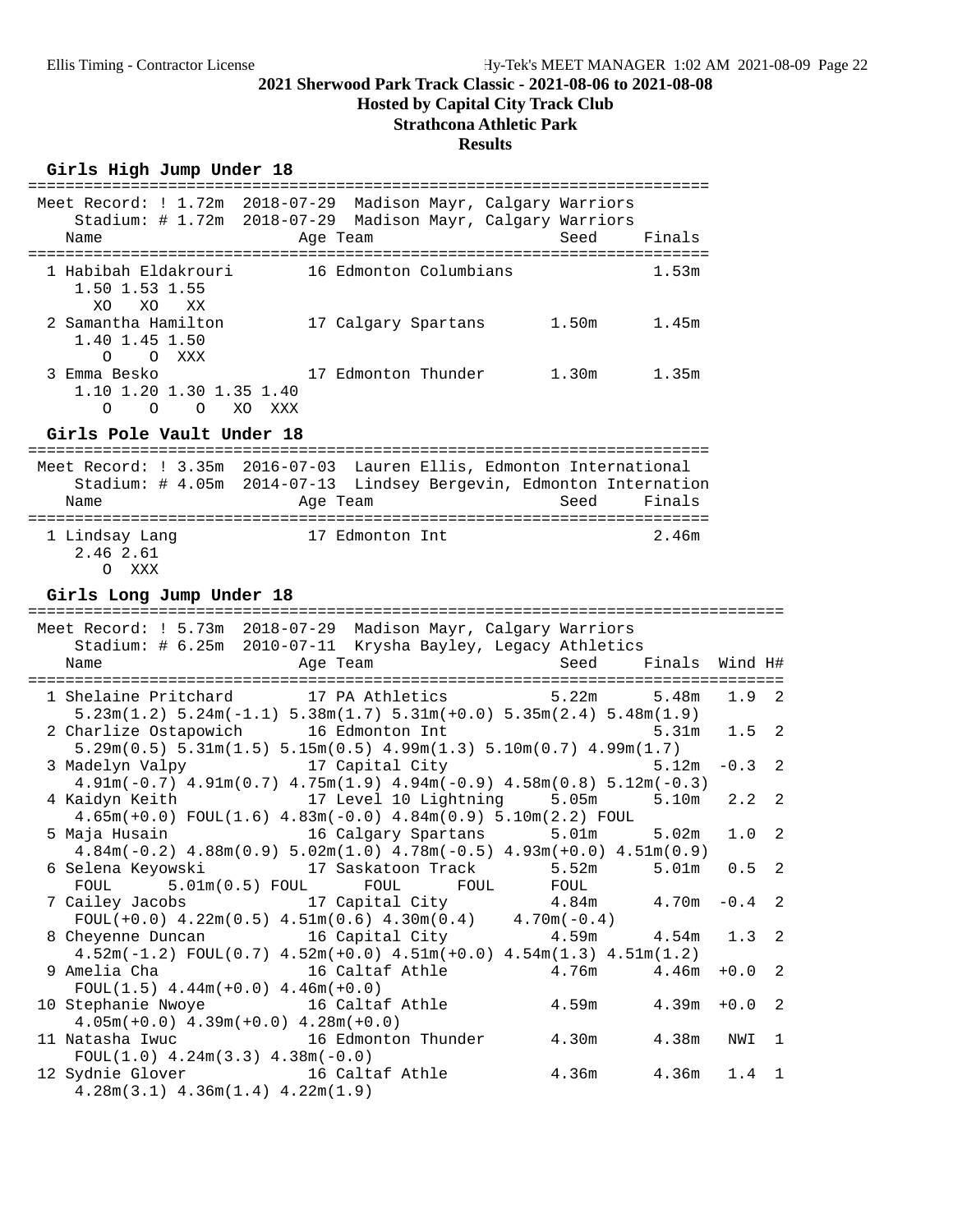## 2021 Sherwood Park Track Classic - 2021-08-06 to 2021-08-08

**Hosted by Capital City Track Club**

**Strathcona Athletic Park**

**Results**

### Girls High Jump Under 18

Meet Record: ! 1.72m 2018-07-29 Madison Mayr, Calgary Warriors
Stadium: # 1.72m 2018-07-29 Madison Mayr, Calgary Warriors

| Place | Name | Age | Team | Seed | Finals |
|---|---|---|---|---|---|
| 1 | Habibah Eldakrouri | 16 | Edmonton Columbians | | 1.53m |
| | 1.50 XO, 1.53 XO, 1.55 XX | | | | |
| 2 | Samantha Hamilton | 17 | Calgary Spartans | 1.50m | 1.45m |
| | 1.40 O, 1.45 O, 1.50 XXX | | | | |
| 3 | Emma Besko | 17 | Edmonton Thunder | 1.30m | 1.35m |
| | 1.10 O, 1.20 O, 1.30 O, 1.35 XO, 1.40 XXX | | | | |

### Girls Pole Vault Under 18

Meet Record: ! 3.35m 2016-07-03 Lauren Ellis, Edmonton International
Stadium: # 4.05m 2014-07-13 Lindsey Bergevin, Edmonton Internation

| Place | Name | Age | Team | Seed | Finals |
|---|---|---|---|---|---|
| 1 | Lindsay Lang | 17 | Edmonton Int | | 2.46m |
| | 2.46 O, 2.61 XXX | | | | |

### Girls Long Jump Under 18

Meet Record: ! 5.73m 2018-07-29 Madison Mayr, Calgary Warriors
Stadium: # 6.25m 2010-07-11 Krysha Bayley, Legacy Athletics

| Place | Name | Age | Team | Seed | Finals | Wind | H# |
|---|---|---|---|---|---|---|---|
| 1 | Shelaine Pritchard | 17 | PA Athletics | 5.22m | 5.48m | 1.9 | 2 |
| | 5.23m(1.2) 5.24m(-1.1) 5.38m(1.7) 5.31m(+0.0) 5.35m(2.4) 5.48m(1.9) | | | | | | |
| 2 | Charlize Ostapowich | 16 | Edmonton Int | | 5.31m | 1.5 | 2 |
| | 5.29m(0.5) 5.31m(1.5) 5.15m(0.5) 4.99m(1.3) 5.10m(0.7) 4.99m(1.7) | | | | | | |
| 3 | Madelyn Valpy | 17 | Capital City | | 5.12m | -0.3 | 2 |
| | 4.91m(-0.7) 4.91m(0.7) 4.75m(1.9) 4.94m(-0.9) 4.58m(0.8) 5.12m(-0.3) | | | | | | |
| 4 | Kaidyn Keith | 17 | Level 10 Lightning | 5.05m | 5.10m | 2.2 | 2 |
| | 4.65m(+0.0) FOUL(1.6) 4.83m(-0.0) 4.84m(0.9) 5.10m(2.2) FOUL | | | | | | |
| 5 | Maja Husain | 16 | Calgary Spartans | 5.01m | 5.02m | 1.0 | 2 |
| | 4.84m(-0.2) 4.88m(0.9) 5.02m(1.0) 4.78m(-0.5) 4.93m(+0.0) 4.51m(0.9) | | | | | | |
| 6 | Selena Keyowski | 17 | Saskatoon Track | 5.52m | 5.01m | 0.5 | 2 |
| | FOUL 5.01m(0.5) FOUL FOUL FOUL FOUL | | | | | | |
| 7 | Cailey Jacobs | 17 | Capital City | 4.84m | 4.70m | -0.4 | 2 |
| | FOUL(+0.0) 4.22m(0.5) 4.51m(0.6) 4.30m(0.4) 4.70m(-0.4) | | | | | | |
| 8 | Cheyenne Duncan | 16 | Capital City | 4.59m | 4.54m | 1.3 | 2 |
| | 4.52m(-1.2) FOUL(0.7) 4.52m(+0.0) 4.51m(+0.0) 4.54m(1.3) 4.51m(1.2) | | | | | | |
| 9 | Amelia Cha | 16 | Caltaf Athle | 4.76m | 4.46m | +0.0 | 2 |
| | FOUL(1.5) 4.44m(+0.0) 4.46m(+0.0) | | | | | | |
| 10 | Stephanie Nwoye | 16 | Caltaf Athle | 4.59m | 4.39m | +0.0 | 2 |
| | 4.05m(+0.0) 4.39m(+0.0) 4.28m(+0.0) | | | | | | |
| 11 | Natasha Iwuc | 16 | Edmonton Thunder | 4.30m | 4.38m | NWI | 1 |
| | FOUL(1.0) 4.24m(3.3) 4.38m(-0.0) | | | | | | |
| 12 | Sydnie Glover | 16 | Caltaf Athle | 4.36m | 4.36m | 1.4 | 1 |
| | 4.28m(3.1) 4.36m(1.4) 4.22m(1.9) | | | | | | |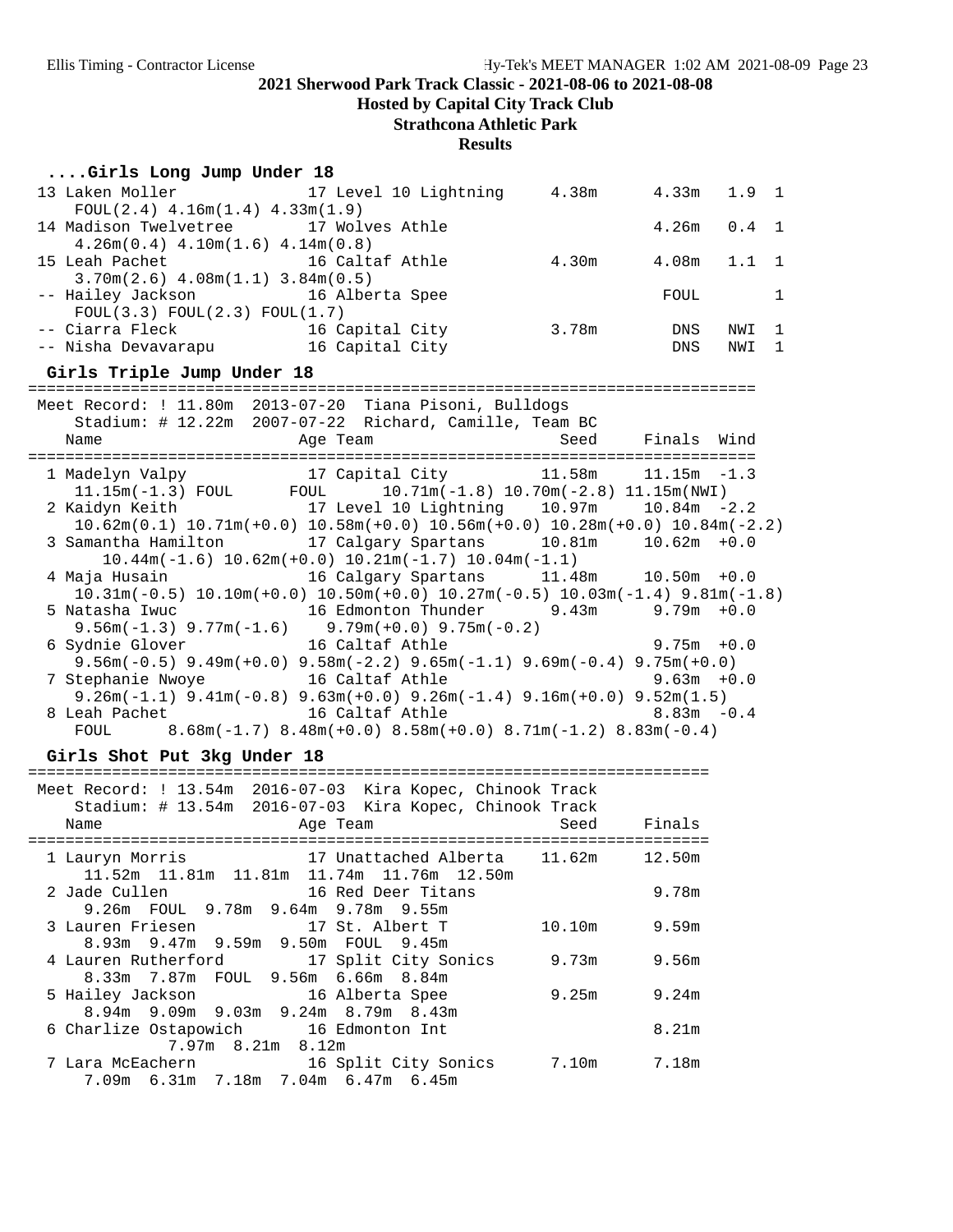**2021 Sherwood Park Track Classic - 2021-08-06 to 2021-08-08**

**Hosted by Capital City Track Club**

**Strathcona Athletic Park**

**Results**

### ....Girls Long Jump Under 18

```
 13 Laken Moller               17 Level 10 Lightning     4.38m      4.33m   1.9  1
    FOUL(2.4) 4.16m(1.4) 4.33m(1.9)
 14 Madison Twelvetree         17 Wolves Athle                      4.26m   0.4  1
    4.26m(0.4) 4.10m(1.6) 4.14m(0.8)
 15 Leah Pachet                16 Caltaf Athle           4.30m      4.08m   1.1  1
    3.70m(2.6) 4.08m(1.1) 3.84m(0.5)
 -- Hailey Jackson             16 Alberta Spee                       FOUL        1
    FOUL(3.3) FOUL(2.3) FOUL(1.7)
 -- Ciarra Fleck               16 Capital City           3.78m        DNS   NWI  1
 -- Nisha Devavarapu           16 Capital City                        DNS   NWI  1
```

### Girls Triple Jump Under 18

```
=============================================================================
 Meet Record: ! 11.80m  2013-07-20  Tiana Pisoni, Bulldogs
    Stadium: # 12.22m  2007-07-22  Richard, Camille, Team BC
    Name                    Age Team                    Seed     Finals  Wind
=============================================================================
  1 Madelyn Valpy           17 Capital City         11.58m     11.15m  -1.3
     11.15m(-1.3) FOUL      FOUL      10.71m(-1.8) 10.70m(-2.8) 11.15m(NWI)
  2 Kaidyn Keith            17 Level 10 Lightning   10.97m     10.84m  -2.2
    10.62m(0.1) 10.71m(+0.0) 10.58m(+0.0) 10.56m(+0.0) 10.28m(+0.0) 10.84m(-2.2)
  3 Samantha Hamilton       17 Calgary Spartans     10.81m     10.62m  +0.0
       10.44m(-1.6) 10.62m(+0.0) 10.21m(-1.7) 10.04m(-1.1)
  4 Maja Husain             16 Calgary Spartans     11.48m     10.50m  +0.0
    10.31m(-0.5) 10.10m(+0.0) 10.50m(+0.0) 10.27m(-0.5) 10.03m(-1.4) 9.81m(-1.8)
  5 Natasha Iwuc            16 Edmonton Thunder      9.43m      9.79m  +0.0
    9.56m(-1.3) 9.77m(-1.6)    9.79m(+0.0) 9.75m(-0.2)
  6 Sydnie Glover           16 Caltaf Athle                     9.75m  +0.0
    9.56m(-0.5) 9.49m(+0.0) 9.58m(-2.2) 9.65m(-1.1) 9.69m(-0.4) 9.75m(+0.0)
  7 Stephanie Nwoye         16 Caltaf Athle                     9.63m  +0.0
    9.26m(-1.1) 9.41m(-0.8) 9.63m(+0.0) 9.26m(-1.4) 9.16m(+0.0) 9.52m(1.5)
  8 Leah Pachet             16 Caltaf Athle                     8.83m  -0.4
    FOUL      8.68m(-1.7) 8.48m(+0.0) 8.58m(+0.0) 8.71m(-1.2) 8.83m(-0.4)
```

### Girls Shot Put 3kg Under 18

```
=========================================================================
 Meet Record: ! 13.54m  2016-07-03  Kira Kopec, Chinook Track
    Stadium: # 13.54m  2016-07-03  Kira Kopec, Chinook Track
    Name                    Age Team                    Seed     Finals
=========================================================================
  1 Lauryn Morris           17 Unattached Alberta   11.62m     12.50m
     11.52m  11.81m  11.81m  11.74m  11.76m  12.50m
  2 Jade Cullen             16 Red Deer Titans                  9.78m
     9.26m  FOUL  9.78m  9.64m  9.78m  9.55m
  3 Lauren Friesen          17 St. Albert T         10.10m      9.59m
     8.93m  9.47m  9.59m  9.50m  FOUL  9.45m
  4 Lauren Rutherford       17 Split City Sonics     9.73m      9.56m
     8.33m  7.87m  FOUL  9.56m  6.66m  8.84m
  5 Hailey Jackson          16 Alberta Spee          9.25m      9.24m
     8.94m  9.09m  9.03m  9.24m  8.79m  8.43m
  6 Charlize Ostapowich     16 Edmonton Int                     8.21m
             7.97m  8.21m  8.12m
  7 Lara McEachern          16 Split City Sonics     7.10m      7.18m
     7.09m  6.31m  7.18m  7.04m  6.47m  6.45m
```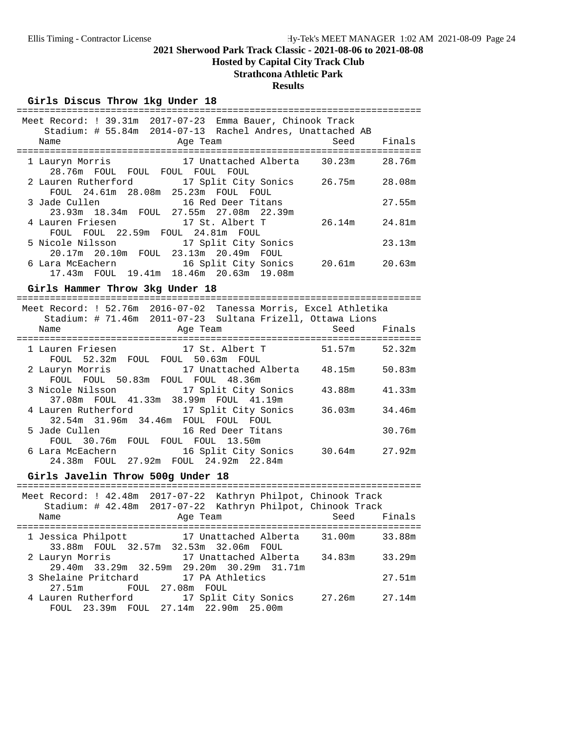## 2021 Sherwood Park Track Classic - 2021-08-06 to 2021-08-08

### Hosted by Capital City Track Club

### Strathcona Athletic Park

### Results

#### Girls Discus Throw 1kg Under 18

Meet Record: ! 39.31m 2017-07-23 Emma Bauer, Chinook Track
Stadium: # 55.84m 2014-07-13 Rachel Andres, Unattached AB

| Place | Name | Age | Team | Seed | Finals |
|---|---|---|---|---|---|
| 1 | Lauryn Morris | 17 | Unattached Alberta | 30.23m | 28.76m |
| | 28.76m FOUL FOUL FOUL FOUL FOUL | | | | |
| 2 | Lauren Rutherford | 17 | Split City Sonics | 26.75m | 28.08m |
| | FOUL 24.61m 28.08m 25.23m FOUL FOUL | | | | |
| 3 | Jade Cullen | 16 | Red Deer Titans | | 27.55m |
| | 23.93m 18.34m FOUL 27.55m 27.08m 22.39m | | | | |
| 4 | Lauren Friesen | 17 | St. Albert T | 26.14m | 24.81m |
| | FOUL FOUL 22.59m FOUL 24.81m FOUL | | | | |
| 5 | Nicole Nilsson | 17 | Split City Sonics | | 23.13m |
| | 20.17m 20.10m FOUL 23.13m 20.49m FOUL | | | | |
| 6 | Lara McEachern | 16 | Split City Sonics | 20.61m | 20.63m |
| | 17.43m FOUL 19.41m 18.46m 20.63m 19.08m | | | | |

#### Girls Hammer Throw 3kg Under 18

Meet Record: ! 52.76m 2016-07-02 Tanessa Morris, Excel Athletika
Stadium: # 71.46m 2011-07-23 Sultana Frizell, Ottawa Lions

| Place | Name | Age | Team | Seed | Finals |
|---|---|---|---|---|---|
| 1 | Lauren Friesen | 17 | St. Albert T | 51.57m | 52.32m |
| | FOUL 52.32m FOUL FOUL 50.63m FOUL | | | | |
| 2 | Lauryn Morris | 17 | Unattached Alberta | 48.15m | 50.83m |
| | FOUL FOUL 50.83m FOUL FOUL 48.36m | | | | |
| 3 | Nicole Nilsson | 17 | Split City Sonics | 43.88m | 41.33m |
| | 37.08m FOUL 41.33m 38.99m FOUL 41.19m | | | | |
| 4 | Lauren Rutherford | 17 | Split City Sonics | 36.03m | 34.46m |
| | 32.54m 31.96m 34.46m FOUL FOUL FOUL | | | | |
| 5 | Jade Cullen | 16 | Red Deer Titans | | 30.76m |
| | FOUL 30.76m FOUL FOUL FOUL 13.50m | | | | |
| 6 | Lara McEachern | 16 | Split City Sonics | 30.64m | 27.92m |
| | 24.38m FOUL 27.92m FOUL 24.92m 22.84m | | | | |

#### Girls Javelin Throw 500g Under 18

Meet Record: ! 42.48m 2017-07-22 Kathryn Philpot, Chinook Track
Stadium: # 42.48m 2017-07-22 Kathryn Philpot, Chinook Track

| Place | Name | Age | Team | Seed | Finals |
|---|---|---|---|---|---|
| 1 | Jessica Philpott | 17 | Unattached Alberta | 31.00m | 33.88m |
| | 33.88m FOUL 32.57m 32.53m 32.06m FOUL | | | | |
| 2 | Lauryn Morris | 17 | Unattached Alberta | 34.83m | 33.29m |
| | 29.40m 33.29m 32.59m 29.20m 30.29m 31.71m | | | | |
| 3 | Shelaine Pritchard | 17 | PA Athletics | | 27.51m |
| | 27.51m FOUL 27.08m FOUL | | | | |
| 4 | Lauren Rutherford | 17 | Split City Sonics | 27.26m | 27.14m |
| | FOUL 23.39m FOUL 27.14m 22.90m 25.00m | | | | |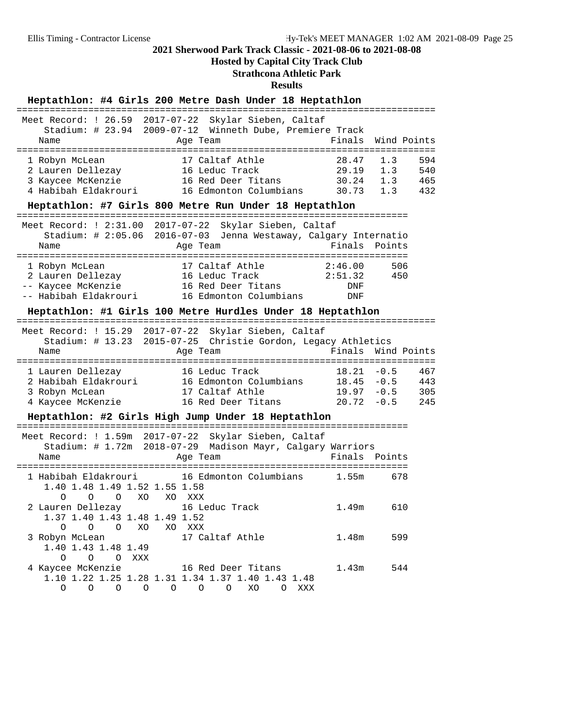## 2021 Sherwood Park Track Classic - 2021-08-06 to 2021-08-08

**Hosted by Capital City Track Club**

**Strathcona Athletic Park**

**Results**

### Heptathlon: #4 Girls 200 Metre Dash Under 18 Heptathlon

Meet Record: ! 26.59 2017-07-22 Skylar Sieben, Caltaf
Stadium: # 23.94 2009-07-12 Winneth Dube, Premiere Track

| | Name | Age | Team | Finals | Wind | Points |
|---|---|---|---|---|---|---|
| 1 | Robyn McLean | 17 | Caltaf Athle | 28.47 | 1.3 | 594 |
| 2 | Lauren Dellezay | 16 | Leduc Track | 29.19 | 1.3 | 540 |
| 3 | Kaycee McKenzie | 16 | Red Deer Titans | 30.24 | 1.3 | 465 |
| 4 | Habibah Eldakrouri | 16 | Edmonton Columbians | 30.73 | 1.3 | 432 |

### Heptathlon: #7 Girls 800 Metre Run Under 18 Heptathlon

Meet Record: ! 2:31.00 2017-07-22 Skylar Sieben, Caltaf
Stadium: # 2:05.06 2016-07-03 Jenna Westaway, Calgary Internatio

| | Name | Age | Team | Finals | Points |
|---|---|---|---|---|---|
| 1 | Robyn McLean | 17 | Caltaf Athle | 2:46.00 | 506 |
| 2 | Lauren Dellezay | 16 | Leduc Track | 2:51.32 | 450 |
| -- | Kaycee McKenzie | 16 | Red Deer Titans | DNF | |
| -- | Habibah Eldakrouri | 16 | Edmonton Columbians | DNF | |

### Heptathlon: #1 Girls 100 Metre Hurdles Under 18 Heptathlon

Meet Record: ! 15.29 2017-07-22 Skylar Sieben, Caltaf
Stadium: # 13.23 2015-07-25 Christie Gordon, Legacy Athletics

| | Name | Age | Team | Finals | Wind | Points |
|---|---|---|---|---|---|---|
| 1 | Lauren Dellezay | 16 | Leduc Track | 18.21 | -0.5 | 467 |
| 2 | Habibah Eldakrouri | 16 | Edmonton Columbians | 18.45 | -0.5 | 443 |
| 3 | Robyn McLean | 17 | Caltaf Athle | 19.97 | -0.5 | 305 |
| 4 | Kaycee McKenzie | 16 | Red Deer Titans | 20.72 | -0.5 | 245 |

### Heptathlon: #2 Girls High Jump Under 18 Heptathlon

Meet Record: ! 1.59m 2017-07-22 Skylar Sieben, Caltaf
Stadium: # 1.72m 2018-07-29 Madison Mayr, Calgary Warriors

| | Name | Age | Team | Finals | Points |
|---|---|---|---|---|---|
| 1 | Habibah Eldakrouri | 16 | Edmonton Columbians | 1.55m | 678 |
| 2 | Lauren Dellezay | 16 | Leduc Track | 1.49m | 610 |
| 3 | Robyn McLean | 17 | Caltaf Athle | 1.48m | 599 |
| 4 | Kaycee McKenzie | 16 | Red Deer Titans | 1.43m | 544 |

```
1 Habibah Eldakrouri
    1.40 1.48 1.49 1.52 1.55 1.58
       O    O    O   XO   XO  XXX
2 Lauren Dellezay
    1.37 1.40 1.43 1.48 1.49 1.52
       O    O    O   XO   XO  XXX
3 Robyn McLean
    1.40 1.43 1.48 1.49
       O    O    O  XXX
4 Kaycee McKenzie
    1.10 1.22 1.25 1.28 1.31 1.34 1.37 1.40 1.43 1.48
       O    O    O    O    O    O    O   XO    O  XXX
```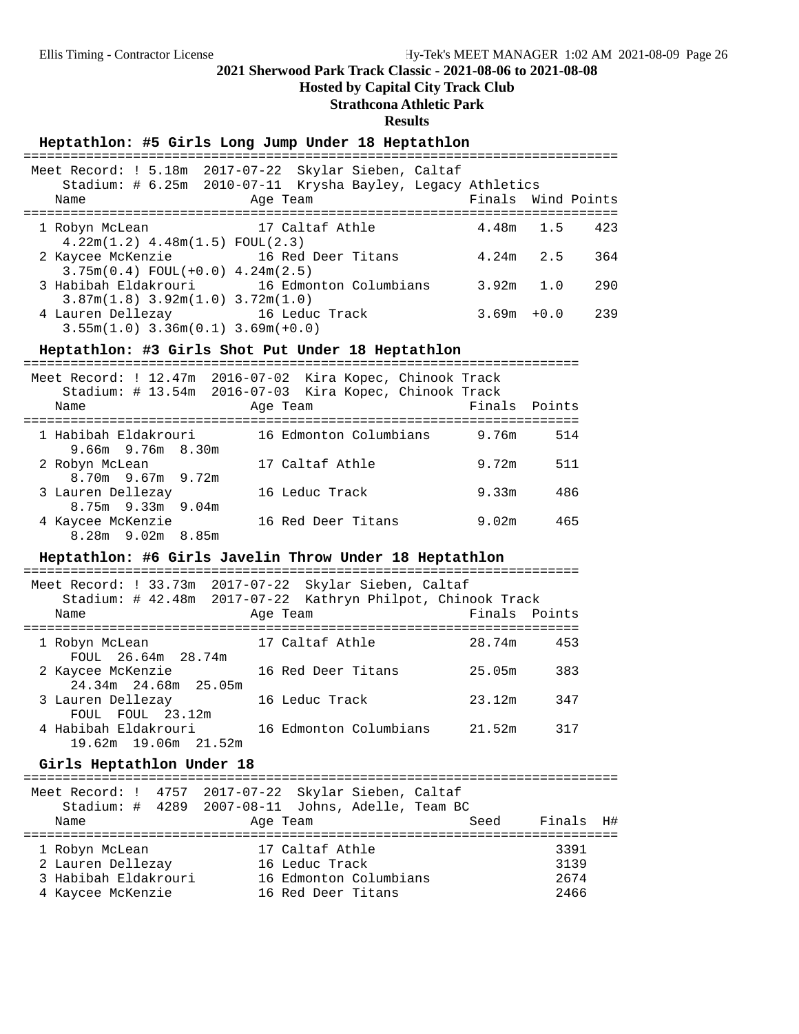## 2021 Sherwood Park Track Classic - 2021-08-06 to 2021-08-08

**Hosted by Capital City Track Club**

**Strathcona Athletic Park**

**Results**

### Heptathlon: #5 Girls Long Jump Under 18 Heptathlon

Meet Record: ! 5.18m 2017-07-22 Skylar Sieben, Caltaf
Stadium: # 6.25m 2010-07-11 Krysha Bayley, Legacy Athletics

| Place | Name | Age | Team | Finals | Wind | Points |
|---|---|---|---|---|---|---|
| 1 | Robyn McLean | 17 | Caltaf Athle | 4.48m | 1.5 | 423 |
| | 4.22m(1.2) 4.48m(1.5) FOUL(2.3) | | | | | |
| 2 | Kaycee McKenzie | 16 | Red Deer Titans | 4.24m | 2.5 | 364 |
| | 3.75m(0.4) FOUL(+0.0) 4.24m(2.5) | | | | | |
| 3 | Habibah Eldakrouri | 16 | Edmonton Columbians | 3.92m | 1.0 | 290 |
| | 3.87m(1.8) 3.92m(1.0) 3.72m(1.0) | | | | | |
| 4 | Lauren Dellezay | 16 | Leduc Track | 3.69m | +0.0 | 239 |
| | 3.55m(1.0) 3.36m(0.1) 3.69m(+0.0) | | | | | |

### Heptathlon: #3 Girls Shot Put Under 18 Heptathlon

Meet Record: ! 12.47m 2016-07-02 Kira Kopec, Chinook Track
Stadium: # 13.54m 2016-07-03 Kira Kopec, Chinook Track

| Place | Name | Age | Team | Finals | Points |
|---|---|---|---|---|---|
| 1 | Habibah Eldakrouri | 16 | Edmonton Columbians | 9.76m | 514 |
| | 9.66m 9.76m 8.30m | | | | |
| 2 | Robyn McLean | 17 | Caltaf Athle | 9.72m | 511 |
| | 8.70m 9.67m 9.72m | | | | |
| 3 | Lauren Dellezay | 16 | Leduc Track | 9.33m | 486 |
| | 8.75m 9.33m 9.04m | | | | |
| 4 | Kaycee McKenzie | 16 | Red Deer Titans | 9.02m | 465 |
| | 8.28m 9.02m 8.85m | | | | |

### Heptathlon: #6 Girls Javelin Throw Under 18 Heptathlon

Meet Record: ! 33.73m 2017-07-22 Skylar Sieben, Caltaf
Stadium: # 42.48m 2017-07-22 Kathryn Philpot, Chinook Track

| Place | Name | Age | Team | Finals | Points |
|---|---|---|---|---|---|
| 1 | Robyn McLean | 17 | Caltaf Athle | 28.74m | 453 |
| | FOUL 26.64m 28.74m | | | | |
| 2 | Kaycee McKenzie | 16 | Red Deer Titans | 25.05m | 383 |
| | 24.34m 24.68m 25.05m | | | | |
| 3 | Lauren Dellezay | 16 | Leduc Track | 23.12m | 347 |
| | FOUL FOUL 23.12m | | | | |
| 4 | Habibah Eldakrouri | 16 | Edmonton Columbians | 21.52m | 317 |
| | 19.62m 19.06m 21.52m | | | | |

### Girls Heptathlon Under 18

Meet Record: ! 4757 2017-07-22 Skylar Sieben, Caltaf
Stadium: # 4289 2007-08-11 Johns, Adelle, Team BC

| Place | Name | Age | Team | Seed | Finals | H# |
|---|---|---|---|---|---|---|
| 1 | Robyn McLean | 17 | Caltaf Athle | | 3391 | |
| 2 | Lauren Dellezay | 16 | Leduc Track | | 3139 | |
| 3 | Habibah Eldakrouri | 16 | Edmonton Columbians | | 2674 | |
| 4 | Kaycee McKenzie | 16 | Red Deer Titans | | 2466 | |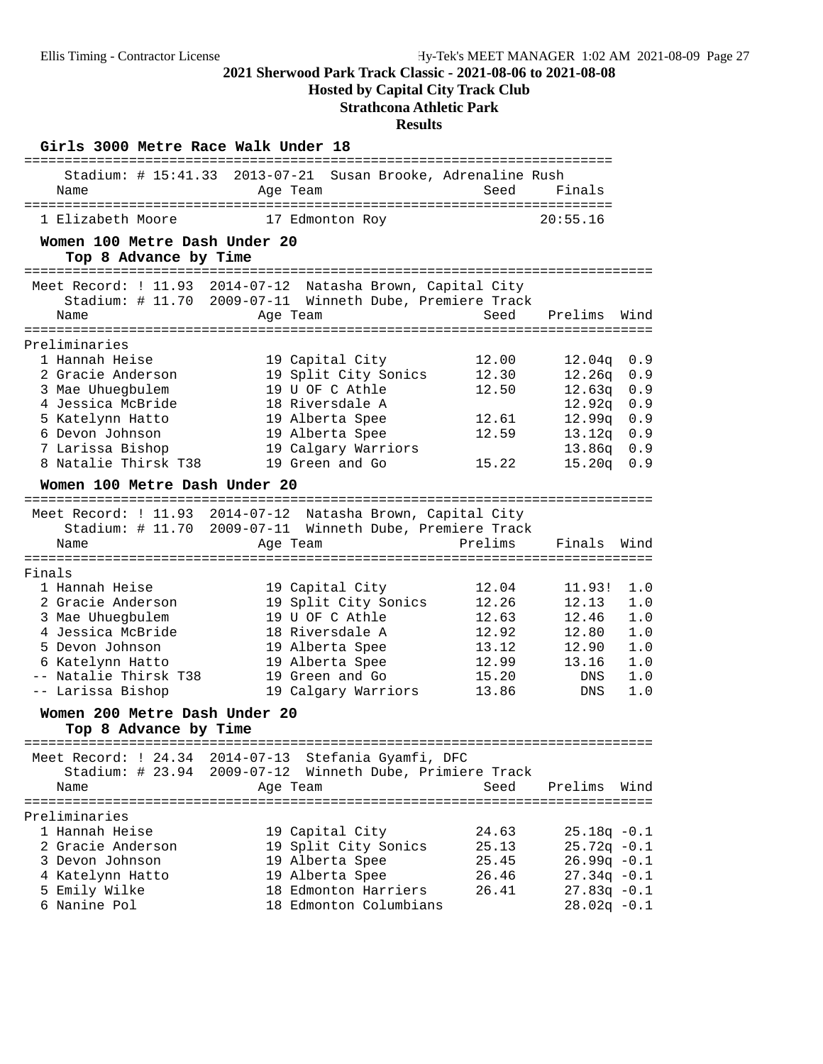# 2021 Sherwood Park Track Classic - 2021-08-06 to 2021-08-08

**Hosted by Capital City Track Club**

**Strathcona Athletic Park**

**Results**

## Girls 3000 Metre Race Walk Under 18

Stadium: # 15:41.33 2013-07-21 Susan Brooke, Adrenaline Rush

| Place | Name | Age | Team | Seed | Finals |
|---|---|---|---|---|---|
| 1 | Elizabeth Moore | 17 | Edmonton Roy | | 20:55.16 |

## Women 100 Metre Dash Under 20

Top 8 Advance by Time

Meet Record: ! 11.93 2014-07-12 Natasha Brown, Capital City
Stadium: # 11.70 2009-07-11 Winneth Dube, Premiere Track

**Preliminaries**

| Place | Name | Age | Team | Seed | Prelims | Wind |
|---|---|---|---|---|---|---|
| 1 | Hannah Heise | 19 | Capital City | 12.00 | 12.04q | 0.9 |
| 2 | Gracie Anderson | 19 | Split City Sonics | 12.30 | 12.26q | 0.9 |
| 3 | Mae Uhuegbulem | 19 | U OF C Athle | 12.50 | 12.63q | 0.9 |
| 4 | Jessica McBride | 18 | Riversdale A | | 12.92q | 0.9 |
| 5 | Katelynn Hatto | 19 | Alberta Spee | 12.61 | 12.99q | 0.9 |
| 6 | Devon Johnson | 19 | Alberta Spee | 12.59 | 13.12q | 0.9 |
| 7 | Larissa Bishop | 19 | Calgary Warriors | | 13.86q | 0.9 |
| 8 | Natalie Thirsk T38 | 19 | Green and Go | 15.22 | 15.20q | 0.9 |

## Women 100 Metre Dash Under 20

Meet Record: ! 11.93 2014-07-12 Natasha Brown, Capital City
Stadium: # 11.70 2009-07-11 Winneth Dube, Premiere Track

**Finals**

| Place | Name | Age | Team | Prelims | Finals | Wind |
|---|---|---|---|---|---|---|
| 1 | Hannah Heise | 19 | Capital City | 12.04 | 11.93! | 1.0 |
| 2 | Gracie Anderson | 19 | Split City Sonics | 12.26 | 12.13 | 1.0 |
| 3 | Mae Uhuegbulem | 19 | U OF C Athle | 12.63 | 12.46 | 1.0 |
| 4 | Jessica McBride | 18 | Riversdale A | 12.92 | 12.80 | 1.0 |
| 5 | Devon Johnson | 19 | Alberta Spee | 13.12 | 12.90 | 1.0 |
| 6 | Katelynn Hatto | 19 | Alberta Spee | 12.99 | 13.16 | 1.0 |
| -- | Natalie Thirsk T38 | 19 | Green and Go | 15.20 | DNS | 1.0 |
| -- | Larissa Bishop | 19 | Calgary Warriors | 13.86 | DNS | 1.0 |

## Women 200 Metre Dash Under 20

Top 8 Advance by Time

Meet Record: ! 24.34 2014-07-13 Stefania Gyamfi, DFC
Stadium: # 23.94 2009-07-12 Winneth Dube, Primiere Track

**Preliminaries**

| Place | Name | Age | Team | Seed | Prelims | Wind |
|---|---|---|---|---|---|---|
| 1 | Hannah Heise | 19 | Capital City | 24.63 | 25.18q | -0.1 |
| 2 | Gracie Anderson | 19 | Split City Sonics | 25.13 | 25.72q | -0.1 |
| 3 | Devon Johnson | 19 | Alberta Spee | 25.45 | 26.99q | -0.1 |
| 4 | Katelynn Hatto | 19 | Alberta Spee | 26.46 | 27.34q | -0.1 |
| 5 | Emily Wilke | 18 | Edmonton Harriers | 26.41 | 27.83q | -0.1 |
| 6 | Nanine Pol | 18 | Edmonton Columbians | | 28.02q | -0.1 |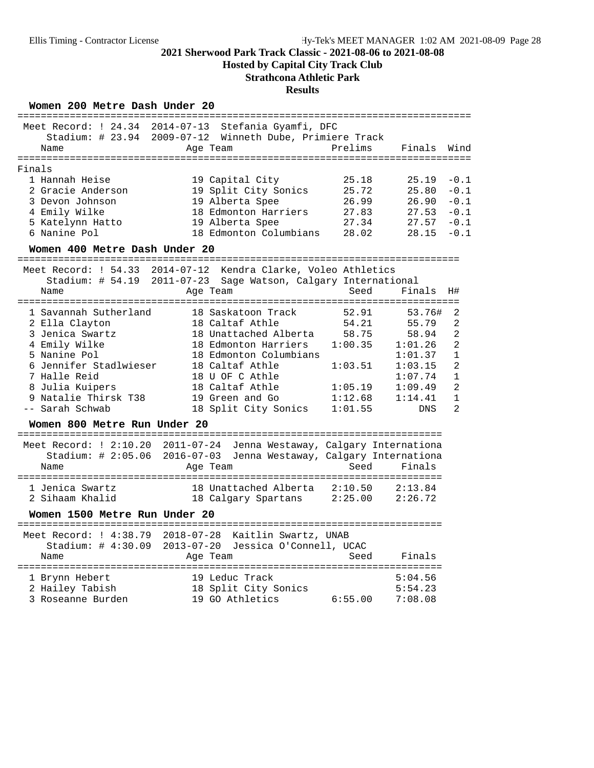# 2021 Sherwood Park Track Classic - 2021-08-06 to 2021-08-08

**Hosted by Capital City Track Club**

**Strathcona Athletic Park**

**Results**

## Women 200 Metre Dash Under 20

Meet Record: ! 24.34 2014-07-13 Stefania Gyamfi, DFC

Stadium: # 23.94 2009-07-12 Winneth Dube, Primiere Track

**Finals**

| Place | Name | Age | Team | Prelims | Finals | Wind |
|---|---|---|---|---|---|---|
| 1 | Hannah Heise | 19 | Capital City | 25.18 | 25.19 | -0.1 |
| 2 | Gracie Anderson | 19 | Split City Sonics | 25.72 | 25.80 | -0.1 |
| 3 | Devon Johnson | 19 | Alberta Spee | 26.99 | 26.90 | -0.1 |
| 4 | Emily Wilke | 18 | Edmonton Harriers | 27.83 | 27.53 | -0.1 |
| 5 | Katelynn Hatto | 19 | Alberta Spee | 27.34 | 27.57 | -0.1 |
| 6 | Nanine Pol | 18 | Edmonton Columbians | 28.02 | 28.15 | -0.1 |

## Women 400 Metre Dash Under 20

Meet Record: ! 54.33 2014-07-12 Kendra Clarke, Voleo Athletics

Stadium: # 54.19 2011-07-23 Sage Watson, Calgary International

| Place | Name | Age | Team | Seed | Finals | H# |
|---|---|---|---|---|---|---|
| 1 | Savannah Sutherland | 18 | Saskatoon Track | 52.91 | 53.76# | 2 |
| 2 | Ella Clayton | 18 | Caltaf Athle | 54.21 | 55.79 | 2 |
| 3 | Jenica Swartz | 18 | Unattached Alberta | 58.75 | 58.94 | 2 |
| 4 | Emily Wilke | 18 | Edmonton Harriers | 1:00.35 | 1:01.26 | 2 |
| 5 | Nanine Pol | 18 | Edmonton Columbians | | 1:01.37 | 1 |
| 6 | Jennifer Stadlwieser | 18 | Caltaf Athle | 1:03.51 | 1:03.15 | 2 |
| 7 | Halle Reid | 18 | U OF C Athle | | 1:07.74 | 1 |
| 8 | Julia Kuipers | 18 | Caltaf Athle | 1:05.19 | 1:09.49 | 2 |
| 9 | Natalie Thirsk T38 | 19 | Green and Go | 1:12.68 | 1:14.41 | 1 |
| -- | Sarah Schwab | 18 | Split City Sonics | 1:01.55 | DNS | 2 |

## Women 800 Metre Run Under 20

Meet Record: ! 2:10.20 2011-07-24 Jenna Westaway, Calgary Internationa

Stadium: # 2:05.06 2016-07-03 Jenna Westaway, Calgary Internationa

| Place | Name | Age | Team | Seed | Finals |
|---|---|---|---|---|---|
| 1 | Jenica Swartz | 18 | Unattached Alberta | 2:10.50 | 2:13.84 |
| 2 | Sihaam Khalid | 18 | Calgary Spartans | 2:25.00 | 2:26.72 |

## Women 1500 Metre Run Under 20

Meet Record: ! 4:38.79 2018-07-28 Kaitlin Swartz, UNAB

Stadium: # 4:30.09 2013-07-20 Jessica O'Connell, UCAC

| Place | Name | Age | Team | Seed | Finals |
|---|---|---|---|---|---|
| 1 | Brynn Hebert | 19 | Leduc Track | | 5:04.56 |
| 2 | Hailey Tabish | 18 | Split City Sonics | | 5:54.23 |
| 3 | Roseanne Burden | 19 | GO Athletics | 6:55.00 | 7:08.08 |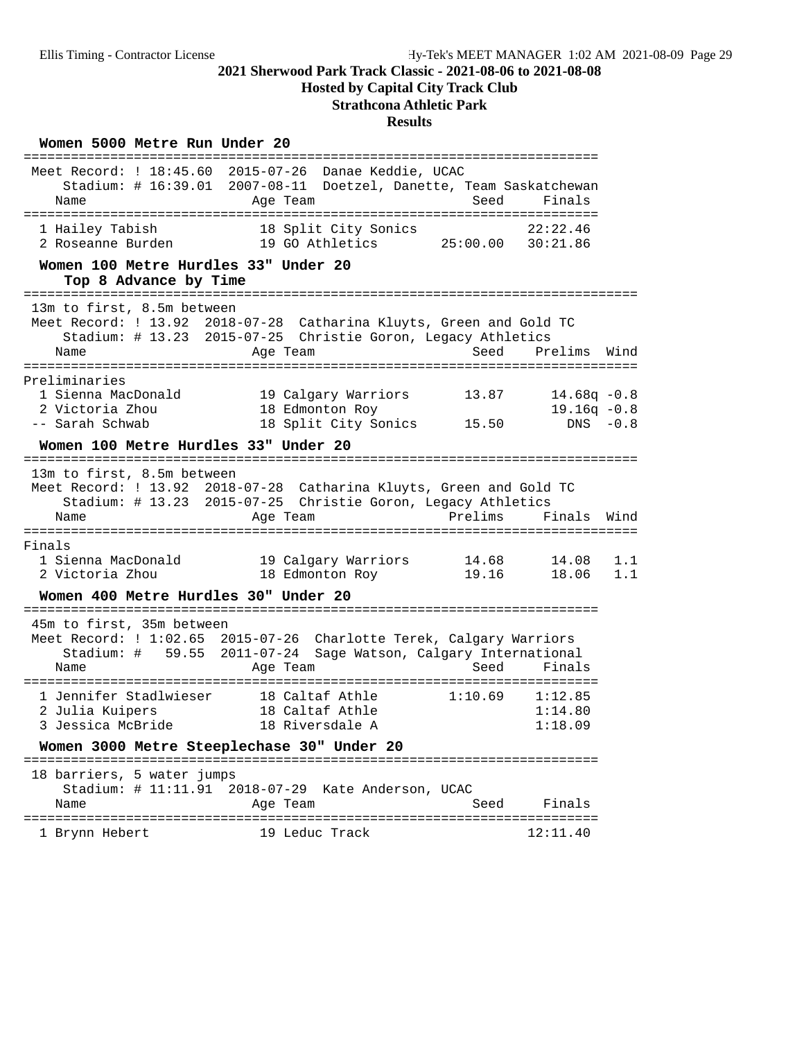# 2021 Sherwood Park Track Classic - 2021-08-06 to 2021-08-08

**Hosted by Capital City Track Club**

**Strathcona Athletic Park**

**Results**

### Women 5000 Metre Run Under 20

Meet Record: ! 18:45.60 2015-07-26 Danae Keddie, UCAC
Stadium: # 16:39.01 2007-08-11 Doetzel, Danette, Team Saskatchewan

| | Name | Age | Team | Seed | Finals |
|---|---|---|---|---|---|
| 1 | Hailey Tabish | 18 | Split City Sonics | | 22:22.46 |
| 2 | Roseanne Burden | 19 | GO Athletics | 25:00.00 | 30:21.86 |

### Women 100 Metre Hurdles 33" Under 20

**Top 8 Advance by Time**

13m to first, 8.5m between
Meet Record: ! 13.92 2018-07-28 Catharina Kluyts, Green and Gold TC
Stadium: # 13.23 2015-07-25 Christie Goron, Legacy Athletics

Preliminaries

| | Name | Age | Team | Seed | Prelims | Wind |
|---|---|---|---|---|---|---|
| 1 | Sienna MacDonald | 19 | Calgary Warriors | 13.87 | 14.68q | -0.8 |
| 2 | Victoria Zhou | 18 | Edmonton Roy | | 19.16q | -0.8 |
| -- | Sarah Schwab | 18 | Split City Sonics | 15.50 | DNS | -0.8 |

### Women 100 Metre Hurdles 33" Under 20

13m to first, 8.5m between
Meet Record: ! 13.92 2018-07-28 Catharina Kluyts, Green and Gold TC
Stadium: # 13.23 2015-07-25 Christie Goron, Legacy Athletics

Finals

| | Name | Age | Team | Prelims | Finals | Wind |
|---|---|---|---|---|---|---|
| 1 | Sienna MacDonald | 19 | Calgary Warriors | 14.68 | 14.08 | 1.1 |
| 2 | Victoria Zhou | 18 | Edmonton Roy | 19.16 | 18.06 | 1.1 |

### Women 400 Metre Hurdles 30" Under 20

45m to first, 35m between
Meet Record: ! 1:02.65 2015-07-26 Charlotte Terek, Calgary Warriors
Stadium: # 59.55 2011-07-24 Sage Watson, Calgary International

| | Name | Age | Team | Seed | Finals |
|---|---|---|---|---|---|
| 1 | Jennifer Stadlwieser | 18 | Caltaf Athle | 1:10.69 | 1:12.85 |
| 2 | Julia Kuipers | 18 | Caltaf Athle | | 1:14.80 |
| 3 | Jessica McBride | 18 | Riversdale A | | 1:18.09 |

### Women 3000 Metre Steeplechase 30" Under 20

18 barriers, 5 water jumps
Stadium: # 11:11.91 2018-07-29 Kate Anderson, UCAC

| | Name | Age | Team | Seed | Finals |
|---|---|---|---|---|---|
| 1 | Brynn Hebert | 19 | Leduc Track | | 12:11.40 |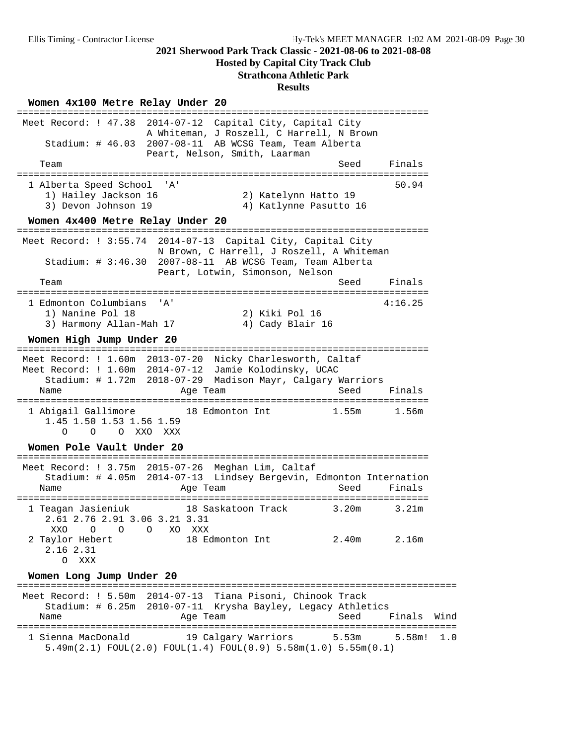**2021 Sherwood Park Track Classic - 2021-08-06 to 2021-08-08**

**Hosted by Capital City Track Club**

**Strathcona Athletic Park**

**Results**

**Women 4x100 Metre Relay Under 20**

```
========================================================================
 Meet Record: ! 47.38  2014-07-12  Capital City, Capital City
                       A Whiteman, J Roszell, C Harrell, N Brown
     Stadium: # 46.03  2007-08-11  AB WCSG Team, Team Alberta
                       Peart, Nelson, Smith, Laarman
   Team                                               Seed    Finals
========================================================================
  1 Alberta Speed School  'A'                                  50.94
     1) Hailey Jackson 16             2) Katelynn Hatto 19
     3) Devon Johnson 19              4) Katlynne Pasutto 16
```

**Women 4x400 Metre Relay Under 20**

```
========================================================================
 Meet Record: ! 3:55.74  2014-07-13  Capital City, Capital City
                         N Brown, C Harrell, J Roszell, A Whiteman
     Stadium: # 3:46.30  2007-08-11  AB WCSG Team, Team Alberta
                         Peart, Lotwin, Simonson, Nelson
   Team                                               Seed    Finals
========================================================================
  1 Edmonton Columbians  'A'                                 4:16.25
     1) Nanine Pol 18                 2) Kiki Pol 16
     3) Harmony Allan-Mah 17          4) Cady Blair 16
```

**Women High Jump Under 20**

```
========================================================================
 Meet Record: ! 1.60m  2013-07-20  Nicky Charlesworth, Caltaf
 Meet Record: ! 1.60m  2014-07-12  Jamie Kolodinsky, UCAC
     Stadium: # 1.72m  2018-07-29  Madison Mayr, Calgary Warriors
   Name                    Age Team                   Seed    Finals
========================================================================
  1 Abigail Gallimore        18 Edmonton Int          1.55m     1.56m
     1.45 1.50 1.53 1.56 1.59
        O    O    O  XXO  XXX
```

**Women Pole Vault Under 20**

```
========================================================================
 Meet Record: ! 3.75m  2015-07-26  Meghan Lim, Caltaf
     Stadium: # 4.05m  2014-07-13  Lindsey Bergevin, Edmonton Internation
   Name                    Age Team                   Seed    Finals
========================================================================
  1 Teagan Jasieniuk         18 Saskatoon Track       3.20m     3.21m
     2.61 2.76 2.91 3.06 3.21 3.31
      XXO    O    O    O   XO  XXX
  2 Taylor Hebert            18 Edmonton Int          2.40m     2.16m
     2.16 2.31
        O  XXX
```

**Women Long Jump Under 20**

```
=============================================================================
 Meet Record: ! 5.50m  2014-07-13  Tiana Pisoni, Chinook Track
     Stadium: # 6.25m  2010-07-11  Krysha Bayley, Legacy Athletics
   Name                    Age Team                   Seed    Finals  Wind
=============================================================================
  1 Sienna MacDonald         19 Calgary Warriors      5.53m    5.58m!  1.0
     5.49m(2.1) FOUL(2.0) FOUL(1.4) FOUL(0.9) 5.58m(1.0) 5.55m(0.1)
```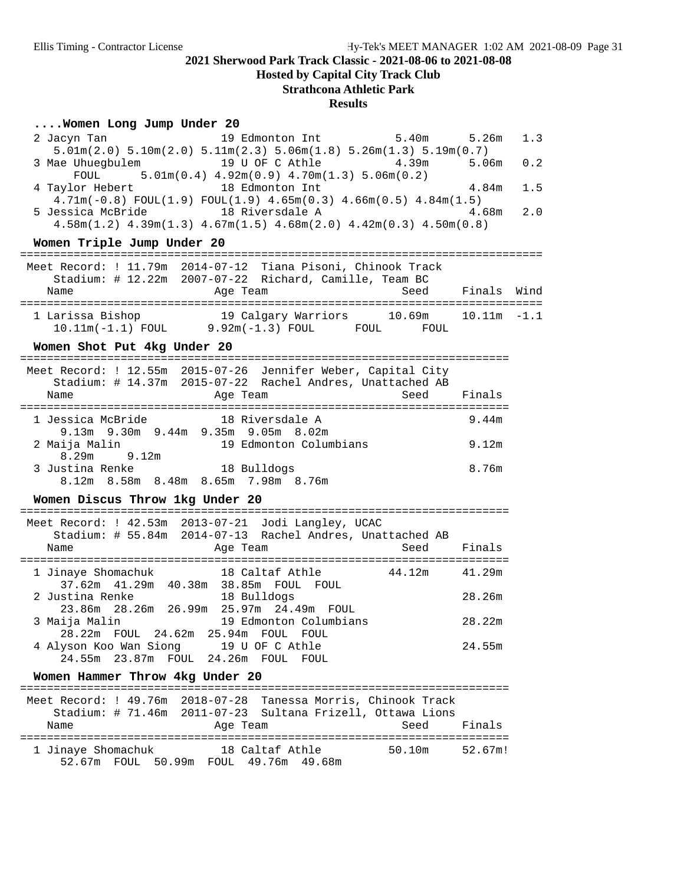2021 Sherwood Park Track Classic - 2021-08-06 to 2021-08-08

Hosted by Capital City Track Club

Strathcona Athletic Park

**Results**

### ....Women Long Jump Under 20

```
  2 Jacyn Tan                 19 Edmonton Int           5.40m      5.26m   1.3
     5.01m(2.0) 5.10m(2.0) 5.11m(2.3) 5.06m(1.8) 5.26m(1.3) 5.19m(0.7)
  3 Mae Uhuegbulem            19 U OF C Athle           4.39m      5.06m   0.2
       FOUL      5.01m(0.4) 4.92m(0.9) 4.70m(1.3) 5.06m(0.2)
  4 Taylor Hebert             18 Edmonton Int                      4.84m   1.5
     4.71m(-0.8) FOUL(1.9) FOUL(1.9) 4.65m(0.3) 4.66m(0.5) 4.84m(1.5)
  5 Jessica McBride           18 Riversdale A                      4.68m   2.0
     4.58m(1.2) 4.39m(1.3) 4.67m(1.5) 4.68m(2.0) 4.42m(0.3) 4.50m(0.8)
```

### Women Triple Jump Under 20

```
=============================================================================
 Meet Record: ! 11.79m  2014-07-12  Tiana Pisoni, Chinook Track
     Stadium: # 12.22m  2007-07-22  Richard, Camille, Team BC
   Name                    Age Team                    Seed    Finals  Wind
=============================================================================
  1 Larissa Bishop            19 Calgary Warriors      10.69m     10.11m  -1.1
     10.11m(-1.1) FOUL      9.92m(-1.3) FOUL      FOUL      FOUL
```

### Women Shot Put 4kg Under 20

```
=========================================================================
 Meet Record: ! 12.55m  2015-07-26  Jennifer Weber, Capital City
     Stadium: # 14.37m  2015-07-22  Rachel Andres, Unattached AB
   Name                    Age Team                    Seed    Finals
=========================================================================
  1 Jessica McBride           18 Riversdale A                      9.44m
     9.13m  9.30m  9.44m  9.35m  9.05m  8.02m
  2 Maija Malin               19 Edmonton Columbians               9.12m
     8.29m     9.12m
  3 Justina Renke             18 Bulldogs                          8.76m
     8.12m  8.58m  8.48m  8.65m  7.98m  8.76m
```

### Women Discus Throw 1kg Under 20

```
=========================================================================
 Meet Record: ! 42.53m  2013-07-21  Jodi Langley, UCAC
     Stadium: # 55.84m  2014-07-13  Rachel Andres, Unattached AB
   Name                    Age Team                    Seed    Finals
=========================================================================
  1 Jinaye Shomachuk          18 Caltaf Athle          44.12m     41.29m
     37.62m  41.29m  40.38m  38.85m  FOUL  FOUL
  2 Justina Renke             18 Bulldogs                         28.26m
     23.86m  28.26m  26.99m  25.97m  24.49m  FOUL
  3 Maija Malin               19 Edmonton Columbians              28.22m
     28.22m  FOUL  24.62m  25.94m  FOUL  FOUL
  4 Alyson Koo Wan Siong      19 U OF C Athle                     24.55m
     24.55m  23.87m  FOUL  24.26m  FOUL  FOUL
```

### Women Hammer Throw 4kg Under 20

```
=========================================================================
 Meet Record: ! 49.76m  2018-07-28  Tanessa Morris, Chinook Track
     Stadium: # 71.46m  2011-07-23  Sultana Frizell, Ottawa Lions
   Name                    Age Team                    Seed    Finals
=========================================================================
  1 Jinaye Shomachuk          18 Caltaf Athle          50.10m     52.67m!
     52.67m  FOUL  50.99m  FOUL  49.76m  49.68m
```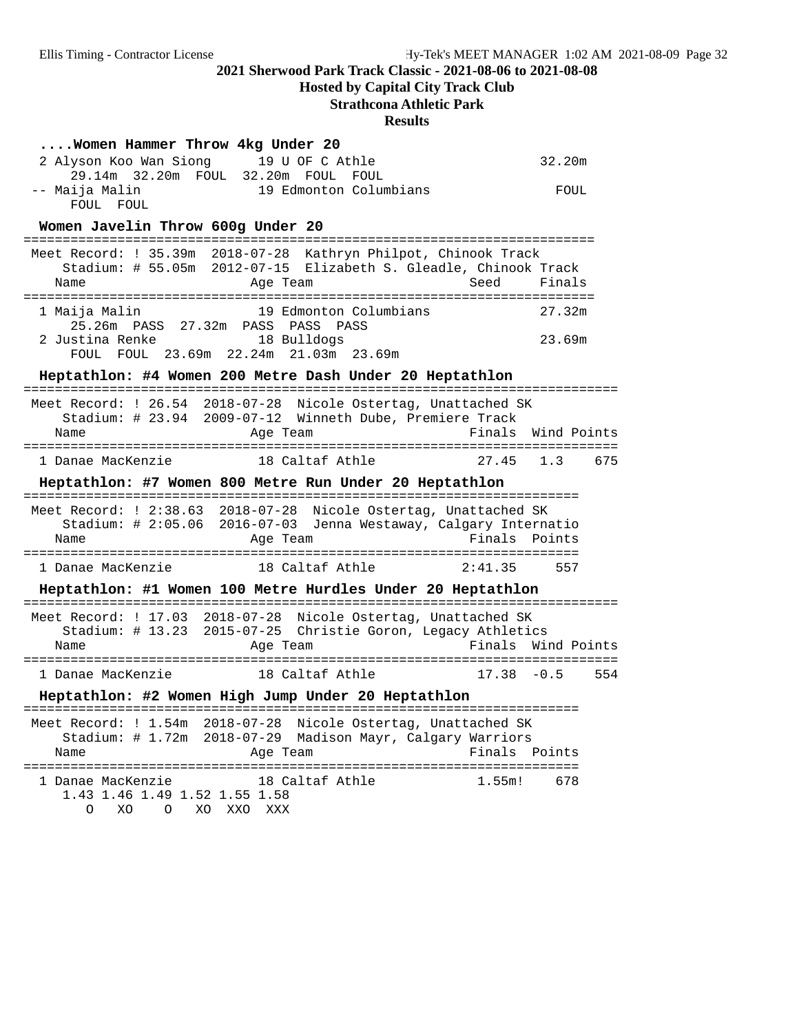## 2021 Sherwood Park Track Classic - 2021-08-06 to 2021-08-08

**Hosted by Capital City Track Club**

**Strathcona Athletic Park**

**Results**

### ....Women Hammer Throw 4kg Under 20

```
  2 Alyson Koo Wan Siong      19 U OF C Athle                      32.20m
      29.14m  32.20m  FOUL  32.20m  FOUL  FOUL
 -- Maija Malin               19 Edmonton Columbians                 FOUL
      FOUL  FOUL
```

### Women Javelin Throw 600g Under 20

```
========================================================================
 Meet Record: ! 35.39m  2018-07-28  Kathryn Philpot, Chinook Track
    Stadium: # 55.05m  2012-07-15  Elizabeth S. Gleadle, Chinook Track
   Name                    Age Team                    Seed     Finals
========================================================================
  1 Maija Malin               19 Edmonton Columbians               27.32m
      25.26m  PASS  27.32m  PASS  PASS  PASS
  2 Justina Renke             18 Bulldogs                          23.69m
      FOUL  FOUL  23.69m  22.24m  21.03m  23.69m
```

### Heptathlon: #4 Women 200 Metre Dash Under 20 Heptathlon

```
============================================================================
 Meet Record: ! 26.54  2018-07-28  Nicole Ostertag, Unattached SK
    Stadium: # 23.94  2009-07-12  Winneth Dube, Premiere Track
   Name                    Age Team                    Finals  Wind Points
============================================================================
  1 Danae MacKenzie         18 Caltaf Athle              27.45   1.3    675
```

### Heptathlon: #7 Women 800 Metre Run Under 20 Heptathlon

```
=======================================================================
 Meet Record: ! 2:38.63  2018-07-28  Nicole Ostertag, Unattached SK
    Stadium: # 2:05.06  2016-07-03  Jenna Westaway, Calgary Internatio
   Name                    Age Team                    Finals  Points
=======================================================================
  1 Danae MacKenzie         18 Caltaf Athle           2:41.35     557
```

### Heptathlon: #1 Women 100 Metre Hurdles Under 20 Heptathlon

```
============================================================================
 Meet Record: ! 17.03  2018-07-28  Nicole Ostertag, Unattached SK
    Stadium: # 13.23  2015-07-25  Christie Goron, Legacy Athletics
   Name                    Age Team                    Finals  Wind Points
============================================================================
  1 Danae MacKenzie         18 Caltaf Athle              17.38  -0.5    554
```

### Heptathlon: #2 Women High Jump Under 20 Heptathlon

```
=======================================================================
 Meet Record: ! 1.54m  2018-07-28  Nicole Ostertag, Unattached SK
    Stadium: # 1.72m  2018-07-29  Madison Mayr, Calgary Warriors
   Name                    Age Team                    Finals  Points
=======================================================================
  1 Danae MacKenzie         18 Caltaf Athle             1.55m!    678
      1.43 1.46 1.49 1.52 1.55 1.58
         O   XO    O   XO  XXO  XXX
```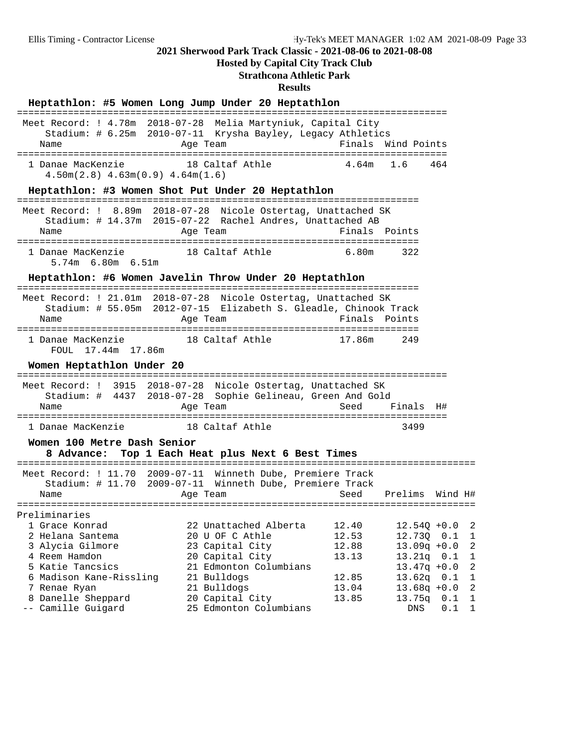## 2021 Sherwood Park Track Classic - 2021-08-06 to 2021-08-08

**Hosted by Capital City Track Club**

**Strathcona Athletic Park**

**Results**

### Heptathlon: #5 Women Long Jump Under 20 Heptathlon

Meet Record: ! 4.78m 2018-07-28 Melia Martyniuk, Capital City
Stadium: # 6.25m 2010-07-11 Krysha Bayley, Legacy Athletics

| Name | Age | Team | Finals | Wind | Points |
|---|---|---|---|---|---|
| 1 Danae MacKenzie | 18 | Caltaf Athle | 4.64m | 1.6 | 464 |

4.50m(2.8) 4.63m(0.9) 4.64m(1.6)

### Heptathlon: #3 Women Shot Put Under 20 Heptathlon

Meet Record: ! 8.89m 2018-07-28 Nicole Ostertag, Unattached SK
Stadium: # 14.37m 2015-07-22 Rachel Andres, Unattached AB

| Name | Age | Team | Finals | Points |
|---|---|---|---|---|
| 1 Danae MacKenzie | 18 | Caltaf Athle | 6.80m | 322 |

5.74m 6.80m 6.51m

### Heptathlon: #6 Women Javelin Throw Under 20 Heptathlon

Meet Record: ! 21.01m 2018-07-28 Nicole Ostertag, Unattached SK
Stadium: # 55.05m 2012-07-15 Elizabeth S. Gleadle, Chinook Track

| Name | Age | Team | Finals | Points |
|---|---|---|---|---|
| 1 Danae MacKenzie | 18 | Caltaf Athle | 17.86m | 249 |

FOUL 17.44m 17.86m

### Women Heptathlon Under 20

Meet Record: ! 3915 2018-07-28 Nicole Ostertag, Unattached SK
Stadium: # 4437 2018-07-28 Sophie Gelineau, Green And Gold

| Name | Age | Team | Seed | Finals | H# |
|---|---|---|---|---|---|
| 1 Danae MacKenzie | 18 | Caltaf Athle | | 3499 | |

### Women 100 Metre Dash Senior

8 Advance: Top 1 Each Heat plus Next 6 Best Times

Meet Record: ! 11.70 2009-07-11 Winneth Dube, Premiere Track
Stadium: # 11.70 2009-07-11 Winneth Dube, Premiere Track

| Name | Age | Team | Seed | Prelims | Wind | H# |
|---|---|---|---|---|---|---|
| **Preliminaries** | | | | | | |
| 1 Grace Konrad | 22 | Unattached Alberta | 12.40 | 12.54Q | +0.0 | 2 |
| 2 Helana Santema | 20 | U OF C Athle | 12.53 | 12.73Q | 0.1 | 1 |
| 3 Alycia Gilmore | 23 | Capital City | 12.88 | 13.09q | +0.0 | 2 |
| 4 Reem Hamdon | 20 | Capital City | 13.13 | 13.21q | 0.1 | 1 |
| 5 Katie Tancsics | 21 | Edmonton Columbians | | 13.47q | +0.0 | 2 |
| 6 Madison Kane-Rissling | 21 | Bulldogs | 12.85 | 13.62q | 0.1 | 1 |
| 7 Renae Ryan | 21 | Bulldogs | 13.04 | 13.68q | +0.0 | 2 |
| 8 Danelle Sheppard | 20 | Capital City | 13.85 | 13.75q | 0.1 | 1 |
| -- Camille Guigard | 25 | Edmonton Columbians | | DNS | 0.1 | 1 |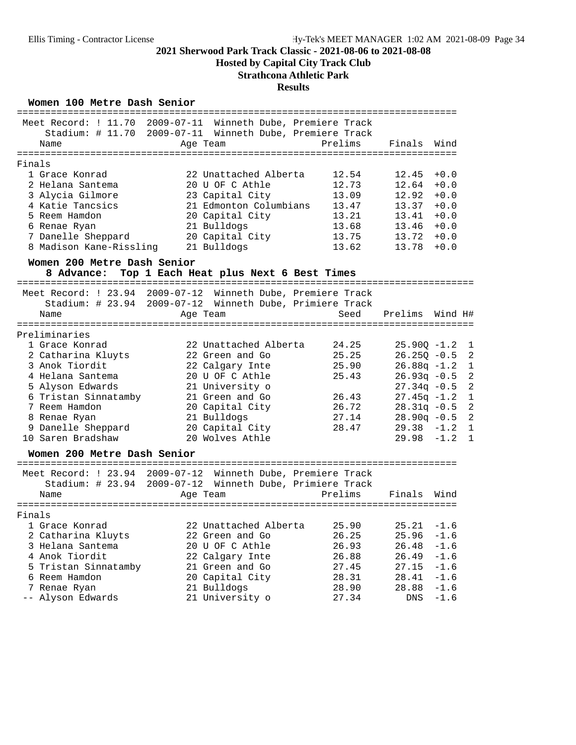## 2021 Sherwood Park Track Classic - 2021-08-06 to 2021-08-08

**Hosted by Capital City Track Club**

**Strathcona Athletic Park**

**Results**

### Women 100 Metre Dash Senior

Meet Record: ! 11.70 2009-07-11 Winneth Dube, Premiere Track
Stadium: # 11.70 2009-07-11 Winneth Dube, Premiere Track

**Finals**

| | Name | Age | Team | Prelims | Finals | Wind |
|---|---|---|---|---|---|---|
| 1 | Grace Konrad | 22 | Unattached Alberta | 12.54 | 12.45 | +0.0 |
| 2 | Helana Santema | 20 | U OF C Athle | 12.73 | 12.64 | +0.0 |
| 3 | Alycia Gilmore | 23 | Capital City | 13.09 | 12.92 | +0.0 |
| 4 | Katie Tancsics | 21 | Edmonton Columbians | 13.47 | 13.37 | +0.0 |
| 5 | Reem Hamdon | 20 | Capital City | 13.21 | 13.41 | +0.0 |
| 6 | Renae Ryan | 21 | Bulldogs | 13.68 | 13.46 | +0.0 |
| 7 | Danelle Sheppard | 20 | Capital City | 13.75 | 13.72 | +0.0 |
| 8 | Madison Kane-Rissling | 21 | Bulldogs | 13.62 | 13.78 | +0.0 |

### Women 200 Metre Dash Senior

**8 Advance: Top 1 Each Heat plus Next 6 Best Times**

Meet Record: ! 23.94 2009-07-12 Winneth Dube, Premiere Track
Stadium: # 23.94 2009-07-12 Winneth Dube, Primiere Track

**Preliminaries**

| | Name | Age | Team | Seed | Prelims | Wind | H# |
|---|---|---|---|---|---|---|---|
| 1 | Grace Konrad | 22 | Unattached Alberta | 24.25 | 25.90Q | -1.2 | 1 |
| 2 | Catharina Kluyts | 22 | Green and Go | 25.25 | 26.25Q | -0.5 | 2 |
| 3 | Anok Tiordit | 22 | Calgary Inte | 25.90 | 26.88q | -1.2 | 1 |
| 4 | Helana Santema | 20 | U OF C Athle | 25.43 | 26.93q | -0.5 | 2 |
| 5 | Alyson Edwards | 21 | University o | | 27.34q | -0.5 | 2 |
| 6 | Tristan Sinnatamby | 21 | Green and Go | 26.43 | 27.45q | -1.2 | 1 |
| 7 | Reem Hamdon | 20 | Capital City | 26.72 | 28.31q | -0.5 | 2 |
| 8 | Renae Ryan | 21 | Bulldogs | 27.14 | 28.90q | -0.5 | 2 |
| 9 | Danelle Sheppard | 20 | Capital City | 28.47 | 29.38 | -1.2 | 1 |
| 10 | Saren Bradshaw | 20 | Wolves Athle | | 29.98 | -1.2 | 1 |

### Women 200 Metre Dash Senior

Meet Record: ! 23.94 2009-07-12 Winneth Dube, Premiere Track
Stadium: # 23.94 2009-07-12 Winneth Dube, Primiere Track

**Finals**

| | Name | Age | Team | Prelims | Finals | Wind |
|---|---|---|---|---|---|---|
| 1 | Grace Konrad | 22 | Unattached Alberta | 25.90 | 25.21 | -1.6 |
| 2 | Catharina Kluyts | 22 | Green and Go | 26.25 | 25.96 | -1.6 |
| 3 | Helana Santema | 20 | U OF C Athle | 26.93 | 26.48 | -1.6 |
| 4 | Anok Tiordit | 22 | Calgary Inte | 26.88 | 26.49 | -1.6 |
| 5 | Tristan Sinnatamby | 21 | Green and Go | 27.45 | 27.15 | -1.6 |
| 6 | Reem Hamdon | 20 | Capital City | 28.31 | 28.41 | -1.6 |
| 7 | Renae Ryan | 21 | Bulldogs | 28.90 | 28.88 | -1.6 |
| -- | Alyson Edwards | 21 | University o | 27.34 | DNS | -1.6 |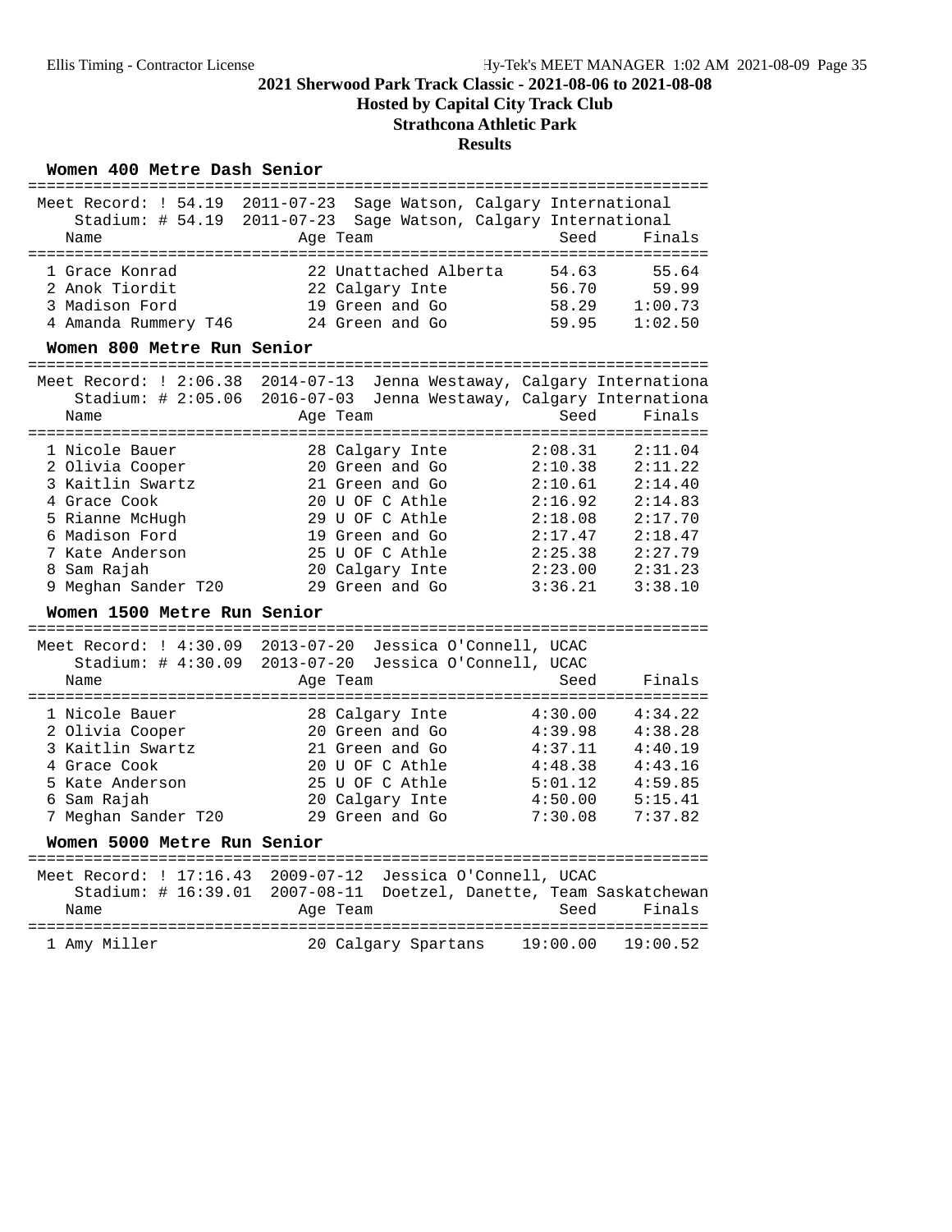## 2021 Sherwood Park Track Classic - 2021-08-06 to 2021-08-08

**Hosted by Capital City Track Club**

**Strathcona Athletic Park**

**Results**

### Women 400 Metre Dash Senior

Meet Record: ! 54.19 2011-07-23 Sage Watson, Calgary International
Stadium: # 54.19 2011-07-23 Sage Watson, Calgary International

| | Name | Age | Team | Seed | Finals |
|---|---|---|---|---|---|
| 1 | Grace Konrad | 22 | Unattached Alberta | 54.63 | 55.64 |
| 2 | Anok Tiordit | 22 | Calgary Inte | 56.70 | 59.99 |
| 3 | Madison Ford | 19 | Green and Go | 58.29 | 1:00.73 |
| 4 | Amanda Rummery T46 | 24 | Green and Go | 59.95 | 1:02.50 |

### Women 800 Metre Run Senior

Meet Record: ! 2:06.38 2014-07-13 Jenna Westaway, Calgary Internationa
Stadium: # 2:05.06 2016-07-03 Jenna Westaway, Calgary Internationa

| | Name | Age | Team | Seed | Finals |
|---|---|---|---|---|---|
| 1 | Nicole Bauer | 28 | Calgary Inte | 2:08.31 | 2:11.04 |
| 2 | Olivia Cooper | 20 | Green and Go | 2:10.38 | 2:11.22 |
| 3 | Kaitlin Swartz | 21 | Green and Go | 2:10.61 | 2:14.40 |
| 4 | Grace Cook | 20 | U OF C Athle | 2:16.92 | 2:14.83 |
| 5 | Rianne McHugh | 29 | U OF C Athle | 2:18.08 | 2:17.70 |
| 6 | Madison Ford | 19 | Green and Go | 2:17.47 | 2:18.47 |
| 7 | Kate Anderson | 25 | U OF C Athle | 2:25.38 | 2:27.79 |
| 8 | Sam Rajah | 20 | Calgary Inte | 2:23.00 | 2:31.23 |
| 9 | Meghan Sander T20 | 29 | Green and Go | 3:36.21 | 3:38.10 |

### Women 1500 Metre Run Senior

Meet Record: ! 4:30.09 2013-07-20 Jessica O'Connell, UCAC
Stadium: # 4:30.09 2013-07-20 Jessica O'Connell, UCAC

| | Name | Age | Team | Seed | Finals |
|---|---|---|---|---|---|
| 1 | Nicole Bauer | 28 | Calgary Inte | 4:30.00 | 4:34.22 |
| 2 | Olivia Cooper | 20 | Green and Go | 4:39.98 | 4:38.28 |
| 3 | Kaitlin Swartz | 21 | Green and Go | 4:37.11 | 4:40.19 |
| 4 | Grace Cook | 20 | U OF C Athle | 4:48.38 | 4:43.16 |
| 5 | Kate Anderson | 25 | U OF C Athle | 5:01.12 | 4:59.85 |
| 6 | Sam Rajah | 20 | Calgary Inte | 4:50.00 | 5:15.41 |
| 7 | Meghan Sander T20 | 29 | Green and Go | 7:30.08 | 7:37.82 |

### Women 5000 Metre Run Senior

Meet Record: ! 17:16.43 2009-07-12 Jessica O'Connell, UCAC
Stadium: # 16:39.01 2007-08-11 Doetzel, Danette, Team Saskatchewan

| | Name | Age | Team | Seed | Finals |
|---|---|---|---|---|---|
| 1 | Amy Miller | 20 | Calgary Spartans | 19:00.00 | 19:00.52 |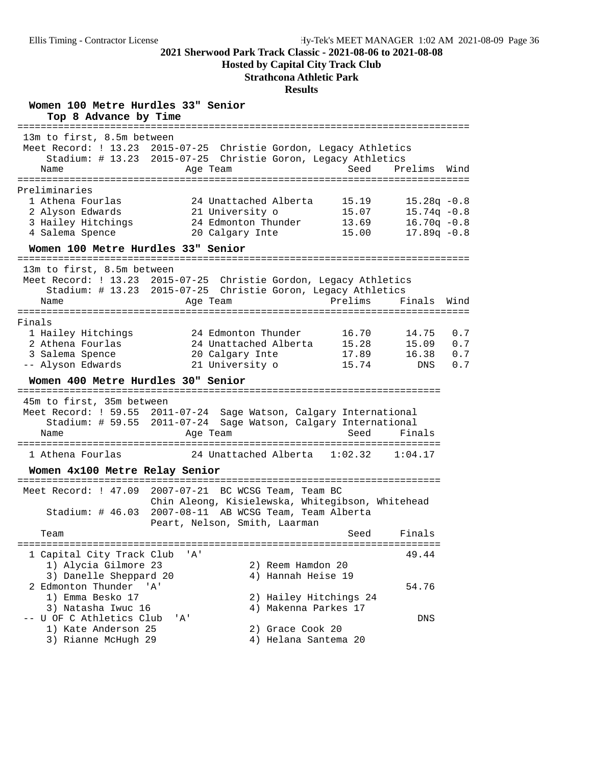## 2021 Sherwood Park Track Classic - 2021-08-06 to 2021-08-08

**Hosted by Capital City Track Club**

**Strathcona Athletic Park**

**Results**

### Women 100 Metre Hurdles 33" Senior

Top 8 Advance by Time

13m to first, 8.5m between

Meet Record: ! 13.23 2015-07-25 Christie Gordon, Legacy Athletics

Stadium: # 13.23 2015-07-25 Christie Goron, Legacy Athletics

| Name | Age | Team | Seed | Prelims | Wind |
|---|---|---|---|---|---|
| **Preliminaries** | | | | | |
| 1 Athena Fourlas | 24 | Unattached Alberta | 15.19 | 15.28q | -0.8 |
| 2 Alyson Edwards | 21 | University o | 15.07 | 15.74q | -0.8 |
| 3 Hailey Hitchings | 24 | Edmonton Thunder | 13.69 | 16.70q | -0.8 |
| 4 Salema Spence | 20 | Calgary Inte | 15.00 | 17.89q | -0.8 |

### Women 100 Metre Hurdles 33" Senior

13m to first, 8.5m between

Meet Record: ! 13.23 2015-07-25 Christie Gordon, Legacy Athletics

Stadium: # 13.23 2015-07-25 Christie Goron, Legacy Athletics

| Name | Age | Team | Prelims | Finals | Wind |
|---|---|---|---|---|---|
| **Finals** | | | | | |
| 1 Hailey Hitchings | 24 | Edmonton Thunder | 16.70 | 14.75 | 0.7 |
| 2 Athena Fourlas | 24 | Unattached Alberta | 15.28 | 15.09 | 0.7 |
| 3 Salema Spence | 20 | Calgary Inte | 17.89 | 16.38 | 0.7 |
| -- Alyson Edwards | 21 | University o | 15.74 | DNS | 0.7 |

### Women 400 Metre Hurdles 30" Senior

45m to first, 35m between

Meet Record: ! 59.55 2011-07-24 Sage Watson, Calgary International

Stadium: # 59.55 2011-07-24 Sage Watson, Calgary International

| Name | Age | Team | Seed | Finals |
|---|---|---|---|---|
| 1 Athena Fourlas | 24 | Unattached Alberta | 1:02.32 | 1:04.17 |

### Women 4x100 Metre Relay Senior

Meet Record: ! 47.09 2007-07-21 BC WCSG Team, Team BC
Chin Aleong, Kisielewska, Whitegibson, Whitehead

Stadium: # 46.03 2007-08-11 AB WCSG Team, Team Alberta
Peart, Nelson, Smith, Laarman

| Team | Seed | Finals |
|---|---|---|
| 1 Capital City Track Club 'A' | | 49.44 |
| 1) Alycia Gilmore 23; 2) Reem Hamdon 20; 3) Danelle Sheppard 20; 4) Hannah Heise 19 | | |
| 2 Edmonton Thunder 'A' | | 54.76 |
| 1) Emma Besko 17; 2) Hailey Hitchings 24; 3) Natasha Iwuc 16; 4) Makenna Parkes 17 | | |
| -- U OF C Athletics Club 'A' | | DNS |
| 1) Kate Anderson 25; 2) Grace Cook 20; 3) Rianne McHugh 29; 4) Helana Santema 20 | | |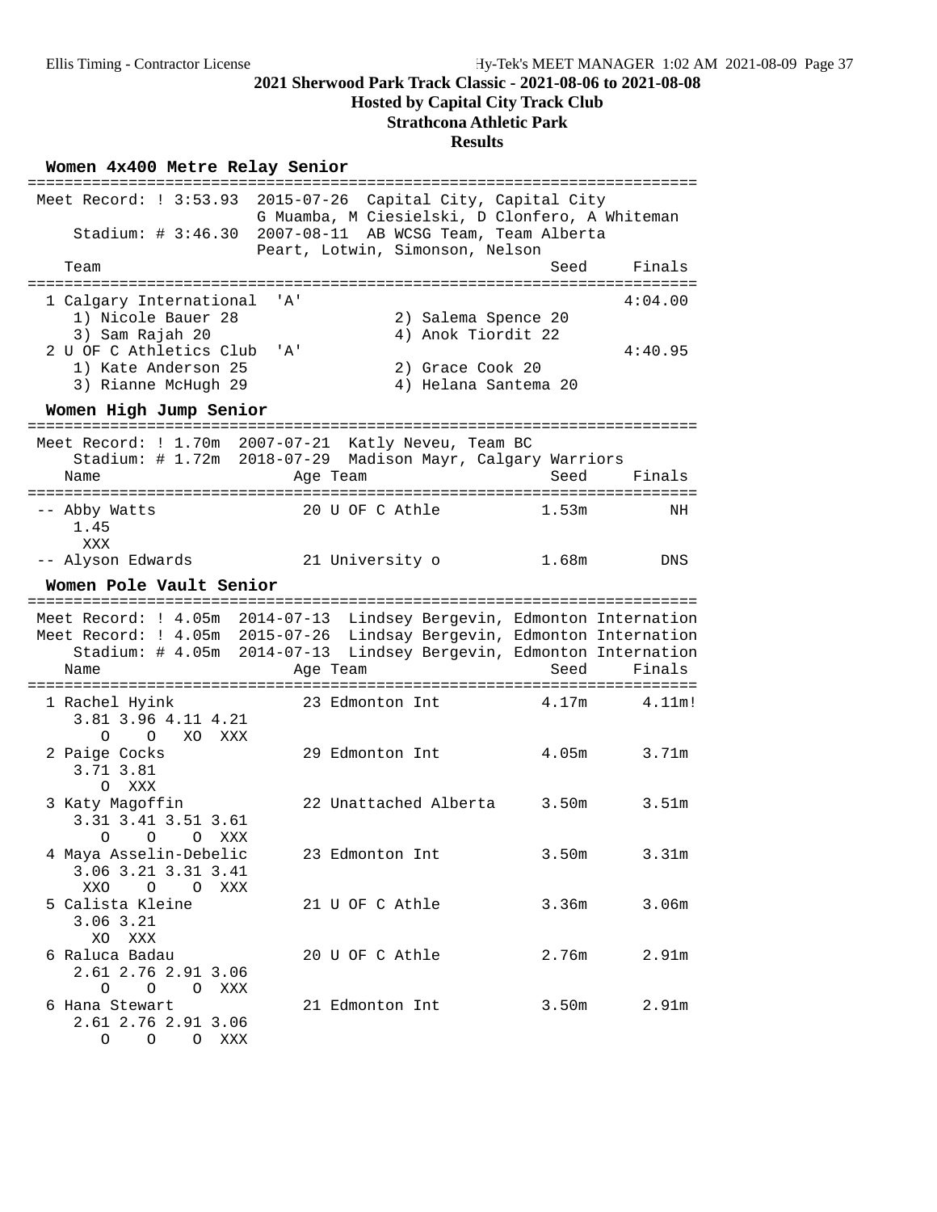## 2021 Sherwood Park Track Classic - 2021-08-06 to 2021-08-08

**Hosted by Capital City Track Club**

**Strathcona Athletic Park**

**Results**

### Women 4x400 Metre Relay Senior

```
=========================================================================
 Meet Record: ! 3:53.93  2015-07-26  Capital City, Capital City
                         G Muamba, M Ciesielski, D Clonfero, A Whiteman
     Stadium: # 3:46.30  2007-08-11  AB WCSG Team, Team Alberta
                         Peart, Lotwin, Simonson, Nelson
   Team                                                Seed    Finals
=========================================================================
  1 Calgary International  'A'                                  4:04.00
     1) Nicole Bauer 28               2) Salema Spence 20
     3) Sam Rajah 20                  4) Anok Tiordit 22
  2 U OF C Athletics Club  'A'                                  4:40.95
     1) Kate Anderson 25              2) Grace Cook 20
     3) Rianne McHugh 29              4) Helana Santema 20
```

### Women High Jump Senior

```
=========================================================================
 Meet Record: ! 1.70m  2007-07-21  Katly Neveu, Team BC
     Stadium: # 1.72m  2018-07-29  Madison Mayr, Calgary Warriors
   Name                    Age Team                    Seed    Finals
=========================================================================
 -- Abby Watts              20 U OF C Athle           1.53m        NH
      1.45
       XXX
 -- Alyson Edwards          21 University o           1.68m       DNS
```

### Women Pole Vault Senior

```
=========================================================================
 Meet Record: ! 4.05m  2014-07-13  Lindsey Bergevin, Edmonton Internation
 Meet Record: ! 4.05m  2015-07-26  Lindsay Bergevin, Edmonton Internation
     Stadium: # 4.05m  2014-07-13  Lindsey Bergevin, Edmonton Internation
   Name                    Age Team                    Seed    Finals
=========================================================================
  1 Rachel Hyink            23 Edmonton Int           4.17m     4.11m!
      3.81 3.96 4.11 4.21
         O    O   XO  XXX
  2 Paige Cocks             29 Edmonton Int           4.05m     3.71m
      3.71 3.81
         O  XXX
  3 Katy Magoffin           22 Unattached Alberta     3.50m     3.51m
      3.31 3.41 3.51 3.61
         O    O    O  XXX
  4 Maya Asselin-Debelic    23 Edmonton Int           3.50m     3.31m
      3.06 3.21 3.31 3.41
       XXO    O    O  XXX
  5 Calista Kleine          21 U OF C Athle           3.36m     3.06m
      3.06 3.21
        XO  XXX
  6 Raluca Badau            20 U OF C Athle           2.76m     2.91m
      2.61 2.76 2.91 3.06
         O    O    O  XXX
  6 Hana Stewart            21 Edmonton Int           3.50m     2.91m
      2.61 2.76 2.91 3.06
         O    O    O  XXX
```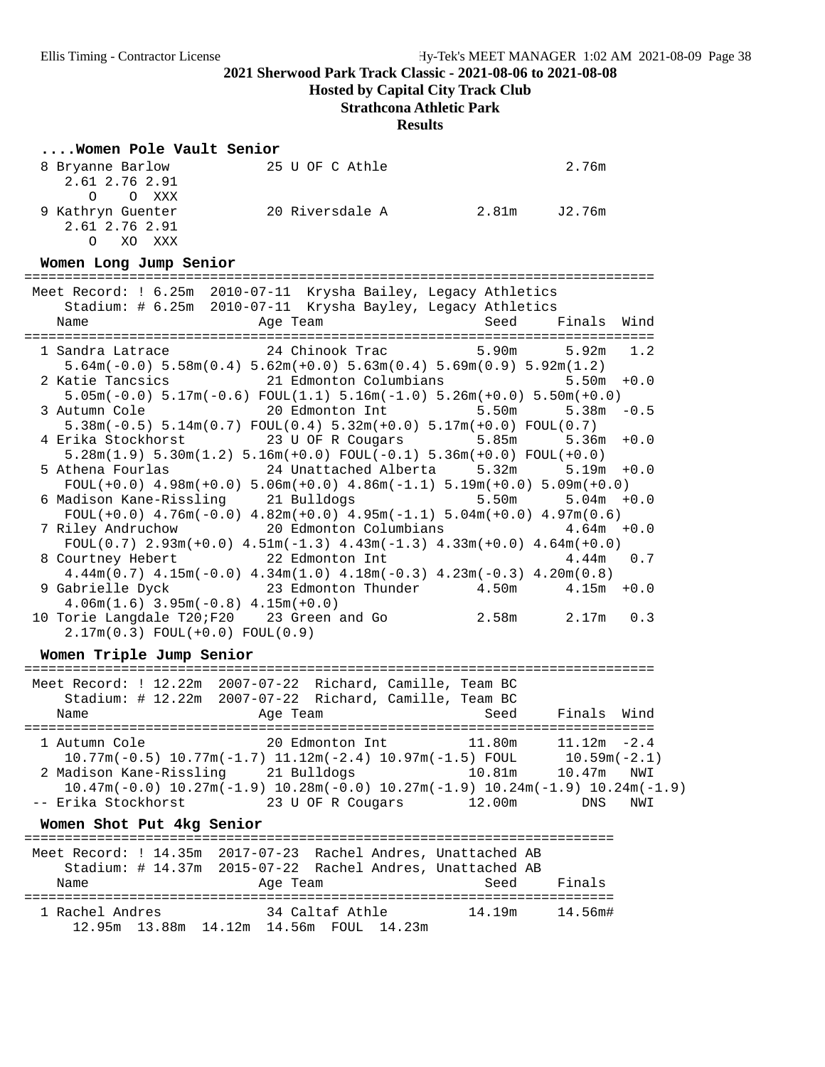## 2021 Sherwood Park Track Classic - 2021-08-06 to 2021-08-08

**Hosted by Capital City Track Club**

**Strathcona Athletic Park**

**Results**

```
....Women Pole Vault Senior
  8 Bryanne Barlow          25 U OF C Athle                     2.76m
     2.61 2.76 2.91
        O    O  XXX
  9 Kathryn Guenter         20 Riversdale A          2.81m     J2.76m
     2.61 2.76 2.91
        O   XO  XXX
```

### Women Long Jump Senior

```
=============================================================================
 Meet Record: ! 6.25m  2010-07-11  Krysha Bailey, Legacy Athletics
     Stadium: # 6.25m  2010-07-11  Krysha Bayley, Legacy Athletics
    Name                    Age Team                  Seed    Finals  Wind
=============================================================================
  1 Sandra Latrace          24 Chinook Trac          5.90m     5.92m   1.2
     5.64m(-0.0) 5.58m(0.4) 5.62m(+0.0) 5.63m(0.4) 5.69m(0.9) 5.92m(1.2)
  2 Katie Tancsics          21 Edmonton Columbians             5.50m  +0.0
     5.05m(-0.0) 5.17m(-0.6) FOUL(1.1) 5.16m(-1.0) 5.26m(+0.0) 5.50m(+0.0)
  3 Autumn Cole             20 Edmonton Int          5.50m     5.38m  -0.5
     5.38m(-0.5) 5.14m(0.7) FOUL(0.4) 5.32m(+0.0) 5.17m(+0.0) FOUL(0.7)
  4 Erika Stockhorst        23 U OF R Cougars        5.85m     5.36m  +0.0
     5.28m(1.9) 5.30m(1.2) 5.16m(+0.0) FOUL(-0.1) 5.36m(+0.0) FOUL(+0.0)
  5 Athena Fourlas          24 Unattached Alberta    5.32m     5.19m  +0.0
     FOUL(+0.0) 4.98m(+0.0) 5.06m(+0.0) 4.86m(-1.1) 5.19m(+0.0) 5.09m(+0.0)
  6 Madison Kane-Rissling   21 Bulldogs              5.50m     5.04m  +0.0
     FOUL(+0.0) 4.76m(-0.0) 4.82m(+0.0) 4.95m(-1.1) 5.04m(+0.0) 4.97m(0.6)
  7 Riley Andruchow         20 Edmonton Columbians             4.64m  +0.0
     FOUL(0.7) 2.93m(+0.0) 4.51m(-1.3) 4.43m(-1.3) 4.33m(+0.0) 4.64m(+0.0)
  8 Courtney Hebert         22 Edmonton Int                    4.44m   0.7
     4.44m(0.7) 4.15m(-0.0) 4.34m(1.0) 4.18m(-0.3) 4.23m(-0.3) 4.20m(0.8)
  9 Gabrielle Dyck          23 Edmonton Thunder      4.50m     4.15m  +0.0
     4.06m(1.6) 3.95m(-0.8) 4.15m(+0.0)
 10 Torie Langdale T20;F20  23 Green and Go          2.58m     2.17m   0.3
     2.17m(0.3) FOUL(+0.0) FOUL(0.9)
```

### Women Triple Jump Senior

```
=============================================================================
 Meet Record: ! 12.22m  2007-07-22  Richard, Camille, Team BC
     Stadium: # 12.22m  2007-07-22  Richard, Camille, Team BC
    Name                    Age Team                  Seed    Finals  Wind
=============================================================================
  1 Autumn Cole             20 Edmonton Int         11.80m    11.12m  -2.4
     10.77m(-0.5) 10.77m(-1.7) 11.12m(-2.4) 10.97m(-1.5) FOUL      10.59m(-2.1)
  2 Madison Kane-Rissling   21 Bulldogs             10.81m    10.47m   NWI
     10.47m(-0.0) 10.27m(-1.9) 10.28m(-0.0) 10.27m(-1.9) 10.24m(-1.9) 10.24m(-1.9)
 -- Erika Stockhorst        23 U OF R Cougars       12.00m       DNS   NWI
```

### Women Shot Put 4kg Senior

```
=======================================================================
 Meet Record: ! 14.35m  2017-07-23  Rachel Andres, Unattached AB
     Stadium: # 14.37m  2015-07-22  Rachel Andres, Unattached AB
    Name                    Age Team                  Seed    Finals
=======================================================================
  1 Rachel Andres           34 Caltaf Athle         14.19m    14.56m#
      12.95m  13.88m  14.12m  14.56m  FOUL  14.23m
```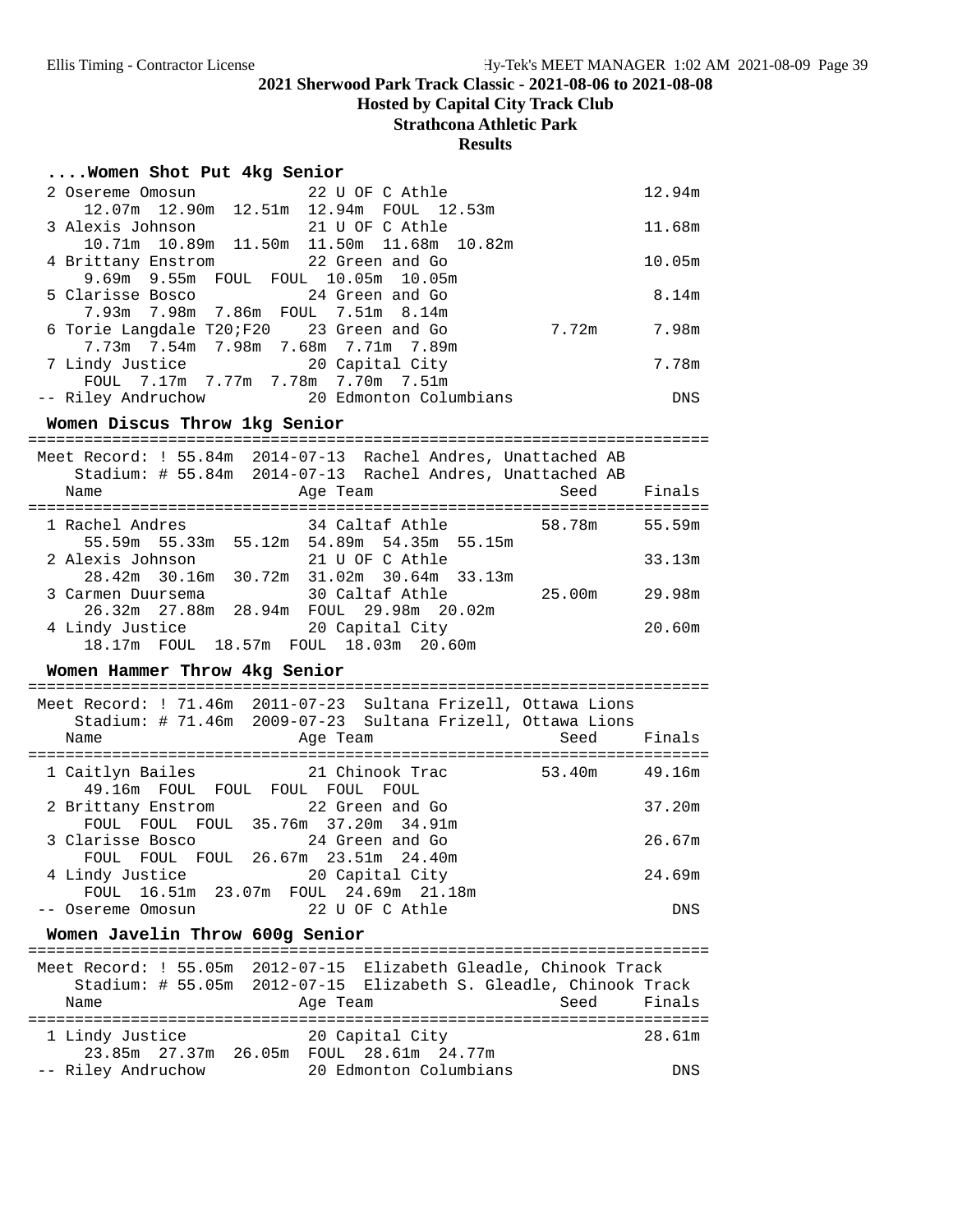**2021 Sherwood Park Track Classic - 2021-08-06 to 2021-08-08**

**Hosted by Capital City Track Club**

**Strathcona Athletic Park**

**Results**

### ....Women Shot Put 4kg Senior

```
  2 Osereme Omosun          22 U OF C Athle                        12.94m
     12.07m  12.90m  12.51m  12.94m  FOUL  12.53m
  3 Alexis Johnson          21 U OF C Athle                        11.68m
     10.71m  10.89m  11.50m  11.50m  11.68m  10.82m
  4 Brittany Enstrom        22 Green and Go                        10.05m
     9.69m  9.55m  FOUL  FOUL  10.05m  10.05m
  5 Clarisse Bosco          24 Green and Go                         8.14m
     7.93m  7.98m  7.86m  FOUL  7.51m  8.14m
  6 Torie Langdale T20;F20  23 Green and Go            7.72m        7.98m
     7.73m  7.54m  7.98m  7.68m  7.71m  7.89m
  7 Lindy Justice           20 Capital City                         7.78m
     FOUL  7.17m  7.77m  7.78m  7.70m  7.51m
 -- Riley Andruchow         20 Edmonton Columbians                    DNS
```

### Women Discus Throw 1kg Senior

```
=========================================================================
 Meet Record: ! 55.84m  2014-07-13  Rachel Andres, Unattached AB
    Stadium: # 55.84m  2014-07-13  Rachel Andres, Unattached AB
    Name                    Age Team                    Seed     Finals
=========================================================================
  1 Rachel Andres           34 Caltaf Athle           58.78m     55.59m
     55.59m  55.33m  55.12m  54.89m  54.35m  55.15m
  2 Alexis Johnson          21 U OF C Athle                      33.13m
     28.42m  30.16m  30.72m  31.02m  30.64m  33.13m
  3 Carmen Duursema         30 Caltaf Athle           25.00m     29.98m
     26.32m  27.88m  28.94m  FOUL  29.98m  20.02m
  4 Lindy Justice           20 Capital City                      20.60m
     18.17m  FOUL  18.57m  FOUL  18.03m  20.60m
```

### Women Hammer Throw 4kg Senior

```
=========================================================================
 Meet Record: ! 71.46m  2011-07-23  Sultana Frizell, Ottawa Lions
    Stadium: # 71.46m  2009-07-23  Sultana Frizell, Ottawa Lions
    Name                    Age Team                    Seed     Finals
=========================================================================
  1 Caitlyn Bailes          21 Chinook Trac           53.40m     49.16m
     49.16m  FOUL  FOUL  FOUL  FOUL  FOUL
  2 Brittany Enstrom        22 Green and Go                      37.20m
     FOUL  FOUL  FOUL  35.76m  37.20m  34.91m
  3 Clarisse Bosco          24 Green and Go                      26.67m
     FOUL  FOUL  FOUL  26.67m  23.51m  24.40m
  4 Lindy Justice           20 Capital City                      24.69m
     FOUL  16.51m  23.07m  FOUL  24.69m  21.18m
 -- Osereme Omosun          22 U OF C Athle                         DNS
```

### Women Javelin Throw 600g Senior

```
=========================================================================
 Meet Record: ! 55.05m  2012-07-15  Elizabeth Gleadle, Chinook Track
    Stadium: # 55.05m  2012-07-15  Elizabeth S. Gleadle, Chinook Track
    Name                    Age Team                    Seed     Finals
=========================================================================
  1 Lindy Justice           20 Capital City                      28.61m
     23.85m  27.37m  26.05m  FOUL  28.61m  24.77m
 -- Riley Andruchow         20 Edmonton Columbians                  DNS
```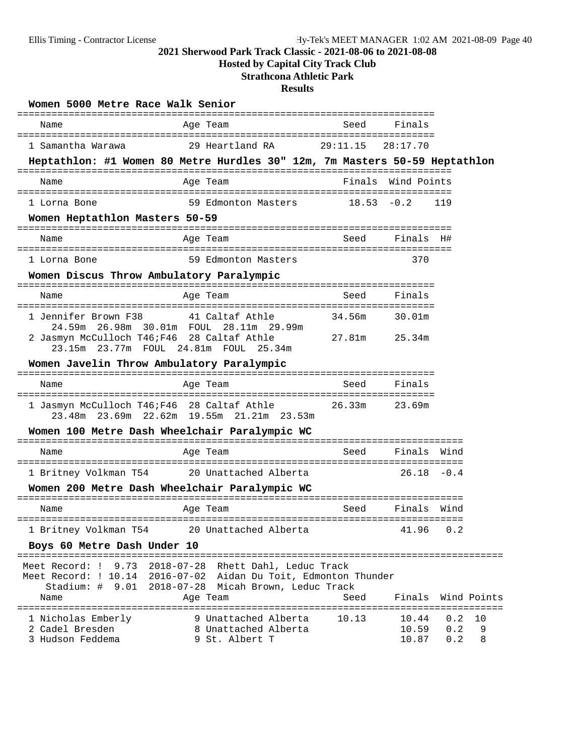# 2021 Sherwood Park Track Classic - 2021-08-06 to 2021-08-08

## Hosted by Capital City Track Club

## Strathcona Athletic Park

## Results

### Women 5000 Metre Race Walk Senior

| | Name | Age | Team | Seed | Finals |
|---|---|---|---|---|---|
| 1 | Samantha Warawa | 29 | Heartland RA | 29:11.15 | 28:17.70 |

### Heptathlon: #1 Women 80 Metre Hurdles 30" 12m, 7m Masters 50-59 Heptathlon

| | Name | Age | Team | Finals | Wind | Points |
|---|---|---|---|---|---|---|
| 1 | Lorna Bone | 59 | Edmonton Masters | 18.53 | -0.2 | 119 |

### Women Heptathlon Masters 50-59

| | Name | Age | Team | Seed | Finals | H# |
|---|---|---|---|---|---|---|
| 1 | Lorna Bone | 59 | Edmonton Masters | | 370 | |

### Women Discus Throw Ambulatory Paralympic

| | Name | Age | Team | Seed | Finals |
|---|---|---|---|---|---|
| 1 | Jennifer Brown F38 | 41 | Caltaf Athle | 34.56m | 30.01m |
| | 24.59m 26.98m 30.01m FOUL 28.11m 29.99m | | | | |
| 2 | Jasmyn McCulloch T46;F46 | 28 | Caltaf Athle | 27.81m | 25.34m |
| | 23.15m 23.77m FOUL 24.81m FOUL 25.34m | | | | |

### Women Javelin Throw Ambulatory Paralympic

| | Name | Age | Team | Seed | Finals |
|---|---|---|---|---|---|
| 1 | Jasmyn McCulloch T46;F46 | 28 | Caltaf Athle | 26.33m | 23.69m |
| | 23.48m 23.69m 22.62m 19.55m 21.21m 23.53m | | | | |

### Women 100 Metre Dash Wheelchair Paralympic WC

| | Name | Age | Team | Seed | Finals | Wind |
|---|---|---|---|---|---|---|
| 1 | Britney Volkman T54 | 20 | Unattached Alberta | | 26.18 | -0.4 |

### Women 200 Metre Dash Wheelchair Paralympic WC

| | Name | Age | Team | Seed | Finals | Wind |
|---|---|---|---|---|---|---|
| 1 | Britney Volkman T54 | 20 | Unattached Alberta | | 41.96 | 0.2 |

### Boys 60 Metre Dash Under 10

Meet Record: ! 9.73 2018-07-28 Rhett Dahl, Leduc Track
Meet Record: ! 10.14 2016-07-02 Aidan Du Toit, Edmonton Thunder
Stadium: # 9.01 2018-07-28 Micah Brown, Leduc Track

| | Name | Age | Team | Seed | Finals | Wind | Points |
|---|---|---|---|---|---|---|---|
| 1 | Nicholas Emberly | 9 | Unattached Alberta | 10.13 | 10.44 | 0.2 | 10 |
| 2 | Cadel Bresden | 8 | Unattached Alberta | | 10.59 | 0.2 | 9 |
| 3 | Hudson Feddema | 9 | St. Albert T | | 10.87 | 0.2 | 8 |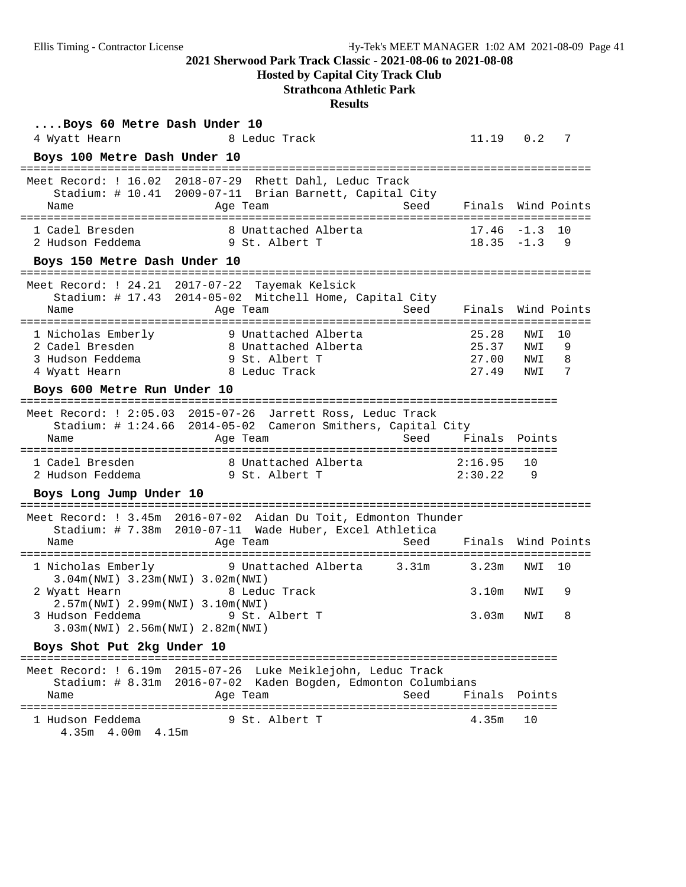## 2021 Sherwood Park Track Classic - 2021-08-06 to 2021-08-08

**Hosted by Capital City Track Club**

**Strathcona Athletic Park**

**Results**

### ....Boys 60 Metre Dash Under 10

| Name | Age | Team | Seed | Finals | Wind | Points |
|---|---|---|---|---|---|---|
| 4 Wyatt Hearn | 8 | Leduc Track | | 11.19 | 0.2 | 7 |

### Boys 100 Metre Dash Under 10

Meet Record: ! 16.02 2018-07-29 Rhett Dahl, Leduc Track
Stadium: # 10.41 2009-07-11 Brian Barnett, Capital City

| Name | Age | Team | Seed | Finals | Wind | Points |
|---|---|---|---|---|---|---|
| 1 Cadel Bresden | 8 | Unattached Alberta | | 17.46 | -1.3 | 10 |
| 2 Hudson Feddema | 9 | St. Albert T | | 18.35 | -1.3 | 9 |

### Boys 150 Metre Dash Under 10

Meet Record: ! 24.21 2017-07-22 Tayemak Kelsick
Stadium: # 17.43 2014-05-02 Mitchell Home, Capital City

| Name | Age | Team | Seed | Finals | Wind | Points |
|---|---|---|---|---|---|---|
| 1 Nicholas Emberly | 9 | Unattached Alberta | | 25.28 | NWI | 10 |
| 2 Cadel Bresden | 8 | Unattached Alberta | | 25.37 | NWI | 9 |
| 3 Hudson Feddema | 9 | St. Albert T | | 27.00 | NWI | 8 |
| 4 Wyatt Hearn | 8 | Leduc Track | | 27.49 | NWI | 7 |

### Boys 600 Metre Run Under 10

Meet Record: ! 2:05.03 2015-07-26 Jarrett Ross, Leduc Track
Stadium: # 1:24.66 2014-05-02 Cameron Smithers, Capital City

| Name | Age | Team | Seed | Finals | Points |
|---|---|---|---|---|---|
| 1 Cadel Bresden | 8 | Unattached Alberta | | 2:16.95 | 10 |
| 2 Hudson Feddema | 9 | St. Albert T | | 2:30.22 | 9 |

### Boys Long Jump Under 10

Meet Record: ! 3.45m 2016-07-02 Aidan Du Toit, Edmonton Thunder
Stadium: # 7.38m 2010-07-11 Wade Huber, Excel Athletica

| Name | Age | Team | Seed | Finals | Wind | Points |
|---|---|---|---|---|---|---|
| 1 Nicholas Emberly | 9 | Unattached Alberta | 3.31m | 3.23m | NWI | 10 |
| 3.04m(NWI) 3.23m(NWI) 3.02m(NWI) | | | | | | |
| 2 Wyatt Hearn | 8 | Leduc Track | | 3.10m | NWI | 9 |
| 2.57m(NWI) 2.99m(NWI) 3.10m(NWI) | | | | | | |
| 3 Hudson Feddema | 9 | St. Albert T | | 3.03m | NWI | 8 |
| 3.03m(NWI) 2.56m(NWI) 2.82m(NWI) | | | | | | |

### Boys Shot Put 2kg Under 10

Meet Record: ! 6.19m 2015-07-26 Luke Meiklejohn, Leduc Track
Stadium: # 8.31m 2016-07-02 Kaden Bogden, Edmonton Columbians

| Name | Age | Team | Seed | Finals | Points |
|---|---|---|---|---|---|
| 1 Hudson Feddema | 9 | St. Albert T | | 4.35m | 10 |
| 4.35m 4.00m 4.15m | | | | | |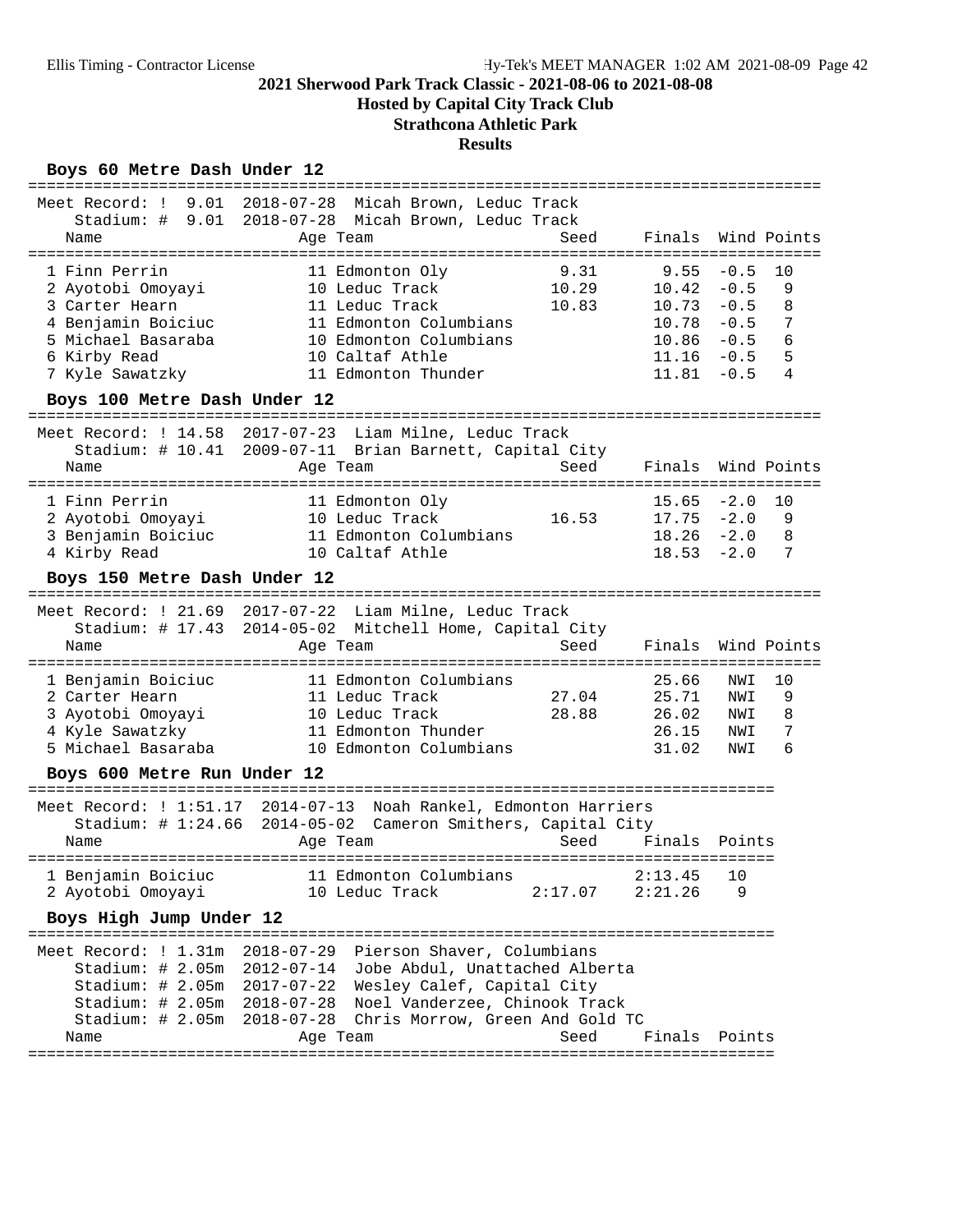# 2021 Sherwood Park Track Classic - 2021-08-06 to 2021-08-08

## Hosted by Capital City Track Club

## Strathcona Athletic Park

## Results

### Boys 60 Metre Dash Under 12

Meet Record: ! 9.01 2018-07-28 Micah Brown, Leduc Track
Stadium: # 9.01 2018-07-28 Micah Brown, Leduc Track

| Place | Name | Age | Team | Seed | Finals | Wind | Points |
|---|---|---|---|---|---|---|---|
| 1 | Finn Perrin | 11 | Edmonton Oly | 9.31 | 9.55 | -0.5 | 10 |
| 2 | Ayotobi Omoyayi | 10 | Leduc Track | 10.29 | 10.42 | -0.5 | 9 |
| 3 | Carter Hearn | 11 | Leduc Track | 10.83 | 10.73 | -0.5 | 8 |
| 4 | Benjamin Boiciuc | 11 | Edmonton Columbians | | 10.78 | -0.5 | 7 |
| 5 | Michael Basaraba | 10 | Edmonton Columbians | | 10.86 | -0.5 | 6 |
| 6 | Kirby Read | 10 | Caltaf Athle | | 11.16 | -0.5 | 5 |
| 7 | Kyle Sawatzky | 11 | Edmonton Thunder | | 11.81 | -0.5 | 4 |

### Boys 100 Metre Dash Under 12

Meet Record: ! 14.58 2017-07-23 Liam Milne, Leduc Track
Stadium: # 10.41 2009-07-11 Brian Barnett, Capital City

| Place | Name | Age | Team | Seed | Finals | Wind | Points |
|---|---|---|---|---|---|---|---|
| 1 | Finn Perrin | 11 | Edmonton Oly | | 15.65 | -2.0 | 10 |
| 2 | Ayotobi Omoyayi | 10 | Leduc Track | 16.53 | 17.75 | -2.0 | 9 |
| 3 | Benjamin Boiciuc | 11 | Edmonton Columbians | | 18.26 | -2.0 | 8 |
| 4 | Kirby Read | 10 | Caltaf Athle | | 18.53 | -2.0 | 7 |

### Boys 150 Metre Dash Under 12

Meet Record: ! 21.69 2017-07-22 Liam Milne, Leduc Track
Stadium: # 17.43 2014-05-02 Mitchell Home, Capital City

| Place | Name | Age | Team | Seed | Finals | Wind | Points |
|---|---|---|---|---|---|---|---|
| 1 | Benjamin Boiciuc | 11 | Edmonton Columbians | | 25.66 | NWI | 10 |
| 2 | Carter Hearn | 11 | Leduc Track | 27.04 | 25.71 | NWI | 9 |
| 3 | Ayotobi Omoyayi | 10 | Leduc Track | 28.88 | 26.02 | NWI | 8 |
| 4 | Kyle Sawatzky | 11 | Edmonton Thunder | | 26.15 | NWI | 7 |
| 5 | Michael Basaraba | 10 | Edmonton Columbians | | 31.02 | NWI | 6 |

### Boys 600 Metre Run Under 12

Meet Record: ! 1:51.17 2014-07-13 Noah Rankel, Edmonton Harriers
Stadium: # 1:24.66 2014-05-02 Cameron Smithers, Capital City

| Place | Name | Age | Team | Seed | Finals | Points |
|---|---|---|---|---|---|---|
| 1 | Benjamin Boiciuc | 11 | Edmonton Columbians | | 2:13.45 | 10 |
| 2 | Ayotobi Omoyayi | 10 | Leduc Track | 2:17.07 | 2:21.26 | 9 |

### Boys High Jump Under 12

Meet Record: ! 1.31m 2018-07-29 Pierson Shaver, Columbians
Stadium: # 2.05m 2012-07-14 Jobe Abdul, Unattached Alberta
Stadium: # 2.05m 2017-07-22 Wesley Calef, Capital City
Stadium: # 2.05m 2018-07-28 Noel Vanderzee, Chinook Track
Stadium: # 2.05m 2018-07-28 Chris Morrow, Green And Gold TC

| Name | Age | Team | Seed | Finals | Points |
|---|---|---|---|---|---|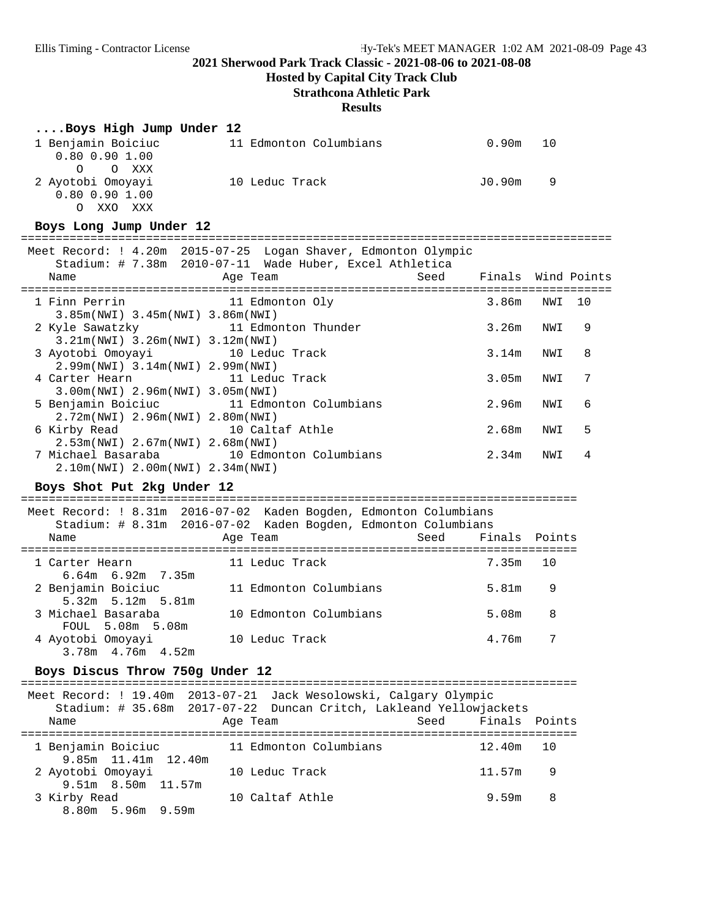## 2021 Sherwood Park Track Classic - 2021-08-06 to 2021-08-08

**Hosted by Capital City Track Club**

**Strathcona Athletic Park**

**Results**

### ....Boys High Jump Under 12

```
  1 Benjamin Boiciuc          11 Edmonton Columbians              0.90m   10
     0.80 0.90 1.00
        O     O  XXX
  2 Ayotobi Omoyayi           10 Leduc Track                     J0.90m    9
     0.80 0.90 1.00
        O  XXO  XXX
```

### Boys Long Jump Under 12

```
======================================================================================
 Meet Record: ! 4.20m  2015-07-25  Logan Shaver, Edmonton Olympic
    Stadium: # 7.38m  2010-07-11  Wade Huber, Excel Athletica
    Name                    Age Team                    Seed     Finals  Wind Points
======================================================================================
  1 Finn Perrin             11 Edmonton Oly                       3.86m   NWI  10
     3.85m(NWI) 3.45m(NWI) 3.86m(NWI)
  2 Kyle Sawatzky           11 Edmonton Thunder                   3.26m   NWI   9
     3.21m(NWI) 3.26m(NWI) 3.12m(NWI)
  3 Ayotobi Omoyayi         10 Leduc Track                        3.14m   NWI   8
     2.99m(NWI) 3.14m(NWI) 2.99m(NWI)
  4 Carter Hearn            11 Leduc Track                        3.05m   NWI   7
     3.00m(NWI) 2.96m(NWI) 3.05m(NWI)
  5 Benjamin Boiciuc        11 Edmonton Columbians                2.96m   NWI   6
     2.72m(NWI) 2.96m(NWI) 2.80m(NWI)
  6 Kirby Read              10 Caltaf Athle                       2.68m   NWI   5
     2.53m(NWI) 2.67m(NWI) 2.68m(NWI)
  7 Michael Basaraba        10 Edmonton Columbians                2.34m   NWI   4
     2.10m(NWI) 2.00m(NWI) 2.34m(NWI)
```

### Boys Shot Put 2kg Under 12

```
================================================================================
 Meet Record: ! 8.31m  2016-07-02  Kaden Bogden, Edmonton Columbians
    Stadium: # 8.31m  2016-07-02  Kaden Bogden, Edmonton Columbians
    Name                    Age Team                    Seed     Finals  Points
================================================================================
  1 Carter Hearn            11 Leduc Track                        7.35m   10
      6.64m  6.92m  7.35m
  2 Benjamin Boiciuc        11 Edmonton Columbians                5.81m    9
      5.32m  5.12m  5.81m
  3 Michael Basaraba        10 Edmonton Columbians                5.08m    8
      FOUL  5.08m  5.08m
  4 Ayotobi Omoyayi         10 Leduc Track                        4.76m    7
      3.78m  4.76m  4.52m
```

### Boys Discus Throw 750g Under 12

```
================================================================================
 Meet Record: ! 19.40m  2013-07-21  Jack Wesolowski, Calgary Olympic
    Stadium: # 35.68m  2017-07-22  Duncan Critch, Lakleand Yellowjackets
    Name                    Age Team                    Seed     Finals  Points
================================================================================
  1 Benjamin Boiciuc        11 Edmonton Columbians               12.40m   10
      9.85m  11.41m  12.40m
  2 Ayotobi Omoyayi         10 Leduc Track                       11.57m    9
      9.51m  8.50m  11.57m
  3 Kirby Read              10 Caltaf Athle                       9.59m    8
      8.80m  5.96m  9.59m
```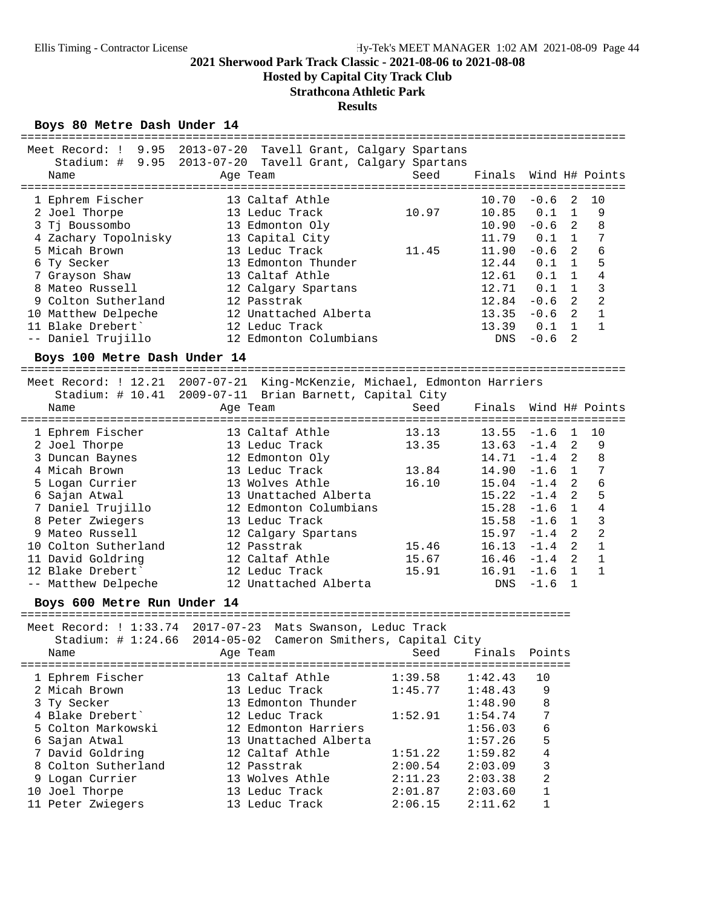# 2021 Sherwood Park Track Classic - 2021-08-06 to 2021-08-08

## Hosted by Capital City Track Club

## Strathcona Athletic Park

## Results

### Boys 80 Metre Dash Under 14

Meet Record: ! 9.95 2013-07-20 Tavell Grant, Calgary Spartans
Stadium: # 9.95 2013-07-20 Tavell Grant, Calgary Spartans

| | Name | Age | Team | Seed | Finals | Wind | H# | Points |
|---|---|---|---|---|---|---|---|---|
| 1 | Ephrem Fischer | 13 | Caltaf Athle | | 10.70 | -0.6 | 2 | 10 |
| 2 | Joel Thorpe | 13 | Leduc Track | 10.97 | 10.85 | 0.1 | 1 | 9 |
| 3 | Tj Boussombo | 13 | Edmonton Oly | | 10.90 | -0.6 | 2 | 8 |
| 4 | Zachary Topolnisky | 13 | Capital City | | 11.79 | 0.1 | 1 | 7 |
| 5 | Micah Brown | 13 | Leduc Track | 11.45 | 11.90 | -0.6 | 2 | 6 |
| 6 | Ty Secker | 13 | Edmonton Thunder | | 12.44 | 0.1 | 1 | 5 |
| 7 | Grayson Shaw | 13 | Caltaf Athle | | 12.61 | 0.1 | 1 | 4 |
| 8 | Mateo Russell | 12 | Calgary Spartans | | 12.71 | 0.1 | 1 | 3 |
| 9 | Colton Sutherland | 12 | Passtrak | | 12.84 | -0.6 | 2 | 2 |
| 10 | Matthew Delpeche | 12 | Unattached Alberta | | 13.35 | -0.6 | 2 | 1 |
| 11 | Blake Drebert` | 12 | Leduc Track | | 13.39 | 0.1 | 1 | 1 |
| -- | Daniel Trujillo | 12 | Edmonton Columbians | | DNS | -0.6 | 2 | |

### Boys 100 Metre Dash Under 14

Meet Record: ! 12.21 2007-07-21 King-McKenzie, Michael, Edmonton Harriers
Stadium: # 10.41 2009-07-11 Brian Barnett, Capital City

| | Name | Age | Team | Seed | Finals | Wind | H# | Points |
|---|---|---|---|---|---|---|---|---|
| 1 | Ephrem Fischer | 13 | Caltaf Athle | 13.13 | 13.55 | -1.6 | 1 | 10 |
| 2 | Joel Thorpe | 13 | Leduc Track | 13.35 | 13.63 | -1.4 | 2 | 9 |
| 3 | Duncan Baynes | 12 | Edmonton Oly | | 14.71 | -1.4 | 2 | 8 |
| 4 | Micah Brown | 13 | Leduc Track | 13.84 | 14.90 | -1.6 | 1 | 7 |
| 5 | Logan Currier | 13 | Wolves Athle | 16.10 | 15.04 | -1.4 | 2 | 6 |
| 6 | Sajan Atwal | 13 | Unattached Alberta | | 15.22 | -1.4 | 2 | 5 |
| 7 | Daniel Trujillo | 12 | Edmonton Columbians | | 15.28 | -1.6 | 1 | 4 |
| 8 | Peter Zwiegers | 13 | Leduc Track | | 15.58 | -1.6 | 1 | 3 |
| 9 | Mateo Russell | 12 | Calgary Spartans | | 15.97 | -1.4 | 2 | 2 |
| 10 | Colton Sutherland | 12 | Passtrak | 15.46 | 16.13 | -1.4 | 2 | 1 |
| 11 | David Goldring | 12 | Caltaf Athle | 15.67 | 16.46 | -1.4 | 2 | 1 |
| 12 | Blake Drebert` | 12 | Leduc Track | 15.91 | 16.91 | -1.6 | 1 | 1 |
| -- | Matthew Delpeche | 12 | Unattached Alberta | | DNS | -1.6 | 1 | |

### Boys 600 Metre Run Under 14

Meet Record: ! 1:33.74 2017-07-23 Mats Swanson, Leduc Track
Stadium: # 1:24.66 2014-05-02 Cameron Smithers, Capital City

| | Name | Age | Team | Seed | Finals | Points |
|---|---|---|---|---|---|---|
| 1 | Ephrem Fischer | 13 | Caltaf Athle | 1:39.58 | 1:42.43 | 10 |
| 2 | Micah Brown | 13 | Leduc Track | 1:45.77 | 1:48.43 | 9 |
| 3 | Ty Secker | 13 | Edmonton Thunder | | 1:48.90 | 8 |
| 4 | Blake Drebert` | 12 | Leduc Track | 1:52.91 | 1:54.74 | 7 |
| 5 | Colton Markowski | 12 | Edmonton Harriers | | 1:56.03 | 6 |
| 6 | Sajan Atwal | 13 | Unattached Alberta | | 1:57.26 | 5 |
| 7 | David Goldring | 12 | Caltaf Athle | 1:51.22 | 1:59.82 | 4 |
| 8 | Colton Sutherland | 12 | Passtrak | 2:00.54 | 2:03.09 | 3 |
| 9 | Logan Currier | 13 | Wolves Athle | 2:11.23 | 2:03.38 | 2 |
| 10 | Joel Thorpe | 13 | Leduc Track | 2:01.87 | 2:03.60 | 1 |
| 11 | Peter Zwiegers | 13 | Leduc Track | 2:06.15 | 2:11.62 | 1 |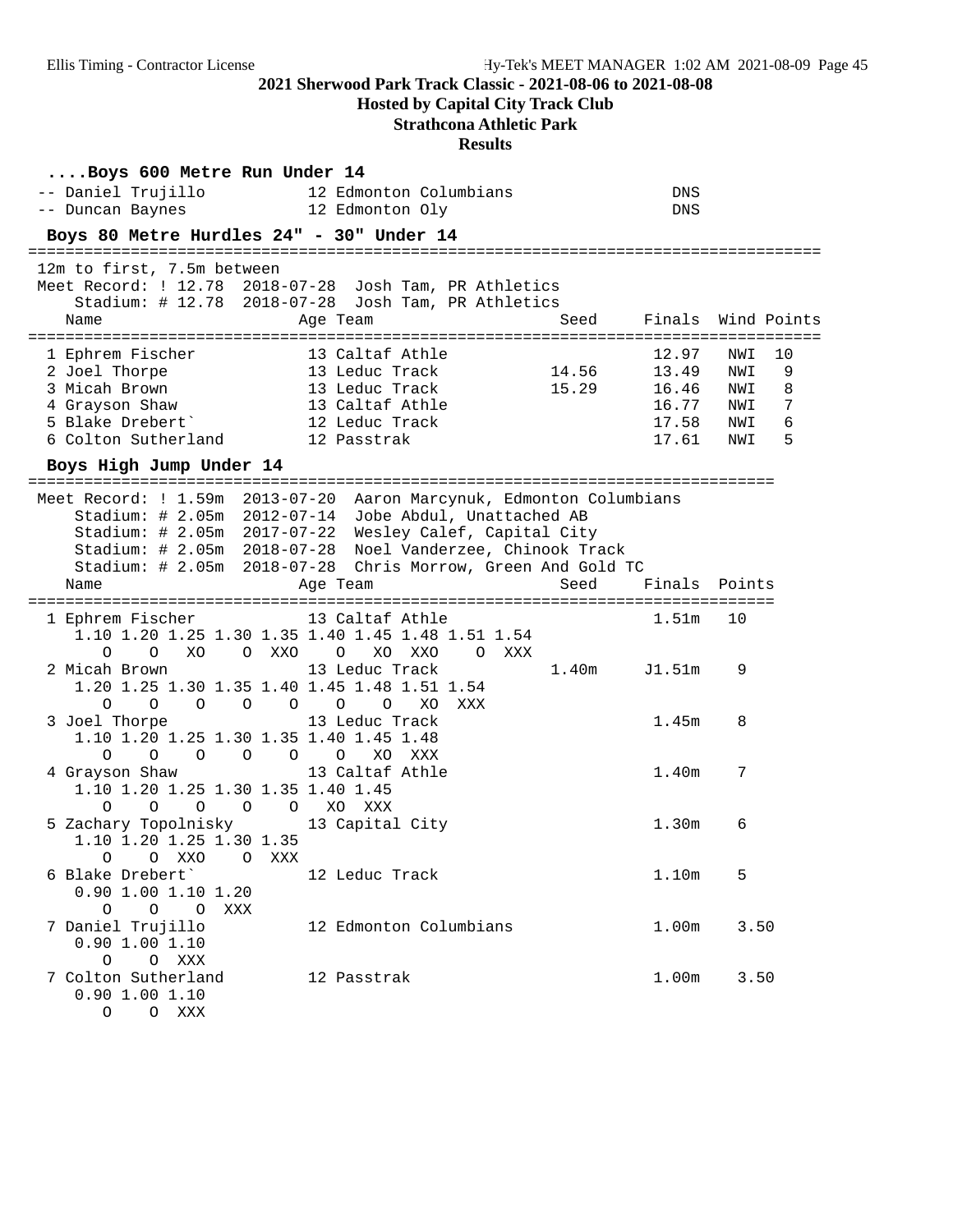2021 Sherwood Park Track Classic - 2021-08-06 to 2021-08-08

Hosted by Capital City Track Club

Strathcona Athletic Park

Results

### ....Boys 600 Metre Run Under 14

```
-- Daniel Trujillo          12 Edmonton Columbians               DNS
-- Duncan Baynes            12 Edmonton Oly                      DNS
```

### Boys 80 Metre Hurdles 24" - 30" Under 14

```
=====================================================================================
 12m to first, 7.5m between
 Meet Record: ! 12.78  2018-07-28  Josh Tam, PR Athletics
     Stadium: # 12.78  2018-07-28  Josh Tam, PR Athletics
    Name                    Age Team                  Seed     Finals  Wind Points
=====================================================================================
  1 Ephrem Fischer          13 Caltaf Athle                     12.97   NWI  10
  2 Joel Thorpe             13 Leduc Track           14.56      13.49   NWI   9
  3 Micah Brown             13 Leduc Track           15.29      16.46   NWI   8
  4 Grayson Shaw            13 Caltaf Athle                     16.77   NWI   7
  5 Blake Drebert`          12 Leduc Track                      17.58   NWI   6
  6 Colton Sutherland       12 Passtrak                         17.61   NWI   5
```

### Boys High Jump Under 14

```
================================================================================
 Meet Record: ! 1.59m  2013-07-20  Aaron Marcynuk, Edmonton Columbians
     Stadium: # 2.05m  2012-07-14  Jobe Abdul, Unattached AB
     Stadium: # 2.05m  2017-07-22  Wesley Calef, Capital City
     Stadium: # 2.05m  2018-07-28  Noel Vanderzee, Chinook Track
     Stadium: # 2.05m  2018-07-28  Chris Morrow, Green And Gold TC
    Name                    Age Team                  Seed     Finals  Points
================================================================================
  1 Ephrem Fischer          13 Caltaf Athle                     1.51m   10
     1.10 1.20 1.25 1.30 1.35 1.40 1.45 1.48 1.51 1.54
        O    O   XO    O  XXO    O   XO  XXO    O  XXX
  2 Micah Brown             13 Leduc Track           1.40m     J1.51m    9
     1.20 1.25 1.30 1.35 1.40 1.45 1.48 1.51 1.54
        O    O    O    O    O    O    O   XO  XXX
  3 Joel Thorpe             13 Leduc Track                      1.45m    8
     1.10 1.20 1.25 1.30 1.35 1.40 1.45 1.48
        O    O    O    O    O    O   XO  XXX
  4 Grayson Shaw            13 Caltaf Athle                     1.40m    7
     1.10 1.20 1.25 1.30 1.35 1.40 1.45
        O    O    O    O    O   XO  XXX
  5 Zachary Topolnisky      13 Capital City                     1.30m    6
     1.10 1.20 1.25 1.30 1.35
        O    O  XXO    O  XXX
  6 Blake Drebert`          12 Leduc Track                      1.10m    5
     0.90 1.00 1.10 1.20
        O    O    O  XXX
  7 Daniel Trujillo         12 Edmonton Columbians              1.00m    3.50
     0.90 1.00 1.10
        O    O  XXX
  7 Colton Sutherland       12 Passtrak                         1.00m    3.50
     0.90 1.00 1.10
        O    O  XXX
```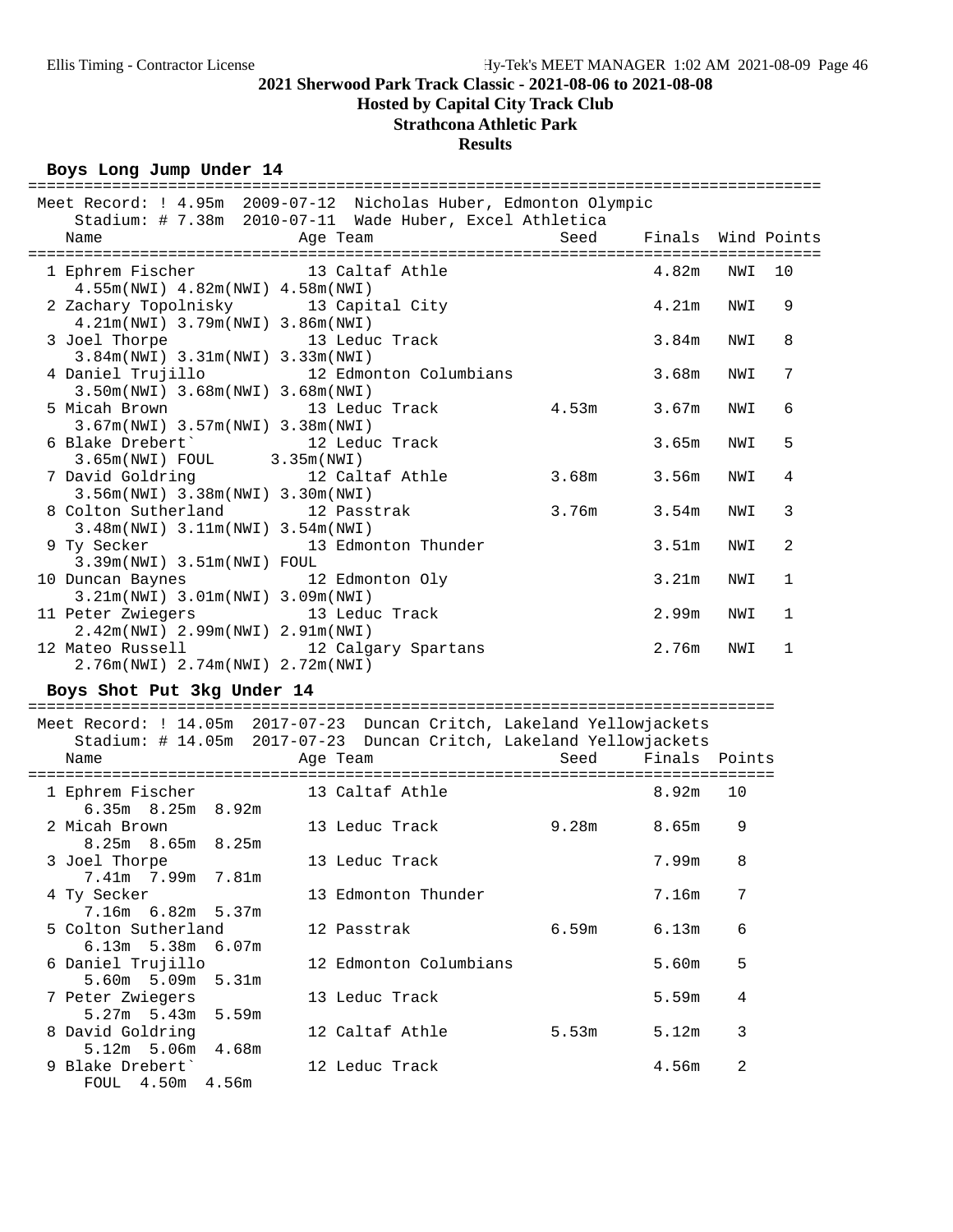# 2021 Sherwood Park Track Classic - 2021-08-06 to 2021-08-08

**Hosted by Capital City Track Club**

**Strathcona Athletic Park**

**Results**

## Boys Long Jump Under 14

Meet Record: ! 4.95m 2009-07-12 Nicholas Huber, Edmonton Olympic

Stadium: # 7.38m 2010-07-11 Wade Huber, Excel Athletica

| Place | Name | Age | Team | Seed | Finals | Wind | Points |
|---|---|---|---|---|---|---|---|
| 1 | Ephrem Fischer | 13 | Caltaf Athle | | 4.82m | NWI | 10 |
| | 4.55m(NWI) 4.82m(NWI) 4.58m(NWI) | | | | | | |
| 2 | Zachary Topolnisky | 13 | Capital City | | 4.21m | NWI | 9 |
| | 4.21m(NWI) 3.79m(NWI) 3.86m(NWI) | | | | | | |
| 3 | Joel Thorpe | 13 | Leduc Track | | 3.84m | NWI | 8 |
| | 3.84m(NWI) 3.31m(NWI) 3.33m(NWI) | | | | | | |
| 4 | Daniel Trujillo | 12 | Edmonton Columbians | | 3.68m | NWI | 7 |
| | 3.50m(NWI) 3.68m(NWI) 3.68m(NWI) | | | | | | |
| 5 | Micah Brown | 13 | Leduc Track | 4.53m | 3.67m | NWI | 6 |
| | 3.67m(NWI) 3.57m(NWI) 3.38m(NWI) | | | | | | |
| 6 | Blake Drebert` | 12 | Leduc Track | | 3.65m | NWI | 5 |
| | 3.65m(NWI) FOUL 3.35m(NWI) | | | | | | |
| 7 | David Goldring | 12 | Caltaf Athle | 3.68m | 3.56m | NWI | 4 |
| | 3.56m(NWI) 3.38m(NWI) 3.30m(NWI) | | | | | | |
| 8 | Colton Sutherland | 12 | Passtrak | 3.76m | 3.54m | NWI | 3 |
| | 3.48m(NWI) 3.11m(NWI) 3.54m(NWI) | | | | | | |
| 9 | Ty Secker | 13 | Edmonton Thunder | | 3.51m | NWI | 2 |
| | 3.39m(NWI) 3.51m(NWI) FOUL | | | | | | |
| 10 | Duncan Baynes | 12 | Edmonton Oly | | 3.21m | NWI | 1 |
| | 3.21m(NWI) 3.01m(NWI) 3.09m(NWI) | | | | | | |
| 11 | Peter Zwiegers | 13 | Leduc Track | | 2.99m | NWI | 1 |
| | 2.42m(NWI) 2.99m(NWI) 2.91m(NWI) | | | | | | |
| 12 | Mateo Russell | 12 | Calgary Spartans | | 2.76m | NWI | 1 |
| | 2.76m(NWI) 2.74m(NWI) 2.72m(NWI) | | | | | | |

## Boys Shot Put 3kg Under 14

Meet Record: ! 14.05m 2017-07-23 Duncan Critch, Lakeland Yellowjackets

Stadium: # 14.05m 2017-07-23 Duncan Critch, Lakeland Yellowjackets

| Place | Name | Age | Team | Seed | Finals | Points |
|---|---|---|---|---|---|---|
| 1 | Ephrem Fischer | 13 | Caltaf Athle | | 8.92m | 10 |
| | 6.35m 8.25m 8.92m | | | | | |
| 2 | Micah Brown | 13 | Leduc Track | 9.28m | 8.65m | 9 |
| | 8.25m 8.65m 8.25m | | | | | |
| 3 | Joel Thorpe | 13 | Leduc Track | | 7.99m | 8 |
| | 7.41m 7.99m 7.81m | | | | | |
| 4 | Ty Secker | 13 | Edmonton Thunder | | 7.16m | 7 |
| | 7.16m 6.82m 5.37m | | | | | |
| 5 | Colton Sutherland | 12 | Passtrak | 6.59m | 6.13m | 6 |
| | 6.13m 5.38m 6.07m | | | | | |
| 6 | Daniel Trujillo | 12 | Edmonton Columbians | | 5.60m | 5 |
| | 5.60m 5.09m 5.31m | | | | | |
| 7 | Peter Zwiegers | 13 | Leduc Track | | 5.59m | 4 |
| | 5.27m 5.43m 5.59m | | | | | |
| 8 | David Goldring | 12 | Caltaf Athle | 5.53m | 5.12m | 3 |
| | 5.12m 5.06m 4.68m | | | | | |
| 9 | Blake Drebert` | 12 | Leduc Track | | 4.56m | 2 |
| | FOUL 4.50m 4.56m | | | | | |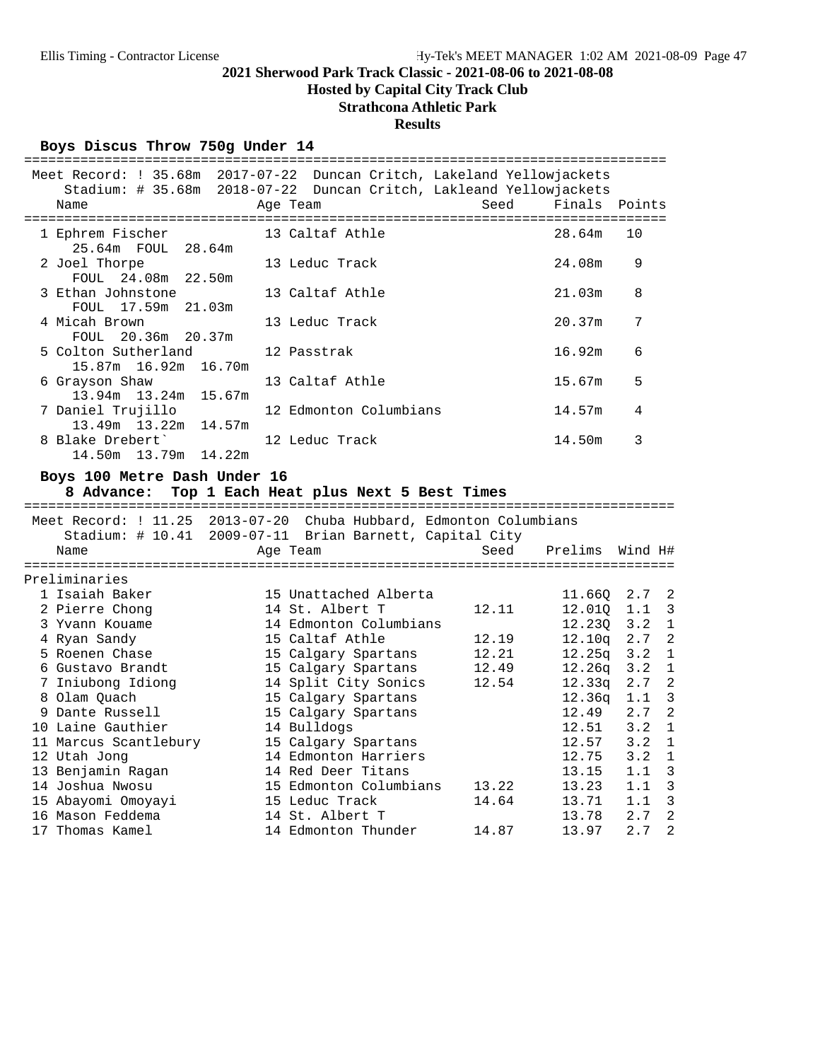# 2021 Sherwood Park Track Classic - 2021-08-06 to 2021-08-08

**Hosted by Capital City Track Club**

**Strathcona Athletic Park**

**Results**

## Boys Discus Throw 750g Under 14

Meet Record: ! 35.68m 2017-07-22 Duncan Critch, Lakeland Yellowjackets
Stadium: # 35.68m 2018-07-22 Duncan Critch, Lakleand Yellowjackets

| Name | Age | Team | Seed | Finals | Points |
|---|---|---|---|---|---|
| 1 Ephrem Fischer | 13 | Caltaf Athle | | 28.64m | 10 |
| 25.64m FOUL 28.64m | | | | | |
| 2 Joel Thorpe | 13 | Leduc Track | | 24.08m | 9 |
| FOUL 24.08m 22.50m | | | | | |
| 3 Ethan Johnstone | 13 | Caltaf Athle | | 21.03m | 8 |
| FOUL 17.59m 21.03m | | | | | |
| 4 Micah Brown | 13 | Leduc Track | | 20.37m | 7 |
| FOUL 20.36m 20.37m | | | | | |
| 5 Colton Sutherland | 12 | Passtrak | | 16.92m | 6 |
| 15.87m 16.92m 16.70m | | | | | |
| 6 Grayson Shaw | 13 | Caltaf Athle | | 15.67m | 5 |
| 13.94m 13.24m 15.67m | | | | | |
| 7 Daniel Trujillo | 12 | Edmonton Columbians | | 14.57m | 4 |
| 13.49m 13.22m 14.57m | | | | | |
| 8 Blake Drebert` | 12 | Leduc Track | | 14.50m | 3 |
| 14.50m 13.79m 14.22m | | | | | |

## Boys 100 Metre Dash Under 16

**8 Advance: Top 1 Each Heat plus Next 5 Best Times**

Meet Record: ! 11.25 2013-07-20 Chuba Hubbard, Edmonton Columbians
Stadium: # 10.41 2009-07-11 Brian Barnett, Capital City

Preliminaries

| Name | Age | Team | Seed | Prelims | Wind | H# |
|---|---|---|---|---|---|---|
| 1 Isaiah Baker | 15 | Unattached Alberta | | 11.66Q | 2.7 | 2 |
| 2 Pierre Chong | 14 | St. Albert T | 12.11 | 12.01Q | 1.1 | 3 |
| 3 Yvann Kouame | 14 | Edmonton Columbians | | 12.23Q | 3.2 | 1 |
| 4 Ryan Sandy | 15 | Caltaf Athle | 12.19 | 12.10q | 2.7 | 2 |
| 5 Roenen Chase | 15 | Calgary Spartans | 12.21 | 12.25q | 3.2 | 1 |
| 6 Gustavo Brandt | 15 | Calgary Spartans | 12.49 | 12.26q | 3.2 | 1 |
| 7 Iniubong Idiong | 14 | Split City Sonics | 12.54 | 12.33q | 2.7 | 2 |
| 8 Olam Quach | 15 | Calgary Spartans | | 12.36q | 1.1 | 3 |
| 9 Dante Russell | 15 | Calgary Spartans | | 12.49 | 2.7 | 2 |
| 10 Laine Gauthier | 14 | Bulldogs | | 12.51 | 3.2 | 1 |
| 11 Marcus Scantlebury | 15 | Calgary Spartans | | 12.57 | 3.2 | 1 |
| 12 Utah Jong | 14 | Edmonton Harriers | | 12.75 | 3.2 | 1 |
| 13 Benjamin Ragan | 14 | Red Deer Titans | | 13.15 | 1.1 | 3 |
| 14 Joshua Nwosu | 15 | Edmonton Columbians | 13.22 | 13.23 | 1.1 | 3 |
| 15 Abayomi Omoyayi | 15 | Leduc Track | 14.64 | 13.71 | 1.1 | 3 |
| 16 Mason Feddema | 14 | St. Albert T | | 13.78 | 2.7 | 2 |
| 17 Thomas Kamel | 14 | Edmonton Thunder | 14.87 | 13.97 | 2.7 | 2 |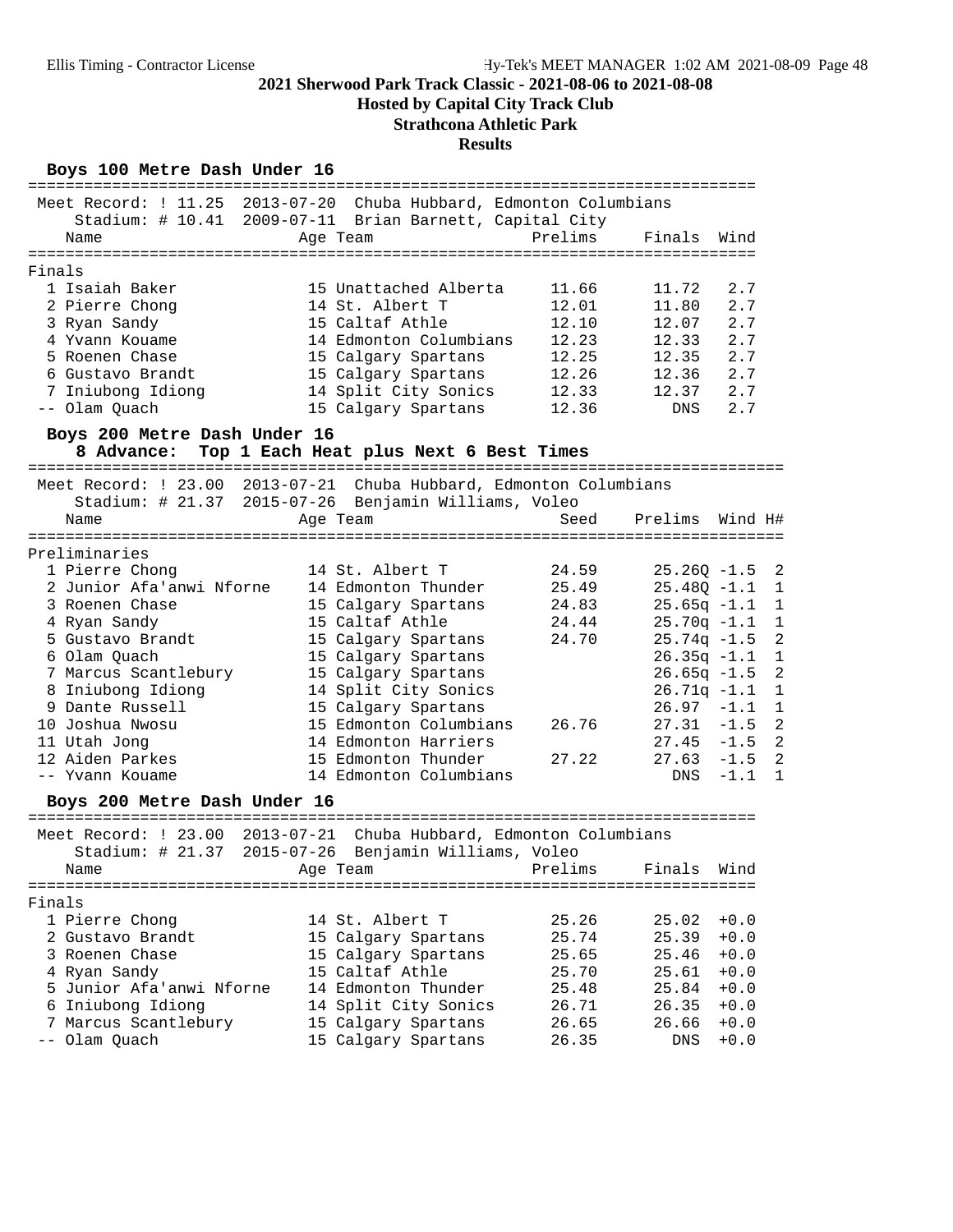## 2021 Sherwood Park Track Classic - 2021-08-06 to 2021-08-08

**Hosted by Capital City Track Club**

**Strathcona Athletic Park**

**Results**

### Boys 100 Metre Dash Under 16

Meet Record: ! 11.25 2013-07-20 Chuba Hubbard, Edmonton Columbians
Stadium: # 10.41 2009-07-11 Brian Barnett, Capital City

**Finals**

| Place | Name | Age | Team | Prelims | Finals | Wind |
|---|---|---|---|---|---|---|
| 1 | Isaiah Baker | 15 | Unattached Alberta | 11.66 | 11.72 | 2.7 |
| 2 | Pierre Chong | 14 | St. Albert T | 12.01 | 11.80 | 2.7 |
| 3 | Ryan Sandy | 15 | Caltaf Athle | 12.10 | 12.07 | 2.7 |
| 4 | Yvann Kouame | 14 | Edmonton Columbians | 12.23 | 12.33 | 2.7 |
| 5 | Roenen Chase | 15 | Calgary Spartans | 12.25 | 12.35 | 2.7 |
| 6 | Gustavo Brandt | 15 | Calgary Spartans | 12.26 | 12.36 | 2.7 |
| 7 | Iniubong Idiong | 14 | Split City Sonics | 12.33 | 12.37 | 2.7 |
| -- | Olam Quach | 15 | Calgary Spartans | 12.36 | DNS | 2.7 |

### Boys 200 Metre Dash Under 16

8 Advance: Top 1 Each Heat plus Next 6 Best Times

Meet Record: ! 23.00 2013-07-21 Chuba Hubbard, Edmonton Columbians
Stadium: # 21.37 2015-07-26 Benjamin Williams, Voleo

**Preliminaries**

| Place | Name | Age | Team | Seed | Prelims | Wind | H# |
|---|---|---|---|---|---|---|---|
| 1 | Pierre Chong | 14 | St. Albert T | 24.59 | 25.26Q | -1.5 | 2 |
| 2 | Junior Afa'anwi Nforne | 14 | Edmonton Thunder | 25.49 | 25.48Q | -1.1 | 1 |
| 3 | Roenen Chase | 15 | Calgary Spartans | 24.83 | 25.65q | -1.1 | 1 |
| 4 | Ryan Sandy | 15 | Caltaf Athle | 24.44 | 25.70q | -1.1 | 1 |
| 5 | Gustavo Brandt | 15 | Calgary Spartans | 24.70 | 25.74q | -1.5 | 2 |
| 6 | Olam Quach | 15 | Calgary Spartans | | 26.35q | -1.1 | 1 |
| 7 | Marcus Scantlebury | 15 | Calgary Spartans | | 26.65q | -1.5 | 2 |
| 8 | Iniubong Idiong | 14 | Split City Sonics | | 26.71q | -1.1 | 1 |
| 9 | Dante Russell | 15 | Calgary Spartans | | 26.97 | -1.1 | 1 |
| 10 | Joshua Nwosu | 15 | Edmonton Columbians | 26.76 | 27.31 | -1.5 | 2 |
| 11 | Utah Jong | 14 | Edmonton Harriers | | 27.45 | -1.5 | 2 |
| 12 | Aiden Parkes | 15 | Edmonton Thunder | 27.22 | 27.63 | -1.5 | 2 |
| -- | Yvann Kouame | 14 | Edmonton Columbians | | DNS | -1.1 | 1 |

### Boys 200 Metre Dash Under 16

Meet Record: ! 23.00 2013-07-21 Chuba Hubbard, Edmonton Columbians
Stadium: # 21.37 2015-07-26 Benjamin Williams, Voleo

**Finals**

| Place | Name | Age | Team | Prelims | Finals | Wind |
|---|---|---|---|---|---|---|
| 1 | Pierre Chong | 14 | St. Albert T | 25.26 | 25.02 | +0.0 |
| 2 | Gustavo Brandt | 15 | Calgary Spartans | 25.74 | 25.39 | +0.0 |
| 3 | Roenen Chase | 15 | Calgary Spartans | 25.65 | 25.46 | +0.0 |
| 4 | Ryan Sandy | 15 | Caltaf Athle | 25.70 | 25.61 | +0.0 |
| 5 | Junior Afa'anwi Nforne | 14 | Edmonton Thunder | 25.48 | 25.84 | +0.0 |
| 6 | Iniubong Idiong | 14 | Split City Sonics | 26.71 | 26.35 | +0.0 |
| 7 | Marcus Scantlebury | 15 | Calgary Spartans | 26.65 | 26.66 | +0.0 |
| -- | Olam Quach | 15 | Calgary Spartans | 26.35 | DNS | +0.0 |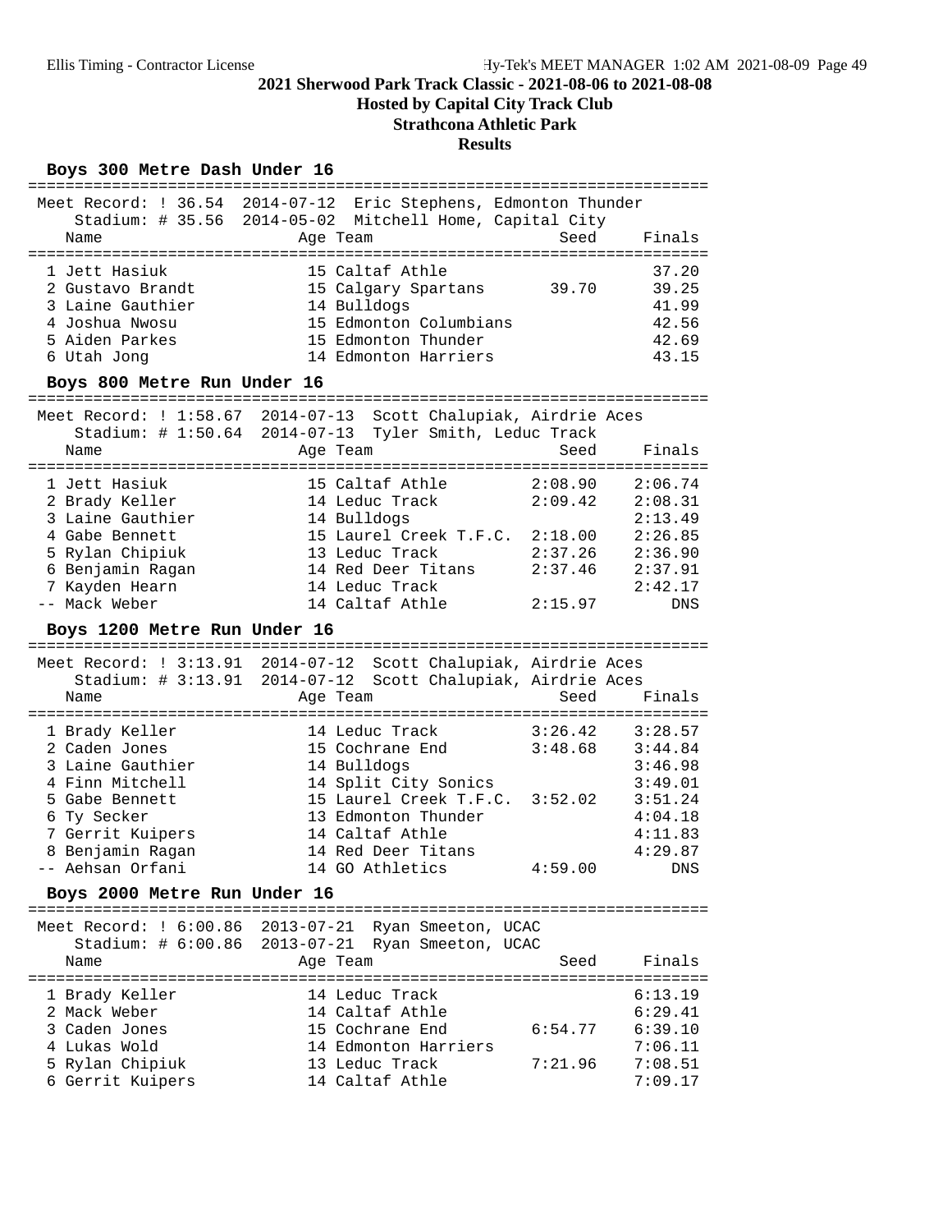## 2021 Sherwood Park Track Classic - 2021-08-06 to 2021-08-08

**Hosted by Capital City Track Club**

**Strathcona Athletic Park**

**Results**

### Boys 300 Metre Dash Under 16

Meet Record: ! 36.54 2014-07-12 Eric Stephens, Edmonton Thunder
Stadium: # 35.56 2014-05-02 Mitchell Home, Capital City

| Place | Name | Age | Team | Seed | Finals |
|---|---|---|---|---|---|
| 1 | Jett Hasiuk | 15 | Caltaf Athle | | 37.20 |
| 2 | Gustavo Brandt | 15 | Calgary Spartans | 39.70 | 39.25 |
| 3 | Laine Gauthier | 14 | Bulldogs | | 41.99 |
| 4 | Joshua Nwosu | 15 | Edmonton Columbians | | 42.56 |
| 5 | Aiden Parkes | 15 | Edmonton Thunder | | 42.69 |
| 6 | Utah Jong | 14 | Edmonton Harriers | | 43.15 |

### Boys 800 Metre Run Under 16

Meet Record: ! 1:58.67 2014-07-13 Scott Chalupiak, Airdrie Aces
Stadium: # 1:50.64 2014-07-13 Tyler Smith, Leduc Track

| Place | Name | Age | Team | Seed | Finals |
|---|---|---|---|---|---|
| 1 | Jett Hasiuk | 15 | Caltaf Athle | 2:08.90 | 2:06.74 |
| 2 | Brady Keller | 14 | Leduc Track | 2:09.42 | 2:08.31 |
| 3 | Laine Gauthier | 14 | Bulldogs | | 2:13.49 |
| 4 | Gabe Bennett | 15 | Laurel Creek T.F.C. | 2:18.00 | 2:26.85 |
| 5 | Rylan Chipiuk | 13 | Leduc Track | 2:37.26 | 2:36.90 |
| 6 | Benjamin Ragan | 14 | Red Deer Titans | 2:37.46 | 2:37.91 |
| 7 | Kayden Hearn | 14 | Leduc Track | | 2:42.17 |
| -- | Mack Weber | 14 | Caltaf Athle | 2:15.97 | DNS |

### Boys 1200 Metre Run Under 16

Meet Record: ! 3:13.91 2014-07-12 Scott Chalupiak, Airdrie Aces
Stadium: # 3:13.91 2014-07-12 Scott Chalupiak, Airdrie Aces

| Place | Name | Age | Team | Seed | Finals |
|---|---|---|---|---|---|
| 1 | Brady Keller | 14 | Leduc Track | 3:26.42 | 3:28.57 |
| 2 | Caden Jones | 15 | Cochrane End | 3:48.68 | 3:44.84 |
| 3 | Laine Gauthier | 14 | Bulldogs | | 3:46.98 |
| 4 | Finn Mitchell | 14 | Split City Sonics | | 3:49.01 |
| 5 | Gabe Bennett | 15 | Laurel Creek T.F.C. | 3:52.02 | 3:51.24 |
| 6 | Ty Secker | 13 | Edmonton Thunder | | 4:04.18 |
| 7 | Gerrit Kuipers | 14 | Caltaf Athle | | 4:11.83 |
| 8 | Benjamin Ragan | 14 | Red Deer Titans | | 4:29.87 |
| -- | Aehsan Orfani | 14 | GO Athletics | 4:59.00 | DNS |

### Boys 2000 Metre Run Under 16

Meet Record: ! 6:00.86 2013-07-21 Ryan Smeeton, UCAC
Stadium: # 6:00.86 2013-07-21 Ryan Smeeton, UCAC

| Place | Name | Age | Team | Seed | Finals |
|---|---|---|---|---|---|
| 1 | Brady Keller | 14 | Leduc Track | | 6:13.19 |
| 2 | Mack Weber | 14 | Caltaf Athle | | 6:29.41 |
| 3 | Caden Jones | 15 | Cochrane End | 6:54.77 | 6:39.10 |
| 4 | Lukas Wold | 14 | Edmonton Harriers | | 7:06.11 |
| 5 | Rylan Chipiuk | 13 | Leduc Track | 7:21.96 | 7:08.51 |
| 6 | Gerrit Kuipers | 14 | Caltaf Athle | | 7:09.17 |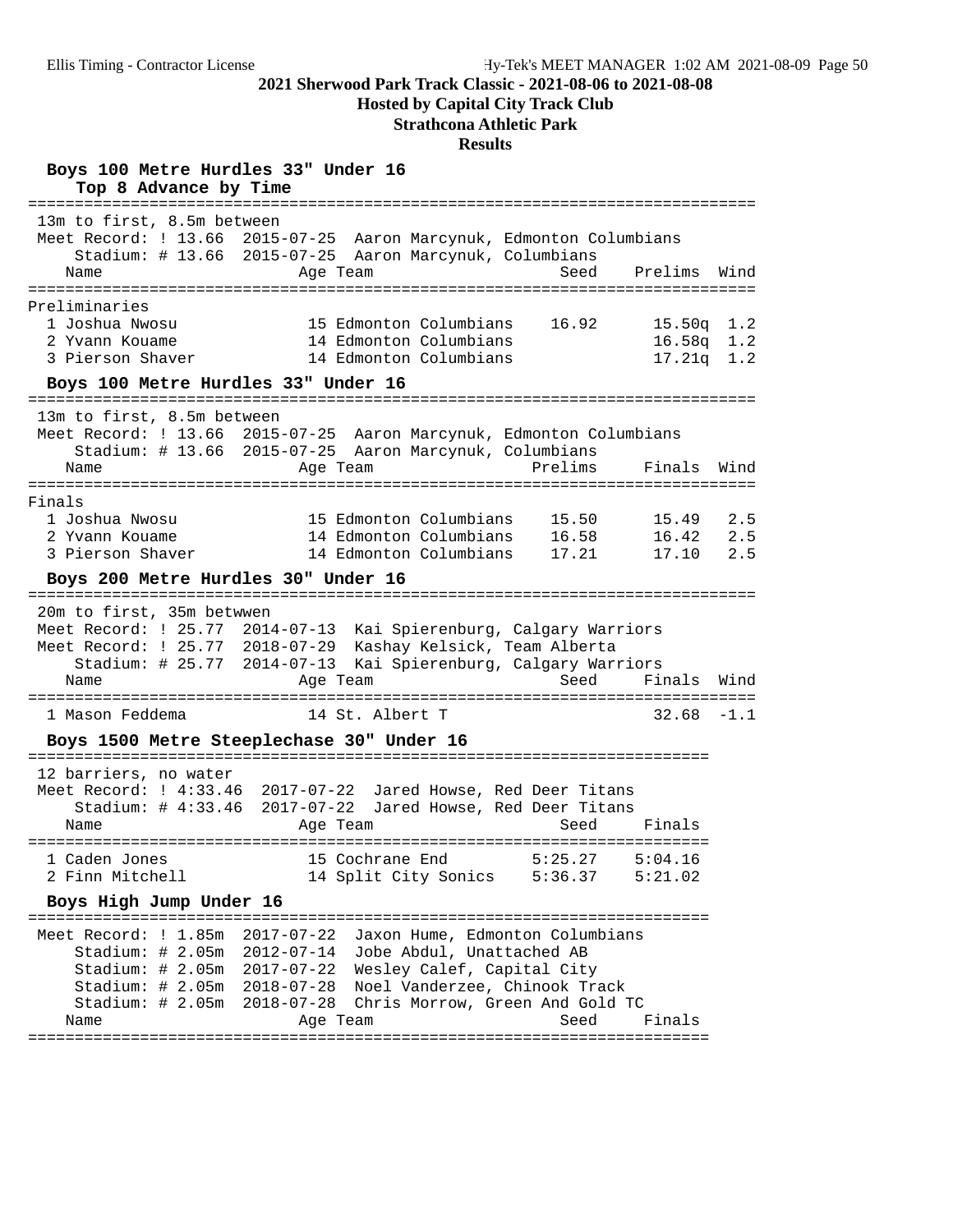**2021 Sherwood Park Track Classic - 2021-08-06 to 2021-08-08**

**Hosted by Capital City Track Club**

**Strathcona Athletic Park**

**Results**

### Boys 100 Metre Hurdles 33" Under 16

**Top 8 Advance by Time**

13m to first, 8.5m between

Meet Record: ! 13.66 2015-07-25 Aaron Marcynuk, Edmonton Columbians

Stadium: # 13.66 2015-07-25 Aaron Marcynuk, Columbians

| | Name | Age | Team | Seed | Prelims | Wind |
|---|---|---|---|---|---|---|
| **Preliminaries** | | | | | | |
| 1 | Joshua Nwosu | 15 | Edmonton Columbians | 16.92 | 15.50q | 1.2 |
| 2 | Yvann Kouame | 14 | Edmonton Columbians | | 16.58q | 1.2 |
| 3 | Pierson Shaver | 14 | Edmonton Columbians | | 17.21q | 1.2 |

### Boys 100 Metre Hurdles 33" Under 16

13m to first, 8.5m between

Meet Record: ! 13.66 2015-07-25 Aaron Marcynuk, Edmonton Columbians

Stadium: # 13.66 2015-07-25 Aaron Marcynuk, Columbians

| | Name | Age | Team | Prelims | Finals | Wind |
|---|---|---|---|---|---|---|
| **Finals** | | | | | | |
| 1 | Joshua Nwosu | 15 | Edmonton Columbians | 15.50 | 15.49 | 2.5 |
| 2 | Yvann Kouame | 14 | Edmonton Columbians | 16.58 | 16.42 | 2.5 |
| 3 | Pierson Shaver | 14 | Edmonton Columbians | 17.21 | 17.10 | 2.5 |

### Boys 200 Metre Hurdles 30" Under 16

20m to first, 35m betwwen

Meet Record: ! 25.77 2014-07-13 Kai Spierenburg, Calgary Warriors

Meet Record: ! 25.77 2018-07-29 Kashay Kelsick, Team Alberta

Stadium: # 25.77 2014-07-13 Kai Spierenburg, Calgary Warriors

| | Name | Age | Team | Seed | Finals | Wind |
|---|---|---|---|---|---|---|
| 1 | Mason Feddema | 14 | St. Albert T | | 32.68 | -1.1 |

### Boys 1500 Metre Steeplechase 30" Under 16

12 barriers, no water

Meet Record: ! 4:33.46 2017-07-22 Jared Howse, Red Deer Titans

Stadium: # 4:33.46 2017-07-22 Jared Howse, Red Deer Titans

| | Name | Age | Team | Seed | Finals |
|---|---|---|---|---|---|
| 1 | Caden Jones | 15 | Cochrane End | 5:25.27 | 5:04.16 |
| 2 | Finn Mitchell | 14 | Split City Sonics | 5:36.37 | 5:21.02 |

### Boys High Jump Under 16

Meet Record: ! 1.85m 2017-07-22 Jaxon Hume, Edmonton Columbians

Stadium: # 2.05m 2012-07-14 Jobe Abdul, Unattached AB

Stadium: # 2.05m 2017-07-22 Wesley Calef, Capital City

Stadium: # 2.05m 2018-07-28 Noel Vanderzee, Chinook Track

Stadium: # 2.05m 2018-07-28 Chris Morrow, Green And Gold TC

| Name | Age | Team | Seed | Finals |
|---|---|---|---|---|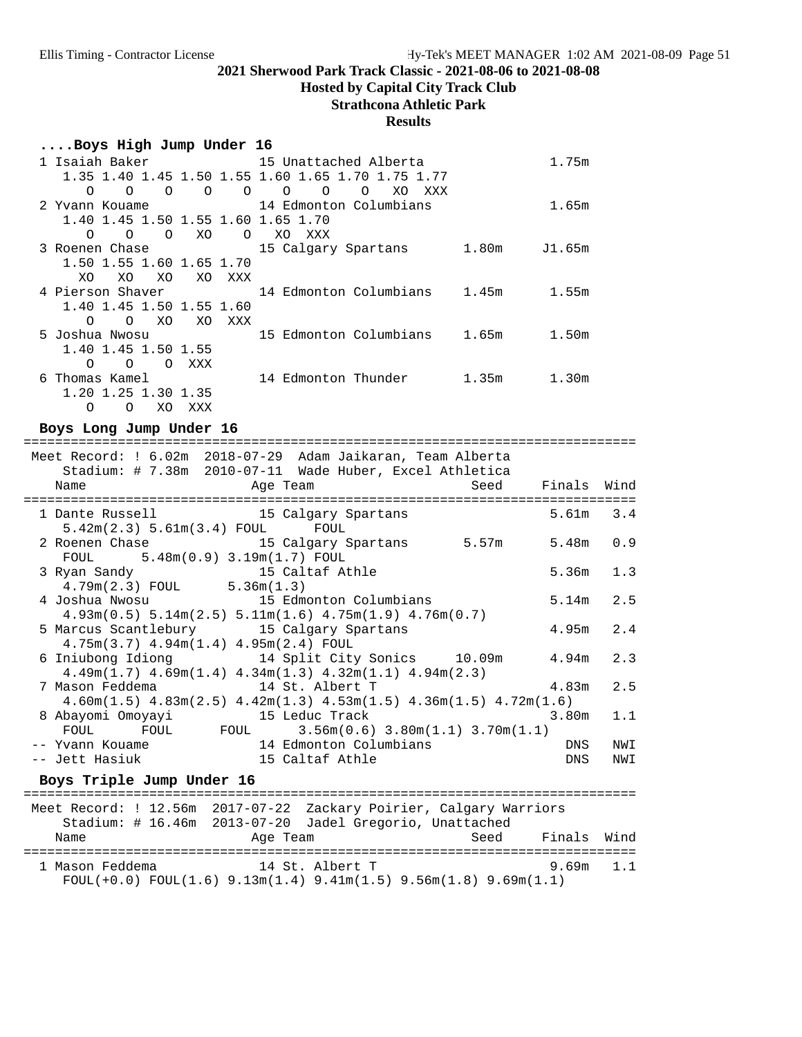**2021 Sherwood Park Track Classic - 2021-08-06 to 2021-08-08**

**Hosted by Capital City Track Club**

**Strathcona Athletic Park**

**Results**

### ....Boys High Jump Under 16

```
  1 Isaiah Baker             15 Unattached Alberta                1.75m
     1.35 1.40 1.45 1.50 1.55 1.60 1.65 1.70 1.75 1.77
        O    O    O    O    O    O    O    O   XO  XXX
  2 Yvann Kouame             14 Edmonton Columbians               1.65m
     1.40 1.45 1.50 1.55 1.60 1.65 1.70
        O    O    O   XO    O   XO  XXX
  3 Roenen Chase             15 Calgary Spartans       1.80m     J1.65m
     1.50 1.55 1.60 1.65 1.70
       XO   XO   XO   XO  XXX
  4 Pierson Shaver           14 Edmonton Columbians    1.45m      1.55m
     1.40 1.45 1.50 1.55 1.60
        O    O   XO   XO  XXX
  5 Joshua Nwosu             15 Edmonton Columbians    1.65m      1.50m
     1.40 1.45 1.50 1.55
        O    O    O  XXX
  6 Thomas Kamel             14 Edmonton Thunder       1.35m      1.30m
     1.20 1.25 1.30 1.35
        O    O   XO  XXX
```

### Boys Long Jump Under 16

```
================================================================================
 Meet Record: ! 6.02m  2018-07-29  Adam Jaikaran, Team Alberta
    Stadium: # 7.38m  2010-07-11  Wade Huber, Excel Athletica
    Name                    Age Team                    Seed     Finals  Wind
================================================================================
  1 Dante Russell            15 Calgary Spartans                  5.61m   3.4
     5.42m(2.3) 5.61m(3.4) FOUL      FOUL
  2 Roenen Chase             15 Calgary Spartans       5.57m      5.48m   0.9
     FOUL      5.48m(0.9) 3.19m(1.7) FOUL
  3 Ryan Sandy               15 Caltaf Athle                      5.36m   1.3
     4.79m(2.3) FOUL      5.36m(1.3)
  4 Joshua Nwosu             15 Edmonton Columbians               5.14m   2.5
     4.93m(0.5) 5.14m(2.5) 5.11m(1.6) 4.75m(1.9) 4.76m(0.7)
  5 Marcus Scantlebury       15 Calgary Spartans                  4.95m   2.4
     4.75m(3.7) 4.94m(1.4) 4.95m(2.4) FOUL
  6 Iniubong Idiong          14 Split City Sonics     10.09m      4.94m   2.3
     4.49m(1.7) 4.69m(1.4) 4.34m(1.3) 4.32m(1.1) 4.94m(2.3)
  7 Mason Feddema            14 St. Albert T                      4.83m   2.5
     4.60m(1.5) 4.83m(2.5) 4.42m(1.3) 4.53m(1.5) 4.36m(1.5) 4.72m(1.6)
  8 Abayomi Omoyayi          15 Leduc Track                       3.80m   1.1
     FOUL      FOUL      FOUL      3.56m(0.6) 3.80m(1.1) 3.70m(1.1)
 -- Yvann Kouame             14 Edmonton Columbians                 DNS   NWI
 -- Jett Hasiuk              15 Caltaf Athle                        DNS   NWI
```

### Boys Triple Jump Under 16

```
================================================================================
 Meet Record: ! 12.56m  2017-07-22  Zackary Poirier, Calgary Warriors
    Stadium: # 16.46m  2013-07-20  Jadel Gregorio, Unattached
    Name                    Age Team                    Seed     Finals  Wind
================================================================================
  1 Mason Feddema            14 St. Albert T                      9.69m   1.1
     FOUL(+0.0) FOUL(1.6) 9.13m(1.4) 9.41m(1.5) 9.56m(1.8) 9.69m(1.1)
```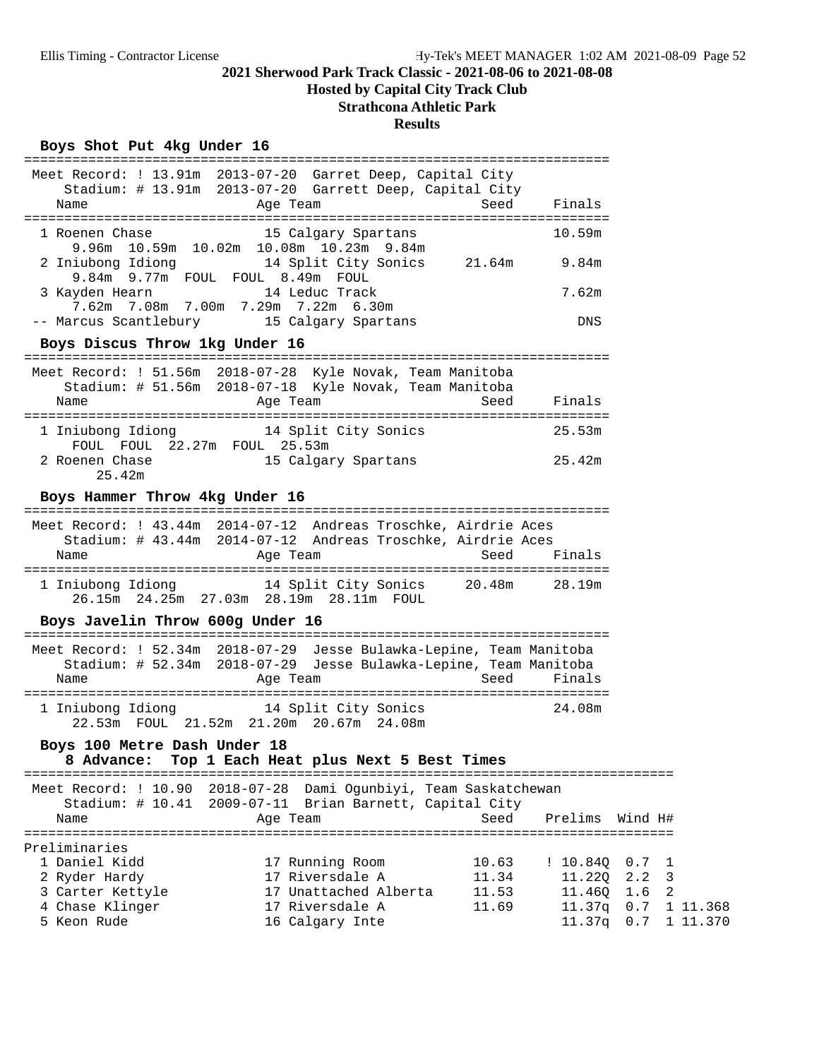**2021 Sherwood Park Track Classic - 2021-08-06 to 2021-08-08**

**Hosted by Capital City Track Club**

**Strathcona Athletic Park**

**Results**

### Boys Shot Put 4kg Under 16

Meet Record: ! 13.91m 2013-07-20 Garret Deep, Capital City
Stadium: # 13.91m 2013-07-20 Garrett Deep, Capital City

| Place | Name | Age | Team | Seed | Finals |
|---|---|---|---|---|---|
| 1 | Roenen Chase | 15 | Calgary Spartans | | 10.59m |
| | 9.96m 10.59m 10.02m 10.08m 10.23m 9.84m | | | | |
| 2 | Iniubong Idiong | 14 | Split City Sonics | 21.64m | 9.84m |
| | 9.84m 9.77m FOUL FOUL 8.49m FOUL | | | | |
| 3 | Kayden Hearn | 14 | Leduc Track | | 7.62m |
| | 7.62m 7.08m 7.00m 7.29m 7.22m 6.30m | | | | |
| -- | Marcus Scantlebury | 15 | Calgary Spartans | | DNS |

### Boys Discus Throw 1kg Under 16

Meet Record: ! 51.56m 2018-07-28 Kyle Novak, Team Manitoba
Stadium: # 51.56m 2018-07-18 Kyle Novak, Team Manitoba

| Place | Name | Age | Team | Seed | Finals |
|---|---|---|---|---|---|
| 1 | Iniubong Idiong | 14 | Split City Sonics | | 25.53m |
| | FOUL FOUL 22.27m FOUL 25.53m | | | | |
| 2 | Roenen Chase | 15 | Calgary Spartans | | 25.42m |
| | 25.42m | | | | |

### Boys Hammer Throw 4kg Under 16

Meet Record: ! 43.44m 2014-07-12 Andreas Troschke, Airdrie Aces
Stadium: # 43.44m 2014-07-12 Andreas Troschke, Airdrie Aces

| Place | Name | Age | Team | Seed | Finals |
|---|---|---|---|---|---|
| 1 | Iniubong Idiong | 14 | Split City Sonics | 20.48m | 28.19m |
| | 26.15m 24.25m 27.03m 28.19m 28.11m FOUL | | | | |

### Boys Javelin Throw 600g Under 16

Meet Record: ! 52.34m 2018-07-29 Jesse Bulawka-Lepine, Team Manitoba
Stadium: # 52.34m 2018-07-29 Jesse Bulawka-Lepine, Team Manitoba

| Place | Name | Age | Team | Seed | Finals |
|---|---|---|---|---|---|
| 1 | Iniubong Idiong | 14 | Split City Sonics | | 24.08m |
| | 22.53m FOUL 21.52m 21.20m 20.67m 24.08m | | | | |

### Boys 100 Metre Dash Under 18

8 Advance: Top 1 Each Heat plus Next 5 Best Times

Meet Record: ! 10.90 2018-07-28 Dami Ogunbiyi, Team Saskatchewan
Stadium: # 10.41 2009-07-11 Brian Barnett, Capital City

Preliminaries

| Place | Name | Age | Team | Seed | Prelims | Wind | H# | |
|---|---|---|---|---|---|---|---|---|
| 1 | Daniel Kidd | 17 | Running Room | 10.63 | ! 10.84Q | 0.7 | 1 | |
| 2 | Ryder Hardy | 17 | Riversdale A | 11.34 | 11.22Q | 2.2 | 3 | |
| 3 | Carter Kettyle | 17 | Unattached Alberta | 11.53 | 11.46Q | 1.6 | 2 | |
| 4 | Chase Klinger | 17 | Riversdale A | 11.69 | 11.37q | 0.7 | 1 | 11.368 |
| 5 | Keon Rude | 16 | Calgary Inte | | 11.37q | 0.7 | 1 | 11.370 |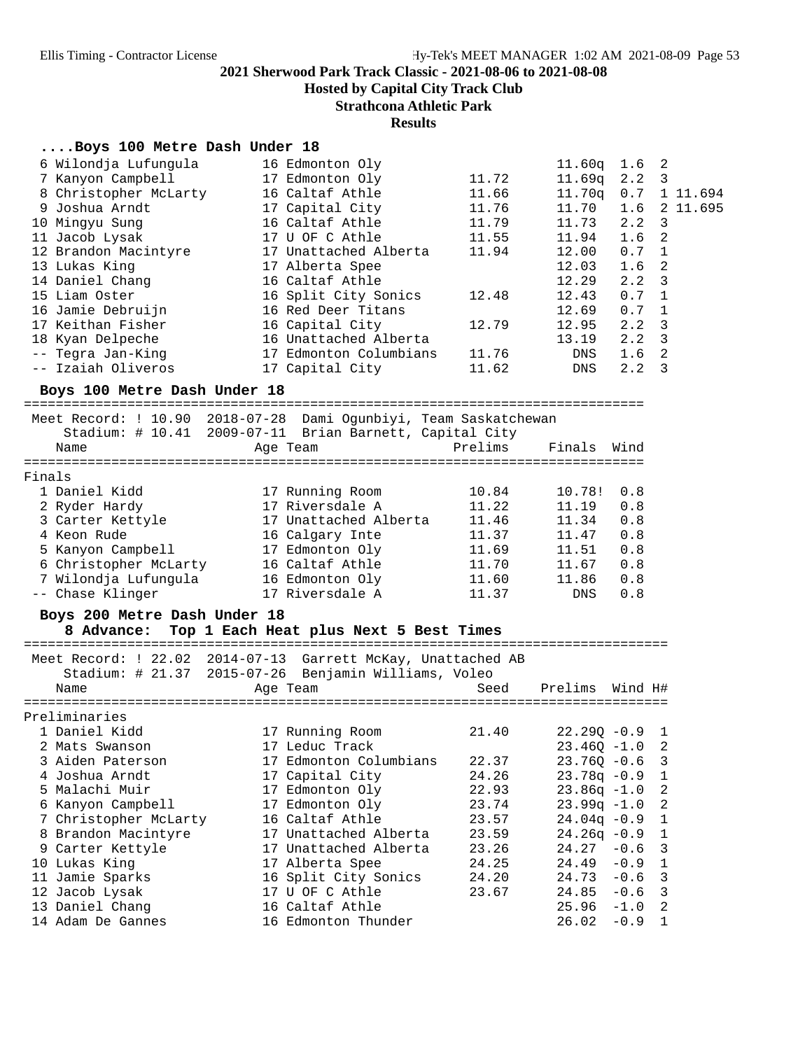## 2021 Sherwood Park Track Classic - 2021-08-06 to 2021-08-08

**Hosted by Capital City Track Club**

**Strathcona Athletic Park**

**Results**

### ....Boys 100 Metre Dash Under 18

| Place | Name | Age | Team | Seed | Prelims | Wind | H# | |
|---|---|---|---|---|---|---|---|---|
| 6 | Wilondja Lufungula | 16 | Edmonton Oly | | 11.60q | 1.6 | 2 | |
| 7 | Kanyon Campbell | 17 | Edmonton Oly | 11.72 | 11.69q | 2.2 | 3 | |
| 8 | Christopher McLarty | 16 | Caltaf Athle | 11.66 | 11.70q | 0.7 | 1 | 11.694 |
| 9 | Joshua Arndt | 17 | Capital City | 11.76 | 11.70 | 1.6 | 2 | 11.695 |
| 10 | Mingyu Sung | 16 | Caltaf Athle | 11.79 | 11.73 | 2.2 | 3 | |
| 11 | Jacob Lysak | 17 | U OF C Athle | 11.55 | 11.94 | 1.6 | 2 | |
| 12 | Brandon Macintyre | 17 | Unattached Alberta | 11.94 | 12.00 | 0.7 | 1 | |
| 13 | Lukas King | 17 | Alberta Spee | | 12.03 | 1.6 | 2 | |
| 14 | Daniel Chang | 16 | Caltaf Athle | | 12.29 | 2.2 | 3 | |
| 15 | Liam Oster | 16 | Split City Sonics | 12.48 | 12.43 | 0.7 | 1 | |
| 16 | Jamie Debruijn | 16 | Red Deer Titans | | 12.69 | 0.7 | 1 | |
| 17 | Keithan Fisher | 16 | Capital City | 12.79 | 12.95 | 2.2 | 3 | |
| 18 | Kyan Delpeche | 16 | Unattached Alberta | | 13.19 | 2.2 | 3 | |
| -- | Tegra Jan-King | 17 | Edmonton Columbians | 11.76 | DNS | 1.6 | 2 | |
| -- | Izaiah Oliveros | 17 | Capital City | 11.62 | DNS | 2.2 | 3 | |

### Boys 100 Metre Dash Under 18

Meet Record: ! 10.90 2018-07-28 Dami Ogunbiyi, Team Saskatchewan
Stadium: # 10.41 2009-07-11 Brian Barnett, Capital City

**Finals**

| Place | Name | Age | Team | Prelims | Finals | Wind |
|---|---|---|---|---|---|---|
| 1 | Daniel Kidd | 17 | Running Room | 10.84 | 10.78! | 0.8 |
| 2 | Ryder Hardy | 17 | Riversdale A | 11.22 | 11.19 | 0.8 |
| 3 | Carter Kettyle | 17 | Unattached Alberta | 11.46 | 11.34 | 0.8 |
| 4 | Keon Rude | 16 | Calgary Inte | 11.37 | 11.47 | 0.8 |
| 5 | Kanyon Campbell | 17 | Edmonton Oly | 11.69 | 11.51 | 0.8 |
| 6 | Christopher McLarty | 16 | Caltaf Athle | 11.70 | 11.67 | 0.8 |
| 7 | Wilondja Lufungula | 16 | Edmonton Oly | 11.60 | 11.86 | 0.8 |
| -- | Chase Klinger | 17 | Riversdale A | 11.37 | DNS | 0.8 |

### Boys 200 Metre Dash Under 18

8 Advance: Top 1 Each Heat plus Next 5 Best Times

Meet Record: ! 22.02 2014-07-13 Garrett McKay, Unattached AB
Stadium: # 21.37 2015-07-26 Benjamin Williams, Voleo

**Preliminaries**

| Place | Name | Age | Team | Seed | Prelims | Wind | H# |
|---|---|---|---|---|---|---|---|
| 1 | Daniel Kidd | 17 | Running Room | 21.40 | 22.29Q | -0.9 | 1 |
| 2 | Mats Swanson | 17 | Leduc Track | | 23.46Q | -1.0 | 2 |
| 3 | Aiden Paterson | 17 | Edmonton Columbians | 22.37 | 23.76Q | -0.6 | 3 |
| 4 | Joshua Arndt | 17 | Capital City | 24.26 | 23.78q | -0.9 | 1 |
| 5 | Malachi Muir | 17 | Edmonton Oly | 22.93 | 23.86q | -1.0 | 2 |
| 6 | Kanyon Campbell | 17 | Edmonton Oly | 23.74 | 23.99q | -1.0 | 2 |
| 7 | Christopher McLarty | 16 | Caltaf Athle | 23.57 | 24.04q | -0.9 | 1 |
| 8 | Brandon Macintyre | 17 | Unattached Alberta | 23.59 | 24.26q | -0.9 | 1 |
| 9 | Carter Kettyle | 17 | Unattached Alberta | 23.26 | 24.27 | -0.6 | 3 |
| 10 | Lukas King | 17 | Alberta Spee | 24.25 | 24.49 | -0.9 | 1 |
| 11 | Jamie Sparks | 16 | Split City Sonics | 24.20 | 24.73 | -0.6 | 3 |
| 12 | Jacob Lysak | 17 | U OF C Athle | 23.67 | 24.85 | -0.6 | 3 |
| 13 | Daniel Chang | 16 | Caltaf Athle | | 25.96 | -1.0 | 2 |
| 14 | Adam De Gannes | 16 | Edmonton Thunder | | 26.02 | -0.9 | 1 |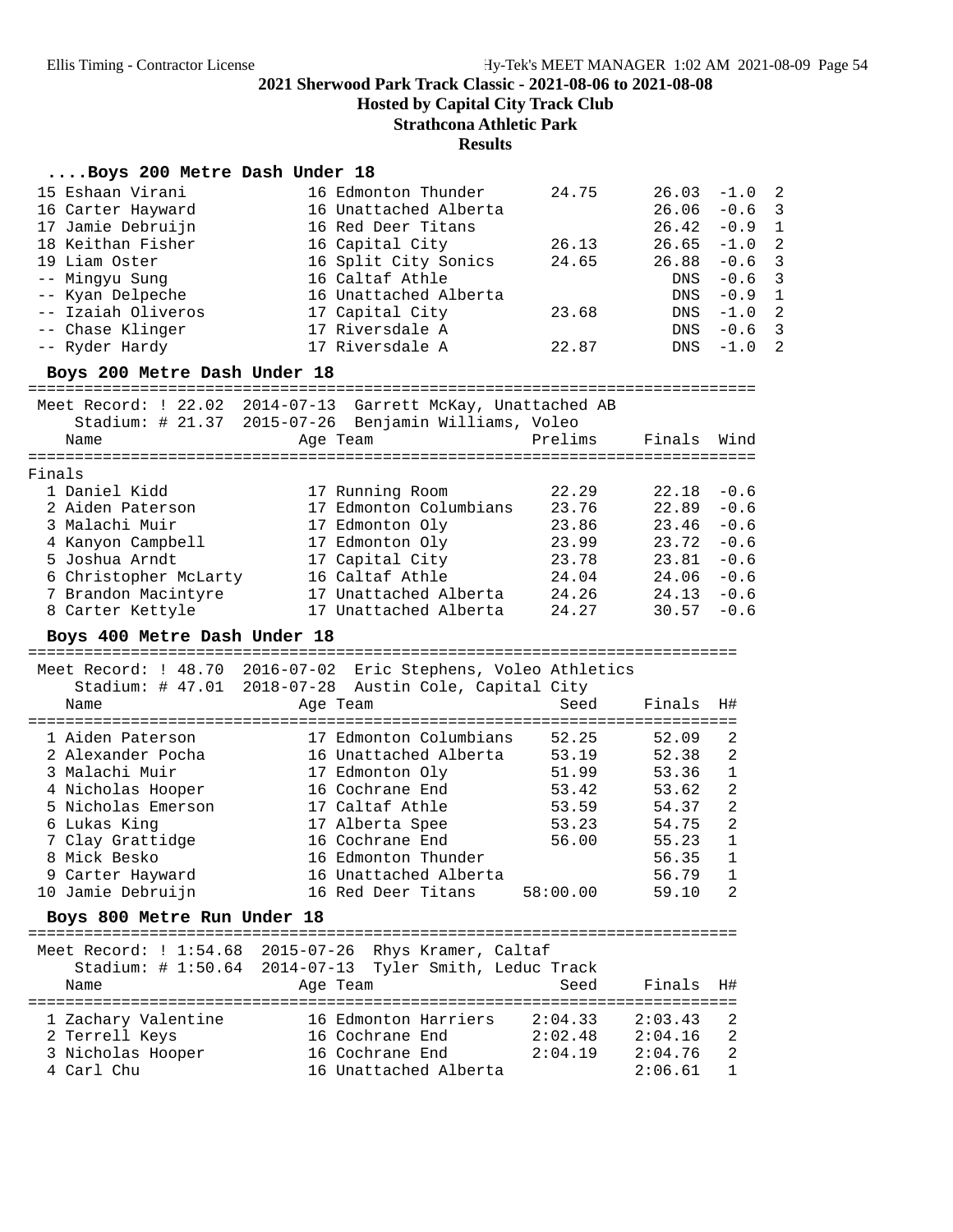## ....Boys 200 Metre Dash Under 18

| Place | Name | Age | Team | Prelims | Finals | Wind | H# |
|---|---|---|---|---|---|---|---|
| 15 | Eshaan Virani | 16 | Edmonton Thunder | 24.75 | 26.03 | -1.0 | 2 |
| 16 | Carter Hayward | 16 | Unattached Alberta | | 26.06 | -0.6 | 3 |
| 17 | Jamie Debruijn | 16 | Red Deer Titans | | 26.42 | -0.9 | 1 |
| 18 | Keithan Fisher | 16 | Capital City | 26.13 | 26.65 | -1.0 | 2 |
| 19 | Liam Oster | 16 | Split City Sonics | 24.65 | 26.88 | -0.6 | 3 |
| -- | Mingyu Sung | 16 | Caltaf Athle | | DNS | -0.6 | 3 |
| -- | Kyan Delpeche | 16 | Unattached Alberta | | DNS | -0.9 | 1 |
| -- | Izaiah Oliveros | 17 | Capital City | 23.68 | DNS | -1.0 | 2 |
| -- | Chase Klinger | 17 | Riversdale A | | DNS | -0.6 | 3 |
| -- | Ryder Hardy | 17 | Riversdale A | 22.87 | DNS | -1.0 | 2 |

## Boys 200 Metre Dash Under 18

Meet Record: ! 22.02 2014-07-13 Garrett McKay, Unattached AB
Stadium: # 21.37 2015-07-26 Benjamin Williams, Voleo

**Finals**

| Place | Name | Age | Team | Prelims | Finals | Wind |
|---|---|---|---|---|---|---|
| 1 | Daniel Kidd | 17 | Running Room | 22.29 | 22.18 | -0.6 |
| 2 | Aiden Paterson | 17 | Edmonton Columbians | 23.76 | 22.89 | -0.6 |
| 3 | Malachi Muir | 17 | Edmonton Oly | 23.86 | 23.46 | -0.6 |
| 4 | Kanyon Campbell | 17 | Edmonton Oly | 23.99 | 23.72 | -0.6 |
| 5 | Joshua Arndt | 17 | Capital City | 23.78 | 23.81 | -0.6 |
| 6 | Christopher McLarty | 16 | Caltaf Athle | 24.04 | 24.06 | -0.6 |
| 7 | Brandon Macintyre | 17 | Unattached Alberta | 24.26 | 24.13 | -0.6 |
| 8 | Carter Kettyle | 17 | Unattached Alberta | 24.27 | 30.57 | -0.6 |

## Boys 400 Metre Dash Under 18

Meet Record: ! 48.70 2016-07-02 Eric Stephens, Voleo Athletics
Stadium: # 47.01 2018-07-28 Austin Cole, Capital City

| Place | Name | Age | Team | Seed | Finals | H# |
|---|---|---|---|---|---|---|
| 1 | Aiden Paterson | 17 | Edmonton Columbians | 52.25 | 52.09 | 2 |
| 2 | Alexander Pocha | 16 | Unattached Alberta | 53.19 | 52.38 | 2 |
| 3 | Malachi Muir | 17 | Edmonton Oly | 51.99 | 53.36 | 1 |
| 4 | Nicholas Hooper | 16 | Cochrane End | 53.42 | 53.62 | 2 |
| 5 | Nicholas Emerson | 17 | Caltaf Athle | 53.59 | 54.37 | 2 |
| 6 | Lukas King | 17 | Alberta Spee | 53.23 | 54.75 | 2 |
| 7 | Clay Grattidge | 16 | Cochrane End | 56.00 | 55.23 | 1 |
| 8 | Mick Besko | 16 | Edmonton Thunder | | 56.35 | 1 |
| 9 | Carter Hayward | 16 | Unattached Alberta | | 56.79 | 1 |
| 10 | Jamie Debruijn | 16 | Red Deer Titans | 58:00.00 | 59.10 | 2 |

## Boys 800 Metre Run Under 18

Meet Record: ! 1:54.68 2015-07-26 Rhys Kramer, Caltaf
Stadium: # 1:50.64 2014-07-13 Tyler Smith, Leduc Track

| Place | Name | Age | Team | Seed | Finals | H# |
|---|---|---|---|---|---|---|
| 1 | Zachary Valentine | 16 | Edmonton Harriers | 2:04.33 | 2:03.43 | 2 |
| 2 | Terrell Keys | 16 | Cochrane End | 2:02.48 | 2:04.16 | 2 |
| 3 | Nicholas Hooper | 16 | Cochrane End | 2:04.19 | 2:04.76 | 2 |
| 4 | Carl Chu | 16 | Unattached Alberta | | 2:06.61 | 1 |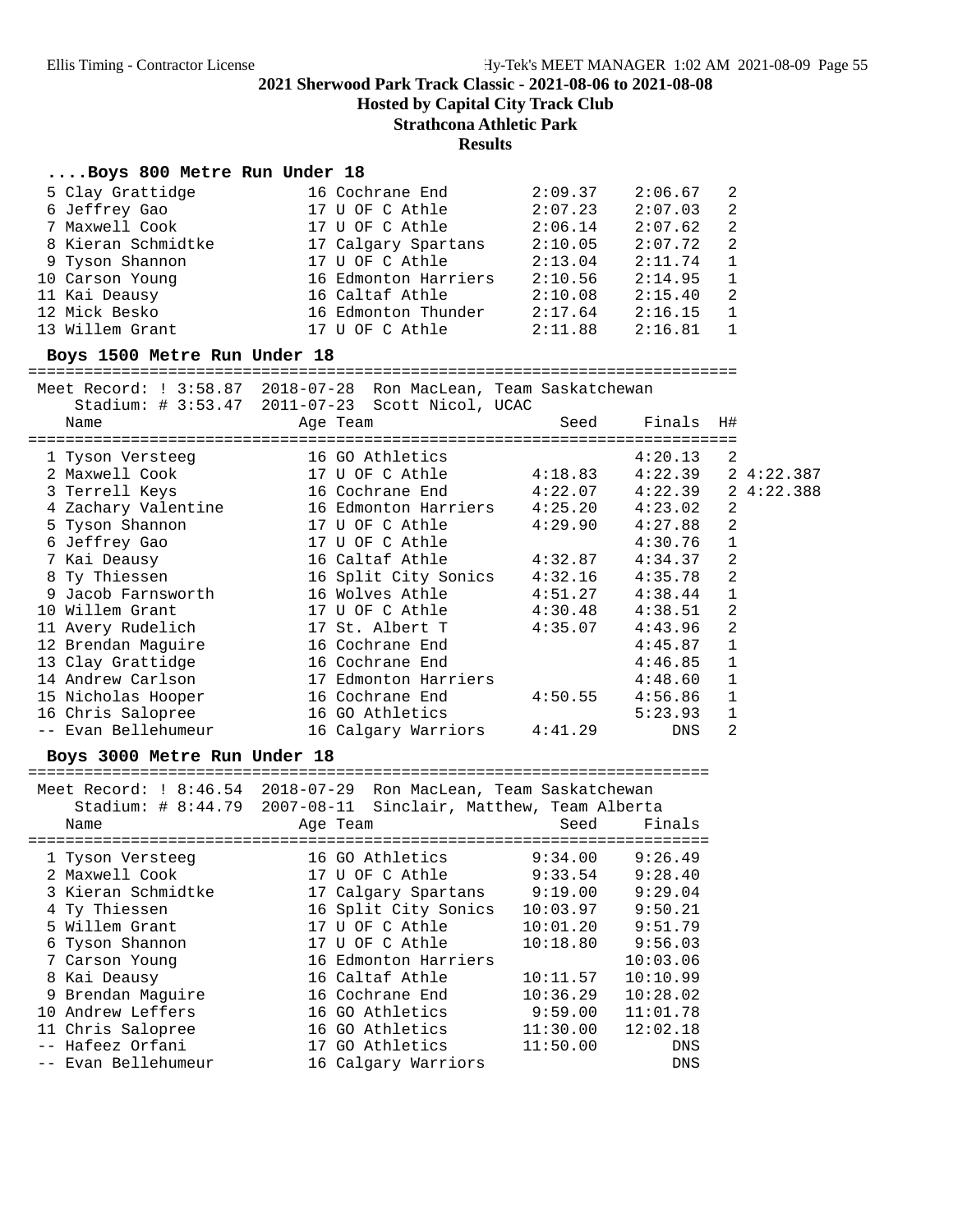## 2021 Sherwood Park Track Classic - 2021-08-06 to 2021-08-08

**Hosted by Capital City Track Club**

**Strathcona Athletic Park**

**Results**

### ....Boys 800 Metre Run Under 18

| Place | Name | Age | Team | Seed | Finals | H# |
|---|---|---|---|---|---|---|
| 5 | Clay Grattidge | 16 | Cochrane End | 2:09.37 | 2:06.67 | 2 |
| 6 | Jeffrey Gao | 17 | U OF C Athle | 2:07.23 | 2:07.03 | 2 |
| 7 | Maxwell Cook | 17 | U OF C Athle | 2:06.14 | 2:07.62 | 2 |
| 8 | Kieran Schmidtke | 17 | Calgary Spartans | 2:10.05 | 2:07.72 | 2 |
| 9 | Tyson Shannon | 17 | U OF C Athle | 2:13.04 | 2:11.74 | 1 |
| 10 | Carson Young | 16 | Edmonton Harriers | 2:10.56 | 2:14.95 | 1 |
| 11 | Kai Deausy | 16 | Caltaf Athle | 2:10.08 | 2:15.40 | 2 |
| 12 | Mick Besko | 16 | Edmonton Thunder | 2:17.64 | 2:16.15 | 1 |
| 13 | Willem Grant | 17 | U OF C Athle | 2:11.88 | 2:16.81 | 1 |

### Boys 1500 Metre Run Under 18

Meet Record: ! 3:58.87 2018-07-28 Ron MacLean, Team Saskatchewan
Stadium: # 3:53.47 2011-07-23 Scott Nicol, UCAC

| Place | Name | Age | Team | Seed | Finals | H# | |
|---|---|---|---|---|---|---|---|
| 1 | Tyson Versteeg | 16 | GO Athletics | | 4:20.13 | 2 | |
| 2 | Maxwell Cook | 17 | U OF C Athle | 4:18.83 | 4:22.39 | 2 | 4:22.387 |
| 3 | Terrell Keys | 16 | Cochrane End | 4:22.07 | 4:22.39 | 2 | 4:22.388 |
| 4 | Zachary Valentine | 16 | Edmonton Harriers | 4:25.20 | 4:23.02 | 2 | |
| 5 | Tyson Shannon | 17 | U OF C Athle | 4:29.90 | 4:27.88 | 2 | |
| 6 | Jeffrey Gao | 17 | U OF C Athle | | 4:30.76 | 1 | |
| 7 | Kai Deausy | 16 | Caltaf Athle | 4:32.87 | 4:34.37 | 2 | |
| 8 | Ty Thiessen | 16 | Split City Sonics | 4:32.16 | 4:35.78 | 2 | |
| 9 | Jacob Farnsworth | 16 | Wolves Athle | 4:51.27 | 4:38.44 | 1 | |
| 10 | Willem Grant | 17 | U OF C Athle | 4:30.48 | 4:38.51 | 2 | |
| 11 | Avery Rudelich | 17 | St. Albert T | 4:35.07 | 4:43.96 | 2 | |
| 12 | Brendan Maguire | 16 | Cochrane End | | 4:45.87 | 1 | |
| 13 | Clay Grattidge | 16 | Cochrane End | | 4:46.85 | 1 | |
| 14 | Andrew Carlson | 17 | Edmonton Harriers | | 4:48.60 | 1 | |
| 15 | Nicholas Hooper | 16 | Cochrane End | 4:50.55 | 4:56.86 | 1 | |
| 16 | Chris Salopree | 16 | GO Athletics | | 5:23.93 | 1 | |
| -- | Evan Bellehumeur | 16 | Calgary Warriors | 4:41.29 | DNS | 2 | |

### Boys 3000 Metre Run Under 18

Meet Record: ! 8:46.54 2018-07-29 Ron MacLean, Team Saskatchewan
Stadium: # 8:44.79 2007-08-11 Sinclair, Matthew, Team Alberta

| Place | Name | Age | Team | Seed | Finals |
|---|---|---|---|---|---|
| 1 | Tyson Versteeg | 16 | GO Athletics | 9:34.00 | 9:26.49 |
| 2 | Maxwell Cook | 17 | U OF C Athle | 9:33.54 | 9:28.40 |
| 3 | Kieran Schmidtke | 17 | Calgary Spartans | 9:19.00 | 9:29.04 |
| 4 | Ty Thiessen | 16 | Split City Sonics | 10:03.97 | 9:50.21 |
| 5 | Willem Grant | 17 | U OF C Athle | 10:01.20 | 9:51.79 |
| 6 | Tyson Shannon | 17 | U OF C Athle | 10:18.80 | 9:56.03 |
| 7 | Carson Young | 16 | Edmonton Harriers | | 10:03.06 |
| 8 | Kai Deausy | 16 | Caltaf Athle | 10:11.57 | 10:10.99 |
| 9 | Brendan Maguire | 16 | Cochrane End | 10:36.29 | 10:28.02 |
| 10 | Andrew Leffers | 16 | GO Athletics | 9:59.00 | 11:01.78 |
| 11 | Chris Salopree | 16 | GO Athletics | 11:30.00 | 12:02.18 |
| -- | Hafeez Orfani | 17 | GO Athletics | 11:50.00 | DNS |
| -- | Evan Bellehumeur | 16 | Calgary Warriors | | DNS |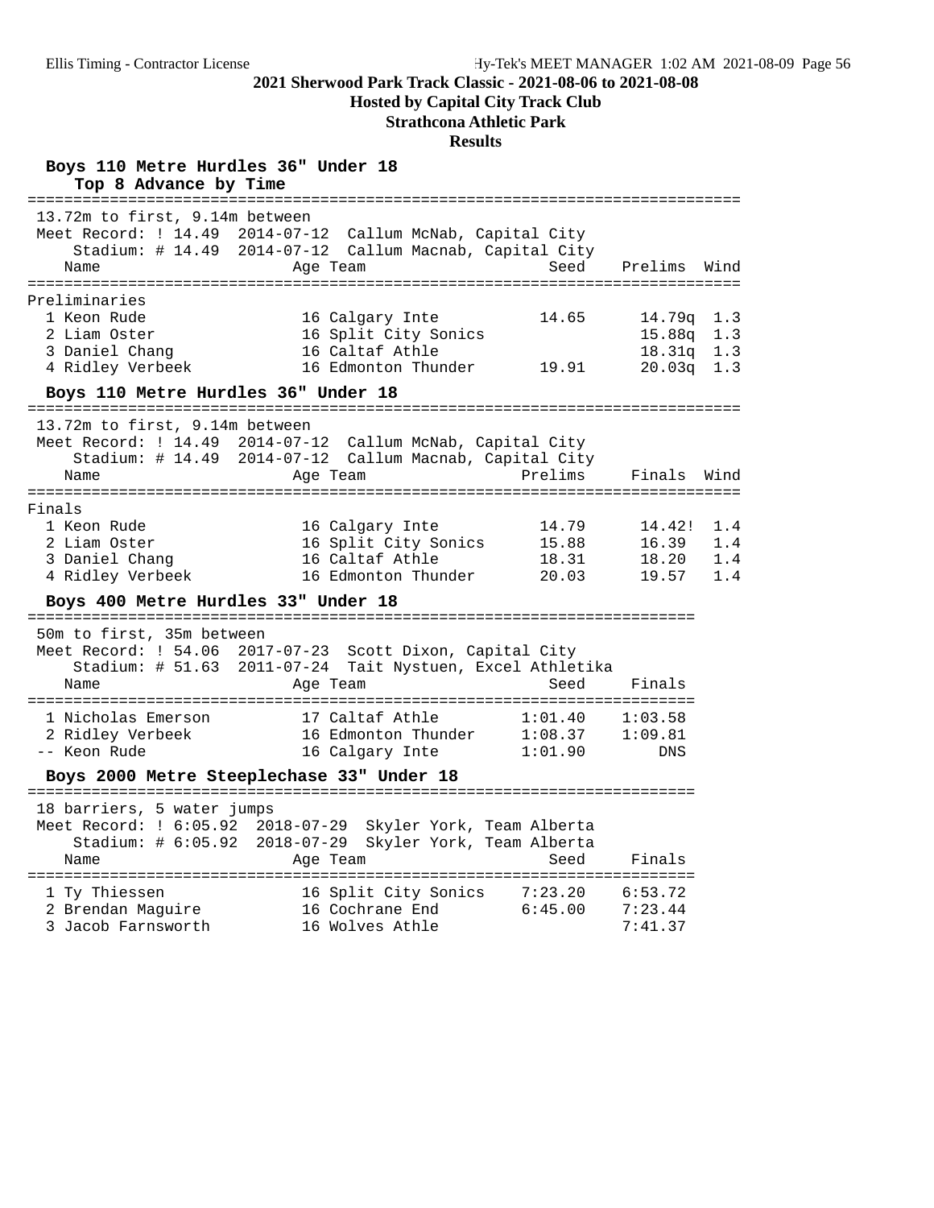## 2021 Sherwood Park Track Classic - 2021-08-06 to 2021-08-08

**Hosted by Capital City Track Club**

**Strathcona Athletic Park**

**Results**

### Boys 110 Metre Hurdles 36" Under 18

**Top 8 Advance by Time**

13.72m to first, 9.14m between

Meet Record: ! 14.49 2014-07-12 Callum McNab, Capital City

Stadium: # 14.49 2014-07-12 Callum Macnab, Capital City

**Preliminaries**

| | Name | Age | Team | Seed | Prelims | Wind |
|---|---|---|---|---|---|---|
| 1 | Keon Rude | 16 | Calgary Inte | 14.65 | 14.79q | 1.3 |
| 2 | Liam Oster | 16 | Split City Sonics | | 15.88q | 1.3 |
| 3 | Daniel Chang | 16 | Caltaf Athle | | 18.31q | 1.3 |
| 4 | Ridley Verbeek | 16 | Edmonton Thunder | 19.91 | 20.03q | 1.3 |

### Boys 110 Metre Hurdles 36" Under 18

13.72m to first, 9.14m between

Meet Record: ! 14.49 2014-07-12 Callum McNab, Capital City

Stadium: # 14.49 2014-07-12 Callum Macnab, Capital City

**Finals**

| | Name | Age | Team | Prelims | Finals | Wind |
|---|---|---|---|---|---|---|
| 1 | Keon Rude | 16 | Calgary Inte | 14.79 | 14.42! | 1.4 |
| 2 | Liam Oster | 16 | Split City Sonics | 15.88 | 16.39 | 1.4 |
| 3 | Daniel Chang | 16 | Caltaf Athle | 18.31 | 18.20 | 1.4 |
| 4 | Ridley Verbeek | 16 | Edmonton Thunder | 20.03 | 19.57 | 1.4 |

### Boys 400 Metre Hurdles 33" Under 18

50m to first, 35m between

Meet Record: ! 54.06 2017-07-23 Scott Dixon, Capital City

Stadium: # 51.63 2011-07-24 Tait Nystuen, Excel Athletika

| | Name | Age | Team | Seed | Finals |
|---|---|---|---|---|---|
| 1 | Nicholas Emerson | 17 | Caltaf Athle | 1:01.40 | 1:03.58 |
| 2 | Ridley Verbeek | 16 | Edmonton Thunder | 1:08.37 | 1:09.81 |
| -- | Keon Rude | 16 | Calgary Inte | 1:01.90 | DNS |

### Boys 2000 Metre Steeplechase 33" Under 18

18 barriers, 5 water jumps

Meet Record: ! 6:05.92 2018-07-29 Skyler York, Team Alberta

Stadium: # 6:05.92 2018-07-29 Skyler York, Team Alberta

| | Name | Age | Team | Seed | Finals |
|---|---|---|---|---|---|
| 1 | Ty Thiessen | 16 | Split City Sonics | 7:23.20 | 6:53.72 |
| 2 | Brendan Maguire | 16 | Cochrane End | 6:45.00 | 7:23.44 |
| 3 | Jacob Farnsworth | 16 | Wolves Athle | | 7:41.37 |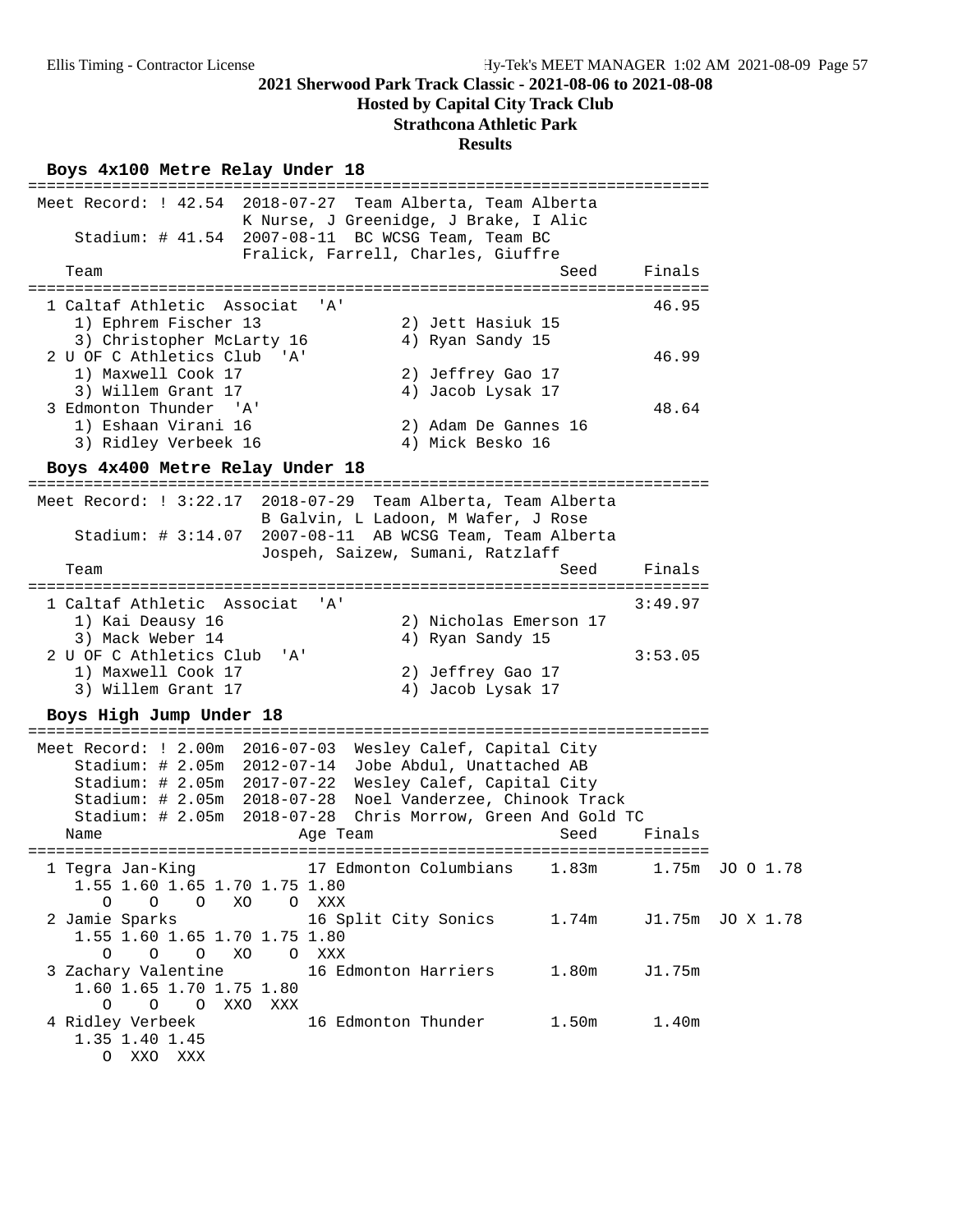## 2021 Sherwood Park Track Classic - 2021-08-06 to 2021-08-08

**Hosted by Capital City Track Club**

**Strathcona Athletic Park**

**Results**

### Boys 4x100 Metre Relay Under 18

```
=========================================================================
 Meet Record: ! 42.54  2018-07-27  Team Alberta, Team Alberta
                       K Nurse, J Greenidge, J Brake, I Alic
     Stadium: # 41.54  2007-08-11  BC WCSG Team, Team BC
                       Fralick, Farrell, Charles, Giuffre
    Team                                               Seed    Finals
=========================================================================
  1 Caltaf Athletic  Associat  'A'                               46.95
     1) Ephrem Fischer 13               2) Jett Hasiuk 15
     3) Christopher McLarty 16          4) Ryan Sandy 15
  2 U OF C Athletics Club  'A'                                   46.99
     1) Maxwell Cook 17                 2) Jeffrey Gao 17
     3) Willem Grant 17                 4) Jacob Lysak 17
  3 Edmonton Thunder  'A'                                        48.64
     1) Eshaan Virani 16                2) Adam De Gannes 16
     3) Ridley Verbeek 16               4) Mick Besko 16
```

### Boys 4x400 Metre Relay Under 18

```
=========================================================================
 Meet Record: ! 3:22.17  2018-07-29  Team Alberta, Team Alberta
                         B Galvin, L Ladoon, M Wafer, J Rose
     Stadium: # 3:14.07  2007-08-11  AB WCSG Team, Team Alberta
                         Jospeh, Saizew, Sumani, Ratzlaff
    Team                                               Seed    Finals
=========================================================================
  1 Caltaf Athletic  Associat  'A'                             3:49.97
     1) Kai Deausy 16                   2) Nicholas Emerson 17
     3) Mack Weber 14                   4) Ryan Sandy 15
  2 U OF C Athletics Club  'A'                                 3:53.05
     1) Maxwell Cook 17                 2) Jeffrey Gao 17
     3) Willem Grant 17                 4) Jacob Lysak 17
```

### Boys High Jump Under 18

```
=========================================================================
 Meet Record: ! 2.00m  2016-07-03  Wesley Calef, Capital City
     Stadium: # 2.05m  2012-07-14  Jobe Abdul, Unattached AB
     Stadium: # 2.05m  2017-07-22  Wesley Calef, Capital City
     Stadium: # 2.05m  2018-07-28  Noel Vanderzee, Chinook Track
     Stadium: # 2.05m  2018-07-28  Chris Morrow, Green And Gold TC
    Name                    Age Team                    Seed    Finals
=========================================================================
  1 Tegra Jan-King          17 Edmonton Columbians    1.83m     1.75m  JO O 1.78
      1.55 1.60 1.65 1.70 1.75 1.80
         O    O    O   XO    O  XXX
  2 Jamie Sparks            16 Split City Sonics      1.74m    J1.75m  JO X 1.78
      1.55 1.60 1.65 1.70 1.75 1.80
         O    O    O   XO    O  XXX
  3 Zachary Valentine       16 Edmonton Harriers      1.80m    J1.75m
      1.60 1.65 1.70 1.75 1.80
         O    O    O  XXO  XXX
  4 Ridley Verbeek          16 Edmonton Thunder       1.50m     1.40m
      1.35 1.40 1.45
         O  XXO  XXX
```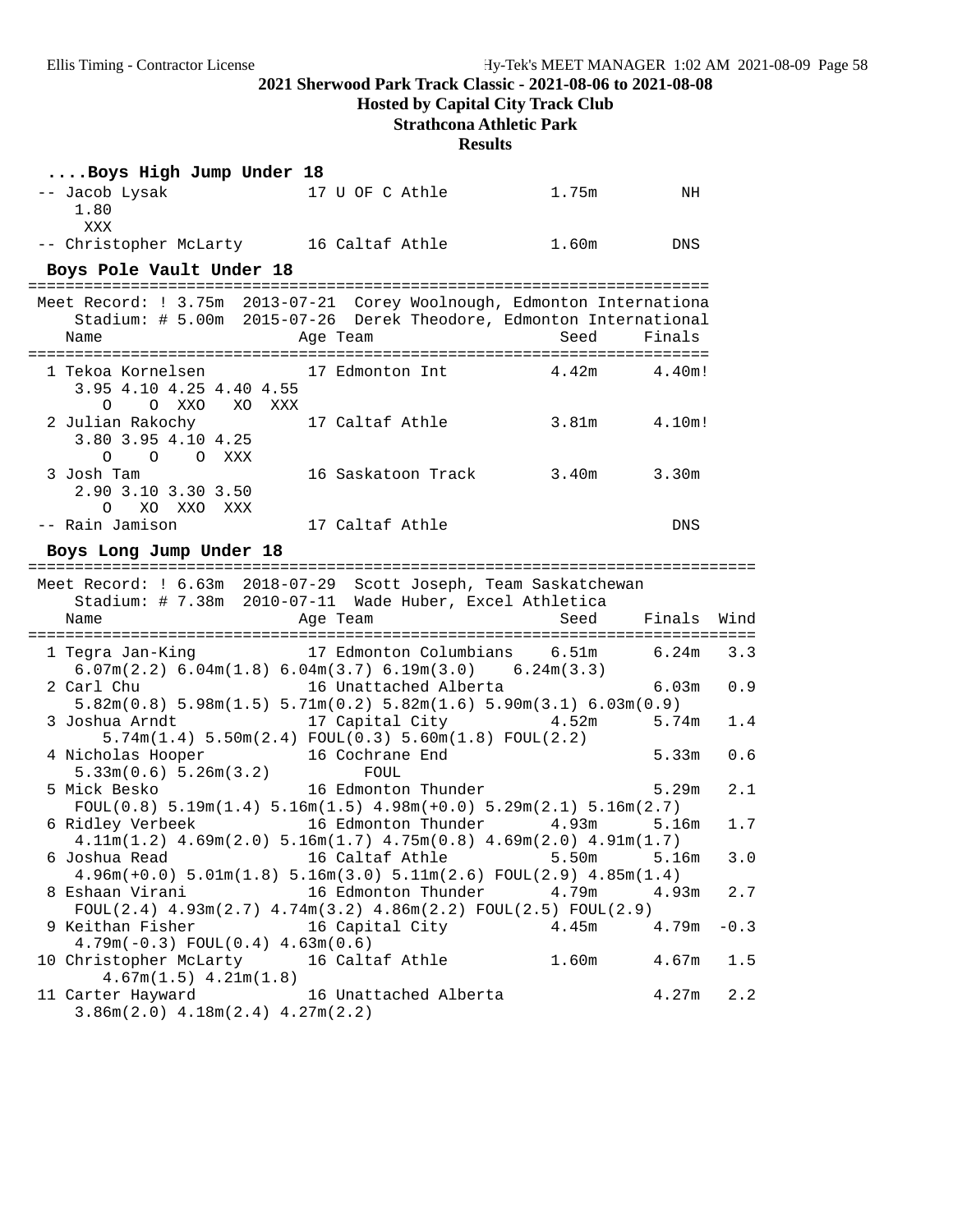## 2021 Sherwood Park Track Classic - 2021-08-06 to 2021-08-08

**Hosted by Capital City Track Club**

**Strathcona Athletic Park**

**Results**

### ....Boys High Jump Under 18

```
 -- Jacob Lysak              17 U OF C Athle          1.75m         NH
     1.80
      XXX
 -- Christopher McLarty      16 Caltaf Athle          1.60m        DNS
```

### Boys Pole Vault Under 18

```
=========================================================================
 Meet Record: ! 3.75m  2013-07-21  Corey Woolnough, Edmonton Internationa
    Stadium: # 5.00m  2015-07-26  Derek Theodore, Edmonton International
   Name                    Age Team                    Seed     Finals
=========================================================================
  1 Tekoa Kornelsen         17 Edmonton Int          4.42m      4.40m!
     3.95 4.10 4.25 4.40 4.55
        O    O  XXO   XO  XXX
  2 Julian Rakochy          17 Caltaf Athle          3.81m      4.10m!
     3.80 3.95 4.10 4.25
        O    O    O  XXX
  3 Josh Tam                16 Saskatoon Track       3.40m      3.30m
     2.90 3.10 3.30 3.50
        O   XO  XXO  XXX
 -- Rain Jamison            17 Caltaf Athle                       DNS
```

### Boys Long Jump Under 18

```
================================================================================
 Meet Record: ! 6.63m  2018-07-29  Scott Joseph, Team Saskatchewan
    Stadium: # 7.38m  2010-07-11  Wade Huber, Excel Athletica
   Name                    Age Team                    Seed    Finals  Wind
================================================================================
  1 Tegra Jan-King          17 Edmonton Columbians   6.51m     6.24m   3.3
     6.07m(2.2) 6.04m(1.8) 6.04m(3.7) 6.19m(3.0)   6.24m(3.3)
  2 Carl Chu                16 Unattached Alberta              6.03m   0.9
     5.82m(0.8) 5.98m(1.5) 5.71m(0.2) 5.82m(1.6) 5.90m(3.1) 6.03m(0.9)
  3 Joshua Arndt            17 Capital City          4.52m     5.74m   1.4
      5.74m(1.4) 5.50m(2.4) FOUL(0.3) 5.60m(1.8) FOUL(2.2)
  4 Nicholas Hooper         16 Cochrane End                    5.33m   0.6
     5.33m(0.6) 5.26m(3.2)         FOUL
  5 Mick Besko              16 Edmonton Thunder                5.29m   2.1
     FOUL(0.8) 5.19m(1.4) 5.16m(1.5) 4.98m(+0.0) 5.29m(2.1) 5.16m(2.7)
  6 Ridley Verbeek          16 Edmonton Thunder      4.93m     5.16m   1.7
     4.11m(1.2) 4.69m(2.0) 5.16m(1.7) 4.75m(0.8) 4.69m(2.0) 4.91m(1.7)
  6 Joshua Read             16 Caltaf Athle          5.50m     5.16m   3.0
     4.96m(+0.0) 5.01m(1.8) 5.16m(3.0) 5.11m(2.6) FOUL(2.9) 4.85m(1.4)
  8 Eshaan Virani           16 Edmonton Thunder      4.79m     4.93m   2.7
     FOUL(2.4) 4.93m(2.7) 4.74m(3.2) 4.86m(2.2) FOUL(2.5) FOUL(2.9)
  9 Keithan Fisher          16 Capital City          4.45m     4.79m  -0.3
     4.79m(-0.3) FOUL(0.4) 4.63m(0.6)
 10 Christopher McLarty     16 Caltaf Athle          1.60m     4.67m   1.5
        4.67m(1.5) 4.21m(1.8)
 11 Carter Hayward          16 Unattached Alberta              4.27m   2.2
     3.86m(2.0) 4.18m(2.4) 4.27m(2.2)
```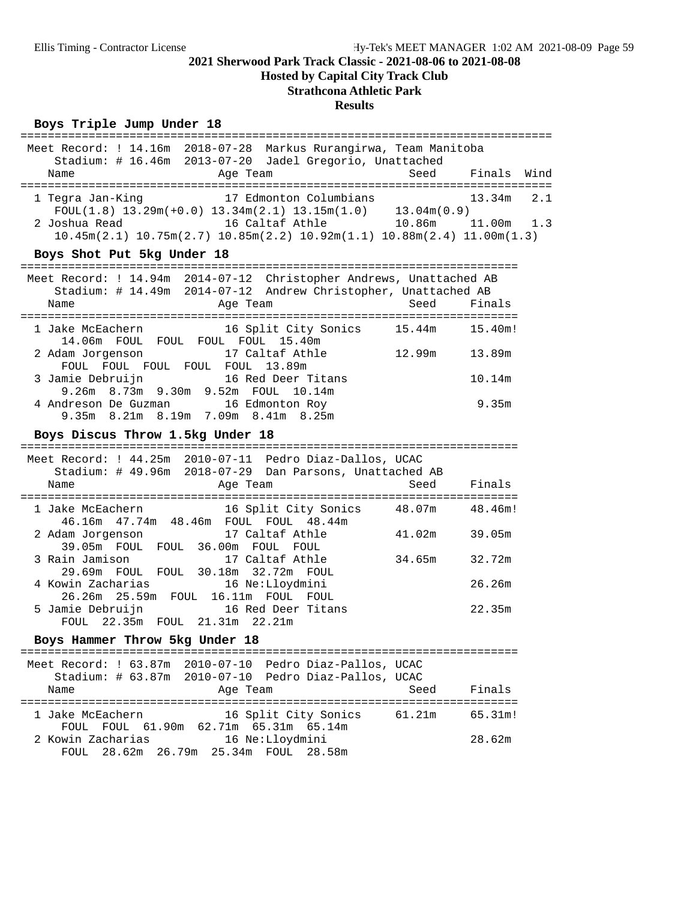# 2021 Sherwood Park Track Classic - 2021-08-06 to 2021-08-08

## Hosted by Capital City Track Club

## Strathcona Athletic Park

## Results

### Boys Triple Jump Under 18

Meet Record: ! 14.16m 2018-07-28 Markus Rurangirwa, Team Manitoba
Stadium: # 16.46m 2013-07-20 Jadel Gregorio, Unattached

| Place | Name | Age | Team | Seed | Finals | Wind |
|---|---|---|---|---|---|---|
| 1 | Tegra Jan-King | 17 | Edmonton Columbians | | 13.34m | 2.1 |
| | FOUL(1.8) 13.29m(+0.0) 13.34m(2.1) 13.15m(1.0) 13.04m(0.9) | | | | | |
| 2 | Joshua Read | 16 | Caltaf Athle | 10.86m | 11.00m | 1.3 |
| | 10.45m(2.1) 10.75m(2.7) 10.85m(2.2) 10.92m(1.1) 10.88m(2.4) 11.00m(1.3) | | | | | |

### Boys Shot Put 5kg Under 18

Meet Record: ! 14.94m 2014-07-12 Christopher Andrews, Unattached AB
Stadium: # 14.49m 2014-07-12 Andrew Christopher, Unattached AB

| Place | Name | Age | Team | Seed | Finals |
|---|---|---|---|---|---|
| 1 | Jake McEachern | 16 | Split City Sonics | 15.44m | 15.40m! |
| | 14.06m FOUL FOUL FOUL FOUL 15.40m | | | | |
| 2 | Adam Jorgenson | 17 | Caltaf Athle | 12.99m | 13.89m |
| | FOUL FOUL FOUL FOUL FOUL 13.89m | | | | |
| 3 | Jamie Debruijn | 16 | Red Deer Titans | | 10.14m |
| | 9.26m 8.73m 9.30m 9.52m FOUL 10.14m | | | | |
| 4 | Andreson De Guzman | 16 | Edmonton Roy | | 9.35m |
| | 9.35m 8.21m 8.19m 7.09m 8.41m 8.25m | | | | |

### Boys Discus Throw 1.5kg Under 18

Meet Record: ! 44.25m 2010-07-11 Pedro Diaz-Dallos, UCAC
Stadium: # 49.96m 2018-07-29 Dan Parsons, Unattached AB

| Place | Name | Age | Team | Seed | Finals |
|---|---|---|---|---|---|
| 1 | Jake McEachern | 16 | Split City Sonics | 48.07m | 48.46m! |
| | 46.16m 47.74m 48.46m FOUL FOUL 48.44m | | | | |
| 2 | Adam Jorgenson | 17 | Caltaf Athle | 41.02m | 39.05m |
| | 39.05m FOUL FOUL 36.00m FOUL FOUL | | | | |
| 3 | Rain Jamison | 17 | Caltaf Athle | 34.65m | 32.72m |
| | 29.69m FOUL FOUL 30.18m 32.72m FOUL | | | | |
| 4 | Kowin Zacharias | 16 | Ne:Lloydmini | | 26.26m |
| | 26.26m 25.59m FOUL 16.11m FOUL FOUL | | | | |
| 5 | Jamie Debruijn | 16 | Red Deer Titans | | 22.35m |
| | FOUL 22.35m FOUL 21.31m 22.21m | | | | |

### Boys Hammer Throw 5kg Under 18

Meet Record: ! 63.87m 2010-07-10 Pedro Diaz-Pallos, UCAC
Stadium: # 63.87m 2010-07-10 Pedro Diaz-Pallos, UCAC

| Place | Name | Age | Team | Seed | Finals |
|---|---|---|---|---|---|
| 1 | Jake McEachern | 16 | Split City Sonics | 61.21m | 65.31m! |
| | FOUL FOUL 61.90m 62.71m 65.31m 65.14m | | | | |
| 2 | Kowin Zacharias | 16 | Ne:Lloydmini | | 28.62m |
| | FOUL 28.62m 26.79m 25.34m FOUL 28.58m | | | | |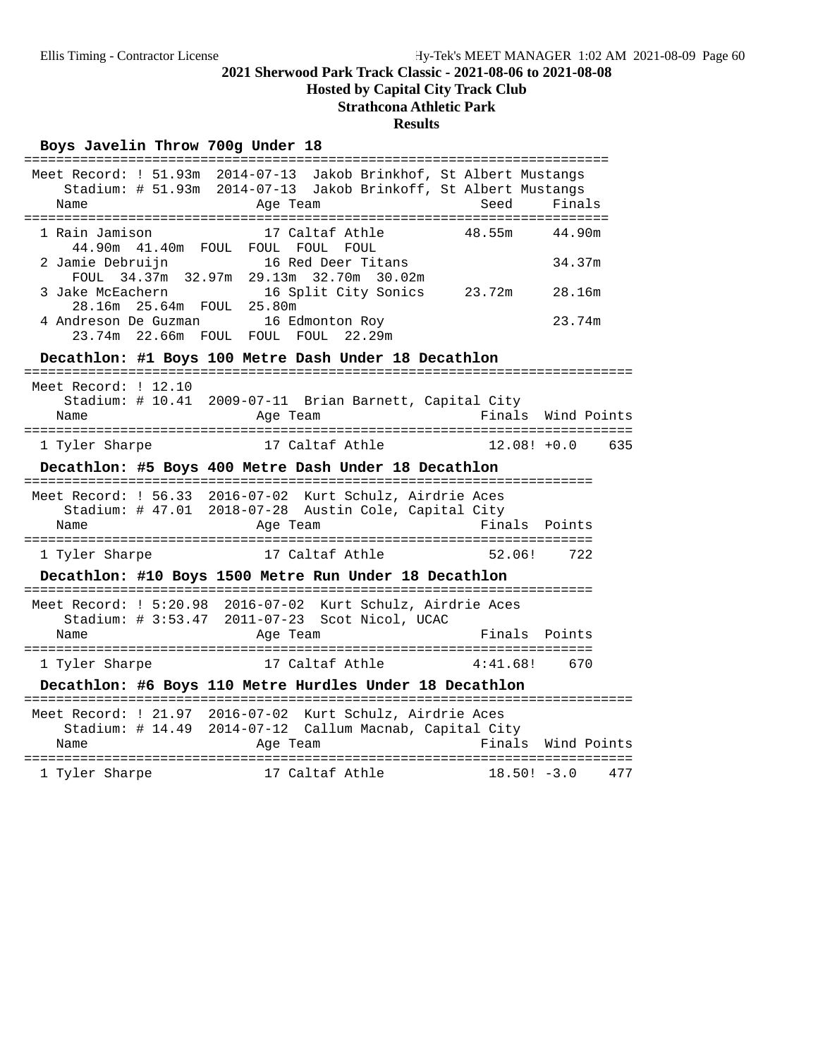## 2021 Sherwood Park Track Classic - 2021-08-06 to 2021-08-08

**Hosted by Capital City Track Club**

**Strathcona Athletic Park**

**Results**

### Boys Javelin Throw 700g Under 18

Meet Record: ! 51.93m 2014-07-13 Jakob Brinkhof, St Albert Mustangs
Stadium: # 51.93m 2014-07-13 Jakob Brinkoff, St Albert Mustangs

| | Name | Age | Team | Seed | Finals |
|---|---|---|---|---|---|
| 1 | Rain Jamison | 17 | Caltaf Athle | 48.55m | 44.90m |
| | 44.90m 41.40m FOUL FOUL FOUL FOUL | | | | |
| 2 | Jamie Debruijn | 16 | Red Deer Titans | | 34.37m |
| | FOUL 34.37m 32.97m 29.13m 32.70m 30.02m | | | | |
| 3 | Jake McEachern | 16 | Split City Sonics | 23.72m | 28.16m |
| | 28.16m 25.64m FOUL 25.80m | | | | |
| 4 | Andreson De Guzman | 16 | Edmonton Roy | | 23.74m |
| | 23.74m 22.66m FOUL FOUL FOUL 22.29m | | | | |

### Decathlon: #1 Boys 100 Metre Dash Under 18 Decathlon

Meet Record: ! 12.10
Stadium: # 10.41 2009-07-11 Brian Barnett, Capital City

| | Name | Age | Team | Finals | Wind | Points |
|---|---|---|---|---|---|---|
| 1 | Tyler Sharpe | 17 | Caltaf Athle | 12.08! | +0.0 | 635 |

### Decathlon: #5 Boys 400 Metre Dash Under 18 Decathlon

Meet Record: ! 56.33 2016-07-02 Kurt Schulz, Airdrie Aces
Stadium: # 47.01 2018-07-28 Austin Cole, Capital City

| | Name | Age | Team | Finals | Points |
|---|---|---|---|---|---|
| 1 | Tyler Sharpe | 17 | Caltaf Athle | 52.06! | 722 |

### Decathlon: #10 Boys 1500 Metre Run Under 18 Decathlon

Meet Record: ! 5:20.98 2016-07-02 Kurt Schulz, Airdrie Aces
Stadium: # 3:53.47 2011-07-23 Scot Nicol, UCAC

| | Name | Age | Team | Finals | Points |
|---|---|---|---|---|---|
| 1 | Tyler Sharpe | 17 | Caltaf Athle | 4:41.68! | 670 |

### Decathlon: #6 Boys 110 Metre Hurdles Under 18 Decathlon

Meet Record: ! 21.97 2016-07-02 Kurt Schulz, Airdrie Aces
Stadium: # 14.49 2014-07-12 Callum Macnab, Capital City

| | Name | Age | Team | Finals | Wind | Points |
|---|---|---|---|---|---|---|
| 1 | Tyler Sharpe | 17 | Caltaf Athle | 18.50! | -3.0 | 477 |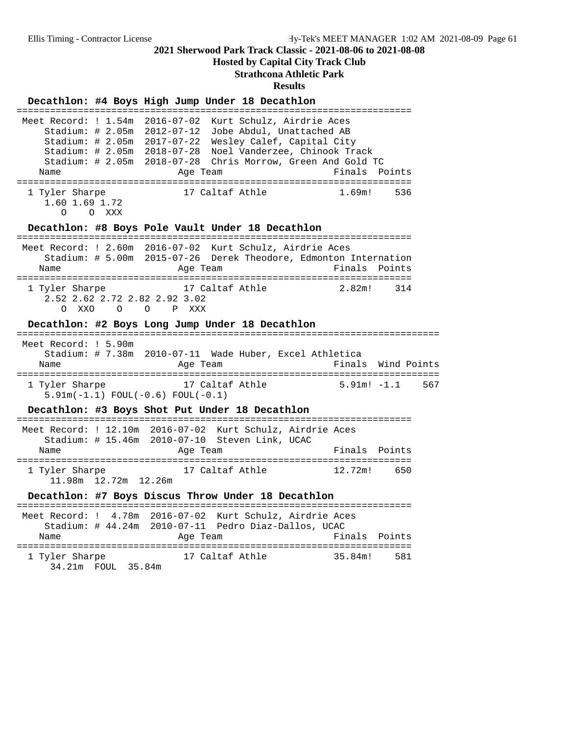# 2021 Sherwood Park Track Classic - 2021-08-06 to 2021-08-08

**Hosted by Capital City Track Club**

**Strathcona Athletic Park**

**Results**

## Decathlon: #4 Boys High Jump Under 18 Decathlon

```
======================================================================
 Meet Record: ! 1.54m  2016-07-02  Kurt Schulz, Airdrie Aces
     Stadium: # 2.05m  2012-07-12  Jobe Abdul, Unattached AB
     Stadium: # 2.05m  2017-07-22  Wesley Calef, Capital City
     Stadium: # 2.05m  2018-07-28  Noel Vanderzee, Chinook Track
     Stadium: # 2.05m  2018-07-28  Chris Morrow, Green And Gold TC
   Name                    Age Team                      Finals  Points
======================================================================
  1 Tyler Sharpe            17 Caltaf Athle             1.69m!    536
     1.60 1.69 1.72
        O    O  XXX
```

## Decathlon: #8 Boys Pole Vault Under 18 Decathlon

```
======================================================================
 Meet Record: ! 2.60m  2016-07-02  Kurt Schulz, Airdrie Aces
     Stadium: # 5.00m  2015-07-26  Derek Theodore, Edmonton Internation
   Name                    Age Team                      Finals  Points
======================================================================
  1 Tyler Sharpe            17 Caltaf Athle             2.82m!    314
     2.52 2.62 2.72 2.82 2.92 3.02
        O  XXO    O    O    P  XXX
```

## Decathlon: #2 Boys Long Jump Under 18 Decathlon

```
============================================================================
 Meet Record: ! 5.90m
     Stadium: # 7.38m  2010-07-11  Wade Huber, Excel Athletica
   Name                    Age Team                      Finals  Wind Points
============================================================================
  1 Tyler Sharpe            17 Caltaf Athle             5.91m! -1.1    567
     5.91m(-1.1) FOUL(-0.6) FOUL(-0.1)
```

## Decathlon: #3 Boys Shot Put Under 18 Decathlon

```
======================================================================
 Meet Record: ! 12.10m  2016-07-02  Kurt Schulz, Airdrie Aces
     Stadium: # 15.46m  2010-07-10  Steven Link, UCAC
   Name                    Age Team                      Finals  Points
======================================================================
  1 Tyler Sharpe            17 Caltaf Athle            12.72m!    650
      11.98m  12.72m  12.26m
```

## Decathlon: #7 Boys Discus Throw Under 18 Decathlon

```
======================================================================
 Meet Record: !  4.78m  2016-07-02  Kurt Schulz, Airdrie Aces
     Stadium: # 44.24m  2010-07-11  Pedro Diaz-Dallos, UCAC
   Name                    Age Team                      Finals  Points
======================================================================
  1 Tyler Sharpe            17 Caltaf Athle            35.84m!    581
      34.21m  FOUL  35.84m
```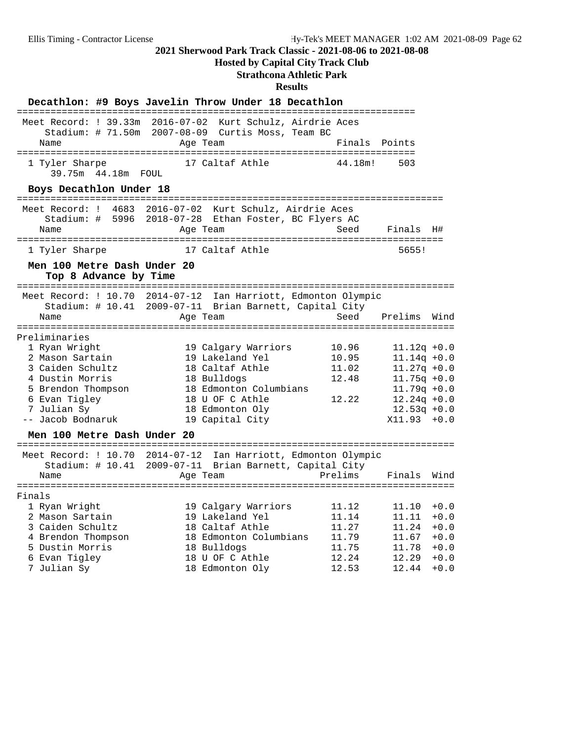# 2021 Sherwood Park Track Classic - 2021-08-06 to 2021-08-08

## Hosted by Capital City Track Club

## Strathcona Athletic Park

## Results

### Decathlon: #9 Boys Javelin Throw Under 18 Decathlon

Meet Record: ! 39.33m 2016-07-02 Kurt Schulz, Airdrie Aces
Stadium: # 71.50m 2007-08-09 Curtis Moss, Team BC

| | Name | Age | Team | Finals | Points |
|---|---|---|---|---|---|
| 1 | Tyler Sharpe | 17 | Caltaf Athle | 44.18m! | 503 |
| | 39.75m 44.18m FOUL | | | | |

### Boys Decathlon Under 18

Meet Record: ! 4683 2016-07-02 Kurt Schulz, Airdrie Aces
Stadium: # 5996 2018-07-28 Ethan Foster, BC Flyers AC

| | Name | Age | Team | Seed | Finals | H# |
|---|---|---|---|---|---|---|
| 1 | Tyler Sharpe | 17 | Caltaf Athle | | 5655! | |

### Men 100 Metre Dash Under 20

Top 8 Advance by Time

Meet Record: ! 10.70 2014-07-12 Ian Harriott, Edmonton Olympic
Stadium: # 10.41 2009-07-11 Brian Barnett, Capital City

Preliminaries

| | Name | Age | Team | Seed | Prelims | Wind |
|---|---|---|---|---|---|---|
| 1 | Ryan Wright | 19 | Calgary Warriors | 10.96 | 11.12q | +0.0 |
| 2 | Mason Sartain | 19 | Lakeland Yel | 10.95 | 11.14q | +0.0 |
| 3 | Caiden Schultz | 18 | Caltaf Athle | 11.02 | 11.27q | +0.0 |
| 4 | Dustin Morris | 18 | Bulldogs | 12.48 | 11.75q | +0.0 |
| 5 | Brendon Thompson | 18 | Edmonton Columbians | | 11.79q | +0.0 |
| 6 | Evan Tigley | 18 | U OF C Athle | 12.22 | 12.24q | +0.0 |
| 7 | Julian Sy | 18 | Edmonton Oly | | 12.53q | +0.0 |
| -- | Jacob Bodnaruk | 19 | Capital City | | X11.93 | +0.0 |

### Men 100 Metre Dash Under 20

Meet Record: ! 10.70 2014-07-12 Ian Harriott, Edmonton Olympic
Stadium: # 10.41 2009-07-11 Brian Barnett, Capital City

Finals

| | Name | Age | Team | Prelims | Finals | Wind |
|---|---|---|---|---|---|---|
| 1 | Ryan Wright | 19 | Calgary Warriors | 11.12 | 11.10 | +0.0 |
| 2 | Mason Sartain | 19 | Lakeland Yel | 11.14 | 11.11 | +0.0 |
| 3 | Caiden Schultz | 18 | Caltaf Athle | 11.27 | 11.24 | +0.0 |
| 4 | Brendon Thompson | 18 | Edmonton Columbians | 11.79 | 11.67 | +0.0 |
| 5 | Dustin Morris | 18 | Bulldogs | 11.75 | 11.78 | +0.0 |
| 6 | Evan Tigley | 18 | U OF C Athle | 12.24 | 12.29 | +0.0 |
| 7 | Julian Sy | 18 | Edmonton Oly | 12.53 | 12.44 | +0.0 |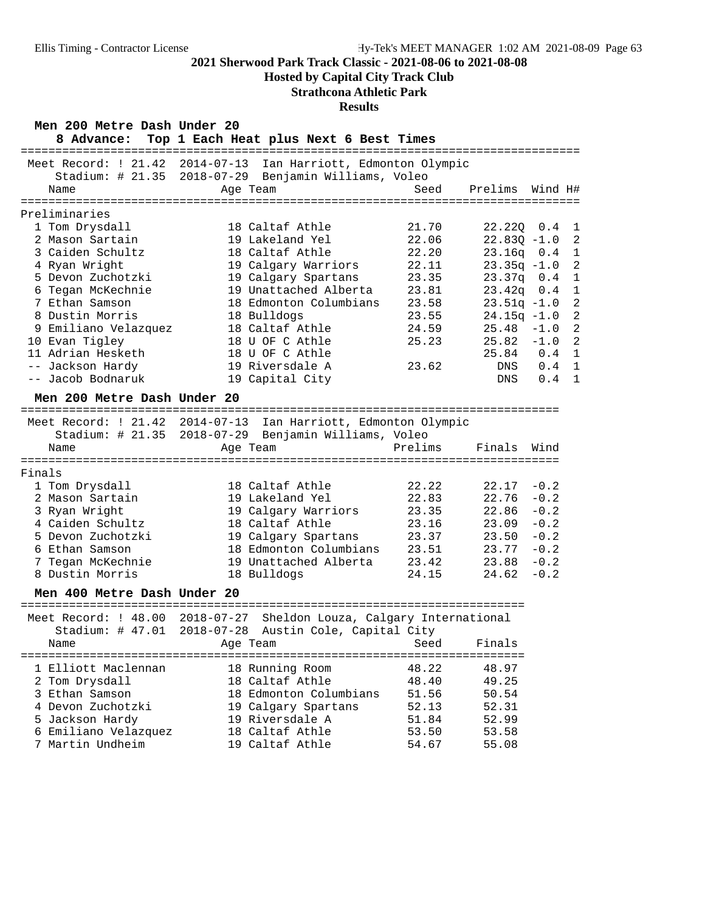**2021 Sherwood Park Track Classic - 2021-08-06 to 2021-08-08**

**Hosted by Capital City Track Club**

**Strathcona Athletic Park**

**Results**

### Men 200 Metre Dash Under 20

**8 Advance: Top 1 Each Heat plus Next 6 Best Times**

Meet Record: ! 21.42 2014-07-13 Ian Harriott, Edmonton Olympic
Stadium: # 21.35 2018-07-29 Benjamin Williams, Voleo

| | Name | Age | Team | Seed | Prelims | Wind | H# |
|---|---|---|---|---|---|---|---|
| **Preliminaries** | | | | | | | |
| 1 | Tom Drysdall | 18 | Caltaf Athle | 21.70 | 22.22Q | 0.4 | 1 |
| 2 | Mason Sartain | 19 | Lakeland Yel | 22.06 | 22.83Q | -1.0 | 2 |
| 3 | Caiden Schultz | 18 | Caltaf Athle | 22.20 | 23.16q | 0.4 | 1 |
| 4 | Ryan Wright | 19 | Calgary Warriors | 22.11 | 23.35q | -1.0 | 2 |
| 5 | Devon Zuchotzki | 19 | Calgary Spartans | 23.35 | 23.37q | 0.4 | 1 |
| 6 | Tegan McKechnie | 19 | Unattached Alberta | 23.81 | 23.42q | 0.4 | 1 |
| 7 | Ethan Samson | 18 | Edmonton Columbians | 23.58 | 23.51q | -1.0 | 2 |
| 8 | Dustin Morris | 18 | Bulldogs | 23.55 | 24.15q | -1.0 | 2 |
| 9 | Emiliano Velazquez | 18 | Caltaf Athle | 24.59 | 25.48 | -1.0 | 2 |
| 10 | Evan Tigley | 18 | U OF C Athle | 25.23 | 25.82 | -1.0 | 2 |
| 11 | Adrian Hesketh | 18 | U OF C Athle | | 25.84 | 0.4 | 1 |
| -- | Jackson Hardy | 19 | Riversdale A | 23.62 | DNS | 0.4 | 1 |
| -- | Jacob Bodnaruk | 19 | Capital City | | DNS | 0.4 | 1 |

### Men 200 Metre Dash Under 20

Meet Record: ! 21.42 2014-07-13 Ian Harriott, Edmonton Olympic
Stadium: # 21.35 2018-07-29 Benjamin Williams, Voleo

| | Name | Age | Team | Prelims | Finals | Wind |
|---|---|---|---|---|---|---|
| **Finals** | | | | | | |
| 1 | Tom Drysdall | 18 | Caltaf Athle | 22.22 | 22.17 | -0.2 |
| 2 | Mason Sartain | 19 | Lakeland Yel | 22.83 | 22.76 | -0.2 |
| 3 | Ryan Wright | 19 | Calgary Warriors | 23.35 | 22.86 | -0.2 |
| 4 | Caiden Schultz | 18 | Caltaf Athle | 23.16 | 23.09 | -0.2 |
| 5 | Devon Zuchotzki | 19 | Calgary Spartans | 23.37 | 23.50 | -0.2 |
| 6 | Ethan Samson | 18 | Edmonton Columbians | 23.51 | 23.77 | -0.2 |
| 7 | Tegan McKechnie | 19 | Unattached Alberta | 23.42 | 23.88 | -0.2 |
| 8 | Dustin Morris | 18 | Bulldogs | 24.15 | 24.62 | -0.2 |

### Men 400 Metre Dash Under 20

Meet Record: ! 48.00 2018-07-27 Sheldon Louza, Calgary International
Stadium: # 47.01 2018-07-28 Austin Cole, Capital City

| | Name | Age | Team | Seed | Finals |
|---|---|---|---|---|---|
| 1 | Elliott Maclennan | 18 | Running Room | 48.22 | 48.97 |
| 2 | Tom Drysdall | 18 | Caltaf Athle | 48.40 | 49.25 |
| 3 | Ethan Samson | 18 | Edmonton Columbians | 51.56 | 50.54 |
| 4 | Devon Zuchotzki | 19 | Calgary Spartans | 52.13 | 52.31 |
| 5 | Jackson Hardy | 19 | Riversdale A | 51.84 | 52.99 |
| 6 | Emiliano Velazquez | 18 | Caltaf Athle | 53.50 | 53.58 |
| 7 | Martin Undheim | 19 | Caltaf Athle | 54.67 | 55.08 |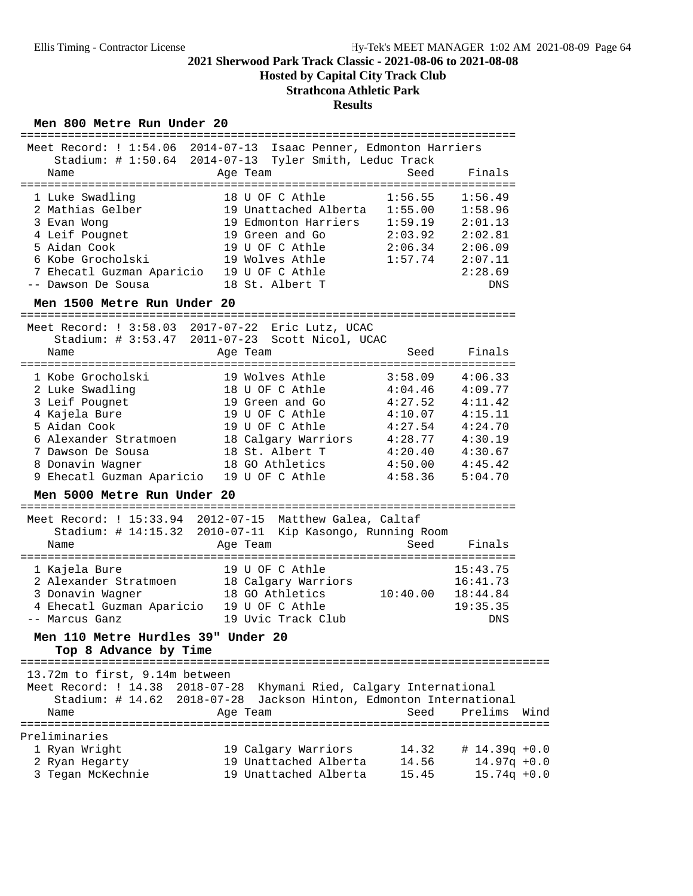**2021 Sherwood Park Track Classic - 2021-08-06 to 2021-08-08**

**Hosted by Capital City Track Club**

**Strathcona Athletic Park**

**Results**

### Men 800 Metre Run Under 20

Meet Record: ! 1:54.06 2014-07-13 Isaac Penner, Edmonton Harriers
Stadium: # 1:50.64 2014-07-13 Tyler Smith, Leduc Track

| | Name | Age | Team | Seed | Finals |
|---|---|---|---|---|---|
| 1 | Luke Swadling | 18 | U OF C Athle | 1:56.55 | 1:56.49 |
| 2 | Mathias Gelber | 19 | Unattached Alberta | 1:55.00 | 1:58.96 |
| 3 | Evan Wong | 19 | Edmonton Harriers | 1:59.19 | 2:01.13 |
| 4 | Leif Pougnet | 19 | Green and Go | 2:03.92 | 2:02.81 |
| 5 | Aidan Cook | 19 | U OF C Athle | 2:06.34 | 2:06.09 |
| 6 | Kobe Grocholski | 19 | Wolves Athle | 1:57.74 | 2:07.11 |
| 7 | Ehecatl Guzman Aparicio | 19 | U OF C Athle | | 2:28.69 |
| -- | Dawson De Sousa | 18 | St. Albert T | | DNS |

### Men 1500 Metre Run Under 20

Meet Record: ! 3:58.03 2017-07-22 Eric Lutz, UCAC
Stadium: # 3:53.47 2011-07-23 Scott Nicol, UCAC

| | Name | Age | Team | Seed | Finals |
|---|---|---|---|---|---|
| 1 | Kobe Grocholski | 19 | Wolves Athle | 3:58.09 | 4:06.33 |
| 2 | Luke Swadling | 18 | U OF C Athle | 4:04.46 | 4:09.77 |
| 3 | Leif Pougnet | 19 | Green and Go | 4:27.52 | 4:11.42 |
| 4 | Kajela Bure | 19 | U OF C Athle | 4:10.07 | 4:15.11 |
| 5 | Aidan Cook | 19 | U OF C Athle | 4:27.54 | 4:24.70 |
| 6 | Alexander Stratmoen | 18 | Calgary Warriors | 4:28.77 | 4:30.19 |
| 7 | Dawson De Sousa | 18 | St. Albert T | 4:20.40 | 4:30.67 |
| 8 | Donavin Wagner | 18 | GO Athletics | 4:50.00 | 4:45.42 |
| 9 | Ehecatl Guzman Aparicio | 19 | U OF C Athle | 4:58.36 | 5:04.70 |

### Men 5000 Metre Run Under 20

Meet Record: ! 15:33.94 2012-07-15 Matthew Galea, Caltaf
Stadium: # 14:15.32 2010-07-11 Kip Kasongo, Running Room

| | Name | Age | Team | Seed | Finals |
|---|---|---|---|---|---|
| 1 | Kajela Bure | 19 | U OF C Athle | | 15:43.75 |
| 2 | Alexander Stratmoen | 18 | Calgary Warriors | | 16:41.73 |
| 3 | Donavin Wagner | 18 | GO Athletics | 10:40.00 | 18:44.84 |
| 4 | Ehecatl Guzman Aparicio | 19 | U OF C Athle | | 19:35.35 |
| -- | Marcus Ganz | 19 | Uvic Track Club | | DNS |

### Men 110 Metre Hurdles 39" Under 20

**Top 8 Advance by Time**

13.72m to first, 9.14m between
Meet Record: ! 14.38 2018-07-28 Khymani Ried, Calgary International
Stadium: # 14.62 2018-07-28 Jackson Hinton, Edmonton International

Preliminaries

| | Name | Age | Team | Seed | Prelims | Wind |
|---|---|---|---|---|---|---|
| 1 | Ryan Wright | 19 | Calgary Warriors | 14.32 | # 14.39q | +0.0 |
| 2 | Ryan Hegarty | 19 | Unattached Alberta | 14.56 | 14.97q | +0.0 |
| 3 | Tegan McKechnie | 19 | Unattached Alberta | 15.45 | 15.74q | +0.0 |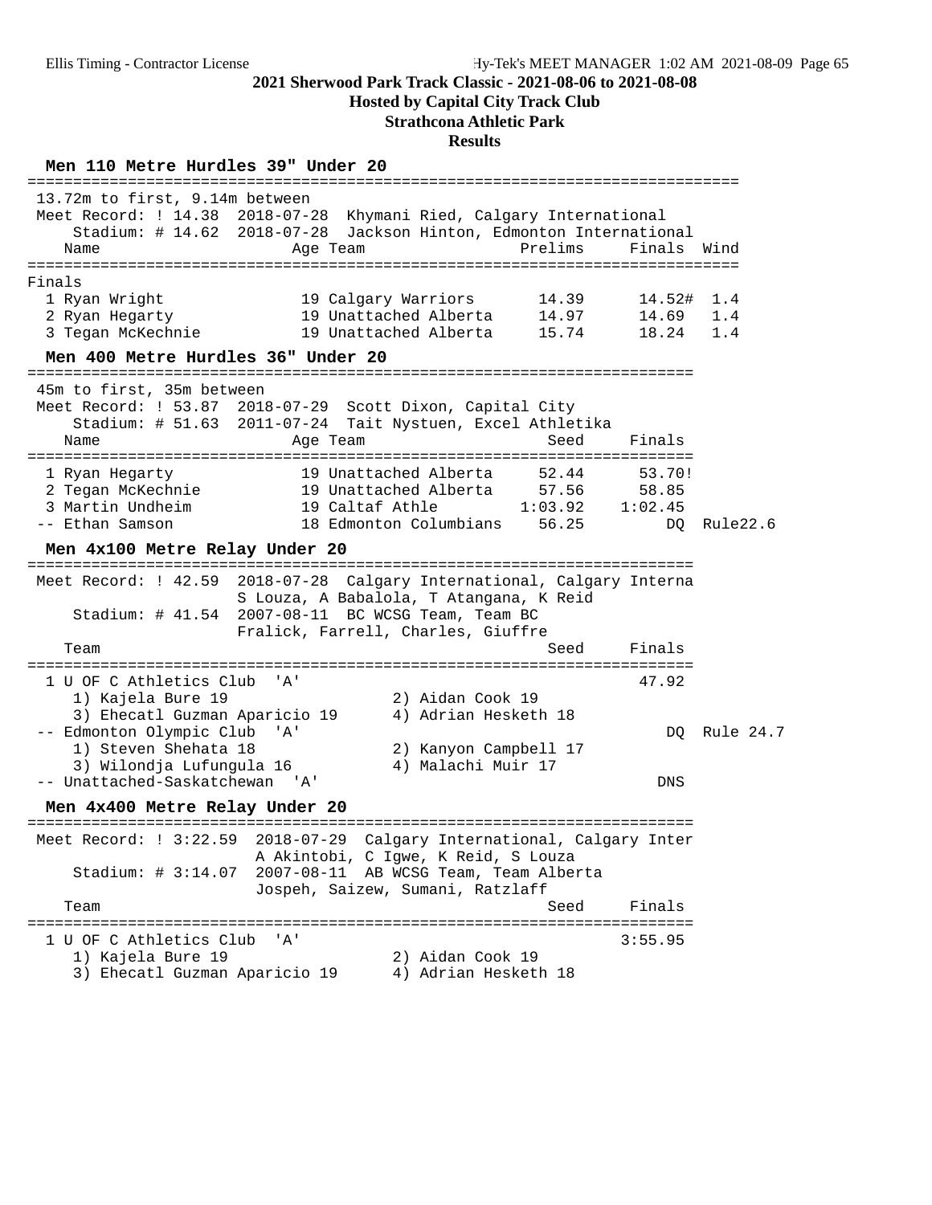# 2021 Sherwood Park Track Classic - 2021-08-06 to 2021-08-08

**Hosted by Capital City Track Club**

**Strathcona Athletic Park**

**Results**

## Men 110 Metre Hurdles 39" Under 20

13.72m to first, 9.14m between

Meet Record: ! 14.38 2018-07-28 Khymani Ried, Calgary International

Stadium: # 14.62 2018-07-28 Jackson Hinton, Edmonton International

Finals

| Place | Name | Age | Team | Prelims | Finals | Wind |
|---|---|---|---|---|---|---|
| 1 | Ryan Wright | 19 | Calgary Warriors | 14.39 | 14.52# | 1.4 |
| 2 | Ryan Hegarty | 19 | Unattached Alberta | 14.97 | 14.69 | 1.4 |
| 3 | Tegan McKechnie | 19 | Unattached Alberta | 15.74 | 18.24 | 1.4 |

## Men 400 Metre Hurdles 36" Under 20

45m to first, 35m between

Meet Record: ! 53.87 2018-07-29 Scott Dixon, Capital City

Stadium: # 51.63 2011-07-24 Tait Nystuen, Excel Athletika

| Place | Name | Age | Team | Seed | Finals | |
|---|---|---|---|---|---|---|
| 1 | Ryan Hegarty | 19 | Unattached Alberta | 52.44 | 53.70! | |
| 2 | Tegan McKechnie | 19 | Unattached Alberta | 57.56 | 58.85 | |
| 3 | Martin Undheim | 19 | Caltaf Athle | 1:03.92 | 1:02.45 | |
| -- | Ethan Samson | 18 | Edmonton Columbians | 56.25 | DQ | Rule22.6 |

## Men 4x100 Metre Relay Under 20

Meet Record: ! 42.59 2018-07-28 Calgary International, Calgary Interna
S Louza, A Babalola, T Atangana, K Reid

Stadium: # 41.54 2007-08-11 BC WCSG Team, Team BC
Fralick, Farrell, Charles, Giuffre

| Place | Team | Seed | Finals | |
|---|---|---|---|---|
| 1 | U OF C Athletics Club 'A' | | 47.92 | |
| | 1) Kajela Bure 19; 2) Aidan Cook 19; 3) Ehecatl Guzman Aparicio 19; 4) Adrian Hesketh 18 | | | |
| -- | Edmonton Olympic Club 'A' | | DQ | Rule 24.7 |
| | 1) Steven Shehata 18; 2) Kanyon Campbell 17; 3) Wilondja Lufungula 16; 4) Malachi Muir 17 | | | |
| -- | Unattached-Saskatchewan 'A' | | DNS | |

## Men 4x400 Metre Relay Under 20

Meet Record: ! 3:22.59 2018-07-29 Calgary International, Calgary Inter
A Akintobi, C Igwe, K Reid, S Louza

Stadium: # 3:14.07 2007-08-11 AB WCSG Team, Team Alberta
Jospeh, Saizew, Sumani, Ratzlaff

| Place | Team | Seed | Finals |
|---|---|---|---|
| 1 | U OF C Athletics Club 'A' | | 3:55.95 |
| | 1) Kajela Bure 19; 2) Aidan Cook 19; 3) Ehecatl Guzman Aparicio 19; 4) Adrian Hesketh 18 | | |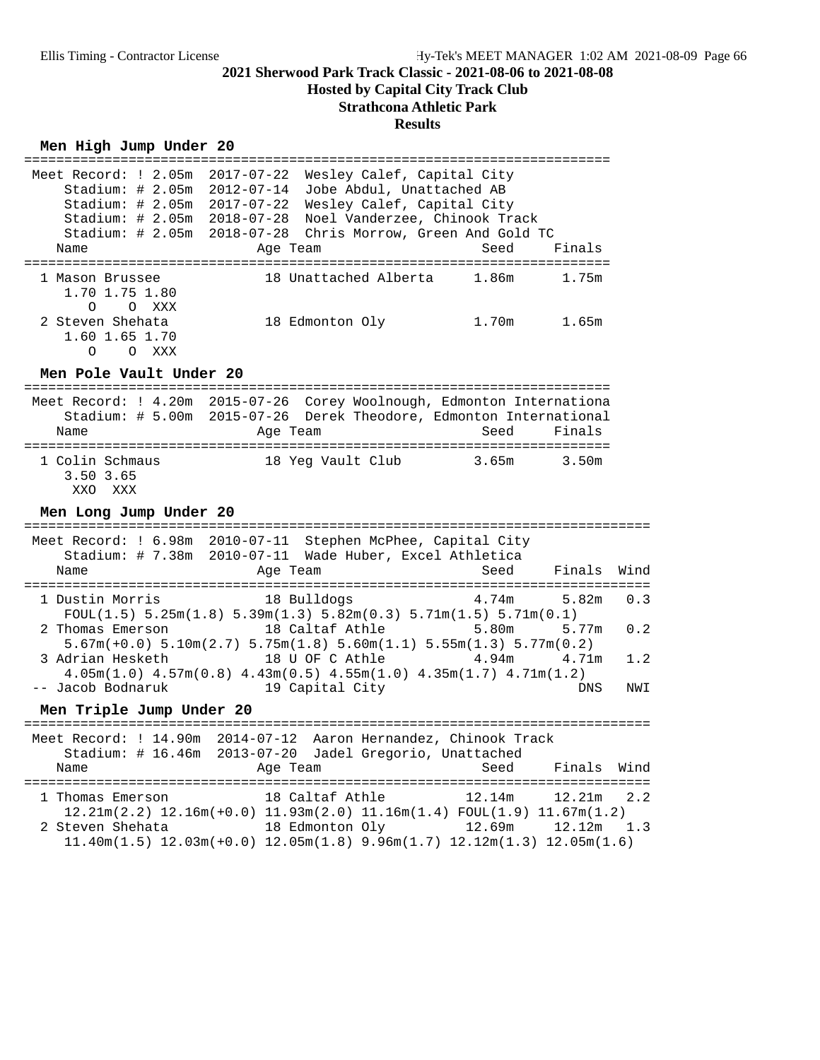## 2021 Sherwood Park Track Classic - 2021-08-06 to 2021-08-08

### Hosted by Capital City Track Club

### Strathcona Athletic Park

### Results

#### Men High Jump Under 20

```
=========================================================================
 Meet Record: ! 2.05m  2017-07-22  Wesley Calef, Capital City
     Stadium: # 2.05m  2012-07-14  Jobe Abdul, Unattached AB
     Stadium: # 2.05m  2017-07-22  Wesley Calef, Capital City
     Stadium: # 2.05m  2018-07-28  Noel Vanderzee, Chinook Track
     Stadium: # 2.05m  2018-07-28  Chris Morrow, Green And Gold TC
   Name                    Age Team                    Seed     Finals
=========================================================================
  1 Mason Brussee           18 Unattached Alberta     1.86m      1.75m
     1.70 1.75 1.80
       O    O  XXX
  2 Steven Shehata          18 Edmonton Oly           1.70m      1.65m
     1.60 1.65 1.70
       O    O  XXX
```

#### Men Pole Vault Under 20

```
=========================================================================
 Meet Record: ! 4.20m  2015-07-26  Corey Woolnough, Edmonton Internationa
     Stadium: # 5.00m  2015-07-26  Derek Theodore, Edmonton International
   Name                    Age Team                    Seed     Finals
=========================================================================
  1 Colin Schmaus           18 Yeg Vault Club         3.65m      3.50m
     3.50 3.65
      XXO  XXX
```

#### Men Long Jump Under 20

```
==============================================================================
 Meet Record: ! 6.98m  2010-07-11  Stephen McPhee, Capital City
     Stadium: # 7.38m  2010-07-11  Wade Huber, Excel Athletica
   Name                    Age Team                    Seed     Finals  Wind
==============================================================================
  1 Dustin Morris           18 Bulldogs               4.74m      5.82m   0.3
     FOUL(1.5) 5.25m(1.8) 5.39m(1.3) 5.82m(0.3) 5.71m(1.5) 5.71m(0.1)
  2 Thomas Emerson          18 Caltaf Athle           5.80m      5.77m   0.2
     5.67m(+0.0) 5.10m(2.7) 5.75m(1.8) 5.60m(1.1) 5.55m(1.3) 5.77m(0.2)
  3 Adrian Hesketh          18 U OF C Athle           4.94m      4.71m   1.2
     4.05m(1.0) 4.57m(0.8) 4.43m(0.5) 4.55m(1.0) 4.35m(1.7) 4.71m(1.2)
 -- Jacob Bodnaruk          19 Capital City                        DNS   NWI
```

#### Men Triple Jump Under 20

```
==============================================================================
 Meet Record: ! 14.90m  2014-07-12  Aaron Hernandez, Chinook Track
     Stadium: # 16.46m  2013-07-20  Jadel Gregorio, Unattached
   Name                    Age Team                    Seed     Finals  Wind
==============================================================================
  1 Thomas Emerson          18 Caltaf Athle          12.14m     12.21m   2.2
     12.21m(2.2) 12.16m(+0.0) 11.93m(2.0) 11.16m(1.4) FOUL(1.9) 11.67m(1.2)
  2 Steven Shehata          18 Edmonton Oly          12.69m     12.12m   1.3
     11.40m(1.5) 12.03m(+0.0) 12.05m(1.8) 9.96m(1.7) 12.12m(1.3) 12.05m(1.6)
```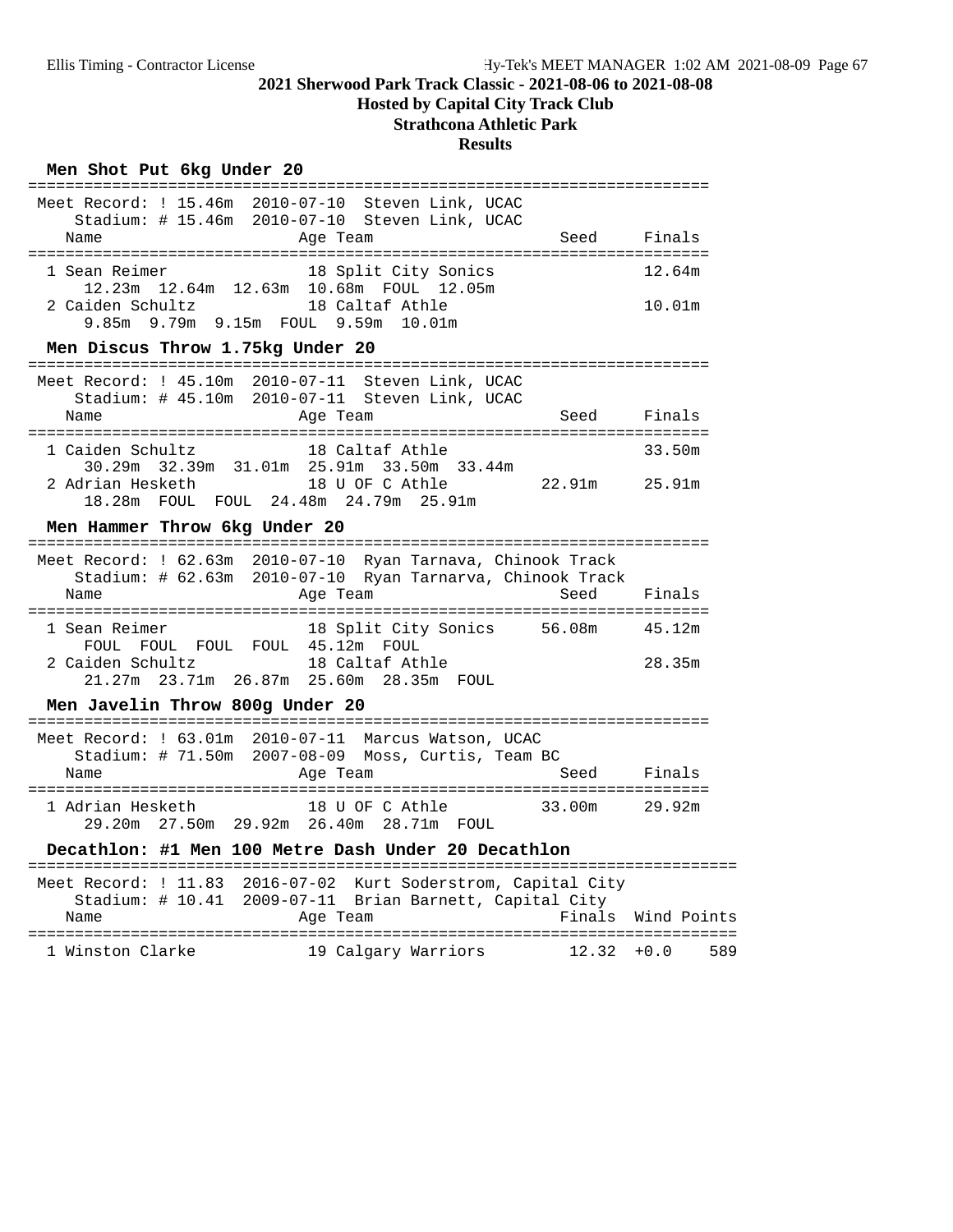# 2021 Sherwood Park Track Classic - 2021-08-06 to 2021-08-08

**Hosted by Capital City Track Club**

**Strathcona Athletic Park**

**Results**

## Men Shot Put 6kg Under 20

Meet Record: ! 15.46m 2010-07-10 Steven Link, UCAC
Stadium: # 15.46m 2010-07-10 Steven Link, UCAC

| Name | Age | Team | Seed | Finals |
|---|---|---|---|---|
| 1 Sean Reimer | 18 | Split City Sonics | | 12.64m |
| 12.23m 12.64m 12.63m 10.68m FOUL 12.05m | | | | |
| 2 Caiden Schultz | 18 | Caltaf Athle | | 10.01m |
| 9.85m 9.79m 9.15m FOUL 9.59m 10.01m | | | | |

## Men Discus Throw 1.75kg Under 20

Meet Record: ! 45.10m 2010-07-11 Steven Link, UCAC
Stadium: # 45.10m 2010-07-11 Steven Link, UCAC

| Name | Age | Team | Seed | Finals |
|---|---|---|---|---|
| 1 Caiden Schultz | 18 | Caltaf Athle | | 33.50m |
| 30.29m 32.39m 31.01m 25.91m 33.50m 33.44m | | | | |
| 2 Adrian Hesketh | 18 | U OF C Athle | 22.91m | 25.91m |
| 18.28m FOUL FOUL 24.48m 24.79m 25.91m | | | | |

## Men Hammer Throw 6kg Under 20

Meet Record: ! 62.63m 2010-07-10 Ryan Tarnava, Chinook Track
Stadium: # 62.63m 2010-07-10 Ryan Tarnarva, Chinook Track

| Name | Age | Team | Seed | Finals |
|---|---|---|---|---|
| 1 Sean Reimer | 18 | Split City Sonics | 56.08m | 45.12m |
| FOUL FOUL FOUL FOUL 45.12m FOUL | | | | |
| 2 Caiden Schultz | 18 | Caltaf Athle | | 28.35m |
| 21.27m 23.71m 26.87m 25.60m 28.35m FOUL | | | | |

## Men Javelin Throw 800g Under 20

Meet Record: ! 63.01m 2010-07-11 Marcus Watson, UCAC
Stadium: # 71.50m 2007-08-09 Moss, Curtis, Team BC

| Name | Age | Team | Seed | Finals |
|---|---|---|---|---|
| 1 Adrian Hesketh | 18 | U OF C Athle | 33.00m | 29.92m |
| 29.20m 27.50m 29.92m 26.40m 28.71m FOUL | | | | |

## Decathlon: #1 Men 100 Metre Dash Under 20 Decathlon

Meet Record: ! 11.83 2016-07-02 Kurt Soderstrom, Capital City
Stadium: # 10.41 2009-07-11 Brian Barnett, Capital City

| Name | Age | Team | Finals | Wind | Points |
|---|---|---|---|---|---|
| 1 Winston Clarke | 19 | Calgary Warriors | 12.32 | +0.0 | 589 |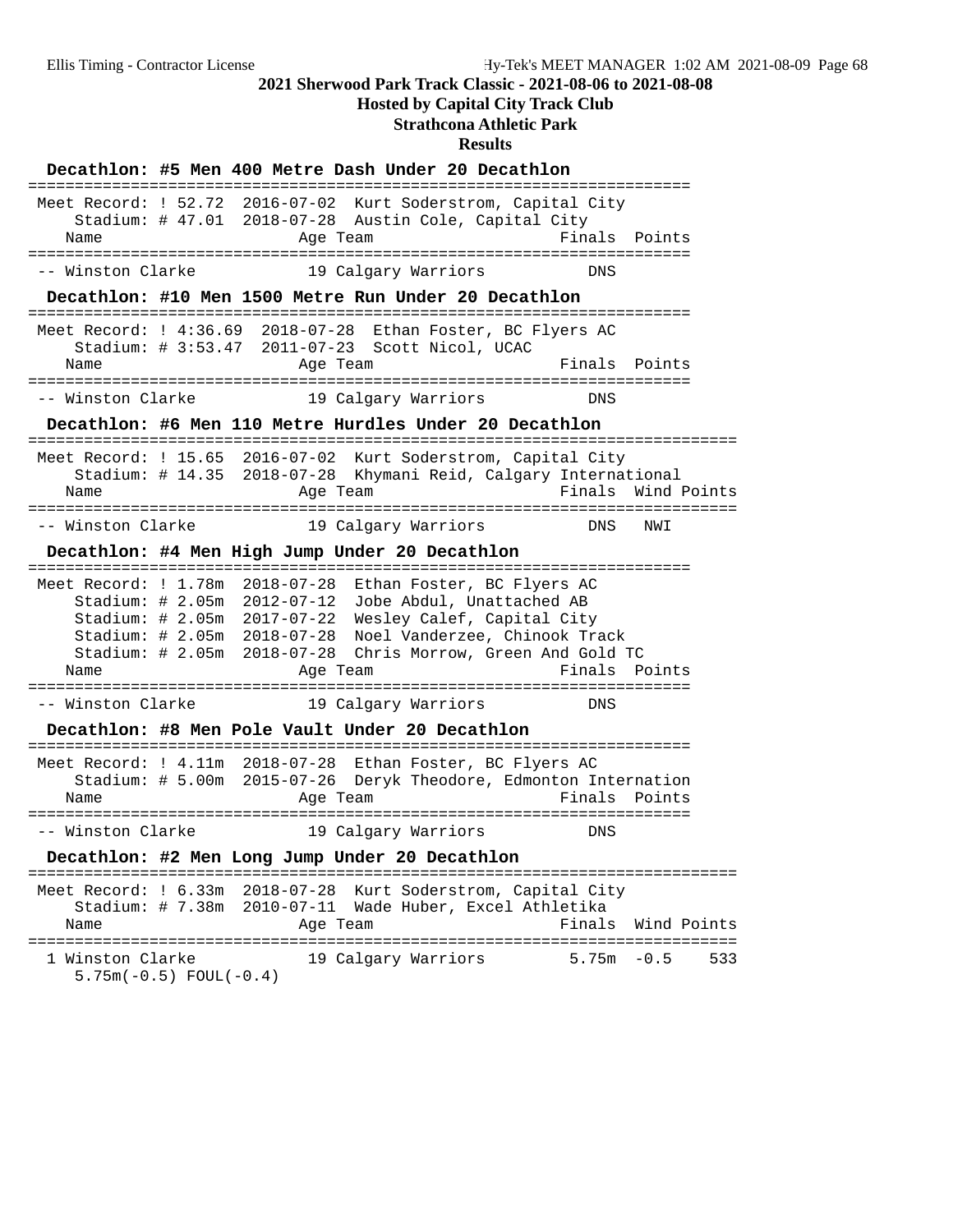**2021 Sherwood Park Track Classic - 2021-08-06 to 2021-08-08**

**Hosted by Capital City Track Club**

**Strathcona Athletic Park**

**Results**

### Decathlon: #5 Men 400 Metre Dash Under 20 Decathlon

Meet Record: ! 52.72 2016-07-02 Kurt Soderstrom, Capital City
Stadium: # 47.01 2018-07-28 Austin Cole, Capital City

| Name | Age | Team | Finals | Points |
|---|---|---|---|---|
| -- Winston Clarke | 19 | Calgary Warriors | DNS | |

### Decathlon: #10 Men 1500 Metre Run Under 20 Decathlon

Meet Record: ! 4:36.69 2018-07-28 Ethan Foster, BC Flyers AC
Stadium: # 3:53.47 2011-07-23 Scott Nicol, UCAC

| Name | Age | Team | Finals | Points |
|---|---|---|---|---|
| -- Winston Clarke | 19 | Calgary Warriors | DNS | |

### Decathlon: #6 Men 110 Metre Hurdles Under 20 Decathlon

Meet Record: ! 15.65 2016-07-02 Kurt Soderstrom, Capital City
Stadium: # 14.35 2018-07-28 Khymani Reid, Calgary International

| Name | Age | Team | Finals | Wind | Points |
|---|---|---|---|---|---|
| -- Winston Clarke | 19 | Calgary Warriors | DNS | NWI | |

### Decathlon: #4 Men High Jump Under 20 Decathlon

Meet Record: ! 1.78m 2018-07-28 Ethan Foster, BC Flyers AC
Stadium: # 2.05m 2012-07-12 Jobe Abdul, Unattached AB
Stadium: # 2.05m 2017-07-22 Wesley Calef, Capital City
Stadium: # 2.05m 2018-07-28 Noel Vanderzee, Chinook Track
Stadium: # 2.05m 2018-07-28 Chris Morrow, Green And Gold TC

| Name | Age | Team | Finals | Points |
|---|---|---|---|---|
| -- Winston Clarke | 19 | Calgary Warriors | DNS | |

### Decathlon: #8 Men Pole Vault Under 20 Decathlon

Meet Record: ! 4.11m 2018-07-28 Ethan Foster, BC Flyers AC
Stadium: # 5.00m 2015-07-26 Deryk Theodore, Edmonton Internation

| Name | Age | Team | Finals | Points |
|---|---|---|---|---|
| -- Winston Clarke | 19 | Calgary Warriors | DNS | |

### Decathlon: #2 Men Long Jump Under 20 Decathlon

Meet Record: ! 6.33m 2018-07-28 Kurt Soderstrom, Capital City
Stadium: # 7.38m 2010-07-11 Wade Huber, Excel Athletika

| Name | Age | Team | Finals | Wind | Points |
|---|---|---|---|---|---|
| 1 Winston Clarke | 19 | Calgary Warriors | 5.75m | -0.5 | 533 |

5.75m(-0.5) FOUL(-0.4)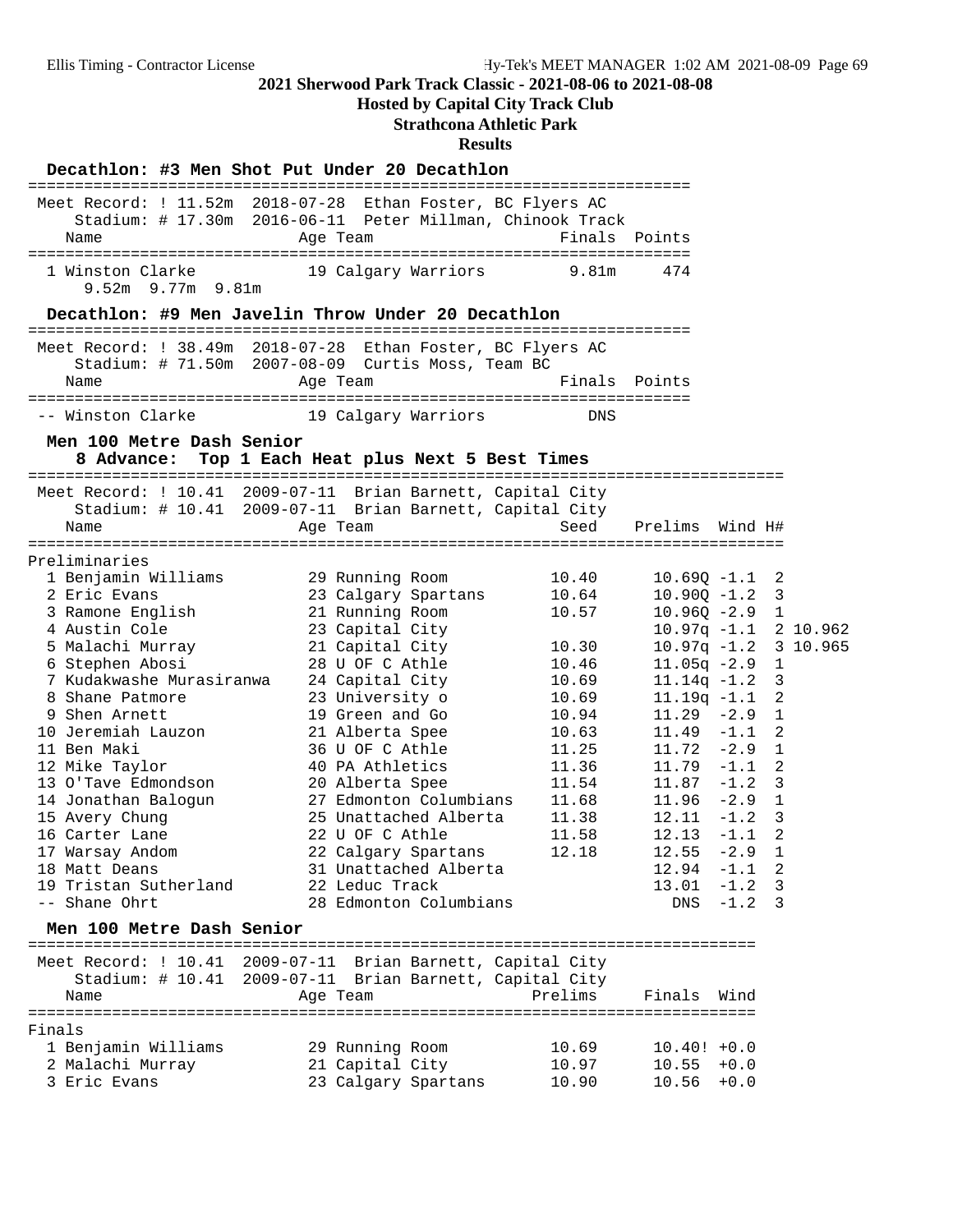## 2021 Sherwood Park Track Classic - 2021-08-06 to 2021-08-08

**Hosted by Capital City Track Club**

**Strathcona Athletic Park**

**Results**

### Decathlon: #3 Men Shot Put Under 20 Decathlon

Meet Record: ! 11.52m 2018-07-28 Ethan Foster, BC Flyers AC
Stadium: # 17.30m 2016-06-11 Peter Millman, Chinook Track

| | Name | Age | Team | Finals | Points |
|---|---|---|---|---|---|
| 1 | Winston Clarke | 19 | Calgary Warriors | 9.81m | 474 |
| | 9.52m 9.77m 9.81m | | | | |

### Decathlon: #9 Men Javelin Throw Under 20 Decathlon

Meet Record: ! 38.49m 2018-07-28 Ethan Foster, BC Flyers AC
Stadium: # 71.50m 2007-08-09 Curtis Moss, Team BC

| | Name | Age | Team | Finals | Points |
|---|---|---|---|---|---|
| -- | Winston Clarke | 19 | Calgary Warriors | DNS | |

### Men 100 Metre Dash Senior

**8 Advance: Top 1 Each Heat plus Next 5 Best Times**

Meet Record: ! 10.41 2009-07-11 Brian Barnett, Capital City
Stadium: # 10.41 2009-07-11 Brian Barnett, Capital City

Preliminaries

| | Name | Age | Team | Seed | Prelims | Wind | H# | |
|---|---|---|---|---|---|---|---|---|
| 1 | Benjamin Williams | 29 | Running Room | 10.40 | 10.69Q | -1.1 | 2 | |
| 2 | Eric Evans | 23 | Calgary Spartans | 10.64 | 10.90Q | -1.2 | 3 | |
| 3 | Ramone English | 21 | Running Room | 10.57 | 10.96Q | -2.9 | 1 | |
| 4 | Austin Cole | 23 | Capital City | | 10.97q | -1.1 | 2 | 10.962 |
| 5 | Malachi Murray | 21 | Capital City | 10.30 | 10.97q | -1.2 | 3 | 10.965 |
| 6 | Stephen Abosi | 28 | U OF C Athle | 10.46 | 11.05q | -2.9 | 1 | |
| 7 | Kudakwashe Murasiranwa | 24 | Capital City | 10.69 | 11.14q | -1.2 | 3 | |
| 8 | Shane Patmore | 23 | University o | 10.69 | 11.19q | -1.1 | 2 | |
| 9 | Shen Arnett | 19 | Green and Go | 10.94 | 11.29 | -2.9 | 1 | |
| 10 | Jeremiah Lauzon | 21 | Alberta Spee | 10.63 | 11.49 | -1.1 | 2 | |
| 11 | Ben Maki | 36 | U OF C Athle | 11.25 | 11.72 | -2.9 | 1 | |
| 12 | Mike Taylor | 40 | PA Athletics | 11.36 | 11.79 | -1.1 | 2 | |
| 13 | O'Tave Edmondson | 20 | Alberta Spee | 11.54 | 11.87 | -1.2 | 3 | |
| 14 | Jonathan Balogun | 27 | Edmonton Columbians | 11.68 | 11.96 | -2.9 | 1 | |
| 15 | Avery Chung | 25 | Unattached Alberta | 11.38 | 12.11 | -1.2 | 3 | |
| 16 | Carter Lane | 22 | U OF C Athle | 11.58 | 12.13 | -1.1 | 2 | |
| 17 | Warsay Andom | 22 | Calgary Spartans | 12.18 | 12.55 | -2.9 | 1 | |
| 18 | Matt Deans | 31 | Unattached Alberta | | 12.94 | -1.1 | 2 | |
| 19 | Tristan Sutherland | 22 | Leduc Track | | 13.01 | -1.2 | 3 | |
| -- | Shane Ohrt | 28 | Edmonton Columbians | | DNS | -1.2 | 3 | |

### Men 100 Metre Dash Senior

Meet Record: ! 10.41 2009-07-11 Brian Barnett, Capital City
Stadium: # 10.41 2009-07-11 Brian Barnett, Capital City

Finals

| | Name | Age | Team | Prelims | Finals | Wind |
|---|---|---|---|---|---|---|
| 1 | Benjamin Williams | 29 | Running Room | 10.69 | 10.40! | +0.0 |
| 2 | Malachi Murray | 21 | Capital City | 10.97 | 10.55 | +0.0 |
| 3 | Eric Evans | 23 | Calgary Spartans | 10.90 | 10.56 | +0.0 |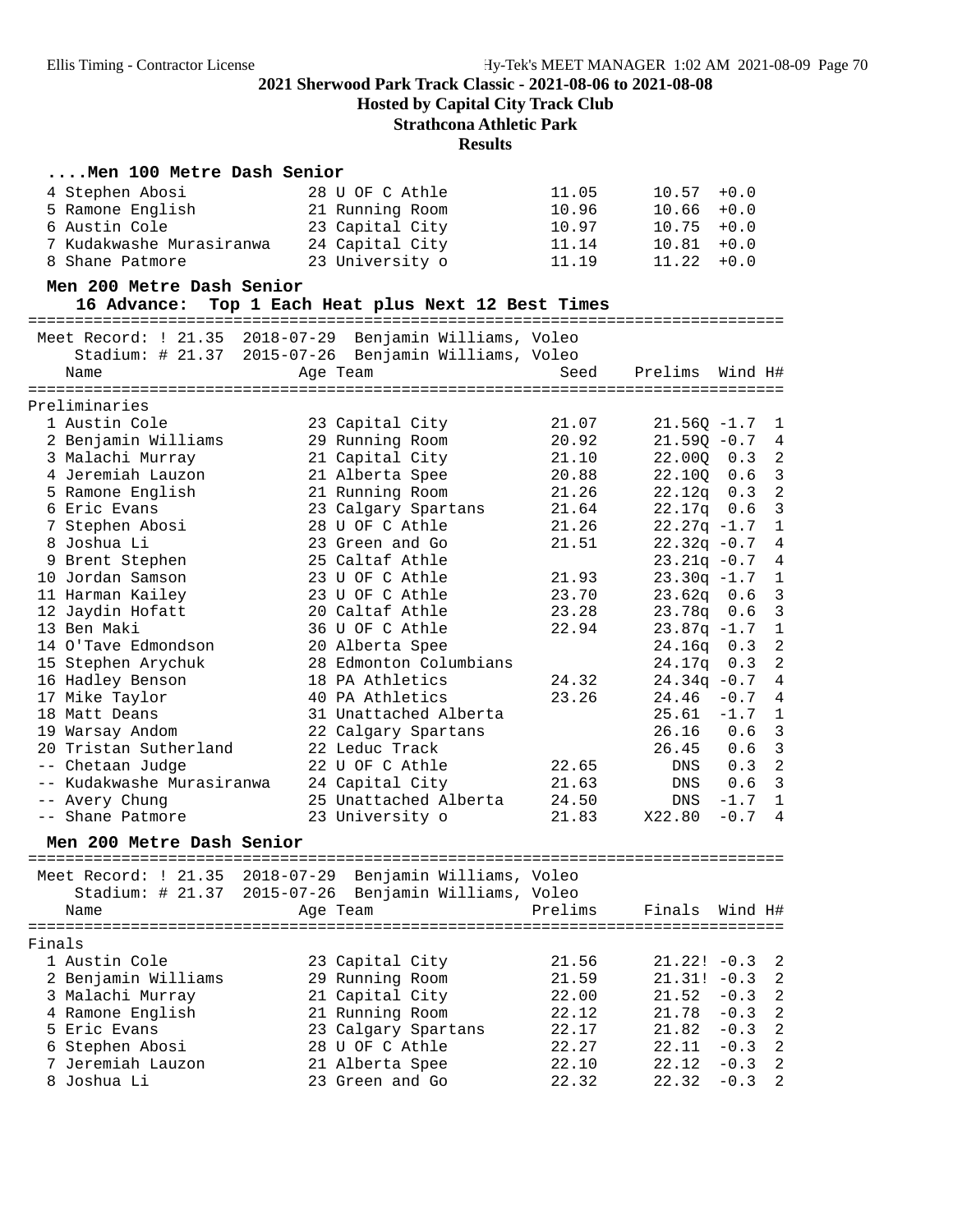**2021 Sherwood Park Track Classic - 2021-08-06 to 2021-08-08**

**Hosted by Capital City Track Club**

**Strathcona Athletic Park**

**Results**

### ....Men 100 Metre Dash Senior

| Place | Name | Age | Team | Seed | Finals | Wind |
|---|---|---|---|---|---|---|
| 4 | Stephen Abosi | 28 | U OF C Athle | 11.05 | 10.57 | +0.0 |
| 5 | Ramone English | 21 | Running Room | 10.96 | 10.66 | +0.0 |
| 6 | Austin Cole | 23 | Capital City | 10.97 | 10.75 | +0.0 |
| 7 | Kudakwashe Murasiranwa | 24 | Capital City | 11.14 | 10.81 | +0.0 |
| 8 | Shane Patmore | 23 | University o | 11.19 | 11.22 | +0.0 |

### Men 200 Metre Dash Senior

16 Advance: Top 1 Each Heat plus Next 12 Best Times

Meet Record: ! 21.35 2018-07-29 Benjamin Williams, Voleo
Stadium: # 21.37 2015-07-26 Benjamin Williams, Voleo

Preliminaries

| Place | Name | Age | Team | Seed | Prelims | Wind | H# |
|---|---|---|---|---|---|---|---|
| 1 | Austin Cole | 23 | Capital City | 21.07 | 21.56Q | -1.7 | 1 |
| 2 | Benjamin Williams | 29 | Running Room | 20.92 | 21.59Q | -0.7 | 4 |
| 3 | Malachi Murray | 21 | Capital City | 21.10 | 22.00Q | 0.3 | 2 |
| 4 | Jeremiah Lauzon | 21 | Alberta Spee | 20.88 | 22.10Q | 0.6 | 3 |
| 5 | Ramone English | 21 | Running Room | 21.26 | 22.12q | 0.3 | 2 |
| 6 | Eric Evans | 23 | Calgary Spartans | 21.64 | 22.17q | 0.6 | 3 |
| 7 | Stephen Abosi | 28 | U OF C Athle | 21.26 | 22.27q | -1.7 | 1 |
| 8 | Joshua Li | 23 | Green and Go | 21.51 | 22.32q | -0.7 | 4 |
| 9 | Brent Stephen | 25 | Caltaf Athle | | 23.21q | -0.7 | 4 |
| 10 | Jordan Samson | 23 | U OF C Athle | 21.93 | 23.30q | -1.7 | 1 |
| 11 | Harman Kailey | 23 | U OF C Athle | 23.70 | 23.62q | 0.6 | 3 |
| 12 | Jaydin Hofatt | 20 | Caltaf Athle | 23.28 | 23.78q | 0.6 | 3 |
| 13 | Ben Maki | 36 | U OF C Athle | 22.94 | 23.87q | -1.7 | 1 |
| 14 | O'Tave Edmondson | 20 | Alberta Spee | | 24.16q | 0.3 | 2 |
| 15 | Stephen Arychuk | 28 | Edmonton Columbians | | 24.17q | 0.3 | 2 |
| 16 | Hadley Benson | 18 | PA Athletics | 24.32 | 24.34q | -0.7 | 4 |
| 17 | Mike Taylor | 40 | PA Athletics | 23.26 | 24.46 | -0.7 | 4 |
| 18 | Matt Deans | 31 | Unattached Alberta | | 25.61 | -1.7 | 1 |
| 19 | Warsay Andom | 22 | Calgary Spartans | | 26.16 | 0.6 | 3 |
| 20 | Tristan Sutherland | 22 | Leduc Track | | 26.45 | 0.6 | 3 |
| -- | Chetaan Judge | 22 | U OF C Athle | 22.65 | DNS | 0.3 | 2 |
| -- | Kudakwashe Murasiranwa | 24 | Capital City | 21.63 | DNS | 0.6 | 3 |
| -- | Avery Chung | 25 | Unattached Alberta | 24.50 | DNS | -1.7 | 1 |
| -- | Shane Patmore | 23 | University o | 21.83 | X22.80 | -0.7 | 4 |

### Men 200 Metre Dash Senior

Meet Record: ! 21.35 2018-07-29 Benjamin Williams, Voleo
Stadium: # 21.37 2015-07-26 Benjamin Williams, Voleo

Finals

| Place | Name | Age | Team | Prelims | Finals | Wind | H# |
|---|---|---|---|---|---|---|---|
| 1 | Austin Cole | 23 | Capital City | 21.56 | 21.22! | -0.3 | 2 |
| 2 | Benjamin Williams | 29 | Running Room | 21.59 | 21.31! | -0.3 | 2 |
| 3 | Malachi Murray | 21 | Capital City | 22.00 | 21.52 | -0.3 | 2 |
| 4 | Ramone English | 21 | Running Room | 22.12 | 21.78 | -0.3 | 2 |
| 5 | Eric Evans | 23 | Calgary Spartans | 22.17 | 21.82 | -0.3 | 2 |
| 6 | Stephen Abosi | 28 | U OF C Athle | 22.27 | 22.11 | -0.3 | 2 |
| 7 | Jeremiah Lauzon | 21 | Alberta Spee | 22.10 | 22.12 | -0.3 | 2 |
| 8 | Joshua Li | 23 | Green and Go | 22.32 | 22.32 | -0.3 | 2 |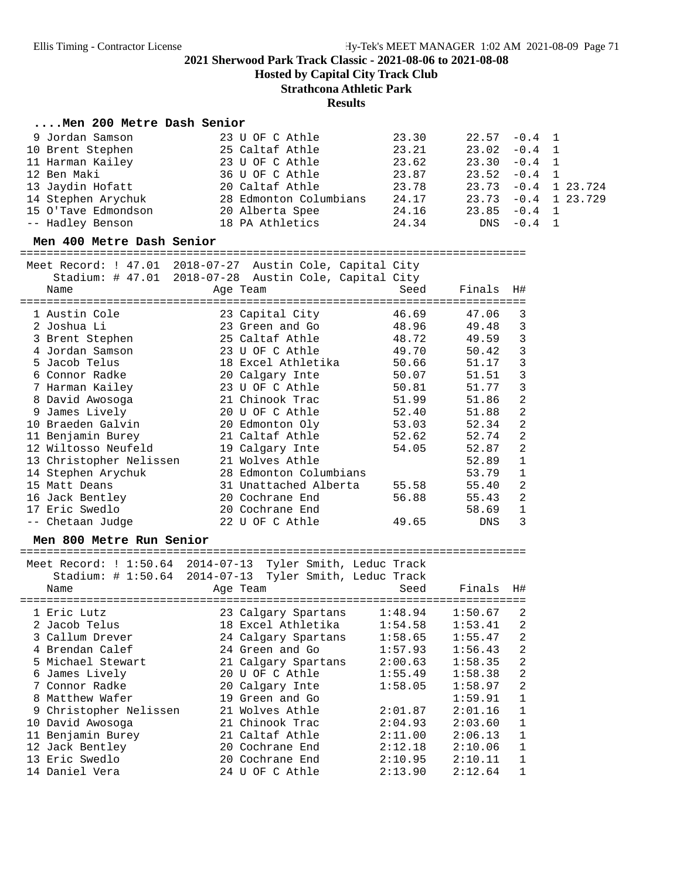## 2021 Sherwood Park Track Classic - 2021-08-06 to 2021-08-08

### Hosted by Capital City Track Club

### Strathcona Athletic Park

### Results

#### ....Men 200 Metre Dash Senior

| Place | Name | Age | Team | Seed | Finals | Wind | H# | |
|---|---|---|---|---|---|---|---|---|
| 9 | Jordan Samson | 23 | U OF C Athle | 23.30 | 22.57 | -0.4 | 1 | |
| 10 | Brent Stephen | 25 | Caltaf Athle | 23.21 | 23.02 | -0.4 | 1 | |
| 11 | Harman Kailey | 23 | U OF C Athle | 23.62 | 23.30 | -0.4 | 1 | |
| 12 | Ben Maki | 36 | U OF C Athle | 23.87 | 23.52 | -0.4 | 1 | |
| 13 | Jaydin Hofatt | 20 | Caltaf Athle | 23.78 | 23.73 | -0.4 | 1 | 23.724 |
| 14 | Stephen Arychuk | 28 | Edmonton Columbians | 24.17 | 23.73 | -0.4 | 1 | 23.729 |
| 15 | O'Tave Edmondson | 20 | Alberta Spee | 24.16 | 23.85 | -0.4 | 1 | |
| -- | Hadley Benson | 18 | PA Athletics | 24.34 | DNS | -0.4 | 1 | |

#### Men 400 Metre Dash Senior

Meet Record: ! 47.01 2018-07-27 Austin Cole, Capital City
Stadium: # 47.01 2018-07-28 Austin Cole, Capital City

| Place | Name | Age | Team | Seed | Finals | H# |
|---|---|---|---|---|---|---|
| 1 | Austin Cole | 23 | Capital City | 46.69 | 47.06 | 3 |
| 2 | Joshua Li | 23 | Green and Go | 48.96 | 49.48 | 3 |
| 3 | Brent Stephen | 25 | Caltaf Athle | 48.72 | 49.59 | 3 |
| 4 | Jordan Samson | 23 | U OF C Athle | 49.70 | 50.42 | 3 |
| 5 | Jacob Telus | 18 | Excel Athletika | 50.66 | 51.17 | 3 |
| 6 | Connor Radke | 20 | Calgary Inte | 50.07 | 51.51 | 3 |
| 7 | Harman Kailey | 23 | U OF C Athle | 50.81 | 51.77 | 3 |
| 8 | David Awosoga | 21 | Chinook Trac | 51.99 | 51.86 | 2 |
| 9 | James Lively | 20 | U OF C Athle | 52.40 | 51.88 | 2 |
| 10 | Braeden Galvin | 20 | Edmonton Oly | 53.03 | 52.34 | 2 |
| 11 | Benjamin Burey | 21 | Caltaf Athle | 52.62 | 52.74 | 2 |
| 12 | Wiltosso Neufeld | 19 | Calgary Inte | 54.05 | 52.87 | 2 |
| 13 | Christopher Nelissen | 21 | Wolves Athle | | 52.89 | 1 |
| 14 | Stephen Arychuk | 28 | Edmonton Columbians | | 53.79 | 1 |
| 15 | Matt Deans | 31 | Unattached Alberta | 55.58 | 55.40 | 2 |
| 16 | Jack Bentley | 20 | Cochrane End | 56.88 | 55.43 | 2 |
| 17 | Eric Swedlo | 20 | Cochrane End | | 58.69 | 1 |
| -- | Chetaan Judge | 22 | U OF C Athle | 49.65 | DNS | 3 |

#### Men 800 Metre Run Senior

Meet Record: ! 1:50.64 2014-07-13 Tyler Smith, Leduc Track
Stadium: # 1:50.64 2014-07-13 Tyler Smith, Leduc Track

| Place | Name | Age | Team | Seed | Finals | H# |
|---|---|---|---|---|---|---|
| 1 | Eric Lutz | 23 | Calgary Spartans | 1:48.94 | 1:50.67 | 2 |
| 2 | Jacob Telus | 18 | Excel Athletika | 1:54.58 | 1:53.41 | 2 |
| 3 | Callum Drever | 24 | Calgary Spartans | 1:58.65 | 1:55.47 | 2 |
| 4 | Brendan Calef | 24 | Green and Go | 1:57.93 | 1:56.43 | 2 |
| 5 | Michael Stewart | 21 | Calgary Spartans | 2:00.63 | 1:58.35 | 2 |
| 6 | James Lively | 20 | U OF C Athle | 1:55.49 | 1:58.38 | 2 |
| 7 | Connor Radke | 20 | Calgary Inte | 1:58.05 | 1:58.97 | 2 |
| 8 | Matthew Wafer | 19 | Green and Go | | 1:59.91 | 1 |
| 9 | Christopher Nelissen | 21 | Wolves Athle | 2:01.87 | 2:01.16 | 1 |
| 10 | David Awosoga | 21 | Chinook Trac | 2:04.93 | 2:03.60 | 1 |
| 11 | Benjamin Burey | 21 | Caltaf Athle | 2:11.00 | 2:06.13 | 1 |
| 12 | Jack Bentley | 20 | Cochrane End | 2:12.18 | 2:10.06 | 1 |
| 13 | Eric Swedlo | 20 | Cochrane End | 2:10.95 | 2:10.11 | 1 |
| 14 | Daniel Vera | 24 | U OF C Athle | 2:13.90 | 2:12.64 | 1 |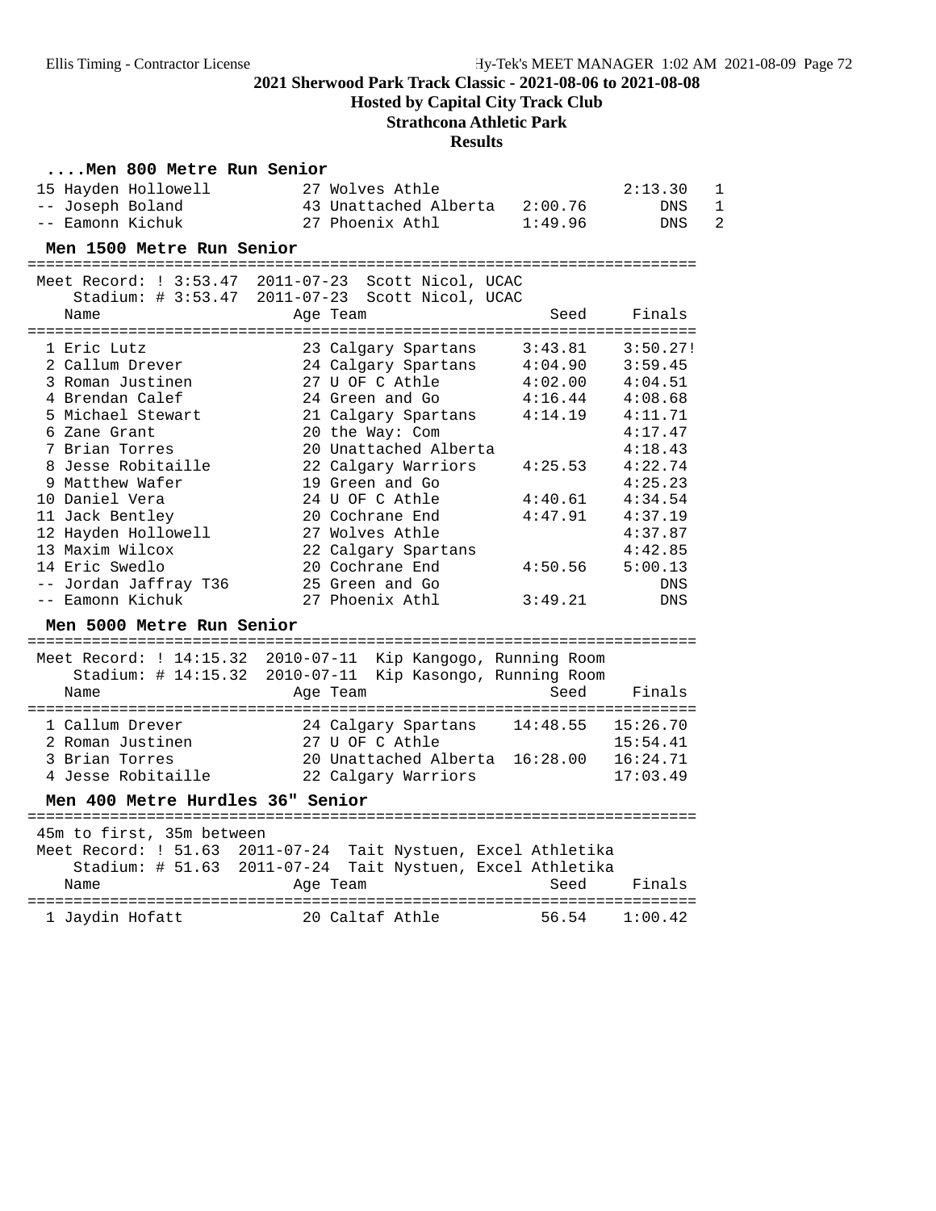## 2021 Sherwood Park Track Classic - 2021-08-06 to 2021-08-08

**Hosted by Capital City Track Club**

**Strathcona Athletic Park**

**Results**

### ....Men 800 Metre Run Senior

| Name | Age | Team | Seed | Finals | H# |
|---|---|---|---|---|---|
| 15 Hayden Hollowell | 27 | Wolves Athle | | 2:13.30 | 1 |
| -- Joseph Boland | 43 | Unattached Alberta | 2:00.76 | DNS | 1 |
| -- Eamonn Kichuk | 27 | Phoenix Athl | 1:49.96 | DNS | 2 |

### Men 1500 Metre Run Senior

Meet Record: ! 3:53.47 2011-07-23 Scott Nicol, UCAC
Stadium: # 3:53.47 2011-07-23 Scott Nicol, UCAC

| Name | Age | Team | Seed | Finals |
|---|---|---|---|---|
| 1 Eric Lutz | 23 | Calgary Spartans | 3:43.81 | 3:50.27! |
| 2 Callum Drever | 24 | Calgary Spartans | 4:04.90 | 3:59.45 |
| 3 Roman Justinen | 27 | U OF C Athle | 4:02.00 | 4:04.51 |
| 4 Brendan Calef | 24 | Green and Go | 4:16.44 | 4:08.68 |
| 5 Michael Stewart | 21 | Calgary Spartans | 4:14.19 | 4:11.71 |
| 6 Zane Grant | 20 | the Way: Com | | 4:17.47 |
| 7 Brian Torres | 20 | Unattached Alberta | | 4:18.43 |
| 8 Jesse Robitaille | 22 | Calgary Warriors | 4:25.53 | 4:22.74 |
| 9 Matthew Wafer | 19 | Green and Go | | 4:25.23 |
| 10 Daniel Vera | 24 | U OF C Athle | 4:40.61 | 4:34.54 |
| 11 Jack Bentley | 20 | Cochrane End | 4:47.91 | 4:37.19 |
| 12 Hayden Hollowell | 27 | Wolves Athle | | 4:37.87 |
| 13 Maxim Wilcox | 22 | Calgary Spartans | | 4:42.85 |
| 14 Eric Swedlo | 20 | Cochrane End | 4:50.56 | 5:00.13 |
| -- Jordan Jaffray T36 | 25 | Green and Go | | DNS |
| -- Eamonn Kichuk | 27 | Phoenix Athl | 3:49.21 | DNS |

### Men 5000 Metre Run Senior

Meet Record: ! 14:15.32 2010-07-11 Kip Kangogo, Running Room
Stadium: # 14:15.32 2010-07-11 Kip Kasongo, Running Room

| Name | Age | Team | Seed | Finals |
|---|---|---|---|---|
| 1 Callum Drever | 24 | Calgary Spartans | 14:48.55 | 15:26.70 |
| 2 Roman Justinen | 27 | U OF C Athle | | 15:54.41 |
| 3 Brian Torres | 20 | Unattached Alberta | 16:28.00 | 16:24.71 |
| 4 Jesse Robitaille | 22 | Calgary Warriors | | 17:03.49 |

### Men 400 Metre Hurdles 36" Senior

45m to first, 35m between
Meet Record: ! 51.63 2011-07-24 Tait Nystuen, Excel Athletika
Stadium: # 51.63 2011-07-24 Tait Nystuen, Excel Athletika

| Name | Age | Team | Seed | Finals |
|---|---|---|---|---|
| 1 Jaydin Hofatt | 20 | Caltaf Athle | 56.54 | 1:00.42 |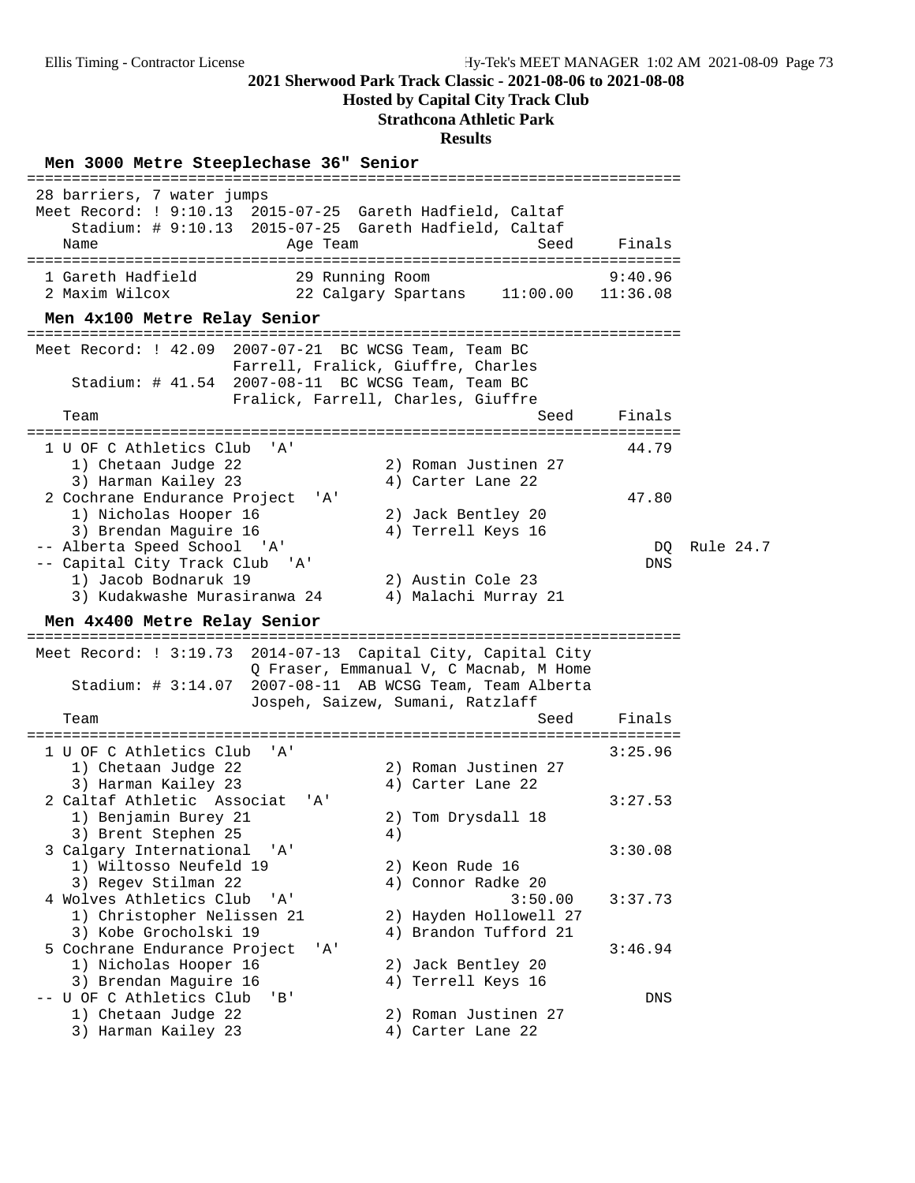# 2021 Sherwood Park Track Classic - 2021-08-06 to 2021-08-08
## Hosted by Capital City Track Club
## Strathcona Athletic Park
## Results

### Men 3000 Metre Steeplechase 36" Senior

28 barriers, 7 water jumps
Meet Record: ! 9:10.13 2015-07-25 Gareth Hadfield, Caltaf
Stadium: # 9:10.13 2015-07-25 Gareth Hadfield, Caltaf

| Place | Name | Age | Team | Seed | Finals |
|---|---|---|---|---|---|
| 1 | Gareth Hadfield | 29 | Running Room | | 9:40.96 |
| 2 | Maxim Wilcox | 22 | Calgary Spartans | 11:00.00 | 11:36.08 |

### Men 4x100 Metre Relay Senior

Meet Record: ! 42.09 2007-07-21 BC WCSG Team, Team BC
Farrell, Fralick, Giuffre, Charles
Stadium: # 41.54 2007-08-11 BC WCSG Team, Team BC
Fralick, Farrell, Charles, Giuffre

| Place | Team | Seed | Finals | |
|---|---|---|---|---|
| 1 | U OF C Athletics Club 'A' | | 44.79 | |
| | 1) Chetaan Judge 22, 2) Roman Justinen 27, 3) Harman Kailey 23, 4) Carter Lane 22 | | | |
| 2 | Cochrane Endurance Project 'A' | | 47.80 | |
| | 1) Nicholas Hooper 16, 2) Jack Bentley 20, 3) Brendan Maguire 16, 4) Terrell Keys 16 | | | |
| -- | Alberta Speed School 'A' | | DQ | Rule 24.7 |
| -- | Capital City Track Club 'A' | | DNS | |
| | 1) Jacob Bodnaruk 19, 2) Austin Cole 23, 3) Kudakwashe Murasiranwa 24, 4) Malachi Murray 21 | | | |

### Men 4x400 Metre Relay Senior

Meet Record: ! 3:19.73 2014-07-13 Capital City, Capital City
Q Fraser, Emmanual V, C Macnab, M Home
Stadium: # 3:14.07 2007-08-11 AB WCSG Team, Team Alberta
Jospeh, Saizew, Sumani, Ratzlaff

| Place | Team | Seed | Finals |
|---|---|---|---|
| 1 | U OF C Athletics Club 'A' | | 3:25.96 |
| | 1) Chetaan Judge 22, 2) Roman Justinen 27, 3) Harman Kailey 23, 4) Carter Lane 22 | | |
| 2 | Caltaf Athletic Associat 'A' | | 3:27.53 |
| | 1) Benjamin Burey 21, 2) Tom Drysdall 18, 3) Brent Stephen 25, 4) | | |
| 3 | Calgary International 'A' | | 3:30.08 |
| | 1) Wiltosso Neufeld 19, 2) Keon Rude 16, 3) Regev Stilman 22, 4) Connor Radke 20 | | |
| 4 | Wolves Athletics Club 'A' | 3:50.00 | 3:37.73 |
| | 1) Christopher Nelissen 21, 2) Hayden Hollowell 27, 3) Kobe Grocholski 19, 4) Brandon Tufford 21 | | |
| 5 | Cochrane Endurance Project 'A' | | 3:46.94 |
| | 1) Nicholas Hooper 16, 2) Jack Bentley 20, 3) Brendan Maguire 16, 4) Terrell Keys 16 | | |
| -- | U OF C Athletics Club 'B' | | DNS |
| | 1) Chetaan Judge 22, 2) Roman Justinen 27, 3) Harman Kailey 23, 4) Carter Lane 22 | | |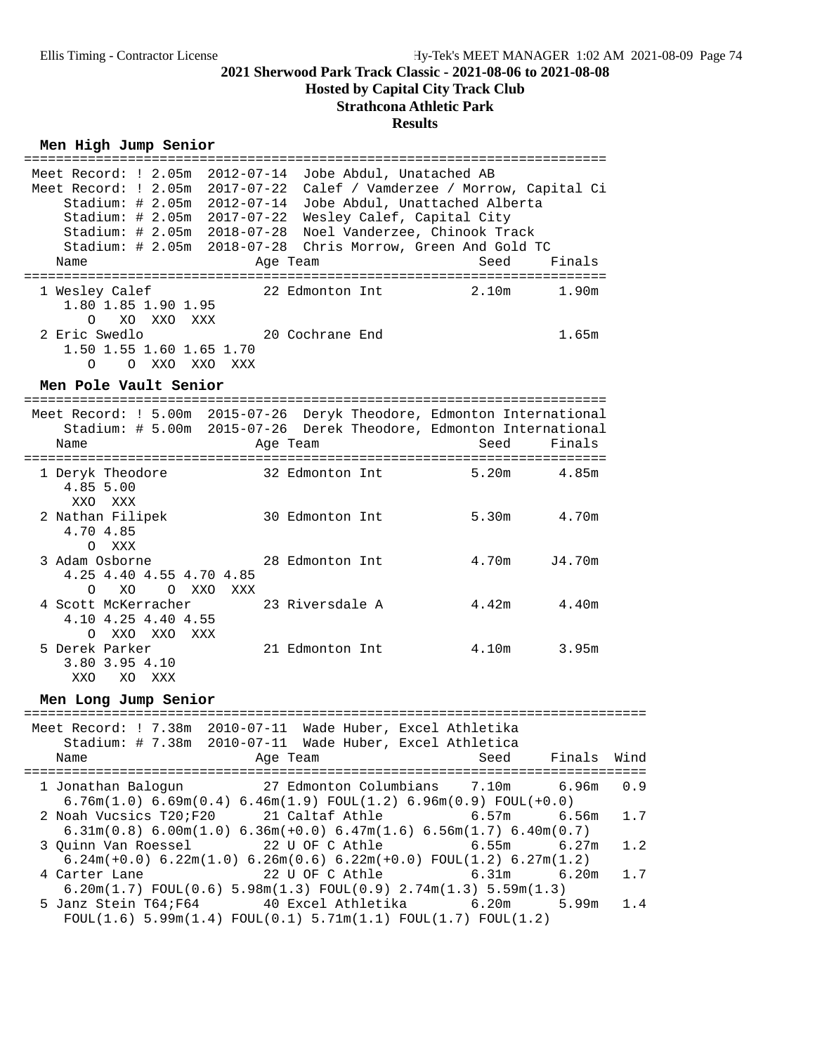# 2021 Sherwood Park Track Classic - 2021-08-06 to 2021-08-08

**Hosted by Capital City Track Club**

**Strathcona Athletic Park**

**Results**

### Men High Jump Senior

```
=========================================================================
 Meet Record: ! 2.05m  2012-07-14  Jobe Abdul, Unatached AB
 Meet Record: ! 2.05m  2017-07-22  Calef / Vamderzee / Morrow, Capital Ci
     Stadium: # 2.05m  2012-07-14  Jobe Abdul, Unattached Alberta
     Stadium: # 2.05m  2017-07-22  Wesley Calef, Capital City
     Stadium: # 2.05m  2018-07-28  Noel Vanderzee, Chinook Track
     Stadium: # 2.05m  2018-07-28  Chris Morrow, Green And Gold TC
    Name                    Age Team                    Seed    Finals
=========================================================================
  1 Wesley Calef            22 Edmonton Int           2.10m      1.90m
     1.80 1.85 1.90 1.95
        O   XO  XXO  XXX
  2 Eric Swedlo             20 Cochrane End                      1.65m
     1.50 1.55 1.60 1.65 1.70
        O    O  XXO  XXO  XXX
```

### Men Pole Vault Senior

```
=========================================================================
 Meet Record: ! 5.00m  2015-07-26  Deryk Theodore, Edmonton International
     Stadium: # 5.00m  2015-07-26  Derek Theodore, Edmonton International
    Name                    Age Team                    Seed    Finals
=========================================================================
  1 Deryk Theodore          32 Edmonton Int           5.20m      4.85m
     4.85 5.00
      XXO  XXX
  2 Nathan Filipek          30 Edmonton Int           5.30m      4.70m
     4.70 4.85
        O  XXX
  3 Adam Osborne            28 Edmonton Int           4.70m     J4.70m
     4.25 4.40 4.55 4.70 4.85
        O   XO    O  XXO  XXX
  4 Scott McKerracher       23 Riversdale A           4.42m      4.40m
     4.10 4.25 4.40 4.55
        O  XXO  XXO  XXX
  5 Derek Parker            21 Edmonton Int           4.10m      3.95m
     3.80 3.95 4.10
      XXO   XO  XXX
```

### Men Long Jump Senior

```
===============================================================================
 Meet Record: ! 7.38m  2010-07-11  Wade Huber, Excel Athletika
     Stadium: # 7.38m  2010-07-11  Wade Huber, Excel Athletica
    Name                    Age Team                    Seed    Finals  Wind
===============================================================================
  1 Jonathan Balogun        27 Edmonton Columbians    7.10m      6.96m   0.9
     6.76m(1.0) 6.69m(0.4) 6.46m(1.9) FOUL(1.2) 6.96m(0.9) FOUL(+0.0)
  2 Noah Vucsics T20;F20    21 Caltaf Athle           6.57m      6.56m   1.7
     6.31m(0.8) 6.00m(1.0) 6.36m(+0.0) 6.47m(1.6) 6.56m(1.7) 6.40m(0.7)
  3 Quinn Van Roessel       22 U OF C Athle           6.55m      6.27m   1.2
     6.24m(+0.0) 6.22m(1.0) 6.26m(0.6) 6.22m(+0.0) FOUL(1.2) 6.27m(1.2)
  4 Carter Lane             22 U OF C Athle           6.31m      6.20m   1.7
     6.20m(1.7) FOUL(0.6) 5.98m(1.3) FOUL(0.9) 2.74m(1.3) 5.59m(1.3)
  5 Janz Stein T64;F64      40 Excel Athletika        6.20m      5.99m   1.4
     FOUL(1.6) 5.99m(1.4) FOUL(0.1) 5.71m(1.1) FOUL(1.7) FOUL(1.2)
```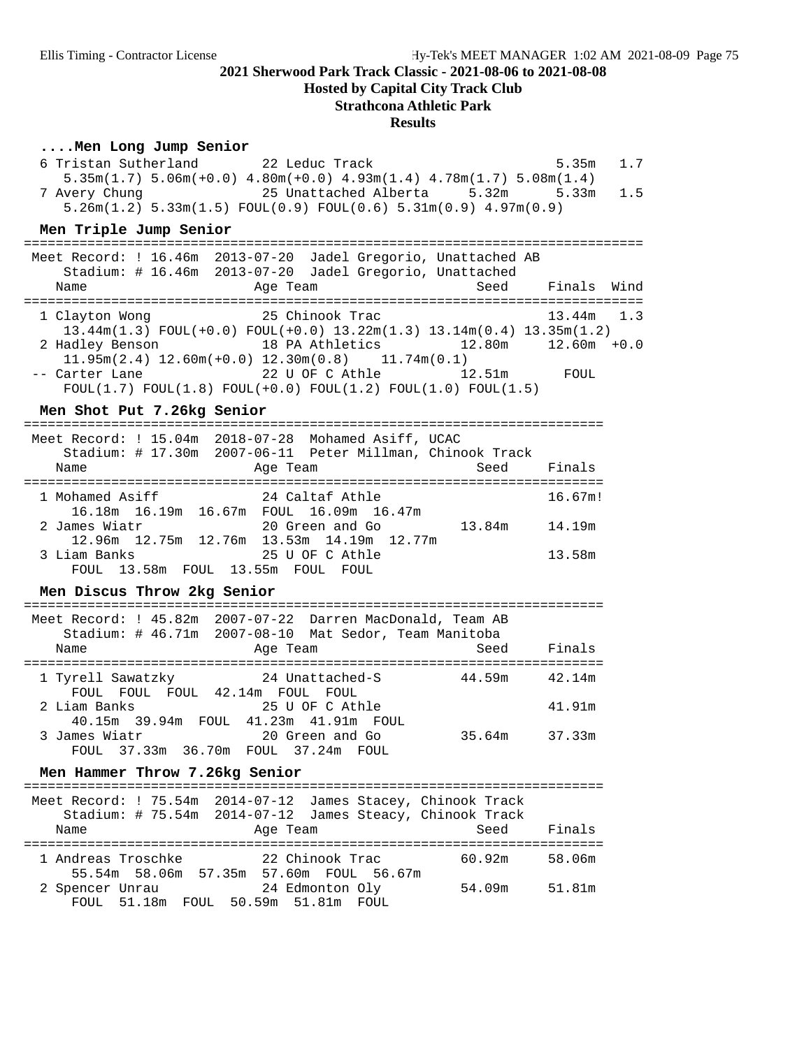## 2021 Sherwood Park Track Classic - 2021-08-06 to 2021-08-08

**Hosted by Capital City Track Club**

**Strathcona Athletic Park**

**Results**

### ....Men Long Jump Senior

```
  6 Tristan Sutherland       22 Leduc Track                        5.35m   1.7
     5.35m(1.7) 5.06m(+0.0) 4.80m(+0.0) 4.93m(1.4) 4.78m(1.7) 5.08m(1.4)
  7 Avery Chung              25 Unattached Alberta     5.32m       5.33m   1.5
     5.26m(1.2) 5.33m(1.5) FOUL(0.9) FOUL(0.6) 5.31m(0.9) 4.97m(0.9)
```

### Men Triple Jump Senior

```
===============================================================================
 Meet Record: ! 16.46m  2013-07-20  Jadel Gregorio, Unattached AB
     Stadium: # 16.46m  2013-07-20  Jadel Gregorio, Unattached
    Name                    Age Team                    Seed    Finals  Wind
===============================================================================
  1 Clayton Wong             25 Chinook Trac                      13.44m   1.3
     13.44m(1.3) FOUL(+0.0) FOUL(+0.0) 13.22m(1.3) 13.14m(0.4) 13.35m(1.2)
  2 Hadley Benson            18 PA Athletics          12.80m      12.60m  +0.0
     11.95m(2.4) 12.60m(+0.0) 12.30m(0.8)   11.74m(0.1)
 -- Carter Lane              22 U OF C Athle          12.51m        FOUL
     FOUL(1.7) FOUL(1.8) FOUL(+0.0) FOUL(1.2) FOUL(1.0) FOUL(1.5)
```

### Men Shot Put 7.26kg Senior

```
=========================================================================
 Meet Record: ! 15.04m  2018-07-28  Mohamed Asiff, UCAC
     Stadium: # 17.30m  2007-06-11  Peter Millman, Chinook Track
    Name                    Age Team                    Seed    Finals
=========================================================================
  1 Mohamed Asiff            24 Caltaf Athle                     16.67m!
     16.18m  16.19m  16.67m  FOUL  16.09m  16.47m
  2 James Wiatr              20 Green and Go          13.84m     14.19m
     12.96m  12.75m  12.76m  13.53m  14.19m  12.77m
  3 Liam Banks               25 U OF C Athle                     13.58m
     FOUL  13.58m  FOUL  13.55m  FOUL  FOUL
```

### Men Discus Throw 2kg Senior

```
=========================================================================
 Meet Record: ! 45.82m  2007-07-22  Darren MacDonald, Team AB
     Stadium: # 46.71m  2007-08-10  Mat Sedor, Team Manitoba
    Name                    Age Team                    Seed    Finals
=========================================================================
  1 Tyrell Sawatzky          24 Unattached-S          44.59m     42.14m
     FOUL  FOUL  FOUL  42.14m  FOUL  FOUL
  2 Liam Banks               25 U OF C Athle                     41.91m
     40.15m  39.94m  FOUL  41.23m  41.91m  FOUL
  3 James Wiatr              20 Green and Go          35.64m     37.33m
     FOUL  37.33m  36.70m  FOUL  37.24m  FOUL
```

### Men Hammer Throw 7.26kg Senior

```
=========================================================================
 Meet Record: ! 75.54m  2014-07-12  James Stacey, Chinook Track
     Stadium: # 75.54m  2014-07-12  James Steacy, Chinook Track
    Name                    Age Team                    Seed    Finals
=========================================================================
  1 Andreas Troschke         22 Chinook Trac          60.92m     58.06m
     55.54m  58.06m  57.35m  57.60m  FOUL  56.67m
  2 Spencer Unrau            24 Edmonton Oly          54.09m     51.81m
     FOUL  51.18m  FOUL  50.59m  51.81m  FOUL
```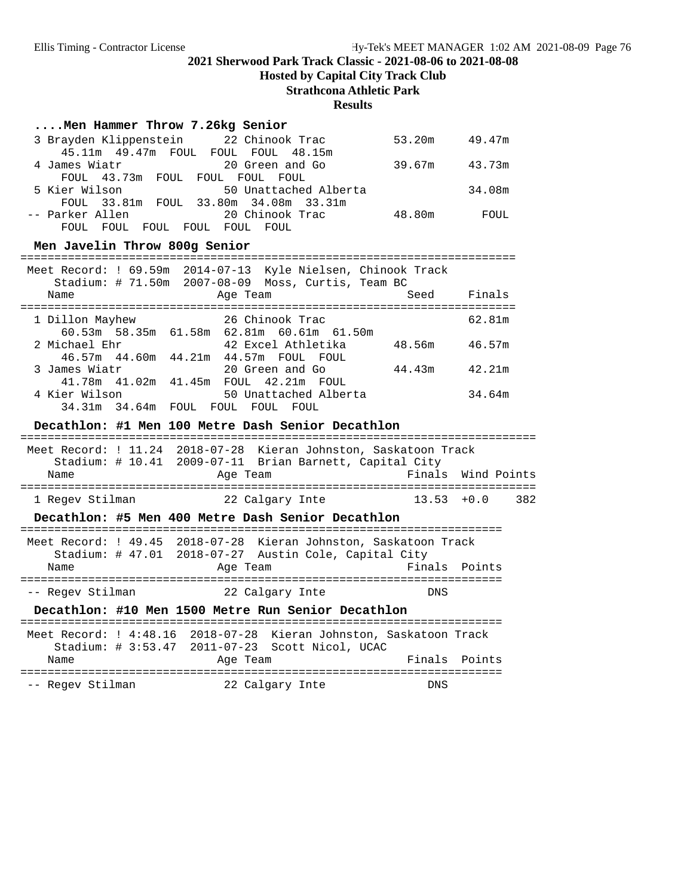**2021 Sherwood Park Track Classic - 2021-08-06 to 2021-08-08**

**Hosted by Capital City Track Club**

**Strathcona Athletic Park**

**Results**

### ....Men Hammer Throw 7.26kg Senior

| Place | Name | Age | Team | Seed | Finals |
|---|---|---|---|---|---|
| 3 | Brayden Klippenstein | 22 | Chinook Trac | 53.20m | 49.47m |
| | 45.11m 49.47m FOUL FOUL FOUL 48.15m | | | | |
| 4 | James Wiatr | 20 | Green and Go | 39.67m | 43.73m |
| | FOUL 43.73m FOUL FOUL FOUL FOUL | | | | |
| 5 | Kier Wilson | 50 | Unattached Alberta | | 34.08m |
| | FOUL 33.81m FOUL 33.80m 34.08m 33.31m | | | | |
| -- | Parker Allen | 20 | Chinook Trac | 48.80m | FOUL |
| | FOUL FOUL FOUL FOUL FOUL FOUL | | | | |

### Men Javelin Throw 800g Senior

Meet Record: ! 69.59m 2014-07-13 Kyle Nielsen, Chinook Track
Stadium: # 71.50m 2007-08-09 Moss, Curtis, Team BC

| Place | Name | Age | Team | Seed | Finals |
|---|---|---|---|---|---|
| 1 | Dillon Mayhew | 26 | Chinook Trac | | 62.81m |
| | 60.53m 58.35m 61.58m 62.81m 60.61m 61.50m | | | | |
| 2 | Michael Ehr | 42 | Excel Athletika | 48.56m | 46.57m |
| | 46.57m 44.60m 44.21m 44.57m FOUL FOUL | | | | |
| 3 | James Wiatr | 20 | Green and Go | 44.43m | 42.21m |
| | 41.78m 41.02m 41.45m FOUL 42.21m FOUL | | | | |
| 4 | Kier Wilson | 50 | Unattached Alberta | | 34.64m |
| | 34.31m 34.64m FOUL FOUL FOUL FOUL | | | | |

### Decathlon: #1 Men 100 Metre Dash Senior Decathlon

Meet Record: ! 11.24 2018-07-28 Kieran Johnston, Saskatoon Track
Stadium: # 10.41 2009-07-11 Brian Barnett, Capital City

| Place | Name | Age | Team | Finals | Wind | Points |
|---|---|---|---|---|---|---|
| 1 | Regev Stilman | 22 | Calgary Inte | 13.53 | +0.0 | 382 |

### Decathlon: #5 Men 400 Metre Dash Senior Decathlon

Meet Record: ! 49.45 2018-07-28 Kieran Johnston, Saskatoon Track
Stadium: # 47.01 2018-07-27 Austin Cole, Capital City

| Place | Name | Age | Team | Finals | Points |
|---|---|---|---|---|---|
| -- | Regev Stilman | 22 | Calgary Inte | DNS | |

### Decathlon: #10 Men 1500 Metre Run Senior Decathlon

Meet Record: ! 4:48.16 2018-07-28 Kieran Johnston, Saskatoon Track
Stadium: # 3:53.47 2011-07-23 Scott Nicol, UCAC

| Place | Name | Age | Team | Finals | Points |
|---|---|---|---|---|---|
| -- | Regev Stilman | 22 | Calgary Inte | DNS | |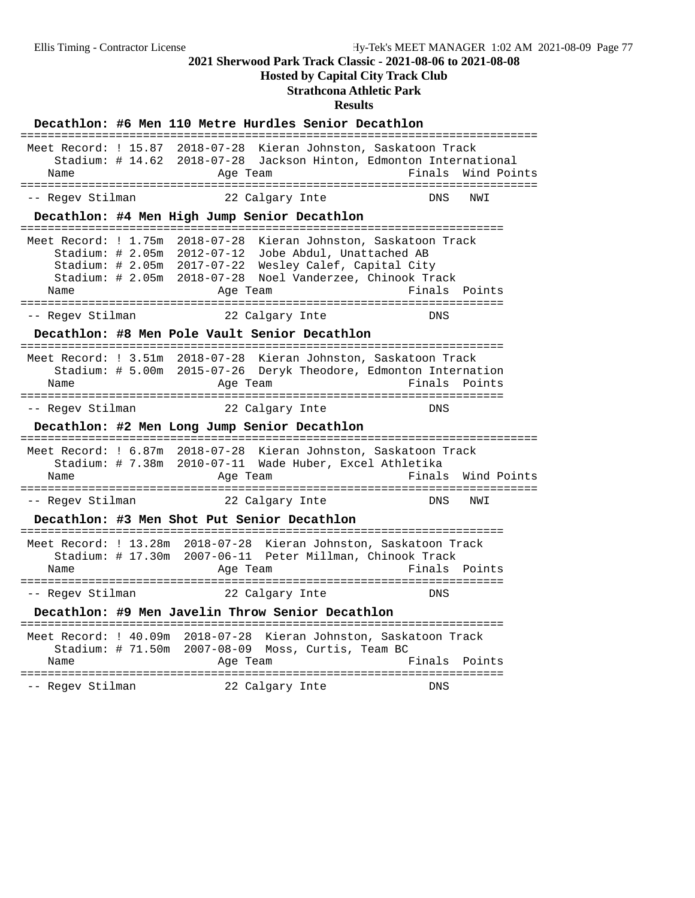## 2021 Sherwood Park Track Classic - 2021-08-06 to 2021-08-08

**Hosted by Capital City Track Club**

**Strathcona Athletic Park**

**Results**

### Decathlon: #6 Men 110 Metre Hurdles Senior Decathlon

```
=========================================================================
Meet Record: ! 15.87  2018-07-28  Kieran Johnston, Saskatoon Track
    Stadium: # 14.62  2018-07-28  Jackson Hinton, Edmonton International
   Name                    Age Team                    Finals  Wind Points
=========================================================================
-- Regev Stilman            22 Calgary Inte               DNS   NWI
```

### Decathlon: #4 Men High Jump Senior Decathlon

```
====================================================================
Meet Record: ! 1.75m  2018-07-28  Kieran Johnston, Saskatoon Track
    Stadium: # 2.05m  2012-07-12  Jobe Abdul, Unattached AB
    Stadium: # 2.05m  2017-07-22  Wesley Calef, Capital City
    Stadium: # 2.05m  2018-07-28  Noel Vanderzee, Chinook Track
   Name                    Age Team                    Finals  Points
====================================================================
-- Regev Stilman            22 Calgary Inte               DNS
```

### Decathlon: #8 Men Pole Vault Senior Decathlon

```
====================================================================
Meet Record: ! 3.51m  2018-07-28  Kieran Johnston, Saskatoon Track
    Stadium: # 5.00m  2015-07-26  Deryk Theodore, Edmonton Internation
   Name                    Age Team                    Finals  Points
====================================================================
-- Regev Stilman            22 Calgary Inte               DNS
```

### Decathlon: #2 Men Long Jump Senior Decathlon

```
=========================================================================
Meet Record: ! 6.87m  2018-07-28  Kieran Johnston, Saskatoon Track
    Stadium: # 7.38m  2010-07-11  Wade Huber, Excel Athletika
   Name                    Age Team                    Finals  Wind Points
=========================================================================
-- Regev Stilman            22 Calgary Inte               DNS   NWI
```

### Decathlon: #3 Men Shot Put Senior Decathlon

```
====================================================================
Meet Record: ! 13.28m  2018-07-28  Kieran Johnston, Saskatoon Track
    Stadium: # 17.30m  2007-06-11  Peter Millman, Chinook Track
   Name                    Age Team                    Finals  Points
====================================================================
-- Regev Stilman            22 Calgary Inte               DNS
```

### Decathlon: #9 Men Javelin Throw Senior Decathlon

```
====================================================================
Meet Record: ! 40.09m  2018-07-28  Kieran Johnston, Saskatoon Track
    Stadium: # 71.50m  2007-08-09  Moss, Curtis, Team BC
   Name                    Age Team                    Finals  Points
====================================================================
-- Regev Stilman            22 Calgary Inte               DNS
```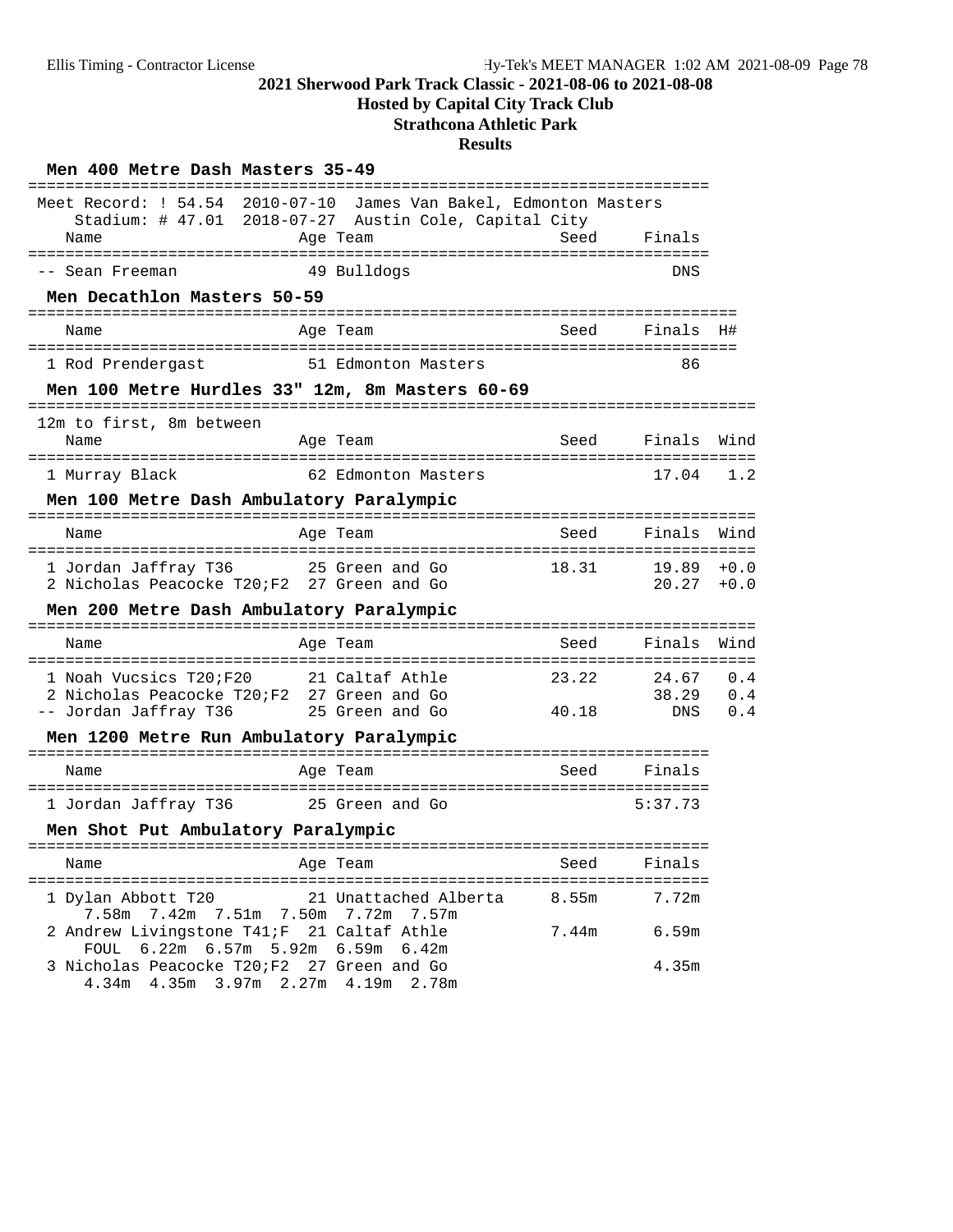**2021 Sherwood Park Track Classic - 2021-08-06 to 2021-08-08**

**Hosted by Capital City Track Club**

**Strathcona Athletic Park**

**Results**

### Men 400 Metre Dash Masters 35-49

Meet Record: ! 54.54 2010-07-10 James Van Bakel, Edmonton Masters
Stadium: # 47.01 2018-07-27 Austin Cole, Capital City

| | Name | Age | Team | Seed | Finals |
|---|---|---|---|---|---|
| -- | Sean Freeman | 49 | Bulldogs | | DNS |

### Men Decathlon Masters 50-59

| | Name | Age | Team | Seed | Finals | H# |
|---|---|---|---|---|---|---|
| 1 | Rod Prendergast | 51 | Edmonton Masters | | 86 | |

### Men 100 Metre Hurdles 33" 12m, 8m Masters 60-69

12m to first, 8m between

| | Name | Age | Team | Seed | Finals | Wind |
|---|---|---|---|---|---|---|
| 1 | Murray Black | 62 | Edmonton Masters | | 17.04 | 1.2 |

### Men 100 Metre Dash Ambulatory Paralympic

| | Name | Age | Team | Seed | Finals | Wind |
|---|---|---|---|---|---|---|
| 1 | Jordan Jaffray T36 | 25 | Green and Go | 18.31 | 19.89 | +0.0 |
| 2 | Nicholas Peacocke T20;F2 | 27 | Green and Go | | 20.27 | +0.0 |

### Men 200 Metre Dash Ambulatory Paralympic

| | Name | Age | Team | Seed | Finals | Wind |
|---|---|---|---|---|---|---|
| 1 | Noah Vucsics T20;F20 | 21 | Caltaf Athle | 23.22 | 24.67 | 0.4 |
| 2 | Nicholas Peacocke T20;F2 | 27 | Green and Go | | 38.29 | 0.4 |
| -- | Jordan Jaffray T36 | 25 | Green and Go | 40.18 | DNS | 0.4 |

### Men 1200 Metre Run Ambulatory Paralympic

| | Name | Age | Team | Seed | Finals |
|---|---|---|---|---|---|
| 1 | Jordan Jaffray T36 | 25 | Green and Go | | 5:37.73 |

### Men Shot Put Ambulatory Paralympic

| | Name | Age | Team | Seed | Finals |
|---|---|---|---|---|---|
| 1 | Dylan Abbott T20 | 21 | Unattached Alberta | 8.55m | 7.72m |
| | 7.58m 7.42m 7.51m 7.50m 7.72m 7.57m | | | | |
| 2 | Andrew Livingstone T41;F | 21 | Caltaf Athle | 7.44m | 6.59m |
| | FOUL 6.22m 6.57m 5.92m 6.59m 6.42m | | | | |
| 3 | Nicholas Peacocke T20;F2 | 27 | Green and Go | | 4.35m |
| | 4.34m 4.35m 3.97m 2.27m 4.19m 2.78m | | | | |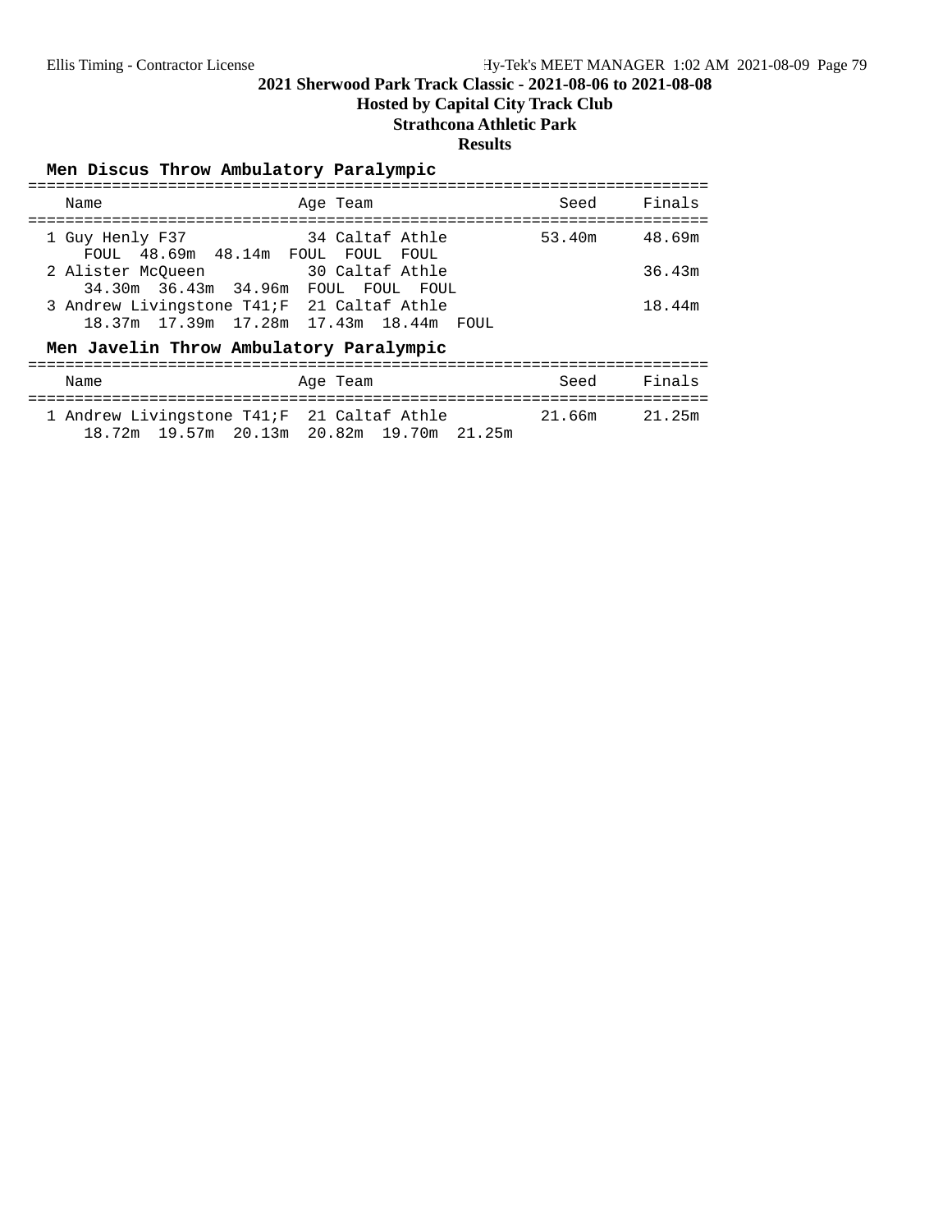# 2021 Sherwood Park Track Classic - 2021-08-06 to 2021-08-08

**Hosted by Capital City Track Club**

**Strathcona Athletic Park**

**Results**

## Men Discus Throw Ambulatory Paralympic

| | Name | Age | Team | Seed | Finals |
|---|---|---|---|---|---|
| 1 | Guy Henly F37 | 34 | Caltaf Athle | 53.40m | 48.69m |
| | FOUL 48.69m 48.14m FOUL FOUL FOUL | | | | |
| 2 | Alister McQueen | 30 | Caltaf Athle | | 36.43m |
| | 34.30m 36.43m 34.96m FOUL FOUL FOUL | | | | |
| 3 | Andrew Livingstone T41;F | 21 | Caltaf Athle | | 18.44m |
| | 18.37m 17.39m 17.28m 17.43m 18.44m FOUL | | | | |

## Men Javelin Throw Ambulatory Paralympic

| | Name | Age | Team | Seed | Finals |
|---|---|---|---|---|---|
| 1 | Andrew Livingstone T41;F | 21 | Caltaf Athle | 21.66m | 21.25m |
| | 18.72m 19.57m 20.13m 20.82m 19.70m 21.25m | | | | |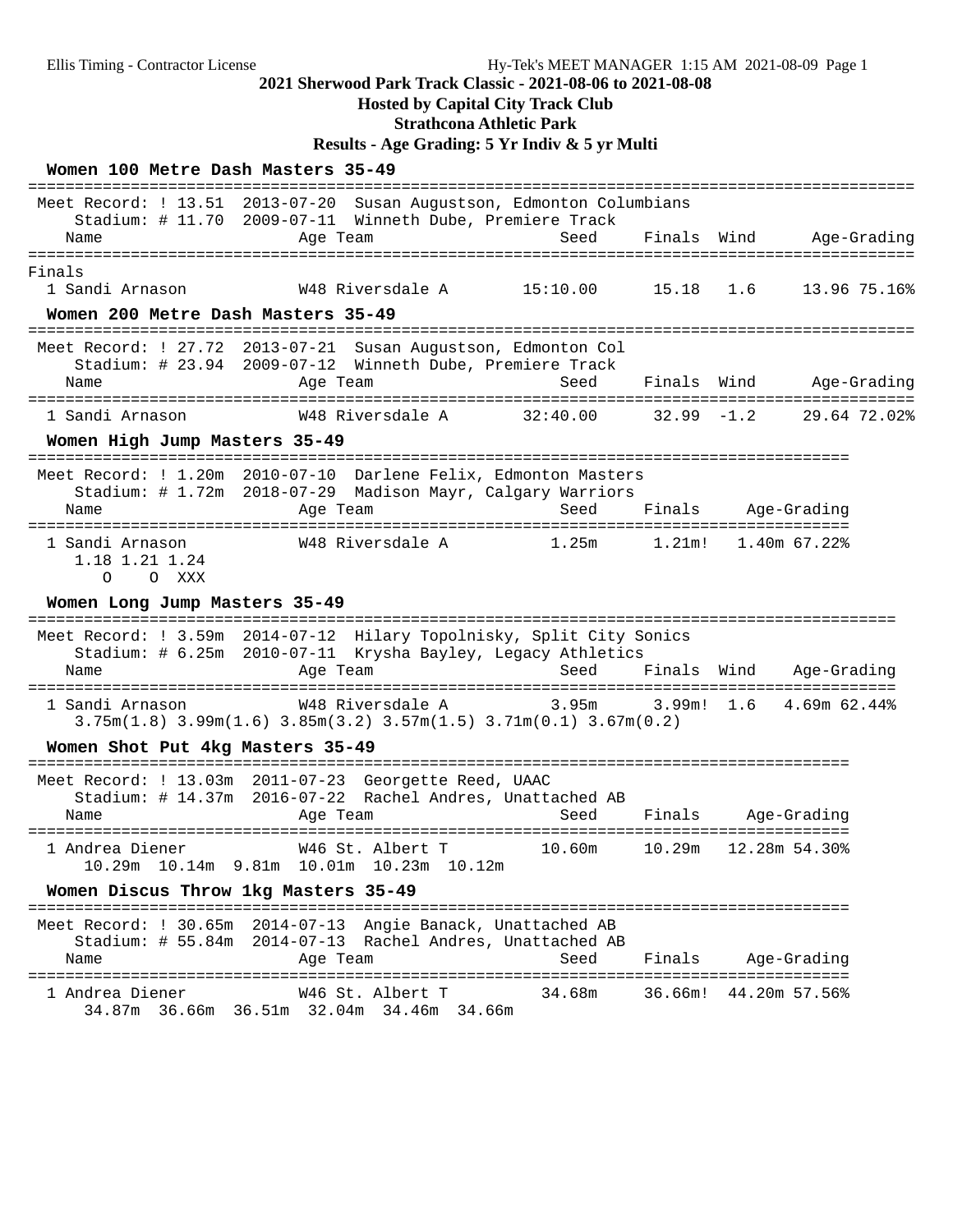Ellis Timing - Contractor License

Hy-Tek's MEET MANAGER 1:15 AM 2021-08-09 Page 1

# 2021 Sherwood Park Track Classic - 2021-08-06 to 2021-08-08

## Hosted by Capital City Track Club

## Strathcona Athletic Park

## Results - Age Grading: 5 Yr Indiv & 5 yr Multi

### Women 100 Metre Dash Masters 35-49

Meet Record: ! 13.51 2013-07-20 Susan Augustson, Edmonton Columbians
Stadium: # 11.70 2009-07-11 Winneth Dube, Premiere Track

**Finals**

| Place | Name | Age | Team | Seed | Finals | Wind | Age-Grading | |
|---|---|---|---|---|---|---|---|---|
| 1 | Sandi Arnason | W48 | Riversdale A | 15:10.00 | 15.18 | 1.6 | 13.96 | 75.16% |

### Women 200 Metre Dash Masters 35-49

Meet Record: ! 27.72 2013-07-21 Susan Augustson, Edmonton Col
Stadium: # 23.94 2009-07-12 Winneth Dube, Premiere Track

| Place | Name | Age | Team | Seed | Finals | Wind | Age-Grading | |
|---|---|---|---|---|---|---|---|---|
| 1 | Sandi Arnason | W48 | Riversdale A | 32:40.00 | 32.99 | -1.2 | 29.64 | 72.02% |

### Women High Jump Masters 35-49

Meet Record: ! 1.20m 2010-07-10 Darlene Felix, Edmonton Masters
Stadium: # 1.72m 2018-07-29 Madison Mayr, Calgary Warriors

| Place | Name | Age | Team | Seed | Finals | Age-Grading | |
|---|---|---|---|---|---|---|---|
| 1 | Sandi Arnason | W48 | Riversdale A | 1.25m | 1.21m! | 1.40m | 67.22% |

1.18 1.21 1.24
O O XXX

### Women Long Jump Masters 35-49

Meet Record: ! 3.59m 2014-07-12 Hilary Topolnisky, Split City Sonics
Stadium: # 6.25m 2010-07-11 Krysha Bayley, Legacy Athletics

| Place | Name | Age | Team | Seed | Finals | Wind | Age-Grading | |
|---|---|---|---|---|---|---|---|---|
| 1 | Sandi Arnason | W48 | Riversdale A | 3.95m | 3.99m! | 1.6 | 4.69m | 62.44% |

3.75m(1.8) 3.99m(1.6) 3.85m(3.2) 3.57m(1.5) 3.71m(0.1) 3.67m(0.2)

### Women Shot Put 4kg Masters 35-49

Meet Record: ! 13.03m 2011-07-23 Georgette Reed, UAAC
Stadium: # 14.37m 2016-07-22 Rachel Andres, Unattached AB

| Place | Name | Age | Team | Seed | Finals | Age-Grading | |
|---|---|---|---|---|---|---|---|
| 1 | Andrea Diener | W46 | St. Albert T | 10.60m | 10.29m | 12.28m | 54.30% |

10.29m 10.14m 9.81m 10.01m 10.23m 10.12m

### Women Discus Throw 1kg Masters 35-49

Meet Record: ! 30.65m 2014-07-13 Angie Banack, Unattached AB
Stadium: # 55.84m 2014-07-13 Rachel Andres, Unattached AB

| Place | Name | Age | Team | Seed | Finals | Age-Grading | |
|---|---|---|---|---|---|---|---|
| 1 | Andrea Diener | W46 | St. Albert T | 34.68m | 36.66m! | 44.20m | 57.56% |

34.87m 36.66m 36.51m 32.04m 34.46m 34.66m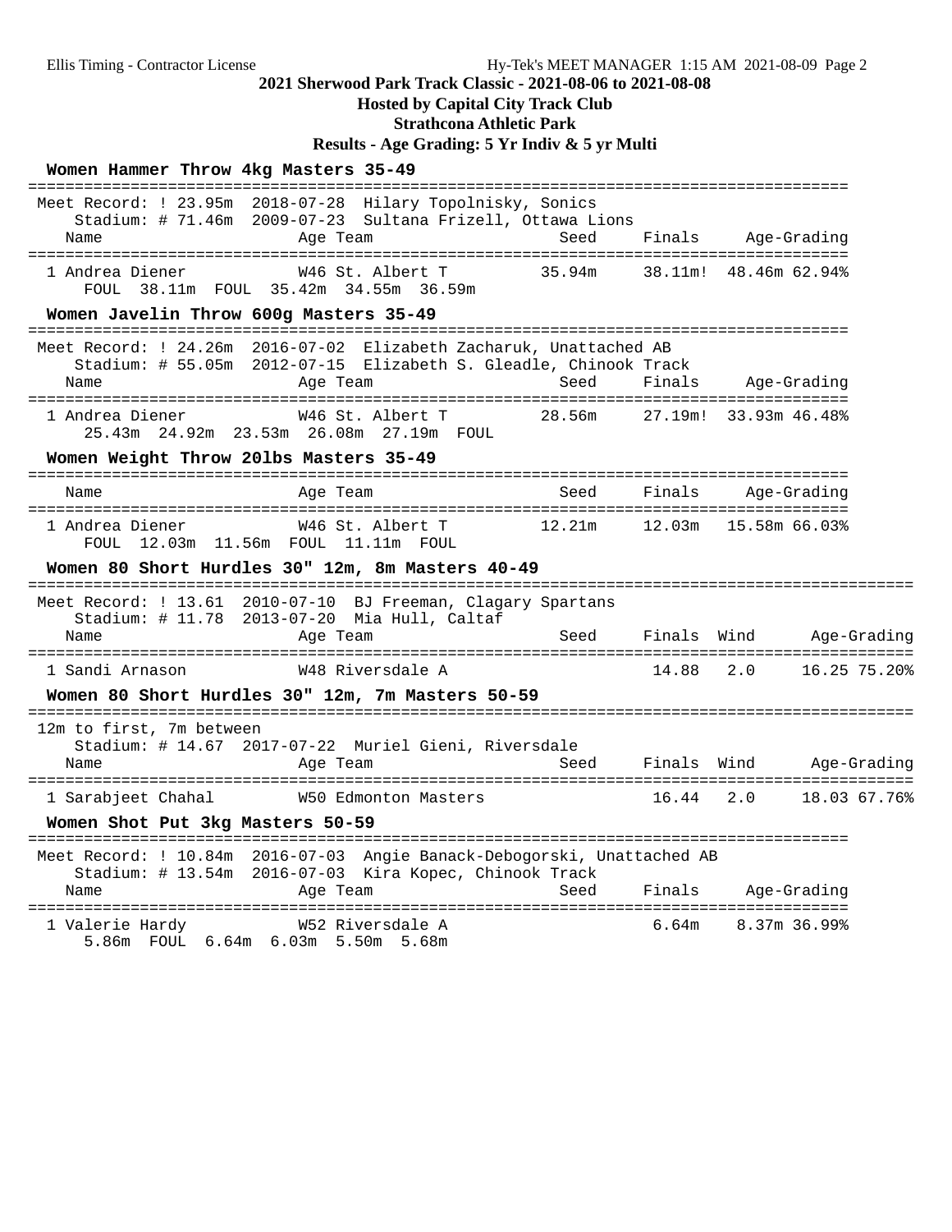**2021 Sherwood Park Track Classic - 2021-08-06 to 2021-08-08**

**Hosted by Capital City Track Club**

**Strathcona Athletic Park**

**Results - Age Grading: 5 Yr Indiv & 5 yr Multi**

## Women Hammer Throw 4kg Masters 35-49

Meet Record: ! 23.95m 2018-07-28 Hilary Topolnisky, Sonics
Stadium: # 71.46m 2009-07-23 Sultana Frizell, Ottawa Lions

| | Name | Age | Team | Seed | Finals | Age-Grading | |
|---|---|---|---|---|---|---|---|
| 1 | Andrea Diener | W46 | St. Albert T | 35.94m | 38.11m! | 48.46m | 62.94% |

FOUL 38.11m FOUL 35.42m 34.55m 36.59m

## Women Javelin Throw 600g Masters 35-49

Meet Record: ! 24.26m 2016-07-02 Elizabeth Zacharuk, Unattached AB
Stadium: # 55.05m 2012-07-15 Elizabeth S. Gleadle, Chinook Track

| | Name | Age | Team | Seed | Finals | Age-Grading | |
|---|---|---|---|---|---|---|---|
| 1 | Andrea Diener | W46 | St. Albert T | 28.56m | 27.19m! | 33.93m | 46.48% |

25.43m 24.92m 23.53m 26.08m 27.19m FOUL

## Women Weight Throw 20lbs Masters 35-49

| | Name | Age | Team | Seed | Finals | Age-Grading | |
|---|---|---|---|---|---|---|---|
| 1 | Andrea Diener | W46 | St. Albert T | 12.21m | 12.03m | 15.58m | 66.03% |

FOUL 12.03m 11.56m FOUL 11.11m FOUL

## Women 80 Short Hurdles 30" 12m, 8m Masters 40-49

Meet Record: ! 13.61 2010-07-10 BJ Freeman, Clagary Spartans
Stadium: # 11.78 2013-07-20 Mia Hull, Caltaf

| | Name | Age | Team | Seed | Finals | Wind | Age-Grading | |
|---|---|---|---|---|---|---|---|---|
| 1 | Sandi Arnason | W48 | Riversdale A | | 14.88 | 2.0 | 16.25 | 75.20% |

## Women 80 Short Hurdles 30" 12m, 7m Masters 50-59

12m to first, 7m between
Stadium: # 14.67 2017-07-22 Muriel Gieni, Riversdale

| | Name | Age | Team | Seed | Finals | Wind | Age-Grading | |
|---|---|---|---|---|---|---|---|---|
| 1 | Sarabjeet Chahal | W50 | Edmonton Masters | | 16.44 | 2.0 | 18.03 | 67.76% |

## Women Shot Put 3kg Masters 50-59

Meet Record: ! 10.84m 2016-07-03 Angie Banack-Debogorski, Unattached AB
Stadium: # 13.54m 2016-07-03 Kira Kopec, Chinook Track

| | Name | Age | Team | Seed | Finals | Age-Grading | |
|---|---|---|---|---|---|---|---|
| 1 | Valerie Hardy | W52 | Riversdale A | | 6.64m | 8.37m | 36.99% |

5.86m FOUL 6.64m 6.03m 5.50m 5.68m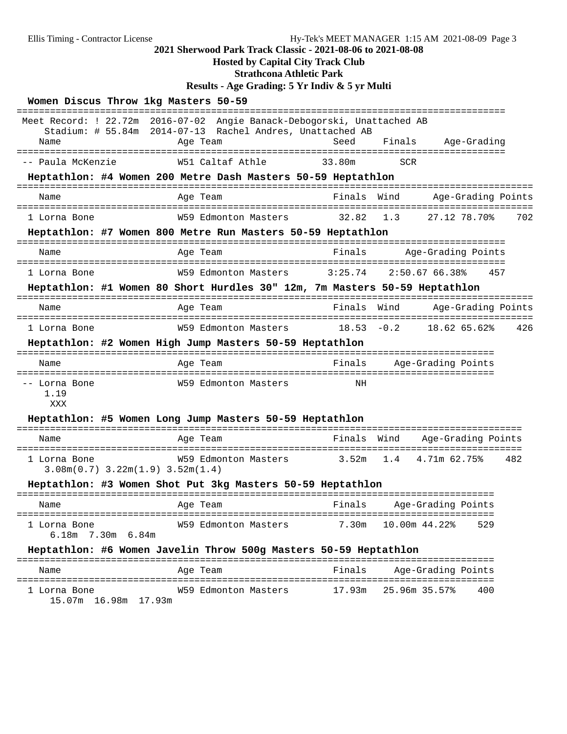2021 Sherwood Park Track Classic - 2021-08-06 to 2021-08-08

Hosted by Capital City Track Club

Strathcona Athletic Park

Results - Age Grading: 5 Yr Indiv & 5 yr Multi

### Women Discus Throw 1kg Masters 50-59

Meet Record: ! 22.72m 2016-07-02 Angie Banack-Debogorski, Unattached AB

Stadium: # 55.84m 2014-07-13 Rachel Andres, Unattached AB

| Name | Age | Team | Seed | Finals | Age-Grading |
|---|---|---|---|---|---|
| -- Paula McKenzie | W51 | Caltaf Athle | 33.80m | SCR | |

### Heptathlon: #4 Women 200 Metre Dash Masters 50-59 Heptathlon

| Name | Age | Team | Finals | Wind | Age-Grading | | Points |
|---|---|---|---|---|---|---|---|
| 1 Lorna Bone | W59 | Edmonton Masters | 32.82 | 1.3 | 27.12 | 78.70% | 702 |

### Heptathlon: #7 Women 800 Metre Run Masters 50-59 Heptathlon

| Name | Age | Team | Finals | Age-Grading | | Points |
|---|---|---|---|---|---|---|
| 1 Lorna Bone | W59 | Edmonton Masters | 3:25.74 | 2:50.67 | 66.38% | 457 |

### Heptathlon: #1 Women 80 Short Hurdles 30" 12m, 7m Masters 50-59 Heptathlon

| Name | Age | Team | Finals | Wind | Age-Grading | | Points |
|---|---|---|---|---|---|---|---|
| 1 Lorna Bone | W59 | Edmonton Masters | 18.53 | -0.2 | 18.62 | 65.62% | 426 |

### Heptathlon: #2 Women High Jump Masters 50-59 Heptathlon

| Name | Age | Team | Finals | Age-Grading | Points |
|---|---|---|---|---|---|
| -- Lorna Bone | W59 | Edmonton Masters | NH | | |

1.19
XXX

### Heptathlon: #5 Women Long Jump Masters 50-59 Heptathlon

| Name | Age | Team | Finals | Wind | Age-Grading | | Points |
|---|---|---|---|---|---|---|---|
| 1 Lorna Bone | W59 | Edmonton Masters | 3.52m | 1.4 | 4.71m | 62.75% | 482 |

3.08m(0.7) 3.22m(1.9) 3.52m(1.4)

### Heptathlon: #3 Women Shot Put 3kg Masters 50-59 Heptathlon

| Name | Age | Team | Finals | Age-Grading | | Points |
|---|---|---|---|---|---|---|
| 1 Lorna Bone | W59 | Edmonton Masters | 7.30m | 10.00m | 44.22% | 529 |

6.18m 7.30m 6.84m

### Heptathlon: #6 Women Javelin Throw 500g Masters 50-59 Heptathlon

| Name | Age | Team | Finals | Age-Grading | | Points |
|---|---|---|---|---|---|---|
| 1 Lorna Bone | W59 | Edmonton Masters | 17.93m | 25.96m | 35.57% | 400 |

15.07m 16.98m 17.93m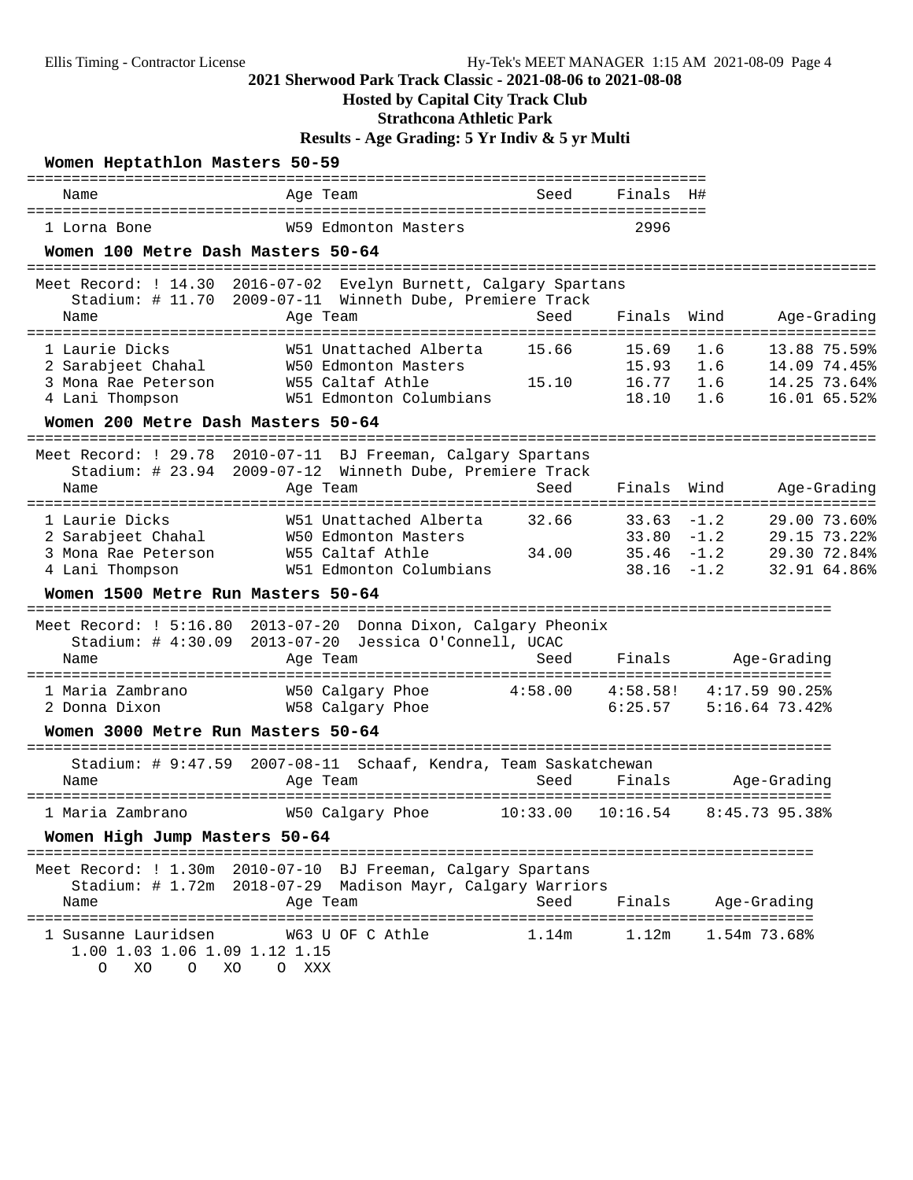**2021 Sherwood Park Track Classic - 2021-08-06 to 2021-08-08**

**Hosted by Capital City Track Club**

**Strathcona Athletic Park**

**Results - Age Grading: 5 Yr Indiv & 5 yr Multi**

### Women Heptathlon Masters 50-59

| Name | Age | Team | Seed | Finals | H# |
|---|---|---|---|---|---|
| 1 Lorna Bone | W59 | Edmonton Masters | | 2996 | |

### Women 100 Metre Dash Masters 50-64

Meet Record: ! 14.30 2016-07-02 Evelyn Burnett, Calgary Spartans
Stadium: # 11.70 2009-07-11 Winneth Dube, Premiere Track

| Name | Age | Team | Seed | Finals | Wind | Age-Grading |
|---|---|---|---|---|---|---|
| 1 Laurie Dicks | W51 | Unattached Alberta | 15.66 | 15.69 | 1.6 | 13.88 75.59% |
| 2 Sarabjeet Chahal | W50 | Edmonton Masters | | 15.93 | 1.6 | 14.09 74.45% |
| 3 Mona Rae Peterson | W55 | Caltaf Athle | 15.10 | 16.77 | 1.6 | 14.25 73.64% |
| 4 Lani Thompson | W51 | Edmonton Columbians | | 18.10 | 1.6 | 16.01 65.52% |

### Women 200 Metre Dash Masters 50-64

Meet Record: ! 29.78 2010-07-11 BJ Freeman, Calgary Spartans
Stadium: # 23.94 2009-07-12 Winneth Dube, Premiere Track

| Name | Age | Team | Seed | Finals | Wind | Age-Grading |
|---|---|---|---|---|---|---|
| 1 Laurie Dicks | W51 | Unattached Alberta | 32.66 | 33.63 | -1.2 | 29.00 73.60% |
| 2 Sarabjeet Chahal | W50 | Edmonton Masters | | 33.80 | -1.2 | 29.15 73.22% |
| 3 Mona Rae Peterson | W55 | Caltaf Athle | 34.00 | 35.46 | -1.2 | 29.30 72.84% |
| 4 Lani Thompson | W51 | Edmonton Columbians | | 38.16 | -1.2 | 32.91 64.86% |

### Women 1500 Metre Run Masters 50-64

Meet Record: ! 5:16.80 2013-07-20 Donna Dixon, Calgary Pheonix
Stadium: # 4:30.09 2013-07-20 Jessica O'Connell, UCAC

| Name | Age | Team | Seed | Finals | Age-Grading |
|---|---|---|---|---|---|
| 1 Maria Zambrano | W50 | Calgary Phoe | 4:58.00 | 4:58.58! | 4:17.59 90.25% |
| 2 Donna Dixon | W58 | Calgary Phoe | | 6:25.57 | 5:16.64 73.42% |

### Women 3000 Metre Run Masters 50-64

Stadium: # 9:47.59 2007-08-11 Schaaf, Kendra, Team Saskatchewan

| Name | Age | Team | Seed | Finals | Age-Grading |
|---|---|---|---|---|---|
| 1 Maria Zambrano | W50 | Calgary Phoe | 10:33.00 | 10:16.54 | 8:45.73 95.38% |

### Women High Jump Masters 50-64

Meet Record: ! 1.30m 2010-07-10 BJ Freeman, Calgary Spartans
Stadium: # 1.72m 2018-07-29 Madison Mayr, Calgary Warriors

| Name | Age | Team | Seed | Finals | Age-Grading |
|---|---|---|---|---|---|
| 1 Susanne Lauridsen | W63 | U OF C Athle | 1.14m | 1.12m | 1.54m 73.68% |

```
1.00 1.03 1.06 1.09 1.12 1.15
   O   XO    O   XO    O  XXX
```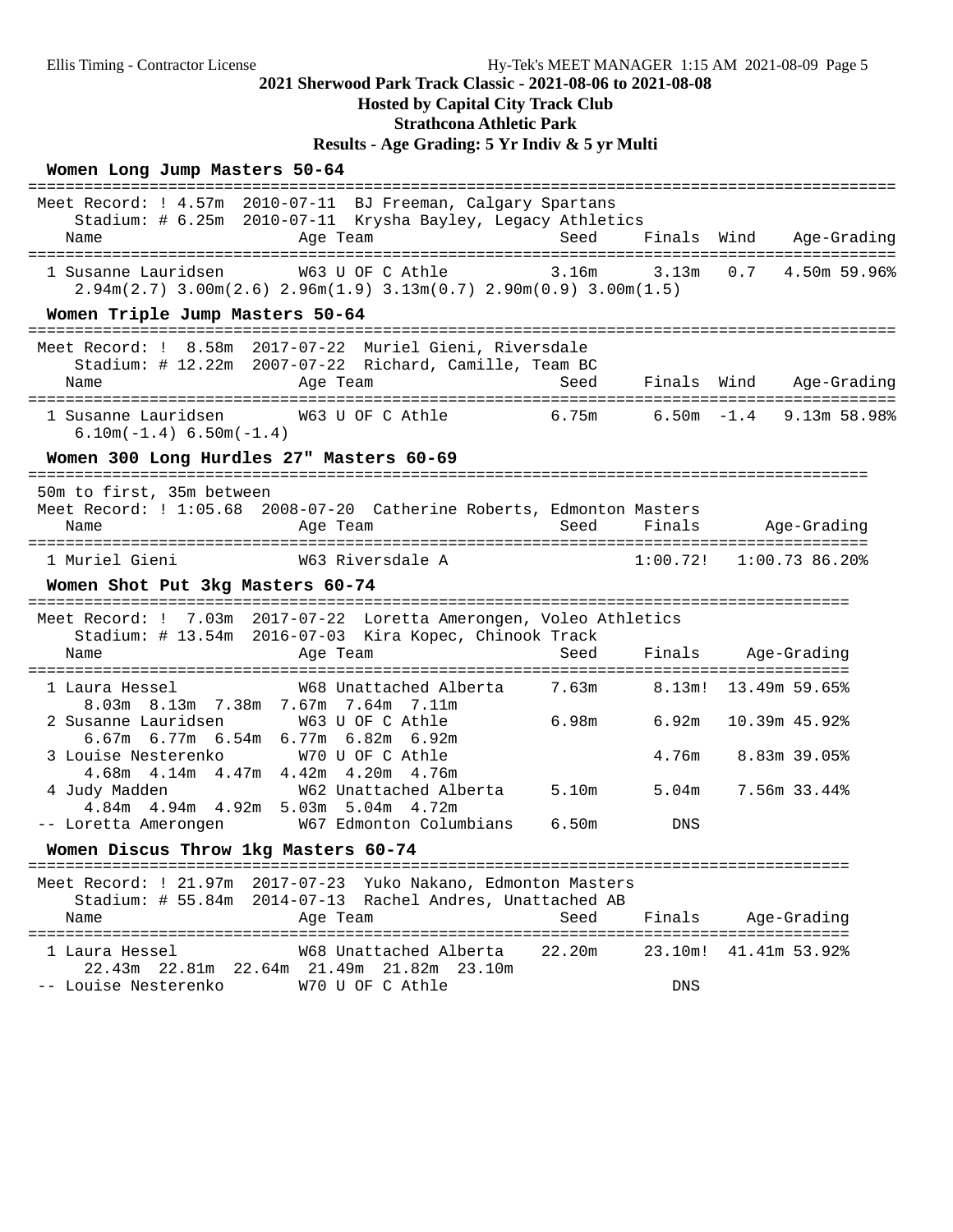# 2021 Sherwood Park Track Classic - 2021-08-06 to 2021-08-08

**Hosted by Capital City Track Club**

**Strathcona Athletic Park**

**Results - Age Grading: 5 Yr Indiv & 5 yr Multi**

## Women Long Jump Masters 50-64

Meet Record: ! 4.57m 2010-07-11 BJ Freeman, Calgary Spartans
Stadium: # 6.25m 2010-07-11 Krysha Bayley, Legacy Athletics

| | Name | Age | Team | Seed | Finals | Wind | Age-Grading |
|---|---|---|---|---|---|---|---|
| 1 | Susanne Lauridsen | W63 | U OF C Athle | 3.16m | 3.13m | 0.7 | 4.50m 59.96% |

2.94m(2.7) 3.00m(2.6) 2.96m(1.9) 3.13m(0.7) 2.90m(0.9) 3.00m(1.5)

## Women Triple Jump Masters 50-64

Meet Record: ! 8.58m 2017-07-22 Muriel Gieni, Riversdale
Stadium: # 12.22m 2007-07-22 Richard, Camille, Team BC

| | Name | Age | Team | Seed | Finals | Wind | Age-Grading |
|---|---|---|---|---|---|---|---|
| 1 | Susanne Lauridsen | W63 | U OF C Athle | 6.75m | 6.50m | -1.4 | 9.13m 58.98% |

6.10m(-1.4) 6.50m(-1.4)

## Women 300 Long Hurdles 27" Masters 60-69

50m to first, 35m between
Meet Record: ! 1:05.68 2008-07-20 Catherine Roberts, Edmonton Masters

| | Name | Age | Team | Seed | Finals | Age-Grading |
|---|---|---|---|---|---|---|
| 1 | Muriel Gieni | W63 | Riversdale A | | 1:00.72! | 1:00.73 86.20% |

## Women Shot Put 3kg Masters 60-74

Meet Record: ! 7.03m 2017-07-22 Loretta Amerongen, Voleo Athletics
Stadium: # 13.54m 2016-07-03 Kira Kopec, Chinook Track

| | Name | Age | Team | Seed | Finals | Age-Grading |
|---|---|---|---|---|---|---|
| 1 | Laura Hessel | W68 | Unattached Alberta | 7.63m | 8.13m! | 13.49m 59.65% |
| | 8.03m 8.13m 7.38m 7.67m 7.64m 7.11m | | | | | |
| 2 | Susanne Lauridsen | W63 | U OF C Athle | 6.98m | 6.92m | 10.39m 45.92% |
| | 6.67m 6.77m 6.54m 6.77m 6.82m 6.92m | | | | | |
| 3 | Louise Nesterenko | W70 | U OF C Athle | | 4.76m | 8.83m 39.05% |
| | 4.68m 4.14m 4.47m 4.42m 4.20m 4.76m | | | | | |
| 4 | Judy Madden | W62 | Unattached Alberta | 5.10m | 5.04m | 7.56m 33.44% |
| | 4.84m 4.94m 4.92m 5.03m 5.04m 4.72m | | | | | |
| -- | Loretta Amerongen | W67 | Edmonton Columbians | 6.50m | DNS | |

## Women Discus Throw 1kg Masters 60-74

Meet Record: ! 21.97m 2017-07-23 Yuko Nakano, Edmonton Masters
Stadium: # 55.84m 2014-07-13 Rachel Andres, Unattached AB

| | Name | Age | Team | Seed | Finals | Age-Grading |
|---|---|---|---|---|---|---|
| 1 | Laura Hessel | W68 | Unattached Alberta | 22.20m | 23.10m! | 41.41m 53.92% |
| | 22.43m 22.81m 22.64m 21.49m 21.82m 23.10m | | | | | |
| -- | Louise Nesterenko | W70 | U OF C Athle | | DNS | |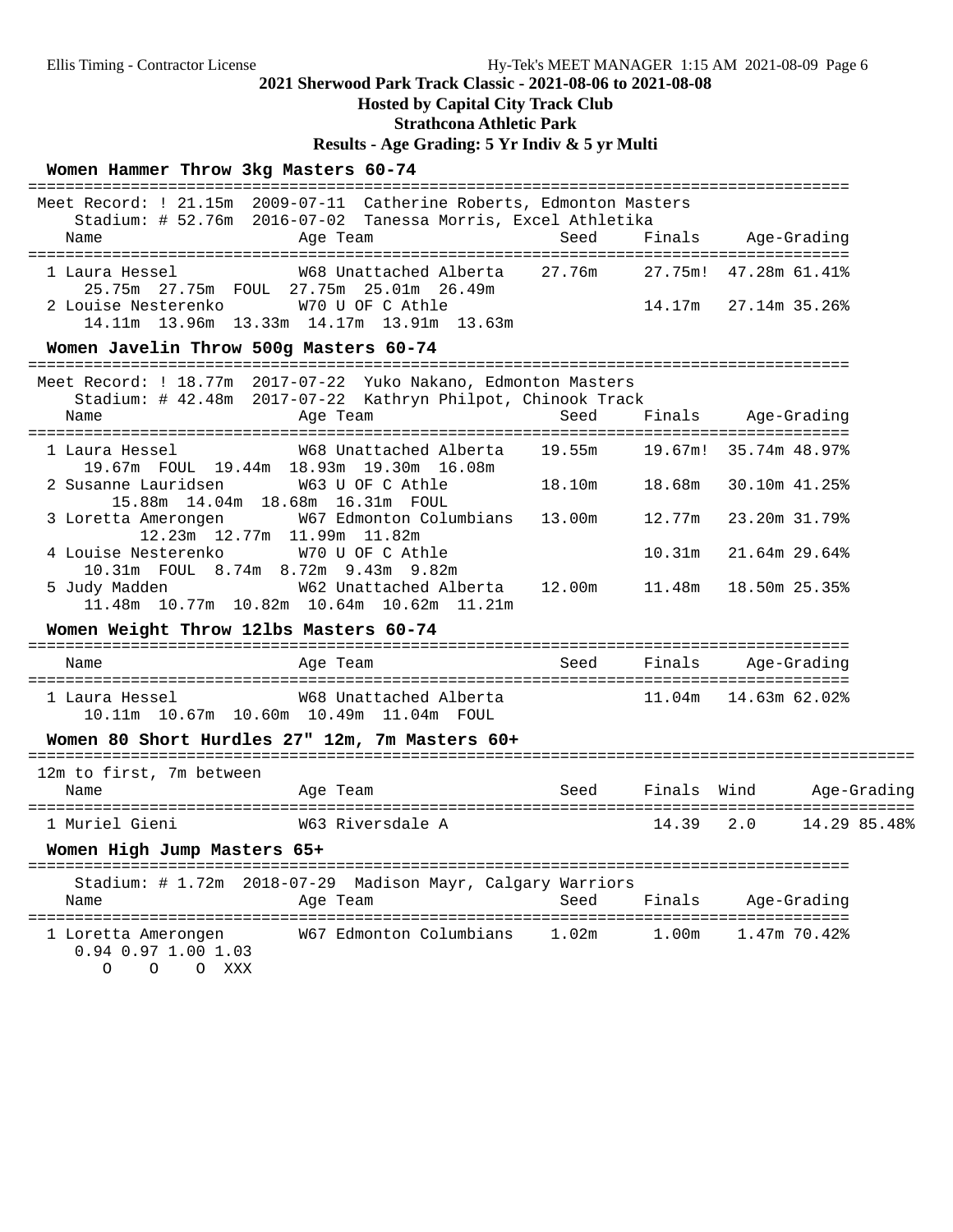## 2021 Sherwood Park Track Classic - 2021-08-06 to 2021-08-08

**Hosted by Capital City Track Club**

**Strathcona Athletic Park**

**Results - Age Grading: 5 Yr Indiv & 5 yr Multi**

### Women Hammer Throw 3kg Masters 60-74

Meet Record: ! 21.15m 2009-07-11 Catherine Roberts, Edmonton Masters
Stadium: # 52.76m 2016-07-02 Tanessa Morris, Excel Athletika

| Place | Name | Age | Team | Seed | Finals | Age-Grading | |
|---|---|---|---|---|---|---|---|
| 1 | Laura Hessel | W68 | Unattached Alberta | 27.76m | 27.75m! | 47.28m | 61.41% |
| | 25.75m 27.75m FOUL 27.75m 25.01m 26.49m | | | | | | |
| 2 | Louise Nesterenko | W70 | U OF C Athle | | 14.17m | 27.14m | 35.26% |
| | 14.11m 13.96m 13.33m 14.17m 13.91m 13.63m | | | | | | |

### Women Javelin Throw 500g Masters 60-74

Meet Record: ! 18.77m 2017-07-22 Yuko Nakano, Edmonton Masters
Stadium: # 42.48m 2017-07-22 Kathryn Philpot, Chinook Track

| Place | Name | Age | Team | Seed | Finals | Age-Grading | |
|---|---|---|---|---|---|---|---|
| 1 | Laura Hessel | W68 | Unattached Alberta | 19.55m | 19.67m! | 35.74m | 48.97% |
| | 19.67m FOUL 19.44m 18.93m 19.30m 16.08m | | | | | | |
| 2 | Susanne Lauridsen | W63 | U OF C Athle | 18.10m | 18.68m | 30.10m | 41.25% |
| | 15.88m 14.04m 18.68m 16.31m FOUL | | | | | | |
| 3 | Loretta Amerongen | W67 | Edmonton Columbians | 13.00m | 12.77m | 23.20m | 31.79% |
| | 12.23m 12.77m 11.99m 11.82m | | | | | | |
| 4 | Louise Nesterenko | W70 | U OF C Athle | | 10.31m | 21.64m | 29.64% |
| | 10.31m FOUL 8.74m 8.72m 9.43m 9.82m | | | | | | |
| 5 | Judy Madden | W62 | Unattached Alberta | 12.00m | 11.48m | 18.50m | 25.35% |
| | 11.48m 10.77m 10.82m 10.64m 10.62m 11.21m | | | | | | |

### Women Weight Throw 12lbs Masters 60-74

| Place | Name | Age | Team | Seed | Finals | Age-Grading | |
|---|---|---|---|---|---|---|---|
| 1 | Laura Hessel | W68 | Unattached Alberta | | 11.04m | 14.63m | 62.02% |
| | 10.11m 10.67m 10.60m 10.49m 11.04m FOUL | | | | | | |

### Women 80 Short Hurdles 27" 12m, 7m Masters 60+

12m to first, 7m between

| Place | Name | Age | Team | Seed | Finals | Wind | Age-Grading | |
|---|---|---|---|---|---|---|---|---|
| 1 | Muriel Gieni | W63 | Riversdale A | | 14.39 | 2.0 | 14.29 | 85.48% |

### Women High Jump Masters 65+

Stadium: # 1.72m 2018-07-29 Madison Mayr, Calgary Warriors

| Place | Name | Age | Team | Seed | Finals | Age-Grading | |
|---|---|---|---|---|---|---|---|
| 1 | Loretta Amerongen | W67 | Edmonton Columbians | 1.02m | 1.00m | 1.47m | 70.42% |
| | 0.94 0.97 1.00 1.03 | | | | | | |
| | O O O XXX | | | | | | |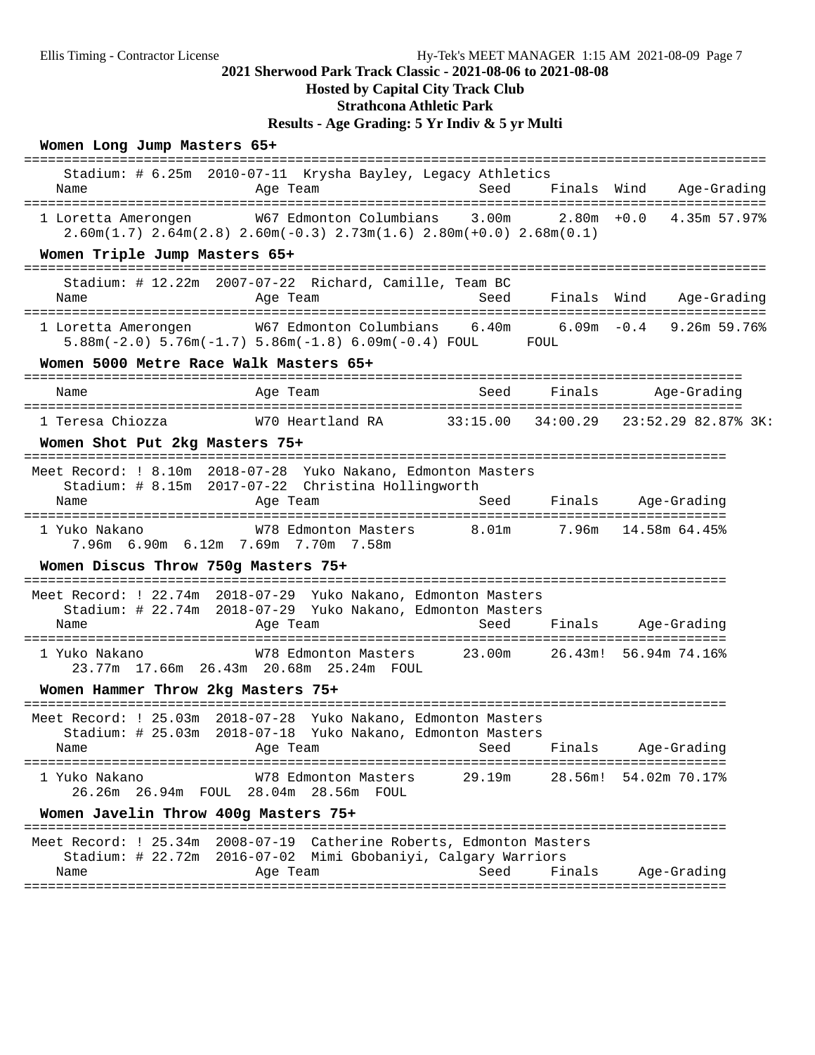# 2021 Sherwood Park Track Classic - 2021-08-06 to 2021-08-08

## Hosted by Capital City Track Club

## Strathcona Athletic Park

## Results - Age Grading: 5 Yr Indiv & 5 yr Multi

### Women Long Jump Masters 65+

Stadium: # 6.25m 2010-07-11 Krysha Bayley, Legacy Athletics

| Name | Age | Team | Seed | Finals | Wind | Age-Grading |
|---|---|---|---|---|---|---|
| 1 Loretta Amerongen | W67 | Edmonton Columbians | 3.00m | 2.80m | +0.0 | 4.35m 57.97% |

2.60m(1.7) 2.64m(2.8) 2.60m(-0.3) 2.73m(1.6) 2.80m(+0.0) 2.68m(0.1)

### Women Triple Jump Masters 65+

Stadium: # 12.22m 2007-07-22 Richard, Camille, Team BC

| Name | Age | Team | Seed | Finals | Wind | Age-Grading |
|---|---|---|---|---|---|---|
| 1 Loretta Amerongen | W67 | Edmonton Columbians | 6.40m | 6.09m | -0.4 | 9.26m 59.76% |

5.88m(-2.0) 5.76m(-1.7) 5.86m(-1.8) 6.09m(-0.4) FOUL FOUL

### Women 5000 Metre Race Walk Masters 65+

| Name | Age | Team | Seed | Finals | Age-Grading |
|---|---|---|---|---|---|
| 1 Teresa Chiozza | W70 | Heartland RA | 33:15.00 | 34:00.29 | 23:52.29 82.87% 3K: |

### Women Shot Put 2kg Masters 75+

Meet Record: ! 8.10m 2018-07-28 Yuko Nakano, Edmonton Masters
Stadium: # 8.15m 2017-07-22 Christina Hollingworth

| Name | Age | Team | Seed | Finals | Age-Grading |
|---|---|---|---|---|---|
| 1 Yuko Nakano | W78 | Edmonton Masters | 8.01m | 7.96m | 14.58m 64.45% |

7.96m 6.90m 6.12m 7.69m 7.70m 7.58m

### Women Discus Throw 750g Masters 75+

Meet Record: ! 22.74m 2018-07-29 Yuko Nakano, Edmonton Masters
Stadium: # 22.74m 2018-07-29 Yuko Nakano, Edmonton Masters

| Name | Age | Team | Seed | Finals | Age-Grading |
|---|---|---|---|---|---|
| 1 Yuko Nakano | W78 | Edmonton Masters | 23.00m | 26.43m! | 56.94m 74.16% |

23.77m 17.66m 26.43m 20.68m 25.24m FOUL

### Women Hammer Throw 2kg Masters 75+

Meet Record: ! 25.03m 2018-07-28 Yuko Nakano, Edmonton Masters
Stadium: # 25.03m 2018-07-18 Yuko Nakano, Edmonton Masters

| Name | Age | Team | Seed | Finals | Age-Grading |
|---|---|---|---|---|---|
| 1 Yuko Nakano | W78 | Edmonton Masters | 29.19m | 28.56m! | 54.02m 70.17% |

26.26m 26.94m FOUL 28.04m 28.56m FOUL

### Women Javelin Throw 400g Masters 75+

Meet Record: ! 25.34m 2008-07-19 Catherine Roberts, Edmonton Masters
Stadium: # 22.72m 2016-07-02 Mimi Gbobaniyi, Calgary Warriors

| Name | Age | Team | Seed | Finals | Age-Grading |
|---|---|---|---|---|---|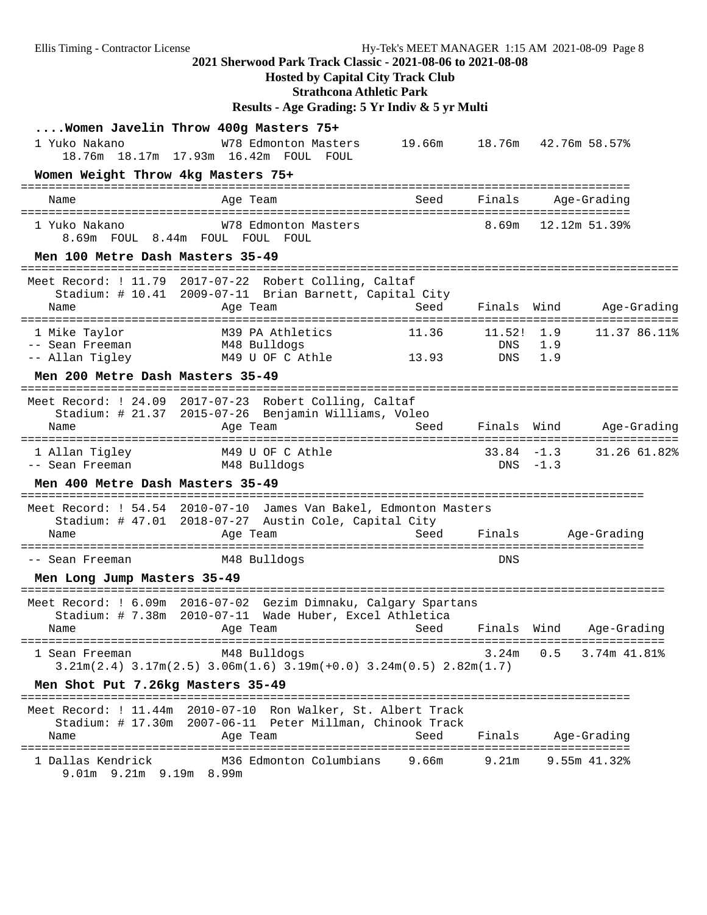## ....Women Javelin Throw 400g Masters 75+

| Name | Age Team | Seed | Finals | Age-Grading |
|---|---|---|---|---|
| 1 Yuko Nakano | W78 Edmonton Masters | 19.66m | 18.76m | 42.76m 58.57% |

18.76m 18.17m 17.93m 16.42m FOUL FOUL

## Women Weight Throw 4kg Masters 75+

| Name | Age Team | Seed | Finals | Age-Grading |
|---|---|---|---|---|
| 1 Yuko Nakano | W78 Edmonton Masters | | 8.69m | 12.12m 51.39% |

8.69m FOUL 8.44m FOUL FOUL FOUL

## Men 100 Metre Dash Masters 35-49

Meet Record: ! 11.79 2017-07-22 Robert Colling, Caltaf
Stadium: # 10.41 2009-07-11 Brian Barnett, Capital City

| Name | Age Team | Seed | Finals | Wind | Age-Grading |
|---|---|---|---|---|---|
| 1 Mike Taylor | M39 PA Athletics | 11.36 | 11.52! | 1.9 | 11.37 86.11% |
| -- Sean Freeman | M48 Bulldogs | | DNS | 1.9 | |
| -- Allan Tigley | M49 U OF C Athle | 13.93 | DNS | 1.9 | |

## Men 200 Metre Dash Masters 35-49

Meet Record: ! 24.09 2017-07-23 Robert Colling, Caltaf
Stadium: # 21.37 2015-07-26 Benjamin Williams, Voleo

| Name | Age Team | Seed | Finals | Wind | Age-Grading |
|---|---|---|---|---|---|
| 1 Allan Tigley | M49 U OF C Athle | | 33.84 | -1.3 | 31.26 61.82% |
| -- Sean Freeman | M48 Bulldogs | | DNS | -1.3 | |

## Men 400 Metre Dash Masters 35-49

Meet Record: ! 54.54 2010-07-10 James Van Bakel, Edmonton Masters
Stadium: # 47.01 2018-07-27 Austin Cole, Capital City

| Name | Age Team | Seed | Finals | Age-Grading |
|---|---|---|---|---|
| -- Sean Freeman | M48 Bulldogs | | DNS | |

## Men Long Jump Masters 35-49

Meet Record: ! 6.09m 2016-07-02 Gezim Dimnaku, Calgary Spartans
Stadium: # 7.38m 2010-07-11 Wade Huber, Excel Athletica

| Name | Age Team | Seed | Finals | Wind | Age-Grading |
|---|---|---|---|---|---|
| 1 Sean Freeman | M48 Bulldogs | | 3.24m | 0.5 | 3.74m 41.81% |

3.21m(2.4) 3.17m(2.5) 3.06m(1.6) 3.19m(+0.0) 3.24m(0.5) 2.82m(1.7)

## Men Shot Put 7.26kg Masters 35-49

Meet Record: ! 11.44m 2010-07-10 Ron Walker, St. Albert Track
Stadium: # 17.30m 2007-06-11 Peter Millman, Chinook Track

| Name | Age Team | Seed | Finals | Age-Grading |
|---|---|---|---|---|
| 1 Dallas Kendrick | M36 Edmonton Columbians | 9.66m | 9.21m | 9.55m 41.32% |

9.01m 9.21m 9.19m 8.99m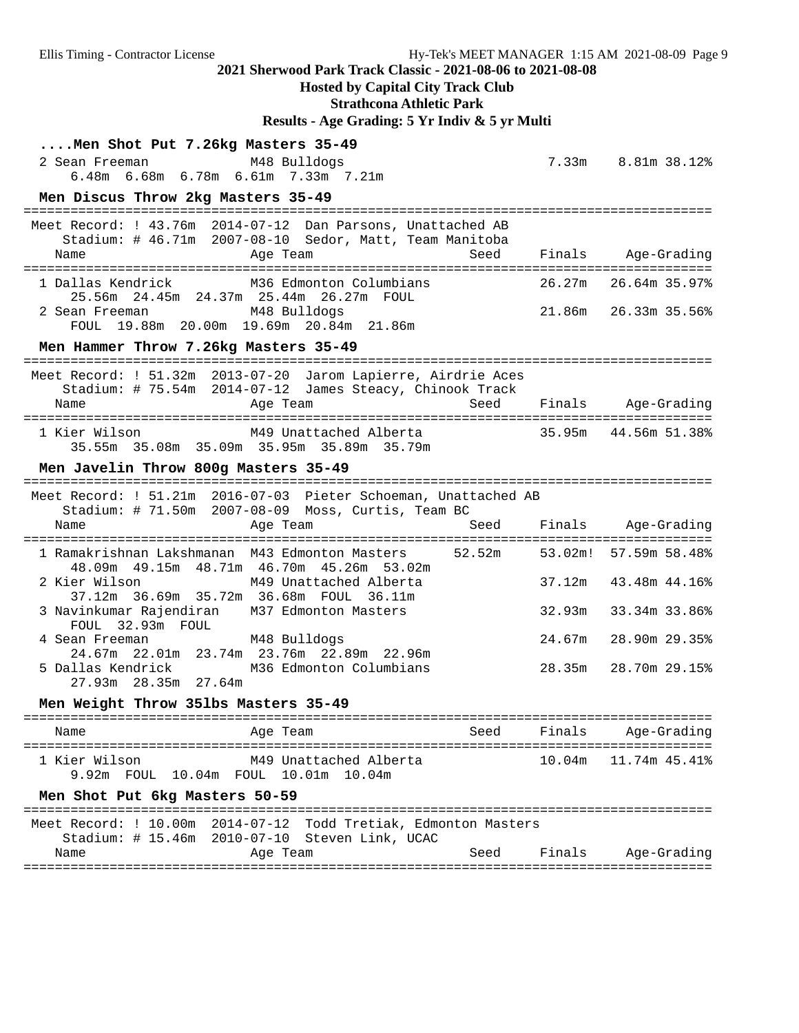## 2021 Sherwood Park Track Classic - 2021-08-06 to 2021-08-08

**Hosted by Capital City Track Club**

**Strathcona Athletic Park**

**Results - Age Grading: 5 Yr Indiv & 5 yr Multi**

### ....Men Shot Put 7.26kg Masters 35-49

| Name | Age | Team | Seed | Finals | Age-Grading |
|---|---|---|---|---|---|
| 2 Sean Freeman | M48 | Bulldogs | | 7.33m | 8.81m 38.12% |
| 6.48m 6.68m 6.78m 6.61m 7.33m 7.21m | | | | | |

### Men Discus Throw 2kg Masters 35-49

Meet Record: ! 43.76m 2014-07-12 Dan Parsons, Unattached AB
Stadium: # 46.71m 2007-08-10 Sedor, Matt, Team Manitoba

| Name | Age | Team | Seed | Finals | Age-Grading |
|---|---|---|---|---|---|
| 1 Dallas Kendrick | M36 | Edmonton Columbians | | 26.27m | 26.64m 35.97% |
| 25.56m 24.45m 24.37m 25.44m 26.27m FOUL | | | | | |
| 2 Sean Freeman | M48 | Bulldogs | | 21.86m | 26.33m 35.56% |
| FOUL 19.88m 20.00m 19.69m 20.84m 21.86m | | | | | |

### Men Hammer Throw 7.26kg Masters 35-49

Meet Record: ! 51.32m 2013-07-20 Jarom Lapierre, Airdrie Aces
Stadium: # 75.54m 2014-07-12 James Steacy, Chinook Track

| Name | Age | Team | Seed | Finals | Age-Grading |
|---|---|---|---|---|---|
| 1 Kier Wilson | M49 | Unattached Alberta | | 35.95m | 44.56m 51.38% |
| 35.55m 35.08m 35.09m 35.95m 35.89m 35.79m | | | | | |

### Men Javelin Throw 800g Masters 35-49

Meet Record: ! 51.21m 2016-07-03 Pieter Schoeman, Unattached AB
Stadium: # 71.50m 2007-08-09 Moss, Curtis, Team BC

| Name | Age | Team | Seed | Finals | Age-Grading |
|---|---|---|---|---|---|
| 1 Ramakrishnan Lakshmanan | M43 | Edmonton Masters | 52.52m | 53.02m! | 57.59m 58.48% |
| 48.09m 49.15m 48.71m 46.70m 45.26m 53.02m | | | | | |
| 2 Kier Wilson | M49 | Unattached Alberta | | 37.12m | 43.48m 44.16% |
| 37.12m 36.69m 35.72m 36.68m FOUL 36.11m | | | | | |
| 3 Navinkumar Rajendiran | M37 | Edmonton Masters | | 32.93m | 33.34m 33.86% |
| FOUL 32.93m FOUL | | | | | |
| 4 Sean Freeman | M48 | Bulldogs | | 24.67m | 28.90m 29.35% |
| 24.67m 22.01m 23.74m 23.76m 22.89m 22.96m | | | | | |
| 5 Dallas Kendrick | M36 | Edmonton Columbians | | 28.35m | 28.70m 29.15% |
| 27.93m 28.35m 27.64m | | | | | |

### Men Weight Throw 35lbs Masters 35-49

| Name | Age | Team | Seed | Finals | Age-Grading |
|---|---|---|---|---|---|
| 1 Kier Wilson | M49 | Unattached Alberta | | 10.04m | 11.74m 45.41% |
| 9.92m FOUL 10.04m FOUL 10.01m 10.04m | | | | | |

### Men Shot Put 6kg Masters 50-59

Meet Record: ! 10.00m 2014-07-12 Todd Tretiak, Edmonton Masters
Stadium: # 15.46m 2010-07-10 Steven Link, UCAC

| Name | Age | Team | Seed | Finals | Age-Grading |
|---|---|---|---|---|---|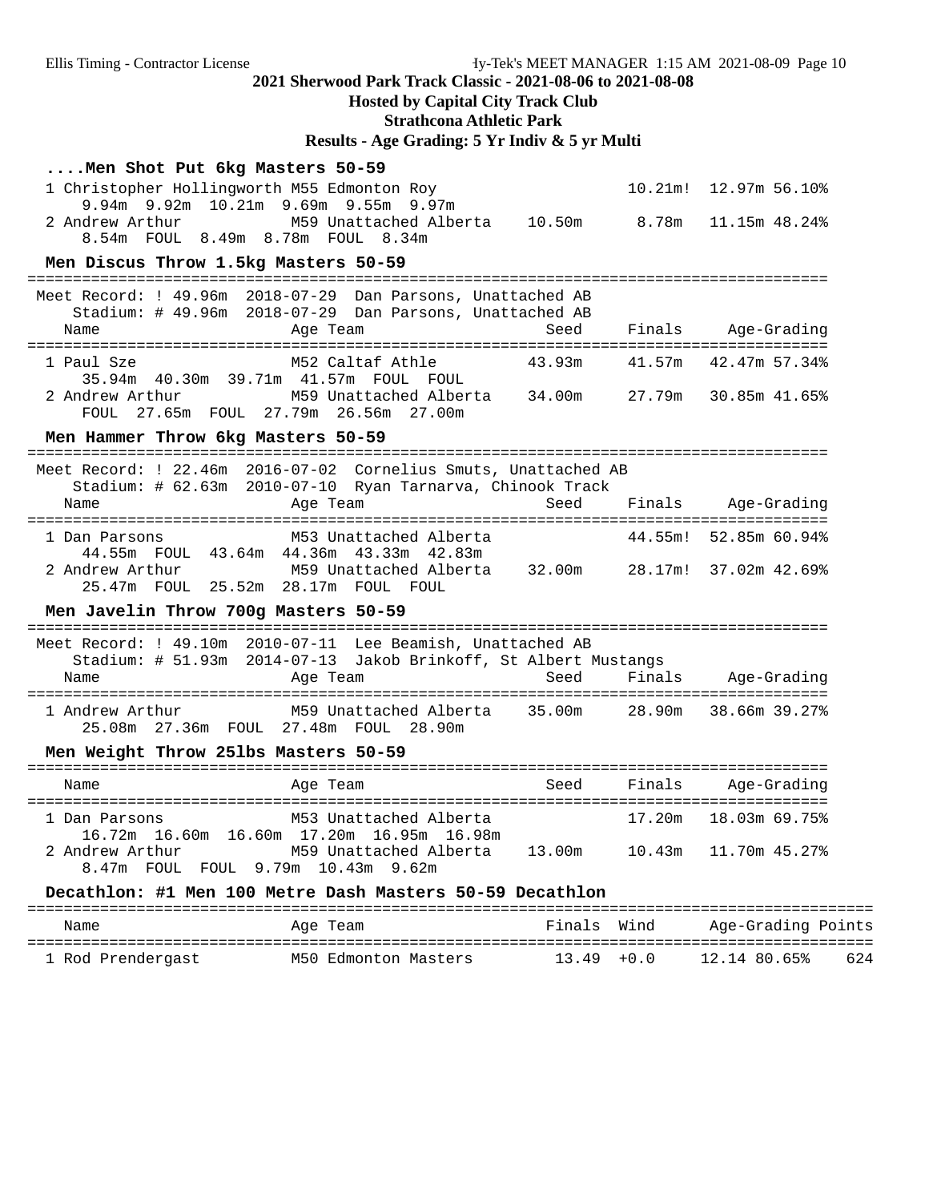## 2021 Sherwood Park Track Classic - 2021-08-06 to 2021-08-08

**Hosted by Capital City Track Club**

**Strathcona Athletic Park**

**Results - Age Grading: 5 Yr Indiv & 5 yr Multi**

### ....Men Shot Put 6kg Masters 50-59

| Place | Name | Age | Team | Seed | Finals | Age-Grading | |
|---|---|---|---|---|---|---|---|
| 1 | Christopher Hollingworth | M55 | Edmonton Roy | | 10.21m! | 12.97m | 56.10% |
| | 9.94m 9.92m 10.21m 9.69m 9.55m 9.97m | | | | | | |
| 2 | Andrew Arthur | M59 | Unattached Alberta | 10.50m | 8.78m | 11.15m | 48.24% |
| | 8.54m FOUL 8.49m 8.78m FOUL 8.34m | | | | | | |

### Men Discus Throw 1.5kg Masters 50-59

Meet Record: ! 49.96m 2018-07-29 Dan Parsons, Unattached AB
Stadium: # 49.96m 2018-07-29 Dan Parsons, Unattached AB

| Place | Name | Age | Team | Seed | Finals | Age-Grading | |
|---|---|---|---|---|---|---|---|
| 1 | Paul Sze | M52 | Caltaf Athle | 43.93m | 41.57m | 42.47m | 57.34% |
| | 35.94m 40.30m 39.71m 41.57m FOUL FOUL | | | | | | |
| 2 | Andrew Arthur | M59 | Unattached Alberta | 34.00m | 27.79m | 30.85m | 41.65% |
| | FOUL 27.65m FOUL 27.79m 26.56m 27.00m | | | | | | |

### Men Hammer Throw 6kg Masters 50-59

Meet Record: ! 22.46m 2016-07-02 Cornelius Smuts, Unattached AB
Stadium: # 62.63m 2010-07-10 Ryan Tarnarva, Chinook Track

| Place | Name | Age | Team | Seed | Finals | Age-Grading | |
|---|---|---|---|---|---|---|---|
| 1 | Dan Parsons | M53 | Unattached Alberta | | 44.55m! | 52.85m | 60.94% |
| | 44.55m FOUL 43.64m 44.36m 43.33m 42.83m | | | | | | |
| 2 | Andrew Arthur | M59 | Unattached Alberta | 32.00m | 28.17m! | 37.02m | 42.69% |
| | 25.47m FOUL 25.52m 28.17m FOUL FOUL | | | | | | |

### Men Javelin Throw 700g Masters 50-59

Meet Record: ! 49.10m 2010-07-11 Lee Beamish, Unattached AB
Stadium: # 51.93m 2014-07-13 Jakob Brinkoff, St Albert Mustangs

| Place | Name | Age | Team | Seed | Finals | Age-Grading | |
|---|---|---|---|---|---|---|---|
| 1 | Andrew Arthur | M59 | Unattached Alberta | 35.00m | 28.90m | 38.66m | 39.27% |
| | 25.08m 27.36m FOUL 27.48m FOUL 28.90m | | | | | | |

### Men Weight Throw 25lbs Masters 50-59

| Place | Name | Age | Team | Seed | Finals | Age-Grading | |
|---|---|---|---|---|---|---|---|
| 1 | Dan Parsons | M53 | Unattached Alberta | | 17.20m | 18.03m | 69.75% |
| | 16.72m 16.60m 16.60m 17.20m 16.95m 16.98m | | | | | | |
| 2 | Andrew Arthur | M59 | Unattached Alberta | 13.00m | 10.43m | 11.70m | 45.27% |
| | 8.47m FOUL FOUL 9.79m 10.43m 9.62m | | | | | | |

### Decathlon: #1 Men 100 Metre Dash Masters 50-59 Decathlon

| Place | Name | Age | Team | Finals | Wind | Age-Grading | | Points |
|---|---|---|---|---|---|---|---|---|
| 1 | Rod Prendergast | M50 | Edmonton Masters | 13.49 | +0.0 | 12.14 | 80.65% | 624 |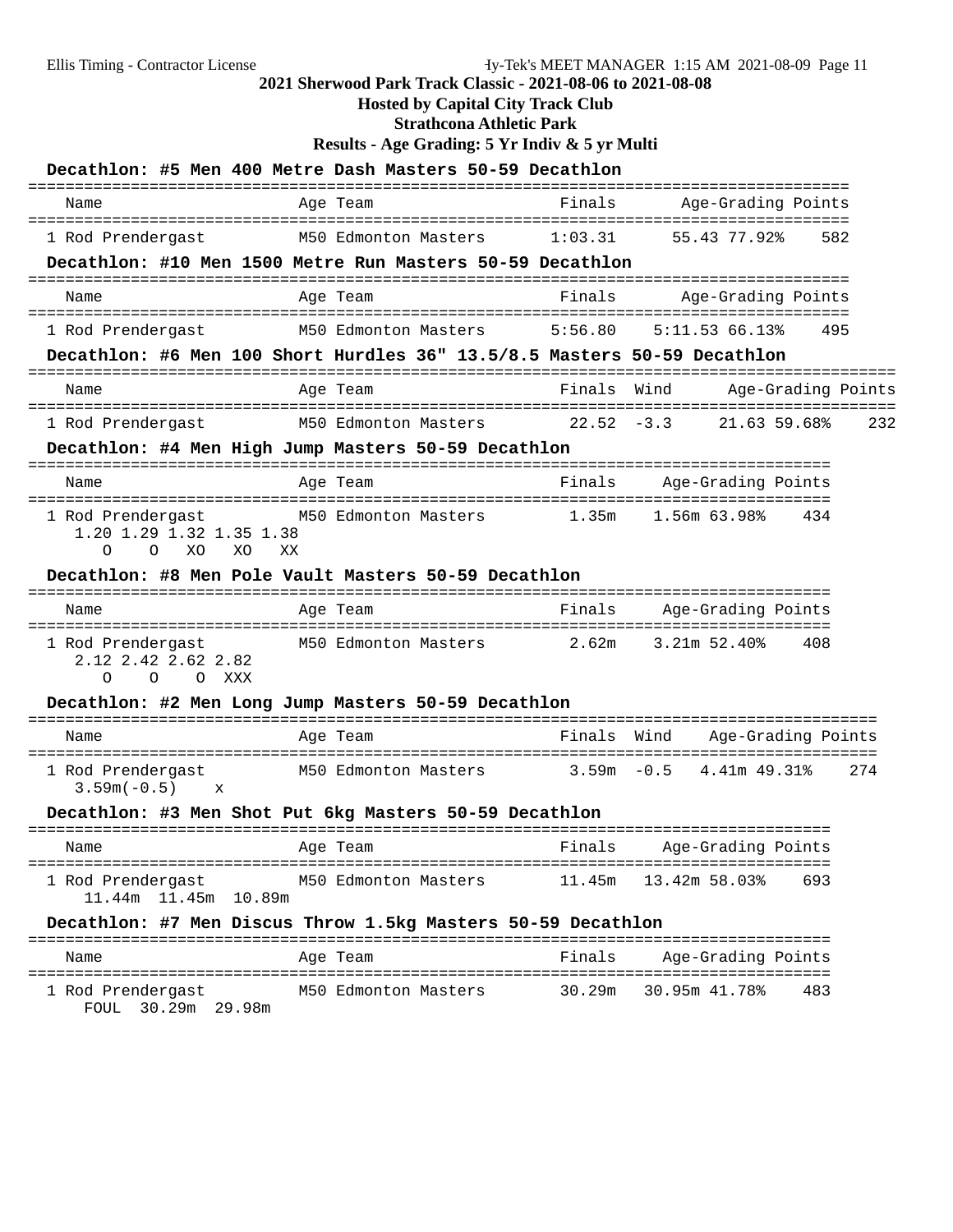## 2021 Sherwood Park Track Classic - 2021-08-06 to 2021-08-08

**Hosted by Capital City Track Club**

**Strathcona Athletic Park**

**Results - Age Grading: 5 Yr Indiv & 5 yr Multi**

### Decathlon: #5 Men 400 Metre Dash Masters 50-59 Decathlon

| | Name | Age | Team | Finals | Age-Grading | | Points |
|---|---|---|---|---|---|---|---|
| 1 | Rod Prendergast | M50 | Edmonton Masters | 1:03.31 | 55.43 | 77.92% | 582 |

### Decathlon: #10 Men 1500 Metre Run Masters 50-59 Decathlon

| | Name | Age | Team | Finals | Age-Grading | | Points |
|---|---|---|---|---|---|---|---|
| 1 | Rod Prendergast | M50 | Edmonton Masters | 5:56.80 | 5:11.53 | 66.13% | 495 |

### Decathlon: #6 Men 100 Short Hurdles 36" 13.5/8.5 Masters 50-59 Decathlon

| | Name | Age | Team | Finals | Wind | Age-Grading | | Points |
|---|---|---|---|---|---|---|---|---|
| 1 | Rod Prendergast | M50 | Edmonton Masters | 22.52 | -3.3 | 21.63 | 59.68% | 232 |

### Decathlon: #4 Men High Jump Masters 50-59 Decathlon

| | Name | Age | Team | Finals | Age-Grading | | Points |
|---|---|---|---|---|---|---|---|
| 1 | Rod Prendergast | M50 | Edmonton Masters | 1.35m | 1.56m | 63.98% | 434 |

```
1.20 1.29 1.32 1.35 1.38
 O    O   XO   XO   XX
```

### Decathlon: #8 Men Pole Vault Masters 50-59 Decathlon

| | Name | Age | Team | Finals | Age-Grading | | Points |
|---|---|---|---|---|---|---|---|
| 1 | Rod Prendergast | M50 | Edmonton Masters | 2.62m | 3.21m | 52.40% | 408 |

```
2.12 2.42 2.62 2.82
 O    O    O   XXX
```

### Decathlon: #2 Men Long Jump Masters 50-59 Decathlon

| | Name | Age | Team | Finals | Wind | Age-Grading | | Points |
|---|---|---|---|---|---|---|---|---|
| 1 | Rod Prendergast | M50 | Edmonton Masters | 3.59m | -0.5 | 4.41m | 49.31% | 274 |

```
3.59m(-0.5)   x
```

### Decathlon: #3 Men Shot Put 6kg Masters 50-59 Decathlon

| | Name | Age | Team | Finals | Age-Grading | | Points |
|---|---|---|---|---|---|---|---|
| 1 | Rod Prendergast | M50 | Edmonton Masters | 11.45m | 13.42m | 58.03% | 693 |

```
11.44m  11.45m  10.89m
```

### Decathlon: #7 Men Discus Throw 1.5kg Masters 50-59 Decathlon

| | Name | Age | Team | Finals | Age-Grading | | Points |
|---|---|---|---|---|---|---|---|
| 1 | Rod Prendergast | M50 | Edmonton Masters | 30.29m | 30.95m | 41.78% | 483 |

```
FOUL  30.29m  29.98m
```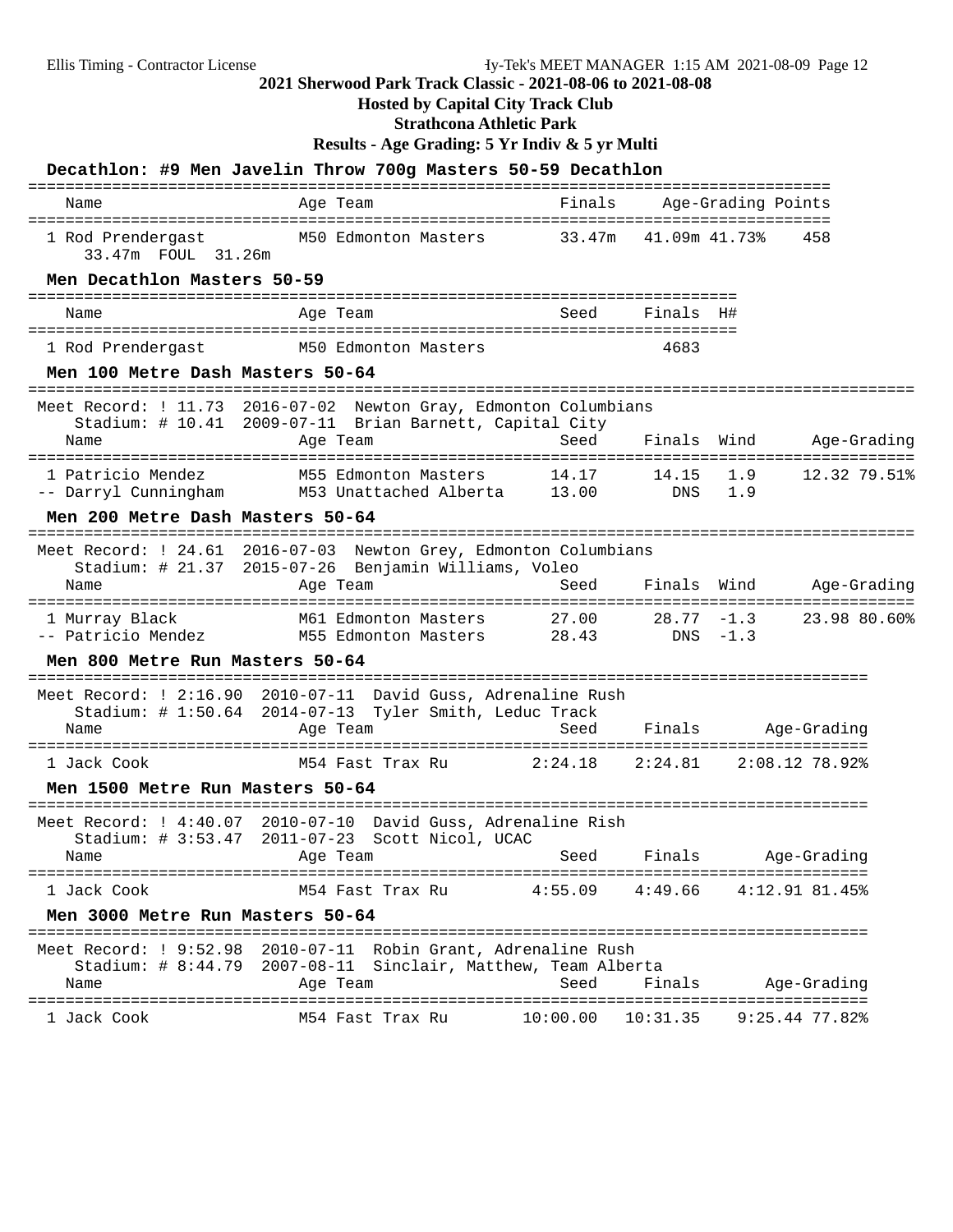2021 Sherwood Park Track Classic - 2021-08-06 to 2021-08-08

Hosted by Capital City Track Club

Strathcona Athletic Park

Results - Age Grading: 5 Yr Indiv & 5 yr Multi

### Decathlon: #9 Men Javelin Throw 700g Masters 50-59 Decathlon

| Name | Age | Team | Finals | Age-Grading | | Points |
|---|---|---|---|---|---|---|
| 1 Rod Prendergast | M50 | Edmonton Masters | 33.47m | 41.09m | 41.73% | 458 |
| 33.47m FOUL 31.26m | | | | | | |

### Men Decathlon Masters 50-59

| Name | Age | Team | Seed | Finals | H# |
|---|---|---|---|---|---|
| 1 Rod Prendergast | M50 | Edmonton Masters | | 4683 | |

### Men 100 Metre Dash Masters 50-64

Meet Record: ! 11.73 2016-07-02 Newton Gray, Edmonton Columbians
Stadium: # 10.41 2009-07-11 Brian Barnett, Capital City

| Name | Age | Team | Seed | Finals | Wind | Age-Grading | |
|---|---|---|---|---|---|---|---|
| 1 Patricio Mendez | M55 | Edmonton Masters | 14.17 | 14.15 | 1.9 | 12.32 | 79.51% |
| -- Darryl Cunningham | M53 | Unattached Alberta | 13.00 | DNS | 1.9 | | |

### Men 200 Metre Dash Masters 50-64

Meet Record: ! 24.61 2016-07-03 Newton Grey, Edmonton Columbians
Stadium: # 21.37 2015-07-26 Benjamin Williams, Voleo

| Name | Age | Team | Seed | Finals | Wind | Age-Grading | |
|---|---|---|---|---|---|---|---|
| 1 Murray Black | M61 | Edmonton Masters | 27.00 | 28.77 | -1.3 | 23.98 | 80.60% |
| -- Patricio Mendez | M55 | Edmonton Masters | 28.43 | DNS | -1.3 | | |

### Men 800 Metre Run Masters 50-64

Meet Record: ! 2:16.90 2010-07-11 David Guss, Adrenaline Rush
Stadium: # 1:50.64 2014-07-13 Tyler Smith, Leduc Track

| Name | Age | Team | Seed | Finals | Age-Grading | |
|---|---|---|---|---|---|---|
| 1 Jack Cook | M54 | Fast Trax Ru | 2:24.18 | 2:24.81 | 2:08.12 | 78.92% |

### Men 1500 Metre Run Masters 50-64

Meet Record: ! 4:40.07 2010-07-10 David Guss, Adrenaline Rish
Stadium: # 3:53.47 2011-07-23 Scott Nicol, UCAC

| Name | Age | Team | Seed | Finals | Age-Grading | |
|---|---|---|---|---|---|---|
| 1 Jack Cook | M54 | Fast Trax Ru | 4:55.09 | 4:49.66 | 4:12.91 | 81.45% |

### Men 3000 Metre Run Masters 50-64

Meet Record: ! 9:52.98 2010-07-11 Robin Grant, Adrenaline Rush
Stadium: # 8:44.79 2007-08-11 Sinclair, Matthew, Team Alberta

| Name | Age | Team | Seed | Finals | Age-Grading | |
|---|---|---|---|---|---|---|
| 1 Jack Cook | M54 | Fast Trax Ru | 10:00.00 | 10:31.35 | 9:25.44 | 77.82% |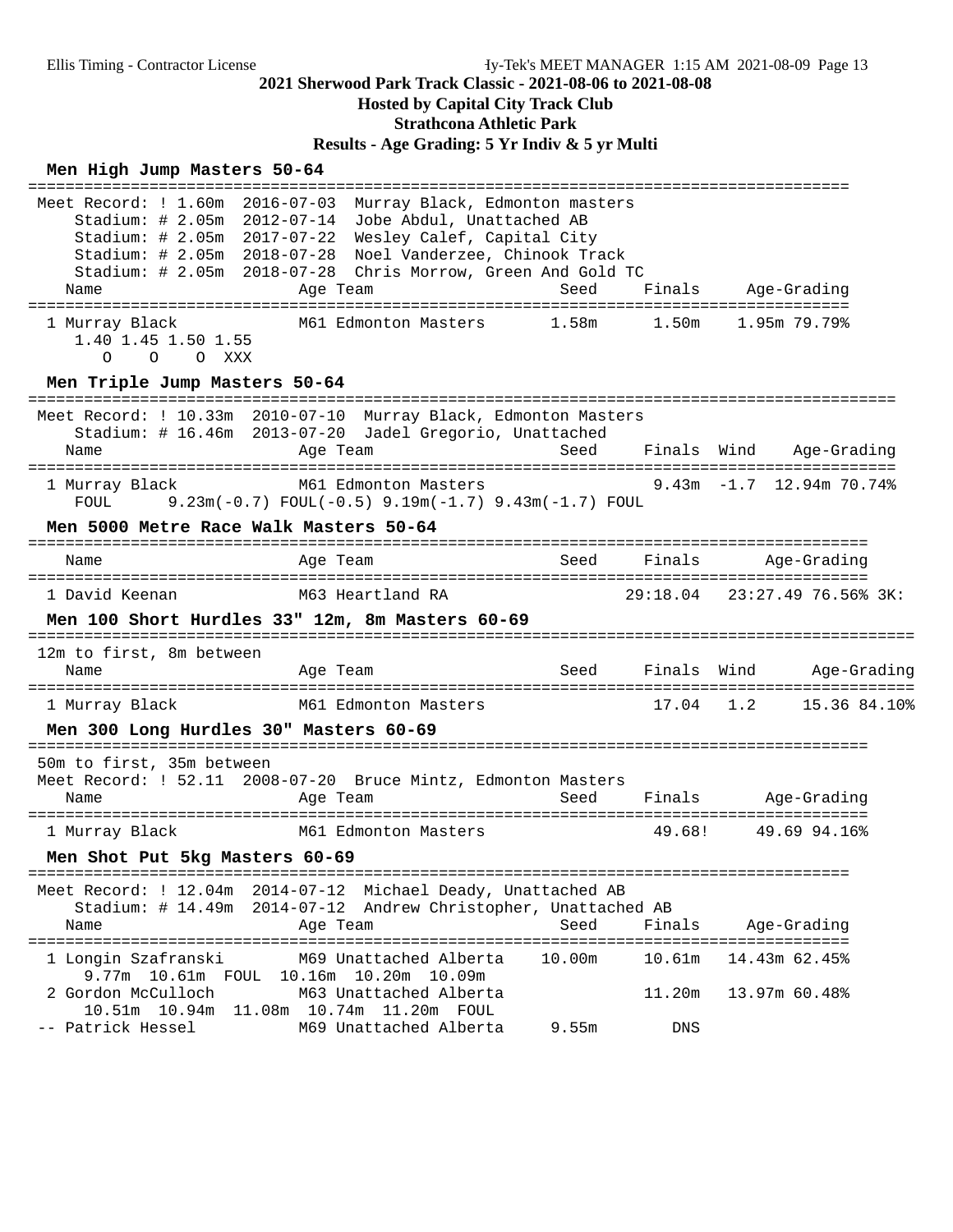**2021 Sherwood Park Track Classic - 2021-08-06 to 2021-08-08**

**Hosted by Capital City Track Club**

**Strathcona Athletic Park**

**Results - Age Grading: 5 Yr Indiv & 5 yr Multi**

### Men High Jump Masters 50-64

Meet Record: ! 1.60m 2016-07-03 Murray Black, Edmonton masters
Stadium: # 2.05m 2012-07-14 Jobe Abdul, Unattached AB
Stadium: # 2.05m 2017-07-22 Wesley Calef, Capital City
Stadium: # 2.05m 2018-07-28 Noel Vanderzee, Chinook Track
Stadium: # 2.05m 2018-07-28 Chris Morrow, Green And Gold TC

| Name | Age | Team | Seed | Finals | Age-Grading |
|---|---|---|---|---|---|
| 1 Murray Black | M61 | Edmonton Masters | 1.58m | 1.50m | 1.95m 79.79% |

1.40 1.45 1.50 1.55
O O O XXX

### Men Triple Jump Masters 50-64

Meet Record: ! 10.33m 2010-07-10 Murray Black, Edmonton Masters
Stadium: # 16.46m 2013-07-20 Jadel Gregorio, Unattached

| Name | Age | Team | Seed | Finals | Wind | Age-Grading |
|---|---|---|---|---|---|---|
| 1 Murray Black | M61 | Edmonton Masters | | 9.43m | -1.7 | 12.94m 70.74% |

FOUL 9.23m(-0.7) FOUL(-0.5) 9.19m(-1.7) 9.43m(-1.7) FOUL

### Men 5000 Metre Race Walk Masters 50-64

| Name | Age | Team | Seed | Finals | Age-Grading |
|---|---|---|---|---|---|
| 1 David Keenan | M63 | Heartland RA | | 29:18.04 | 23:27.49 76.56% 3K: |

### Men 100 Short Hurdles 33" 12m, 8m Masters 60-69

12m to first, 8m between

| Name | Age | Team | Seed | Finals | Wind | Age-Grading |
|---|---|---|---|---|---|---|
| 1 Murray Black | M61 | Edmonton Masters | | 17.04 | 1.2 | 15.36 84.10% |

### Men 300 Long Hurdles 30" Masters 60-69

50m to first, 35m between
Meet Record: ! 52.11 2008-07-20 Bruce Mintz, Edmonton Masters

| Name | Age | Team | Seed | Finals | Age-Grading |
|---|---|---|---|---|---|
| 1 Murray Black | M61 | Edmonton Masters | | 49.68! | 49.69 94.16% |

### Men Shot Put 5kg Masters 60-69

Meet Record: ! 12.04m 2014-07-12 Michael Deady, Unattached AB
Stadium: # 14.49m 2014-07-12 Andrew Christopher, Unattached AB

| Name | Age | Team | Seed | Finals | Age-Grading |
|---|---|---|---|---|---|
| 1 Longin Szafranski | M69 | Unattached Alberta | 10.00m | 10.61m | 14.43m 62.45% |
| 9.77m 10.61m FOUL 10.16m 10.20m 10.09m | | | | | |
| 2 Gordon McCulloch | M63 | Unattached Alberta | | 11.20m | 13.97m 60.48% |
| 10.51m 10.94m 11.08m 10.74m 11.20m FOUL | | | | | |
| -- Patrick Hessel | M69 | Unattached Alberta | 9.55m | DNS | |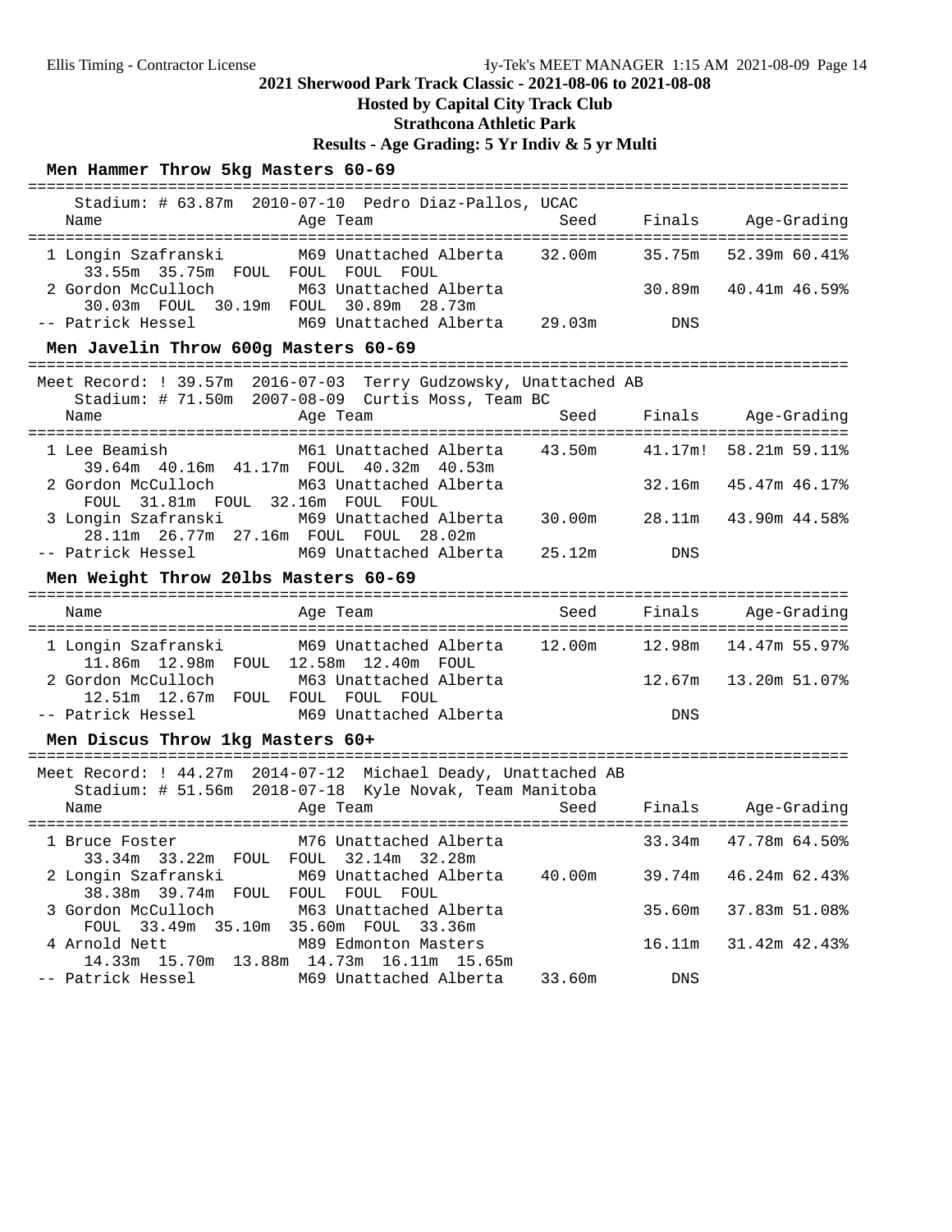## 2021 Sherwood Park Track Classic - 2021-08-06 to 2021-08-08

**Hosted by Capital City Track Club**

**Strathcona Athletic Park**

**Results - Age Grading: 5 Yr Indiv & 5 yr Multi**

### Men Hammer Throw 5kg Masters 60-69

Stadium: # 63.87m 2010-07-10 Pedro Diaz-Pallos, UCAC

| Place | Name | Age | Team | Seed | Finals | Age-Grading | |
|---|---|---|---|---|---|---|---|
| 1 | Longin Szafranski | M69 | Unattached Alberta | 32.00m | 35.75m | 52.39m | 60.41% |
| | 33.55m 35.75m FOUL FOUL FOUL FOUL | | | | | | |
| 2 | Gordon McCulloch | M63 | Unattached Alberta | | 30.89m | 40.41m | 46.59% |
| | 30.03m FOUL 30.19m FOUL 30.89m 28.73m | | | | | | |
| -- | Patrick Hessel | M69 | Unattached Alberta | 29.03m | DNS | | |

### Men Javelin Throw 600g Masters 60-69

Meet Record: ! 39.57m 2016-07-03 Terry Gudzowsky, Unattached AB
Stadium: # 71.50m 2007-08-09 Curtis Moss, Team BC

| Place | Name | Age | Team | Seed | Finals | Age-Grading | |
|---|---|---|---|---|---|---|---|
| 1 | Lee Beamish | M61 | Unattached Alberta | 43.50m | 41.17m! | 58.21m | 59.11% |
| | 39.64m 40.16m 41.17m FOUL 40.32m 40.53m | | | | | | |
| 2 | Gordon McCulloch | M63 | Unattached Alberta | | 32.16m | 45.47m | 46.17% |
| | FOUL 31.81m FOUL 32.16m FOUL FOUL | | | | | | |
| 3 | Longin Szafranski | M69 | Unattached Alberta | 30.00m | 28.11m | 43.90m | 44.58% |
| | 28.11m 26.77m 27.16m FOUL FOUL 28.02m | | | | | | |
| -- | Patrick Hessel | M69 | Unattached Alberta | 25.12m | DNS | | |

### Men Weight Throw 20lbs Masters 60-69

| Place | Name | Age | Team | Seed | Finals | Age-Grading | |
|---|---|---|---|---|---|---|---|
| 1 | Longin Szafranski | M69 | Unattached Alberta | 12.00m | 12.98m | 14.47m | 55.97% |
| | 11.86m 12.98m FOUL 12.58m 12.40m FOUL | | | | | | |
| 2 | Gordon McCulloch | M63 | Unattached Alberta | | 12.67m | 13.20m | 51.07% |
| | 12.51m 12.67m FOUL FOUL FOUL FOUL | | | | | | |
| -- | Patrick Hessel | M69 | Unattached Alberta | | DNS | | |

### Men Discus Throw 1kg Masters 60+

Meet Record: ! 44.27m 2014-07-12 Michael Deady, Unattached AB
Stadium: # 51.56m 2018-07-18 Kyle Novak, Team Manitoba

| Place | Name | Age | Team | Seed | Finals | Age-Grading | |
|---|---|---|---|---|---|---|---|
| 1 | Bruce Foster | M76 | Unattached Alberta | | 33.34m | 47.78m | 64.50% |
| | 33.34m 33.22m FOUL FOUL 32.14m 32.28m | | | | | | |
| 2 | Longin Szafranski | M69 | Unattached Alberta | 40.00m | 39.74m | 46.24m | 62.43% |
| | 38.38m 39.74m FOUL FOUL FOUL FOUL | | | | | | |
| 3 | Gordon McCulloch | M63 | Unattached Alberta | | 35.60m | 37.83m | 51.08% |
| | FOUL 33.49m 35.10m 35.60m FOUL 33.36m | | | | | | |
| 4 | Arnold Nett | M89 | Edmonton Masters | | 16.11m | 31.42m | 42.43% |
| | 14.33m 15.70m 13.88m 14.73m 16.11m 15.65m | | | | | | |
| -- | Patrick Hessel | M69 | Unattached Alberta | 33.60m | DNS | | |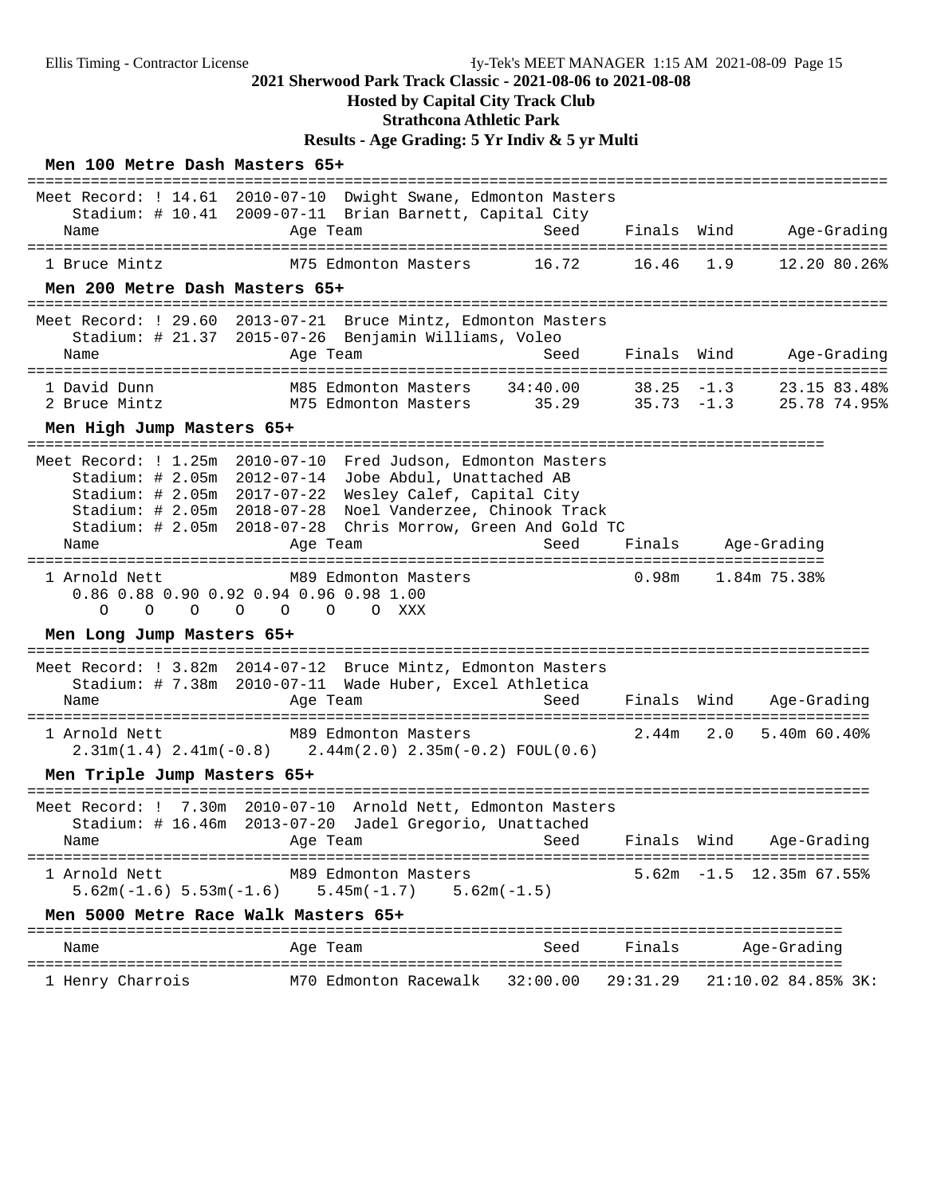## 2021 Sherwood Park Track Classic - 2021-08-06 to 2021-08-08

**Hosted by Capital City Track Club**

**Strathcona Athletic Park**

**Results - Age Grading: 5 Yr Indiv & 5 yr Multi**

### Men 100 Metre Dash Masters 65+

Meet Record: ! 14.61 2010-07-10 Dwight Swane, Edmonton Masters
Stadium: # 10.41 2009-07-11 Brian Barnett, Capital City

| Name | Age | Team | Seed | Finals | Wind | Age-Grading |
|---|---|---|---|---|---|---|
| 1 Bruce Mintz | M75 | Edmonton Masters | 16.72 | 16.46 | 1.9 | 12.20 80.26% |

### Men 200 Metre Dash Masters 65+

Meet Record: ! 29.60 2013-07-21 Bruce Mintz, Edmonton Masters
Stadium: # 21.37 2015-07-26 Benjamin Williams, Voleo

| Name | Age | Team | Seed | Finals | Wind | Age-Grading |
|---|---|---|---|---|---|---|
| 1 David Dunn | M85 | Edmonton Masters | 34:40.00 | 38.25 | -1.3 | 23.15 83.48% |
| 2 Bruce Mintz | M75 | Edmonton Masters | 35.29 | 35.73 | -1.3 | 25.78 74.95% |

### Men High Jump Masters 65+

Meet Record: ! 1.25m 2010-07-10 Fred Judson, Edmonton Masters
Stadium: # 2.05m 2012-07-14 Jobe Abdul, Unattached AB
Stadium: # 2.05m 2017-07-22 Wesley Calef, Capital City
Stadium: # 2.05m 2018-07-28 Noel Vanderzee, Chinook Track
Stadium: # 2.05m 2018-07-28 Chris Morrow, Green And Gold TC

| Name | Age | Team | Seed | Finals | Age-Grading |
|---|---|---|---|---|---|
| 1 Arnold Nett | M89 | Edmonton Masters | | 0.98m | 1.84m 75.38% |

0.86 0.88 0.90 0.92 0.94 0.96 0.98 1.00
O O O O O O O XXX

### Men Long Jump Masters 65+

Meet Record: ! 3.82m 2014-07-12 Bruce Mintz, Edmonton Masters
Stadium: # 7.38m 2010-07-11 Wade Huber, Excel Athletica

| Name | Age | Team | Seed | Finals | Wind | Age-Grading |
|---|---|---|---|---|---|---|
| 1 Arnold Nett | M89 | Edmonton Masters | | 2.44m | 2.0 | 5.40m 60.40% |

2.31m(1.4) 2.41m(-0.8) 2.44m(2.0) 2.35m(-0.2) FOUL(0.6)

### Men Triple Jump Masters 65+

Meet Record: ! 7.30m 2010-07-10 Arnold Nett, Edmonton Masters
Stadium: # 16.46m 2013-07-20 Jadel Gregorio, Unattached

| Name | Age | Team | Seed | Finals | Wind | Age-Grading |
|---|---|---|---|---|---|---|
| 1 Arnold Nett | M89 | Edmonton Masters | | 5.62m | -1.5 | 12.35m 67.55% |

5.62m(-1.6) 5.53m(-1.6) 5.45m(-1.7) 5.62m(-1.5)

### Men 5000 Metre Race Walk Masters 65+

| Name | Age | Team | Seed | Finals | Age-Grading |
|---|---|---|---|---|---|
| 1 Henry Charrois | M70 | Edmonton Racewalk | 32:00.00 | 29:31.29 | 21:10.02 84.85% 3K: |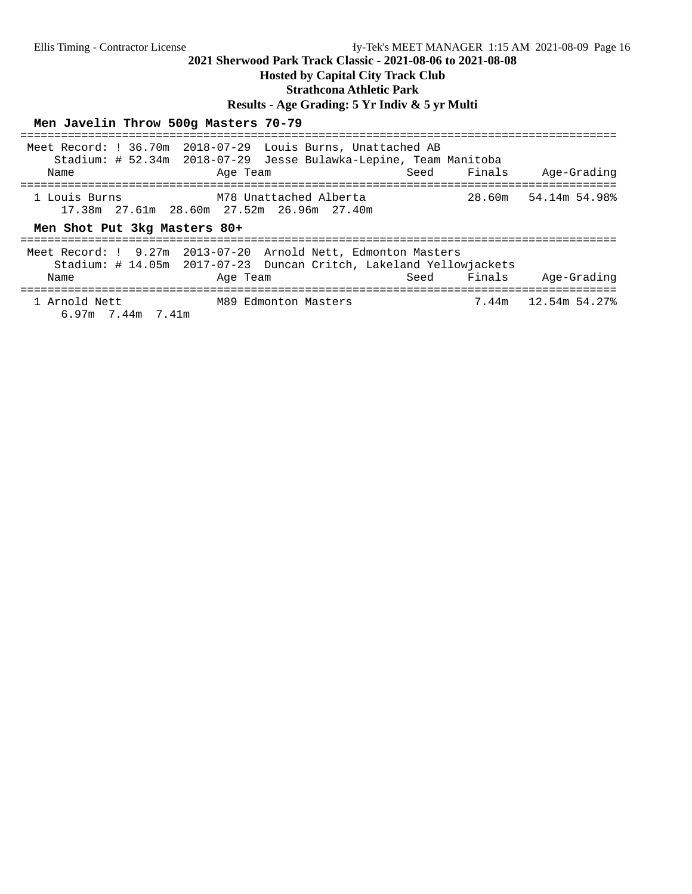## 2021 Sherwood Park Track Classic - 2021-08-06 to 2021-08-08

**Hosted by Capital City Track Club**

**Strathcona Athletic Park**

**Results - Age Grading: 5 Yr Indiv & 5 yr Multi**

### Men Javelin Throw 500g Masters 70-79

Meet Record: ! 36.70m 2018-07-29 Louis Burns, Unattached AB
Stadium: # 52.34m 2018-07-29 Jesse Bulawka-Lepine, Team Manitoba

| Name | Age | Team | Seed | Finals | Age-Grading | |
|---|---|---|---|---|---|---|
| 1 Louis Burns | M78 | Unattached Alberta | | 28.60m | 54.14m | 54.98% |

17.38m 27.61m 28.60m 27.52m 26.96m 27.40m

### Men Shot Put 3kg Masters 80+

Meet Record: ! 9.27m 2013-07-20 Arnold Nett, Edmonton Masters
Stadium: # 14.05m 2017-07-23 Duncan Critch, Lakeland Yellowjackets

| Name | Age | Team | Seed | Finals | Age-Grading | |
|---|---|---|---|---|---|---|
| 1 Arnold Nett | M89 | Edmonton Masters | | 7.44m | 12.54m | 54.27% |

6.97m 7.44m 7.41m